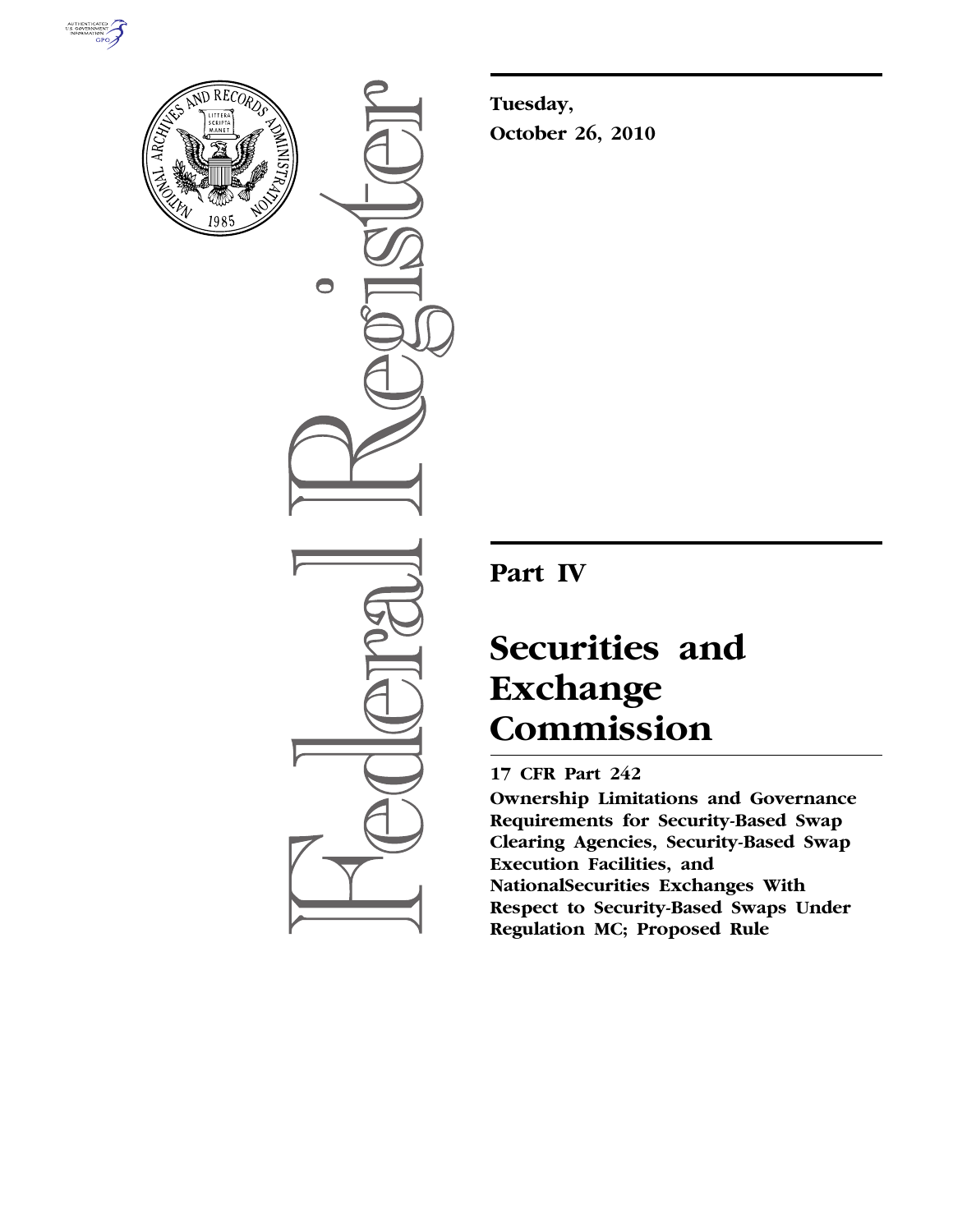**Tuesday,**
**October 26, 2010**

# Part IV

# Securities and Exchange Commission

## 17 CFR Part 242

**Ownership Limitations and Governance Requirements for Security-Based Swap Clearing Agencies, Security-Based Swap Execution Facilities, and NationalSecurities Exchanges With Respect to Security-Based Swaps Under Regulation MC; Proposed Rule**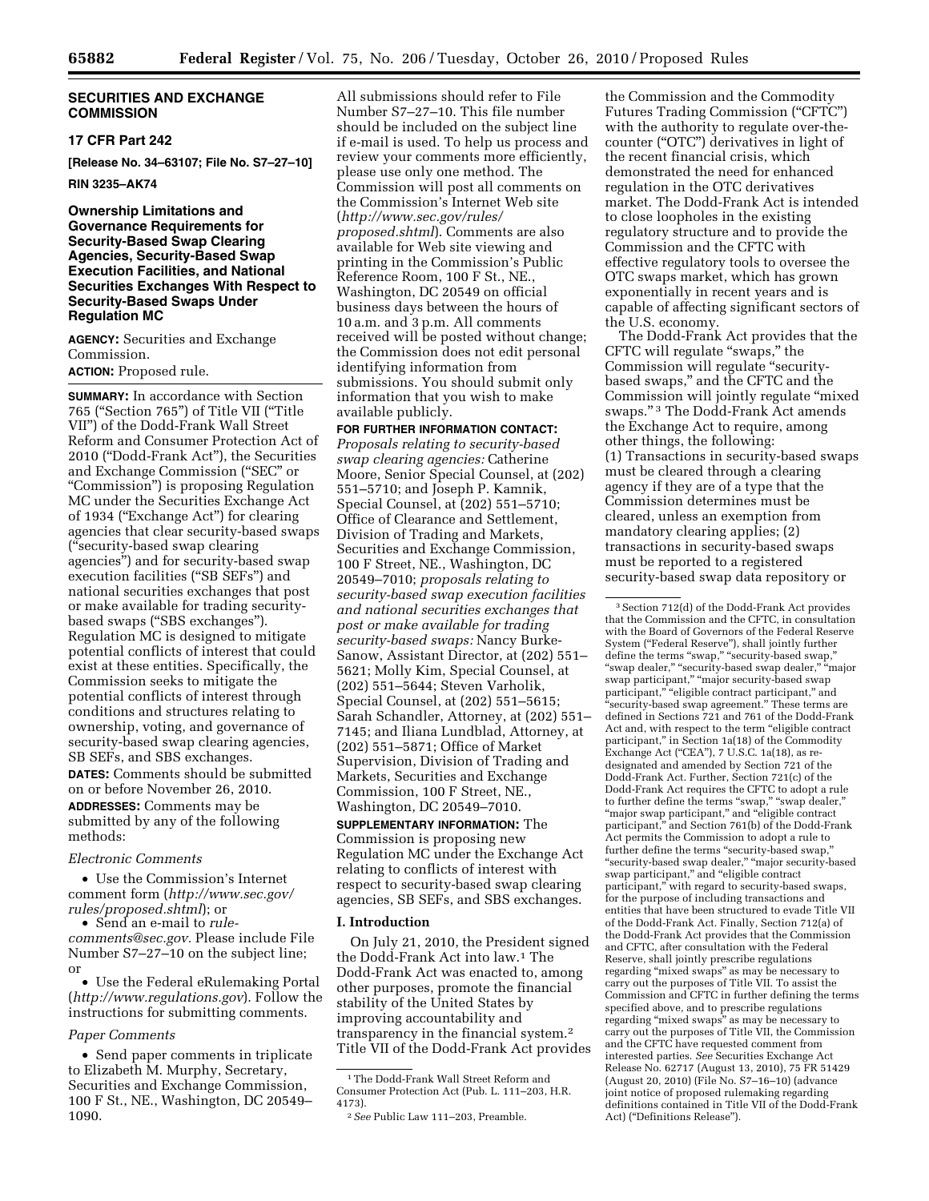## SECURITIES AND EXCHANGE COMMISSION

### 17 CFR Part 242

**[Release No. 34–63107; File No. S7–27–10]**

**RIN 3235–AK74**

### Ownership Limitations and Governance Requirements for Security-Based Swap Clearing Agencies, Security-Based Swap Execution Facilities, and National Securities Exchanges With Respect to Security-Based Swaps Under Regulation MC

**AGENCY:** Securities and Exchange Commission.

**ACTION:** Proposed rule.

**SUMMARY:** In accordance with Section 765 ("Section 765") of Title VII ("Title VII") of the Dodd-Frank Wall Street Reform and Consumer Protection Act of 2010 ("Dodd-Frank Act"), the Securities and Exchange Commission ("SEC" or "Commission") is proposing Regulation MC under the Securities Exchange Act of 1934 ("Exchange Act") for clearing agencies that clear security-based swaps ("security-based swap clearing agencies") and for security-based swap execution facilities ("SB SEFs") and national securities exchanges that post or make available for trading security-based swaps ("SBS exchanges"). Regulation MC is designed to mitigate potential conflicts of interest that could exist at these entities. Specifically, the Commission seeks to mitigate the potential conflicts of interest through conditions and structures relating to ownership, voting, and governance of security-based swap clearing agencies, SB SEFs, and SBS exchanges.

**DATES:** Comments should be submitted on or before November 26, 2010.

**ADDRESSES:** Comments may be submitted by any of the following methods:

*Electronic Comments*

- Use the Commission's Internet comment form (*http://www.sec.gov/rules/proposed.shtml*); or
- Send an e-mail to *rule-comments@sec.gov*. Please include File Number S7–27–10 on the subject line; or
- Use the Federal eRulemaking Portal (*http://www.regulations.gov*). Follow the instructions for submitting comments.

*Paper Comments*

- Send paper comments in triplicate to Elizabeth M. Murphy, Secretary, Securities and Exchange Commission, 100 F St., NE., Washington, DC 20549–1090.

All submissions should refer to File Number S7–27–10. This file number should be included on the subject line if e-mail is used. To help us process and review your comments more efficiently, please use only one method. The Commission will post all comments on the Commission's Internet Web site (*http://www.sec.gov/rules/proposed.shtml*). Comments are also available for Web site viewing and printing in the Commission's Public Reference Room, 100 F St., NE., Washington, DC 20549 on official business days between the hours of 10 a.m. and 3 p.m. All comments received will be posted without change; the Commission does not edit personal identifying information from submissions. You should submit only information that you wish to make available publicly.

**FOR FURTHER INFORMATION CONTACT:** *Proposals relating to security-based swap clearing agencies:* Catherine Moore, Senior Special Counsel, at (202) 551–5710; and Joseph P. Kamnik, Special Counsel, at (202) 551–5710; Office of Clearance and Settlement, Division of Trading and Markets, Securities and Exchange Commission, 100 F Street, NE., Washington, DC 20549–7010; *proposals relating to security-based swap execution facilities and national securities exchanges that post or make available for trading security-based swaps:* Nancy Burke-Sanow, Assistant Director, at (202) 551–5621; Molly Kim, Special Counsel, at (202) 551–5644; Steven Varholik, Special Counsel, at (202) 551–5615; Sarah Schandler, Attorney, at (202) 551–7145; and Iliana Lundblad, Attorney, at (202) 551–5871; Office of Market Supervision, Division of Trading and Markets, Securities and Exchange Commission, 100 F Street, NE., Washington, DC 20549–7010.

**SUPPLEMENTARY INFORMATION:** The Commission is proposing new Regulation MC under the Exchange Act relating to conflicts of interest with respect to security-based swap clearing agencies, SB SEFs, and SBS exchanges.

## I. Introduction

On July 21, 2010, the President signed the Dodd-Frank Act into law.[1] The Dodd-Frank Act was enacted to, among other purposes, promote the financial stability of the United States by improving accountability and transparency in the financial system.[2] Title VII of the Dodd-Frank Act provides the Commission and the Commodity Futures Trading Commission ("CFTC") with the authority to regulate over-the-counter ("OTC") derivatives in light of the recent financial crisis, which demonstrated the need for enhanced regulation in the OTC derivatives market. The Dodd-Frank Act is intended to close loopholes in the existing regulatory structure and to provide the Commission and the CFTC with effective regulatory tools to oversee the OTC swaps market, which has grown exponentially in recent years and is capable of affecting significant sectors of the U.S. economy.

The Dodd-Frank Act provides that the CFTC will regulate "swaps," the Commission will regulate "security-based swaps," and the CFTC and the Commission will jointly regulate "mixed swaps."[3] The Dodd-Frank Act amends the Exchange Act to require, among other things, the following: (1) Transactions in security-based swaps must be cleared through a clearing agency if they are of a type that the Commission determines must be cleared, unless an exemption from mandatory clearing applies; (2) transactions in security-based swaps must be reported to a registered security-based swap data repository or

---

[1] The Dodd-Frank Wall Street Reform and Consumer Protection Act (Pub. L. 111–203, H.R. 4173).

[2] *See* Public Law 111–203, Preamble.

[3] Section 712(d) of the Dodd-Frank Act provides that the Commission and the CFTC, in consultation with the Board of Governors of the Federal Reserve System ("Federal Reserve"), shall jointly further define the terms "swap," "security-based swap," "swap dealer," "security-based swap dealer," "major swap participant," "major security-based swap participant," "eligible contract participant," and "security-based swap agreement." These terms are defined in Sections 721 and 761 of the Dodd-Frank Act and, with respect to the term "eligible contract participant," in Section 1a(18) of the Commodity Exchange Act ("CEA"), 7 U.S.C. 1a(18), as re-designated and amended by Section 721 of the Dodd-Frank Act. Further, Section 721(c) of the Dodd-Frank Act requires the CFTC to adopt a rule to further define the terms "swap," "swap dealer," "major swap participant," and "eligible contract participant," and Section 761(b) of the Dodd-Frank Act permits the Commission to adopt a rule to further define the terms "security-based swap," "security-based swap dealer," "major security-based swap participant," and "eligible contract participant," with regard to security-based swaps, for the purpose of including transactions and entities that have been structured to evade Title VII of the Dodd-Frank Act. Finally, Section 712(a) of the Dodd-Frank Act provides that the Commission and CFTC, after consultation with the Federal Reserve, shall jointly prescribe regulations regarding "mixed swaps" as may be necessary to carry out the purposes of Title VII. To assist the Commission and CFTC in further defining the terms specified above, and to prescribe regulations regarding "mixed swaps" as may be necessary to carry out the purposes of Title VII, the Commission and the CFTC have requested comment from interested parties. *See* Securities Exchange Act Release No. 62717 (August 13, 2010), 75 FR 51429 (August 20, 2010) (File No. S7–16–10) (advance joint notice of proposed rulemaking regarding definitions contained in Title VII of the Dodd-Frank Act) ("Definitions Release").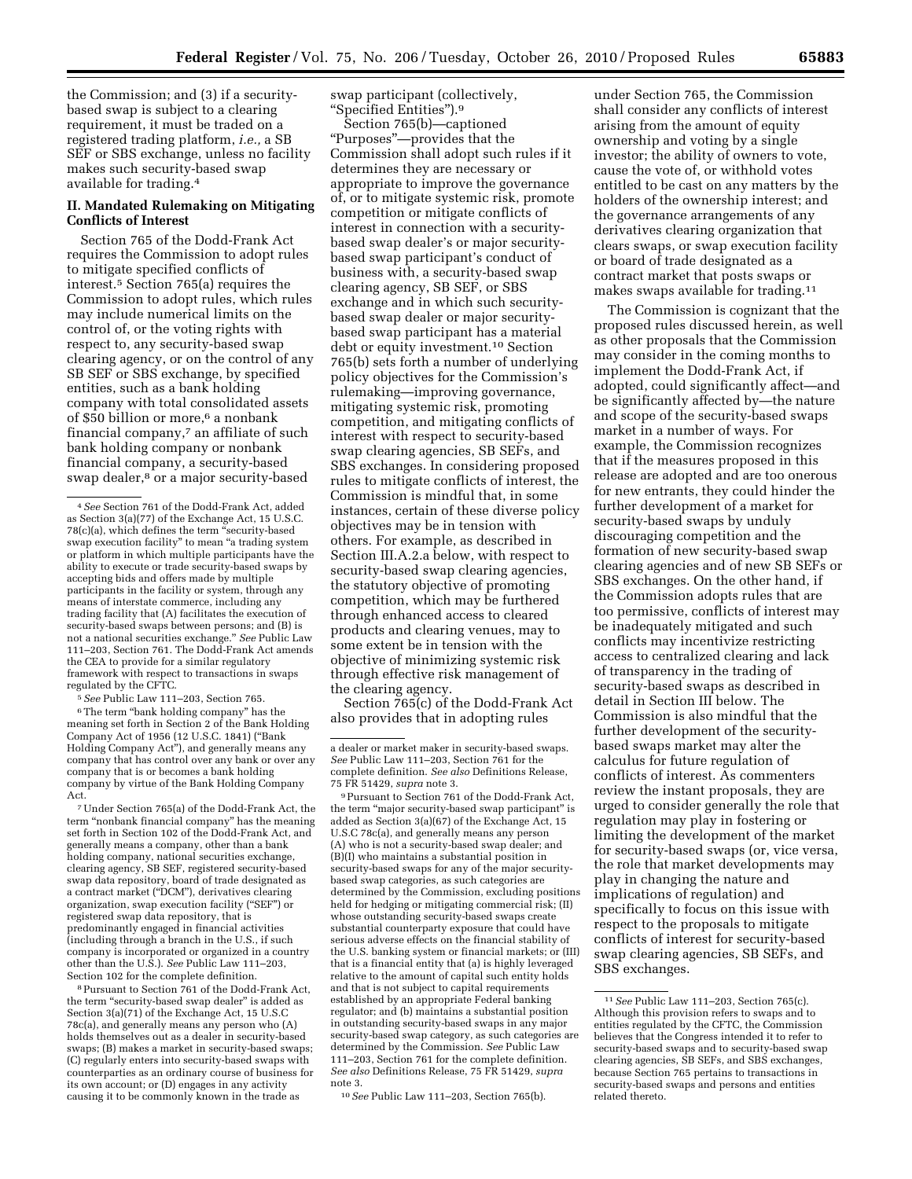the Commission; and (3) if a security-based swap is subject to a clearing requirement, it must be traded on a registered trading platform, *i.e.,* a SB SEF or SBS exchange, unless no facility makes such security-based swap available for trading.[4]

## II. Mandated Rulemaking on Mitigating Conflicts of Interest

Section 765 of the Dodd-Frank Act requires the Commission to adopt rules to mitigate specified conflicts of interest.[5] Section 765(a) requires the Commission to adopt rules, which rules may include numerical limits on the control of, or the voting rights with respect to, any security-based swap clearing agency, or on the control of any SB SEF or SBS exchange, by specified entities, such as a bank holding company with total consolidated assets of $50 billion or more,[6] a nonbank financial company,[7] an affiliate of such bank holding company or nonbank financial company, a security-based swap dealer,[8] or a major security-based swap participant (collectively, "Specified Entities").[9]

Section 765(b)—captioned "Purposes"—provides that the Commission shall adopt such rules if it determines they are necessary or appropriate to improve the governance of, or to mitigate systemic risk, promote competition or mitigate conflicts of interest in connection with a security-based swap dealer's or major security-based swap participant's conduct of business with, a security-based swap clearing agency, SB SEF, or SBS exchange and in which such security-based swap dealer or major security-based swap participant has a material debt or equity investment.[10] Section 765(b) sets forth a number of underlying policy objectives for the Commission's rulemaking—improving governance, mitigating systemic risk, promoting competition, and mitigating conflicts of interest with respect to security-based swap clearing agencies, SB SEFs, and SBS exchanges. In considering proposed rules to mitigate conflicts of interest, the Commission is mindful that, in some instances, certain of these diverse policy objectives may be in tension with others. For example, as described in Section III.A.2.a below, with respect to security-based swap clearing agencies, the statutory objective of promoting competition, which may be furthered through enhanced access to cleared products and clearing venues, may to some extent be in tension with the objective of minimizing systemic risk through effective risk management of the clearing agency.

Section 765(c) of the Dodd-Frank Act also provides that in adopting rules under Section 765, the Commission shall consider any conflicts of interest arising from the amount of equity ownership and voting by a single investor; the ability of owners to vote, cause the vote of, or withhold votes entitled to be cast on any matters by the holders of the ownership interest; and the governance arrangements of any derivatives clearing organization that clears swaps, or swap execution facility or board of trade designated as a contract market that posts swaps or makes swaps available for trading.[11]

The Commission is cognizant that the proposed rules discussed herein, as well as other proposals that the Commission may consider in the coming months to implement the Dodd-Frank Act, if adopted, could significantly affect—and be significantly affected by—the nature and scope of the security-based swaps market in a number of ways. For example, the Commission recognizes that if the measures proposed in this release are adopted and are too onerous for new entrants, they could hinder the further development of a market for security-based swaps by unduly discouraging competition and the formation of new security-based swap clearing agencies and of new SB SEFs or SBS exchanges. On the other hand, if the Commission adopts rules that are too permissive, conflicts of interest may be inadequately mitigated and such conflicts may incentivize restricting access to centralized clearing and lack of transparency in the trading of security-based swaps as described in detail in Section III below. The Commission is also mindful that the further development of the security-based swaps market may alter the calculus for future regulation of conflicts of interest. As commenters review the instant proposals, they are urged to consider generally the role that regulation may play in fostering or limiting the development of the market for security-based swaps (or, vice versa, the role that market developments may play in changing the nature and implications of regulation) and specifically to focus on this issue with respect to the proposals to mitigate conflicts of interest for security-based swap clearing agencies, SB SEFs, and SBS exchanges.

---

[4] *See* Section 761 of the Dodd-Frank Act, added as Section 3(a)(77) of the Exchange Act, 15 U.S.C. 78(c)(a), which defines the term "security-based swap execution facility" to mean "a trading system or platform in which multiple participants have the ability to execute or trade security-based swaps by accepting bids and offers made by multiple participants in the facility or system, through any means of interstate commerce, including any trading facility that (A) facilitates the execution of security-based swaps between persons; and (B) is not a national securities exchange." *See* Public Law 111–203, Section 761. The Dodd-Frank Act amends the CEA to provide for a similar regulatory framework with respect to transactions in swaps regulated by the CFTC.

[5] *See* Public Law 111–203, Section 765.

[6] The term "bank holding company" has the meaning set forth in Section 2 of the Bank Holding Company Act of 1956 (12 U.S.C. 1841) ("Bank Holding Company Act"), and generally means any company that has control over any bank or over any company that is or becomes a bank holding company by virtue of the Bank Holding Company Act.

[7] Under Section 765(a) of the Dodd-Frank Act, the term "nonbank financial company" has the meaning set forth in Section 102 of the Dodd-Frank Act, and generally means a company, other than a bank holding company, national securities exchange, clearing agency, SB SEF, registered security-based swap data repository, board of trade designated as a contract market ("DCM"), derivatives clearing organization, swap execution facility ("SEF") or registered swap data repository, that is predominantly engaged in financial activities (including through a branch in the U.S., if such company is incorporated or organized in a country other than the U.S.). *See* Public Law 111–203, Section 102 for the complete definition.

[8] Pursuant to Section 761 of the Dodd-Frank Act, the term "security-based swap dealer" is added as Section 3(a)(71) of the Exchange Act, 15 U.S.C 78c(a), and generally means any person who (A) holds themselves out as a dealer in security-based swaps; (B) makes a market in security-based swaps; (C) regularly enters into security-based swaps with counterparties as an ordinary course of business for its own account; or (D) engages in any activity causing it to be commonly known in the trade as a dealer or market maker in security-based swaps. *See* Public Law 111–203, Section 761 for the complete definition. *See also* Definitions Release, 75 FR 51429, *supra* note 3.

[9] Pursuant to Section 761 of the Dodd-Frank Act, the term "major security-based swap participant" is added as Section 3(a)(67) of the Exchange Act, 15 U.S.C 78c(a), and generally means any person (A) who is not a security-based swap dealer; and (B)(I) who maintains a substantial position in security-based swaps for any of the major security-based swap categories, as such categories are determined by the Commission, excluding positions held for hedging or mitigating commercial risk; (II) whose outstanding security-based swaps create substantial counterparty exposure that could have serious adverse effects on the financial stability of the U.S. banking system or financial markets; or (III) that is a financial entity that (a) is highly leveraged relative to the amount of capital such entity holds and that is not subject to capital requirements established by an appropriate Federal banking regulator; and (b) maintains a substantial position in outstanding security-based swaps in any major security-based swap category, as such categories are determined by the Commission. *See* Public Law 111–203, Section 761 for the complete definition. *See also* Definitions Release, 75 FR 51429, *supra* note 3.

[10] *See* Public Law 111–203, Section 765(b).

[11] *See* Public Law 111–203, Section 765(c). Although this provision refers to swaps and to entities regulated by the CFTC, the Commission believes that the Congress intended it to refer to security-based swaps and to security-based swap clearing agencies, SB SEFs, and SBS exchanges, because Section 765 pertains to transactions in security-based swaps and persons and entities related thereto.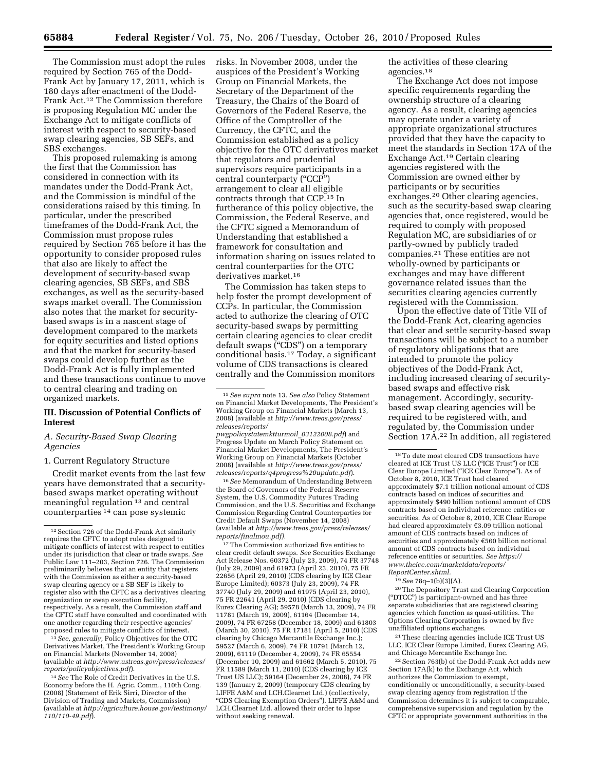The Commission must adopt the rules required by Section 765 of the Dodd-Frank Act by January 17, 2011, which is 180 days after enactment of the Dodd-Frank Act.[12] The Commission therefore is proposing Regulation MC under the Exchange Act to mitigate conflicts of interest with respect to security-based swap clearing agencies, SB SEFs, and SBS exchanges.

This proposed rulemaking is among the first that the Commission has considered in connection with its mandates under the Dodd-Frank Act, and the Commission is mindful of the considerations raised by this timing. In particular, under the prescribed timeframes of the Dodd-Frank Act, the Commission must propose rules required by Section 765 before it has the opportunity to consider proposed rules that also are likely to affect the development of security-based swap clearing agencies, SB SEFs, and SBS exchanges, as well as the security-based swaps market overall. The Commission also notes that the market for security-based swaps is in a nascent stage of development compared to the markets for equity securities and listed options and that the market for security-based swaps could develop further as the Dodd-Frank Act is fully implemented and these transactions continue to move to central clearing and trading on organized markets.

## III. Discussion of Potential Conflicts of Interest

### A. Security-Based Swap Clearing Agencies

#### 1. Current Regulatory Structure

Credit market events from the last few years have demonstrated that a security-based swaps market operating without meaningful regulation[13] and central counterparties[14] can pose systemic risks. In November 2008, under the auspices of the President's Working Group on Financial Markets, the Secretary of the Department of the Treasury, the Chairs of the Board of Governors of the Federal Reserve, the Office of the Comptroller of the Currency, the CFTC, and the Commission established as a policy objective for the OTC derivatives market that regulators and prudential supervisors require participants in a central counterparty ("CCP") arrangement to clear all eligible contracts through that CCP.[15] In furtherance of this policy objective, the Commission, the Federal Reserve, and the CFTC signed a Memorandum of Understanding that established a framework for consultation and information sharing on issues related to central counterparties for the OTC derivatives market.[16]

The Commission has taken steps to help foster the prompt development of CCPs. In particular, the Commission acted to authorize the clearing of OTC security-based swaps by permitting certain clearing agencies to clear credit default swaps ("CDS") on a temporary conditional basis.[17] Today, a significant volume of CDS transactions is cleared centrally and the Commission monitors the activities of these clearing agencies.[18]

The Exchange Act does not impose specific requirements regarding the ownership structure of a clearing agency. As a result, clearing agencies may operate under a variety of appropriate organizational structures provided that they have the capacity to meet the standards in Section 17A of the Exchange Act.[19] Certain clearing agencies registered with the Commission are owned either by participants or by securities exchanges.[20] Other clearing agencies, such as the security-based swap clearing agencies that, once registered, would be required to comply with proposed Regulation MC, are subsidiaries of or partly-owned by publicly traded companies.[21] These entities are not wholly-owned by participants or exchanges and may have different governance related issues than the securities clearing agencies currently registered with the Commission.

Upon the effective date of Title VII of the Dodd-Frank Act, clearing agencies that clear and settle security-based swap transactions will be subject to a number of regulatory obligations that are intended to promote the policy objectives of the Dodd-Frank Act, including increased clearing of security-based swaps and effective risk management. Accordingly, security-based swap clearing agencies will be required to be registered with, and regulated by, the Commission under Section 17A.[22] In addition, all registered

---

[12] Section 726 of the Dodd-Frank Act similarly requires the CFTC to adopt rules designed to mitigate conflicts of interest with respect to entities under its jurisdiction that clear or trade swaps. *See* Public Law 111–203, Section 726. The Commission preliminarily believes that an entity that registers with the Commission as either a security-based swap clearing agency or a SB SEF is likely to register also with the CFTC as a derivatives clearing organization or swap execution facility, respectively. As a result, the Commission staff and the CFTC staff have consulted and coordinated with one another regarding their respective agencies' proposed rules to mitigate conflicts of interest.

[13] *See, generally,* Policy Objectives for the OTC Derivatives Market, The President's Working Group on Financial Markets (November 14, 2008) (available at *http://www.ustreas.gov/press/releases/reports/policyobjectives.pdf*).

[14] *See* The Role of Credit Derivatives in the U.S. Economy before the H. Agric. Comm., 110th Cong. (2008) (Statement of Erik Sirri, Director of the Division of Trading and Markets, Commission) (available at *http://agriculture.house.gov/testimony/110/110-49.pdf*).

[15] *See supra* note 13. *See also* Policy Statement on Financial Market Developments, The President's Working Group on Financial Markets (March 13, 2008) (available at *http://www.treas.gov/press/releases/reports/pwgpolicystatemktturmoil_03122008.pdf*) and Progress Update on March Policy Statement on Financial Market Developments, The President's Working Group on Financial Markets (October 2008) (available at *http://www.treas.gov/press/releases/reports/q4progress%20update.pdf*).

[16] *See* Memorandum of Understanding Between the Board of Governors of the Federal Reserve System, the U.S. Commodity Futures Trading Commission, and the U.S. Securities and Exchange Commission Regarding Central Counterparties for Credit Default Swaps (November 14, 2008) (available at *http://www.treas.gov/press/releases/reports/finalmou.pdf).*

[17] The Commission authorized five entities to clear credit default swaps. *See* Securities Exchange Act Release Nos. 60372 (July 23, 2009), 74 FR 37748 (July 29, 2009) and 61973 (April 23, 2010), 75 FR 22656 (April 29, 2010) (CDS clearing by ICE Clear Europe Limited); 60373 (July 23, 2009), 74 FR 37740 (July 29, 2009) and 61975 (April 23, 2010), 75 FR 22641 (April 29, 2010) (CDS clearing by Eurex Clearing AG); 59578 (March 13, 2009), 74 FR 11781 (March 19, 2009), 61164 (December 14, 2009), 74 FR 67258 (December 18, 2009) and 61803 (March 30, 2010), 75 FR 17181 (April 5, 2010) (CDS clearing by Chicago Mercantile Exchange Inc.); 59527 (March 6, 2009), 74 FR 10791 (March 12, 2009), 61119 (December 4, 2009), 74 FR 65554 (December 10, 2009) and 61662 (March 5, 2010), 75 FR 11589 (March 11, 2010) (CDS clearing by ICE Trust US LLC); 59164 (December 24, 2008), 74 FR 139 (January 2, 2009) (temporary CDS clearing by LIFFE A&M and LCH.Clearnet Ltd.) (collectively, "CDS Clearing Exemption Orders"). LIFFE A&M and LCH.Clearnet Ltd. allowed their order to lapse without seeking renewal.

[18] To date most cleared CDS transactions have cleared at ICE Trust US LLC ("ICE Trust") or ICE Clear Europe Limited ("ICE Clear Europe"). As of October 8, 2010, ICE Trust had cleared approximately $7.1 trillion notional amount of CDS contracts based on indices of securities and approximately $490 billion notional amount of CDS contracts based on individual reference entities or securities. As of October 8, 2010, ICE Clear Europe had cleared approximately €3.09 trillion notional amount of CDS contracts based on indices of securities and approximately €560 billion notional amount of CDS contracts based on individual reference entities or securities. *See https://www.theice.com/marketdata/reports/ReportCenter.shtml.*

[19] *See* 78q–1(b)(3)(A).

[20] The Depository Trust and Clearing Corporation ("DTCC") is participant-owned and has three separate subsidiaries that are registered clearing agencies which function as quasi-utilities. The Options Clearing Corporation is owned by five unaffiliated options exchanges.

[21] These clearing agencies include ICE Trust US LLC, ICE Clear Europe Limited, Eurex Clearing AG, and Chicago Mercantile Exchange Inc.

[22] Section 763(b) of the Dodd-Frank Act adds new Section 17A(k) to the Exchange Act, which authorizes the Commission to exempt, conditionally or unconditionally, a security-based swap clearing agency from registration if the Commission determines it is subject to comparable, comprehensive supervision and regulation by the CFTC or appropriate government authorities in the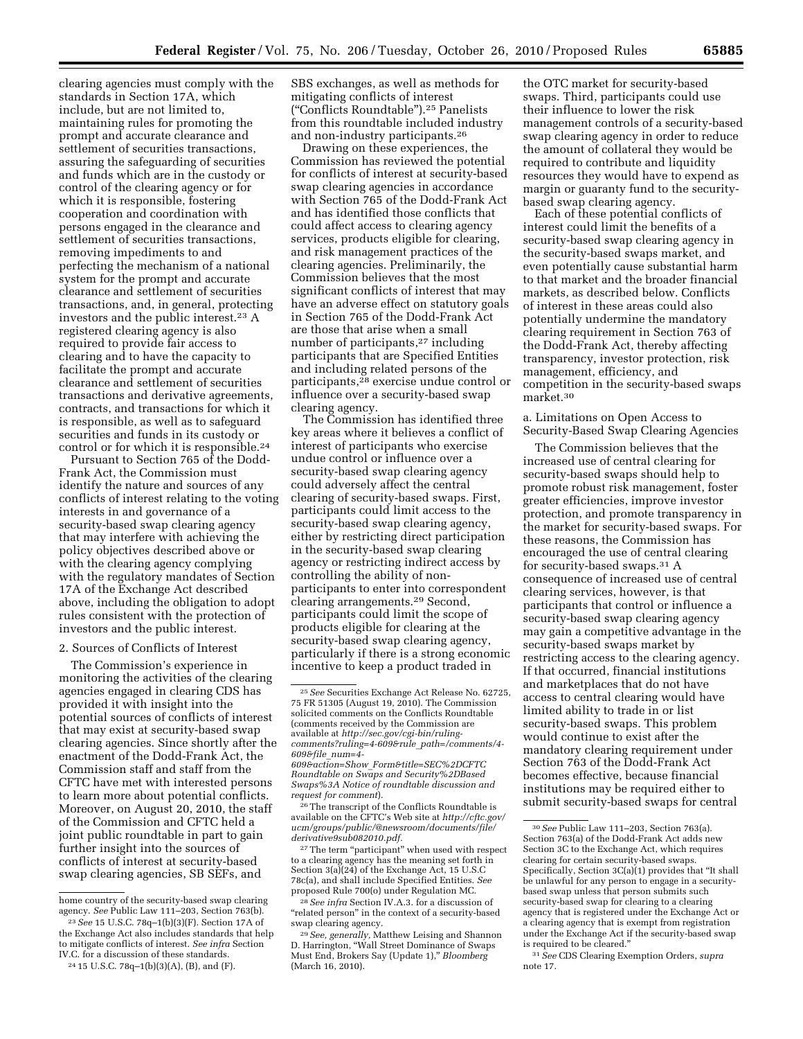clearing agencies must comply with the standards in Section 17A, which include, but are not limited to, maintaining rules for promoting the prompt and accurate clearance and settlement of securities transactions, assuring the safeguarding of securities and funds which are in the custody or control of the clearing agency or for which it is responsible, fostering cooperation and coordination with persons engaged in the clearance and settlement of securities transactions, removing impediments to and perfecting the mechanism of a national system for the prompt and accurate clearance and settlement of securities transactions, and, in general, protecting investors and the public interest.[23] A registered clearing agency is also required to provide fair access to clearing and to have the capacity to facilitate the prompt and accurate clearance and settlement of securities transactions and derivative agreements, contracts, and transactions for which it is responsible, as well as to safeguard securities and funds in its custody or control or for which it is responsible.[24]

Pursuant to Section 765 of the Dodd-Frank Act, the Commission must identify the nature and sources of any conflicts of interest relating to the voting interests in and governance of a security-based swap clearing agency that may interfere with achieving the policy objectives described above or with the clearing agency complying with the regulatory mandates of Section 17A of the Exchange Act described above, including the obligation to adopt rules consistent with the protection of investors and the public interest.

2. Sources of Conflicts of Interest

The Commission's experience in monitoring the activities of the clearing agencies engaged in clearing CDS has provided it with insight into the potential sources of conflicts of interest that may exist at security-based swap clearing agencies. Since shortly after the enactment of the Dodd-Frank Act, the Commission staff and staff from the CFTC have met with interested persons to learn more about potential conflicts. Moreover, on August 20, 2010, the staff of the Commission and CFTC held a joint public roundtable in part to gain further insight into the sources of conflicts of interest at security-based swap clearing agencies, SB SEFs, and SBS exchanges, as well as methods for mitigating conflicts of interest ("Conflicts Roundtable").[25] Panelists from this roundtable included industry and non-industry participants.[26]

Drawing on these experiences, the Commission has reviewed the potential for conflicts of interest at security-based swap clearing agencies in accordance with Section 765 of the Dodd-Frank Act and has identified those conflicts that could affect access to clearing agency services, products eligible for clearing, and risk management practices of the clearing agencies. Preliminarily, the Commission believes that the most significant conflicts of interest that may have an adverse effect on statutory goals in Section 765 of the Dodd-Frank Act are those that arise when a small number of participants,[27] including participants that are Specified Entities and including related persons of the participants,[28] exercise undue control or influence over a security-based swap clearing agency.

The Commission has identified three key areas where it believes a conflict of interest of participants who exercise undue control or influence over a security-based swap clearing agency could adversely affect the central clearing of security-based swaps. First, participants could limit access to the security-based swap clearing agency, either by restricting direct participation in the security-based swap clearing agency or restricting indirect access by controlling the ability of non-participants to enter into correspondent clearing arrangements.[29] Second, participants could limit the scope of products eligible for clearing at the security-based swap clearing agency, particularly if there is a strong economic incentive to keep a product traded in the OTC market for security-based swaps. Third, participants could use their influence to lower the risk management controls of a security-based swap clearing agency in order to reduce the amount of collateral they would be required to contribute and liquidity resources they would have to expend as margin or guaranty fund to the security-based swap clearing agency.

Each of these potential conflicts of interest could limit the benefits of a security-based swap clearing agency in the security-based swaps market, and even potentially cause substantial harm to that market and the broader financial markets, as described below. Conflicts of interest in these areas could also potentially undermine the mandatory clearing requirement in Section 763 of the Dodd-Frank Act, thereby affecting transparency, investor protection, risk management, efficiency, and competition in the security-based swaps market.[30]

a. Limitations on Open Access to Security-Based Swap Clearing Agencies

The Commission believes that the increased use of central clearing for security-based swaps should help to promote robust risk management, foster greater efficiencies, improve investor protection, and promote transparency in the market for security-based swaps. For these reasons, the Commission has encouraged the use of central clearing for security-based swaps.[31] A consequence of increased use of central clearing services, however, is that participants that control or influence a security-based swap clearing agency may gain a competitive advantage in the security-based swaps market by restricting access to the clearing agency. If that occurred, financial institutions and marketplaces that do not have access to central clearing would have limited ability to trade in or list security-based swaps. This problem would continue to exist after the mandatory clearing requirement under Section 763 of the Dodd-Frank Act becomes effective, because financial institutions may be required either to submit security-based swaps for central

---

home country of the security-based swap clearing agency. *See* Public Law 111–203, Section 763(b).

[23] *See* 15 U.S.C. 78q–1(b)(3)(F). Section 17A of the Exchange Act also includes standards that help to mitigate conflicts of interest. *See infra* Section IV.C. for a discussion of these standards.

[24] 15 U.S.C. 78q–1(b)(3)(A), (B), and (F).

[25] *See* Securities Exchange Act Release No. 62725, 75 FR 51305 (August 19, 2010). The Commission solicited comments on the Conflicts Roundtable (comments received by the Commission are available at *http://sec.gov/cgi-bin/ruling-comments?ruling=4-609&rule_path=/comments/4-609&file_num=4-609&action=Show_Form&title=SEC%2DCFTC Roundtable on Swaps and Security%2DBased Swaps%3A Notice of roundtable discussion and request for comment*).

[26] The transcript of the Conflicts Roundtable is available on the CFTC's Web site at *http://cftc.gov/ucm/groups/public/@newsroom/documents/file/derivative9sub082010.pdf*.

[27] The term "participant" when used with respect to a clearing agency has the meaning set forth in Section 3(a)(24) of the Exchange Act, 15 U.S.C 78c(a), and shall include Specified Entities. *See* proposed Rule 700(o) under Regulation MC.

[28] *See infra* Section IV.A.3. for a discussion of "related person" in the context of a security-based swap clearing agency.

[29] *See, generally,* Matthew Leising and Shannon D. Harrington, "Wall Street Dominance of Swaps Must End, Brokers Say (Update 1)," *Bloomberg* (March 16, 2010).

[30] *See* Public Law 111–203, Section 763(a). Section 763(a) of the Dodd-Frank Act adds new Section 3C to the Exchange Act, which requires clearing for certain security-based swaps. Specifically, Section 3C(a)(1) provides that "It shall be unlawful for any person to engage in a security-based swap unless that person submits such security-based swap for clearing to a clearing agency that is registered under the Exchange Act or a clearing agency that is exempt from registration under the Exchange Act if the security-based swap is required to be cleared."

[31] *See* CDS Clearing Exemption Orders, *supra* note 17.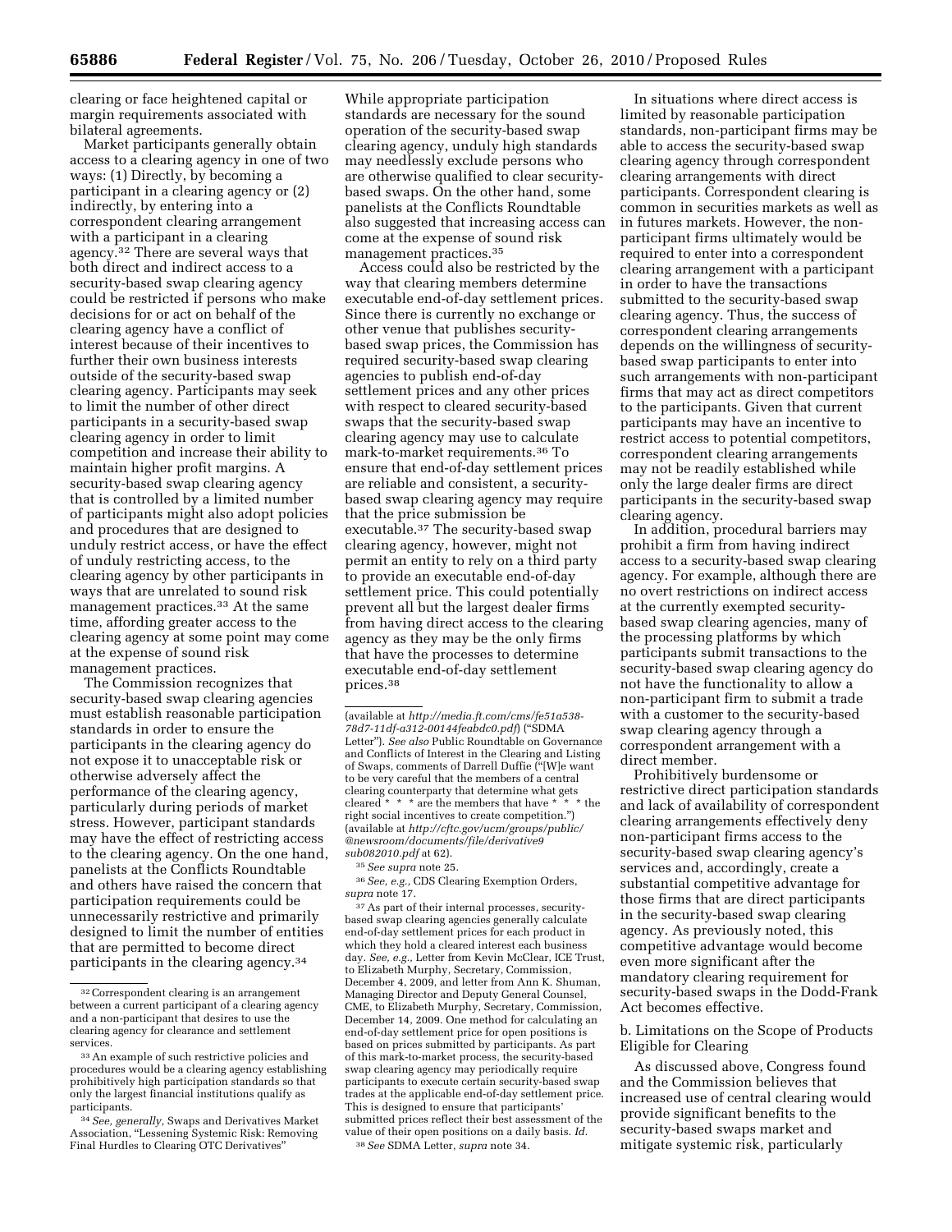clearing or face heightened capital or margin requirements associated with bilateral agreements.

Market participants generally obtain access to a clearing agency in one of two ways: (1) Directly, by becoming a participant in a clearing agency or (2) indirectly, by entering into a correspondent clearing arrangement with a participant in a clearing agency.[32] There are several ways that both direct and indirect access to a security-based swap clearing agency could be restricted if persons who make decisions for or act on behalf of the clearing agency have a conflict of interest because of their incentives to further their own business interests outside of the security-based swap clearing agency. Participants may seek to limit the number of other direct participants in a security-based swap clearing agency in order to limit competition and increase their ability to maintain higher profit margins. A security-based swap clearing agency that is controlled by a limited number of participants might also adopt policies and procedures that are designed to unduly restrict access, or have the effect of unduly restricting access, to the clearing agency by other participants in ways that are unrelated to sound risk management practices.[33] At the same time, affording greater access to the clearing agency at some point may come at the expense of sound risk management practices.

The Commission recognizes that security-based swap clearing agencies must establish reasonable participation standards in order to ensure the participants in the clearing agency do not expose it to unacceptable risk or otherwise adversely affect the performance of the clearing agency, particularly during periods of market stress. However, participant standards may have the effect of restricting access to the clearing agency. On the one hand, panelists at the Conflicts Roundtable and others have raised the concern that participation requirements could be unnecessarily restrictive and primarily designed to limit the number of entities that are permitted to become direct participants in the clearing agency.[34]

While appropriate participation standards are necessary for the sound operation of the security-based swap clearing agency, unduly high standards may needlessly exclude persons who are otherwise qualified to clear security-based swaps. On the other hand, some panelists at the Conflicts Roundtable also suggested that increasing access can come at the expense of sound risk management practices.[35]

Access could also be restricted by the way that clearing members determine executable end-of-day settlement prices. Since there is currently no exchange or other venue that publishes security-based swap prices, the Commission has required security-based swap clearing agencies to publish end-of-day settlement prices and any other prices with respect to cleared security-based swaps that the security-based swap clearing agency may use to calculate mark-to-market requirements.[36] To ensure that end-of-day settlement prices are reliable and consistent, a security-based swap clearing agency may require that the price submission be executable.[37] The security-based swap clearing agency, however, might not permit an entity to rely on a third party to provide an executable end-of-day settlement price. This could potentially prevent all but the largest dealer firms from having direct access to the clearing agency as they may be the only firms that have the processes to determine executable end-of-day settlement prices.[38]

In situations where direct access is limited by reasonable participation standards, non-participant firms may be able to access the security-based swap clearing agency through correspondent clearing arrangements with direct participants. Correspondent clearing is common in securities markets as well as in futures markets. However, the non-participant firms ultimately would be required to enter into a correspondent clearing arrangement with a participant in order to have the transactions submitted to the security-based swap clearing agency. Thus, the success of correspondent clearing arrangements depends on the willingness of security-based swap participants to enter into such arrangements with non-participant firms that may act as direct competitors to the participants. Given that current participants may have an incentive to restrict access to potential competitors, correspondent clearing arrangements may not be readily established while only the large dealer firms are direct participants in the security-based swap clearing agency.

In addition, procedural barriers may prohibit a firm from having indirect access to a security-based swap clearing agency. For example, although there are no overt restrictions on indirect access at the currently exempted security-based swap clearing agencies, many of the processing platforms by which participants submit transactions to the security-based swap clearing agency do not have the functionality to allow a non-participant firm to submit a trade with a customer to the security-based swap clearing agency through a correspondent arrangement with a direct member.

Prohibitively burdensome or restrictive direct participation standards and lack of availability of correspondent clearing arrangements effectively deny non-participant firms access to the security-based swap clearing agency's services and, accordingly, create a substantial competitive advantage for those firms that are direct participants in the security-based swap clearing agency. As previously noted, this competitive advantage would become even more significant after the mandatory clearing requirement for security-based swaps in the Dodd-Frank Act becomes effective.

b. Limitations on the Scope of Products Eligible for Clearing

As discussed above, Congress found and the Commission believes that increased use of central clearing would provide significant benefits to the security-based swaps market and mitigate systemic risk, particularly

---

[32] Correspondent clearing is an arrangement between a current participant of a clearing agency and a non-participant that desires to use the clearing agency for clearance and settlement services.

[33] An example of such restrictive policies and procedures would be a clearing agency establishing prohibitively high participation standards so that only the largest financial institutions qualify as participants.

[34] *See, generally,* Swaps and Derivatives Market Association, "Lessening Systemic Risk: Removing Final Hurdles to Clearing OTC Derivatives" (available at *http://media.ft.com/cms/fe51a538-78d7-11df-a312-00144feabdc0.pdf*) ("SDMA Letter"). *See also* Public Roundtable on Governance and Conflicts of Interest in the Clearing and Listing of Swaps, comments of Darrell Duffie ("[W]e want to be very careful that the members of a central clearing counterparty that determine what gets cleared * * * are the members that have * * * the right social incentives to create competition.") (available at *http://cftc.gov/ucm/groups/public/@newsroom/documents/file/derivative9sub082010.pdf* at 62).

[35] *See supra* note 25.

[36] *See, e.g.,* CDS Clearing Exemption Orders, *supra* note 17.

[37] As part of their internal processes, security-based swap clearing agencies generally calculate end-of-day settlement prices for each product in which they hold a cleared interest each business day. *See, e.g.,* Letter from Kevin McClear, ICE Trust, to Elizabeth Murphy, Secretary, Commission, December 4, 2009, and letter from Ann K. Shuman, Managing Director and Deputy General Counsel, CME, to Elizabeth Murphy, Secretary, Commission, December 14, 2009. One method for calculating an end-of-day settlement price for open positions is based on prices submitted by participants. As part of this mark-to-market process, the security-based swap clearing agency may periodically require participants to execute certain security-based swap trades at the applicable end-of-day settlement price. This is designed to ensure that participants' submitted prices reflect their best assessment of the value of their open positions on a daily basis. *Id.*

[38] *See* SDMA Letter, *supra* note 34.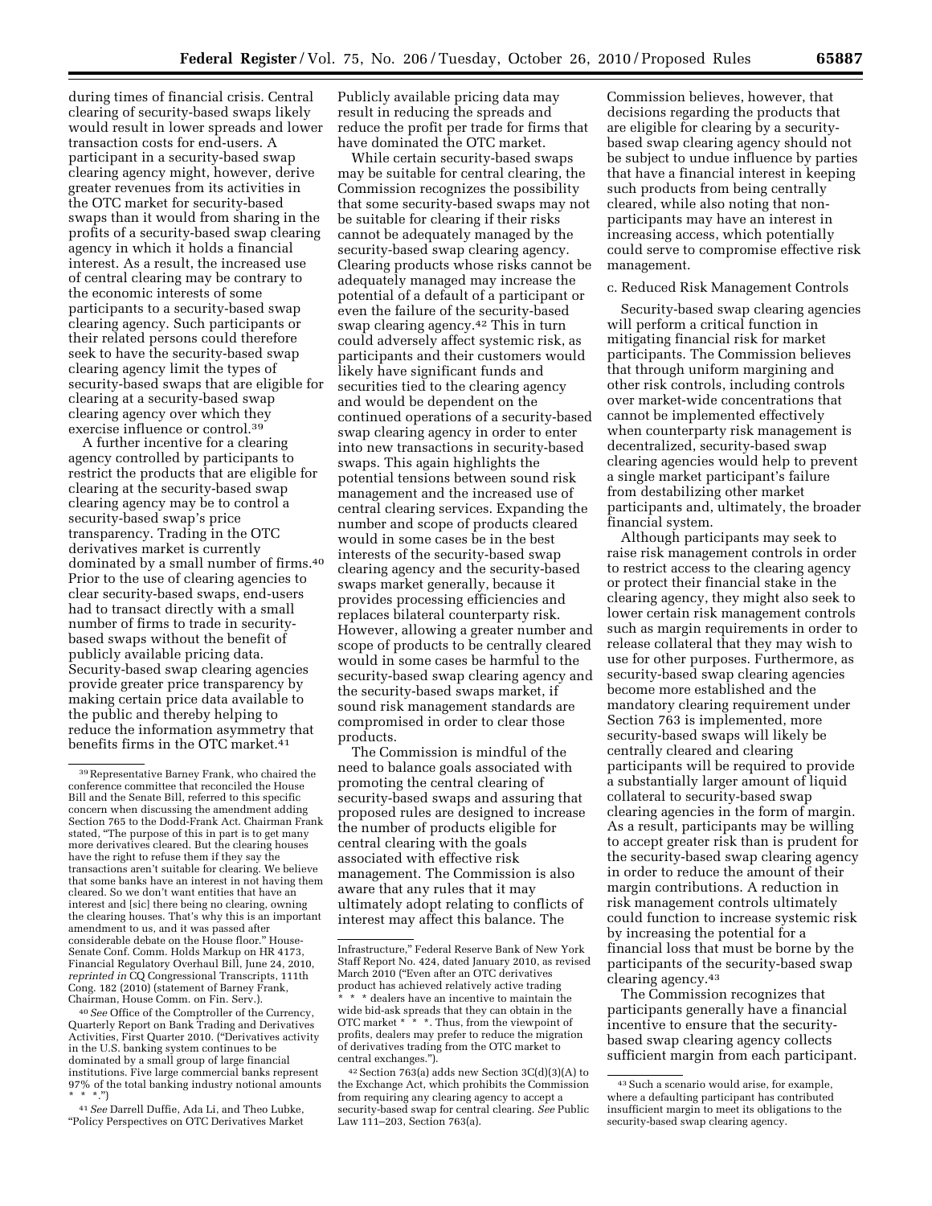during times of financial crisis. Central clearing of security-based swaps likely would result in lower spreads and lower transaction costs for end-users. A participant in a security-based swap clearing agency might, however, derive greater revenues from its activities in the OTC market for security-based swaps than it would from sharing in the profits of a security-based swap clearing agency in which it holds a financial interest. As a result, the increased use of central clearing may be contrary to the economic interests of some participants to a security-based swap clearing agency. Such participants or their related persons could therefore seek to have the security-based swap clearing agency limit the types of security-based swaps that are eligible for clearing at a security-based swap clearing agency over which they exercise influence or control.[39]

A further incentive for a clearing agency controlled by participants to restrict the products that are eligible for clearing at the security-based swap clearing agency may be to control a security-based swap's price transparency. Trading in the OTC derivatives market is currently dominated by a small number of firms.[40] Prior to the use of clearing agencies to clear security-based swaps, end-users had to transact directly with a small number of firms to trade in security-based swaps without the benefit of publicly available pricing data. Security-based swap clearing agencies provide greater price transparency by making certain price data available to the public and thereby helping to reduce the information asymmetry that benefits firms in the OTC market.[41] Publicly available pricing data may result in reducing the spreads and reduce the profit per trade for firms that have dominated the OTC market.

While certain security-based swaps may be suitable for central clearing, the Commission recognizes the possibility that some security-based swaps may not be suitable for clearing if their risks cannot be adequately managed by the security-based swap clearing agency. Clearing products whose risks cannot be adequately managed may increase the potential of a default of a participant or even the failure of the security-based swap clearing agency.[42] This in turn could adversely affect systemic risk, as participants and their customers would likely have significant funds and securities tied to the clearing agency and would be dependent on the continued operations of a security-based swap clearing agency in order to enter into new transactions in security-based swaps. This again highlights the potential tensions between sound risk management and the increased use of central clearing services. Expanding the number and scope of products cleared would in some cases be in the best interests of the security-based swap clearing agency and the security-based swaps market generally, because it provides processing efficiencies and replaces bilateral counterparty risk. However, allowing a greater number and scope of products to be centrally cleared would in some cases be harmful to the security-based swap clearing agency and the security-based swaps market, if sound risk management standards are compromised in order to clear those products.

The Commission is mindful of the need to balance goals associated with promoting the central clearing of security-based swaps and assuring that proposed rules are designed to increase the number of products eligible for central clearing with the goals associated with effective risk management. The Commission is also aware that any rules that it may ultimately adopt relating to conflicts of interest may affect this balance. The Commission believes, however, that decisions regarding the products that are eligible for clearing by a security-based swap clearing agency should not be subject to undue influence by parties that have a financial interest in keeping such products from being centrally cleared, while also noting that non-participants may have an interest in increasing access, which potentially could serve to compromise effective risk management.

c. Reduced Risk Management Controls

Security-based swap clearing agencies will perform a critical function in mitigating financial risk for market participants. The Commission believes that through uniform margining and other risk controls, including controls over market-wide concentrations that cannot be implemented effectively when counterparty risk management is decentralized, security-based swap clearing agencies would help to prevent a single market participant's failure from destabilizing other market participants and, ultimately, the broader financial system.

Although participants may seek to raise risk management controls in order to restrict access to the clearing agency or protect their financial stake in the clearing agency, they might also seek to lower certain risk management controls such as margin requirements in order to release collateral that they may wish to use for other purposes. Furthermore, as security-based swap clearing agencies become more established and the mandatory clearing requirement under Section 763 is implemented, more security-based swaps will likely be centrally cleared and clearing participants will be required to provide a substantially larger amount of liquid collateral to security-based swap clearing agencies in the form of margin. As a result, participants may be willing to accept greater risk than is prudent for the security-based swap clearing agency in order to reduce the amount of their margin contributions. A reduction in risk management controls ultimately could function to increase systemic risk by increasing the potential for a financial loss that must be borne by the participants of the security-based swap clearing agency.[43]

The Commission recognizes that participants generally have a financial incentive to ensure that the security-based swap clearing agency collects sufficient margin from each participant.

---

[39] Representative Barney Frank, who chaired the conference committee that reconciled the House Bill and the Senate Bill, referred to this specific concern when discussing the amendment adding Section 765 to the Dodd-Frank Act. Chairman Frank stated, "The purpose of this in part is to get many more derivatives cleared. But the clearing houses have the right to refuse them if they say the transactions aren't suitable for clearing. We believe that some banks have an interest in not having them cleared. So we don't want entities that have an interest and [sic] there being no clearing, owning the clearing houses. That's why this is an important amendment to us, and it was passed after considerable debate on the House floor." House-Senate Conf. Comm. Holds Markup on HR 4173, Financial Regulatory Overhaul Bill, June 24, 2010, *reprinted in* CQ Congressional Transcripts, 111th Cong. 182 (2010) (statement of Barney Frank, Chairman, House Comm. on Fin. Serv.).

[40] *See* Office of the Comptroller of the Currency, Quarterly Report on Bank Trading and Derivatives Activities, First Quarter 2010. ("Derivatives activity in the U.S. banking system continues to be dominated by a small group of large financial institutions. Five large commercial banks represent 97% of the total banking industry notional amounts * * *.")

[41] *See* Darrell Duffie, Ada Li, and Theo Lubke, "Policy Perspectives on OTC Derivatives Market Infrastructure," Federal Reserve Bank of New York Staff Report No. 424, dated January 2010, as revised March 2010 ("Even after an OTC derivatives product has achieved relatively active trading * * * dealers have an incentive to maintain the wide bid-ask spreads that they can obtain in the OTC market * * *. Thus, from the viewpoint of profits, dealers may prefer to reduce the migration of derivatives trading from the OTC market to central exchanges.").

[42] Section 763(a) adds new Section 3C(d)(3)(A) to the Exchange Act, which prohibits the Commission from requiring any clearing agency to accept a security-based swap for central clearing. *See* Public Law 111–203, Section 763(a).

[43] Such a scenario would arise, for example, where a defaulting participant has contributed insufficient margin to meet its obligations to the security-based swap clearing agency.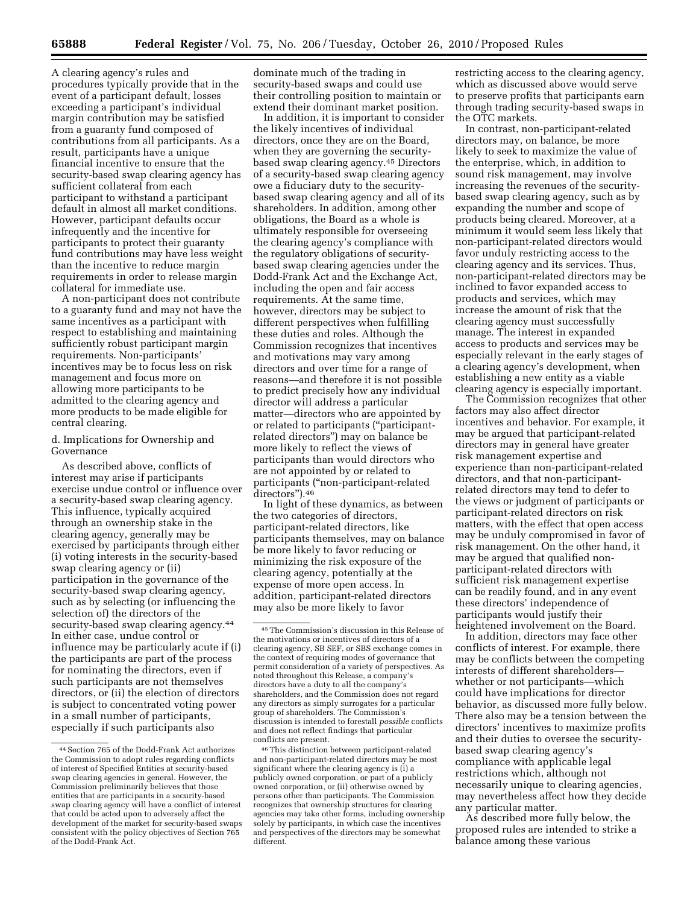A clearing agency's rules and procedures typically provide that in the event of a participant default, losses exceeding a participant's individual margin contribution may be satisfied from a guaranty fund composed of contributions from all participants. As a result, participants have a unique financial incentive to ensure that the security-based swap clearing agency has sufficient collateral from each participant to withstand a participant default in almost all market conditions. However, participant defaults occur infrequently and the incentive for participants to protect their guaranty fund contributions may have less weight than the incentive to reduce margin requirements in order to release margin collateral for immediate use.

A non-participant does not contribute to a guaranty fund and may not have the same incentives as a participant with respect to establishing and maintaining sufficiently robust participant margin requirements. Non-participants' incentives may be to focus less on risk management and focus more on allowing more participants to be admitted to the clearing agency and more products to be made eligible for central clearing.

d. Implications for Ownership and Governance

As described above, conflicts of interest may arise if participants exercise undue control or influence over a security-based swap clearing agency. This influence, typically acquired through an ownership stake in the clearing agency, generally may be exercised by participants through either (i) voting interests in the security-based swap clearing agency or (ii) participation in the governance of the security-based swap clearing agency, such as by selecting (or influencing the selection of) the directors of the security-based swap clearing agency.[44] In either case, undue control or influence may be particularly acute if (i) the participants are part of the process for nominating the directors, even if such participants are not themselves directors, or (ii) the election of directors is subject to concentrated voting power in a small number of participants, especially if such participants also dominate much of the trading in security-based swaps and could use their controlling position to maintain or extend their dominant market position.

In addition, it is important to consider the likely incentives of individual directors, once they are on the Board, when they are governing the security-based swap clearing agency.[45] Directors of a security-based swap clearing agency owe a fiduciary duty to the security-based swap clearing agency and all of its shareholders. In addition, among other obligations, the Board as a whole is ultimately responsible for overseeing the clearing agency's compliance with the regulatory obligations of security-based swap clearing agencies under the Dodd-Frank Act and the Exchange Act, including the open and fair access requirements. At the same time, however, directors may be subject to different perspectives when fulfilling these duties and roles. Although the Commission recognizes that incentives and motivations may vary among directors and over time for a range of reasons—and therefore it is not possible to predict precisely how any individual director will address a particular matter—directors who are appointed by or related to participants ("participant-related directors") may on balance be more likely to reflect the views of participants than would directors who are not appointed by or related to participants ("non-participant-related directors").[46]

In light of these dynamics, as between the two categories of directors, participant-related directors, like participants themselves, may on balance be more likely to favor reducing or minimizing the risk exposure of the clearing agency, potentially at the expense of more open access. In addition, participant-related directors may also be more likely to favor restricting access to the clearing agency, which as discussed above would serve to preserve profits that participants earn through trading security-based swaps in the OTC markets.

In contrast, non-participant-related directors may, on balance, be more likely to seek to maximize the value of the enterprise, which, in addition to sound risk management, may involve increasing the revenues of the security-based swap clearing agency, such as by expanding the number and scope of products being cleared. Moreover, at a minimum it would seem less likely that non-participant-related directors would favor unduly restricting access to the clearing agency and its services. Thus, non-participant-related directors may be inclined to favor expanded access to products and services, which may increase the amount of risk that the clearing agency must successfully manage. The interest in expanded access to products and services may be especially relevant in the early stages of a clearing agency's development, when establishing a new entity as a viable clearing agency is especially important.

The Commission recognizes that other factors may also affect director incentives and behavior. For example, it may be argued that participant-related directors may in general have greater risk management expertise and experience than non-participant-related directors, and that non-participant-related directors may tend to defer to the views or judgment of participants or participant-related directors on risk matters, with the effect that open access may be unduly compromised in favor of risk management. On the other hand, it may be argued that qualified non-participant-related directors with sufficient risk management expertise can be readily found, and in any event these directors' independence of participants would justify their heightened involvement on the Board.

In addition, directors may face other conflicts of interest. For example, there may be conflicts between the competing interests of different shareholders—whether or not participants—which could have implications for director behavior, as discussed more fully below. There also may be a tension between the directors' incentives to maximize profits and their duties to oversee the security-based swap clearing agency's compliance with applicable legal restrictions which, although not necessarily unique to clearing agencies, may nevertheless affect how they decide any particular matter.

As described more fully below, the proposed rules are intended to strike a balance among these various

---

[44] Section 765 of the Dodd-Frank Act authorizes the Commission to adopt rules regarding conflicts of interest of Specified Entities at security-based swap clearing agencies in general. However, the Commission preliminarily believes that those entities that are participants in a security-based swap clearing agency will have a conflict of interest that could be acted upon to adversely affect the development of the market for security-based swaps consistent with the policy objectives of Section 765 of the Dodd-Frank Act.

[45] The Commission's discussion in this Release of the motivations or incentives of directors of a clearing agency, SB SEF, or SBS exchange comes in the context of requiring modes of governance that permit consideration of a variety of perspectives. As noted throughout this Release, a company's directors have a duty to all the company's shareholders, and the Commission does not regard any directors as simply surrogates for a particular group of shareholders. The Commission's discussion is intended to forestall *possible* conflicts and does not reflect findings that particular conflicts are present.

[46] This distinction between participant-related and non-participant-related directors may be most significant where the clearing agency is (i) a publicly owned corporation, or part of a publicly owned corporation, or (ii) otherwise owned by persons other than participants. The Commission recognizes that ownership structures for clearing agencies may take other forms, including ownership solely by participants, in which case the incentives and perspectives of the directors may be somewhat different.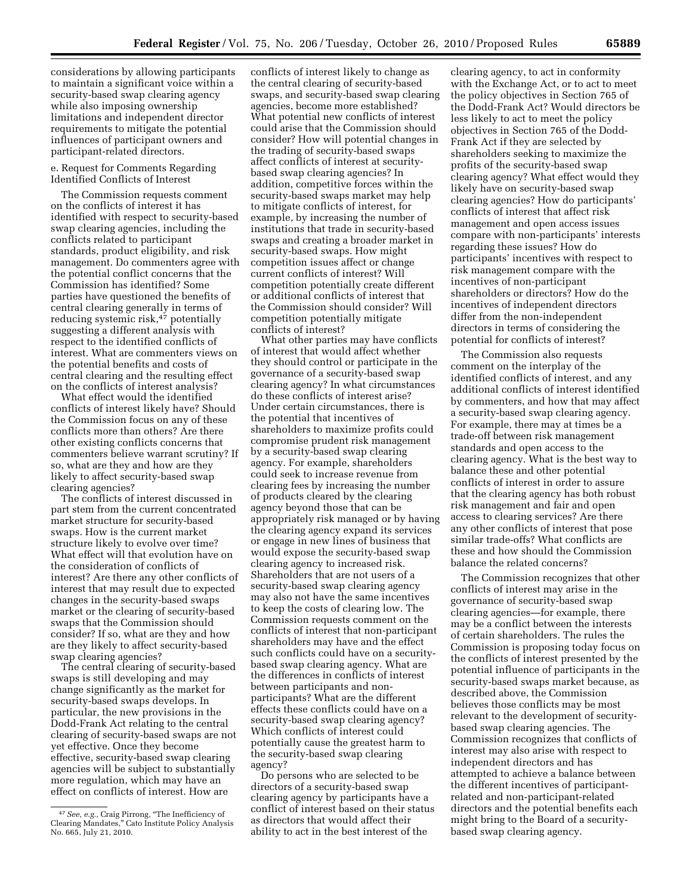considerations by allowing participants to maintain a significant voice within a security-based swap clearing agency while also imposing ownership limitations and independent director requirements to mitigate the potential influences of participant owners and participant-related directors.

e. Request for Comments Regarding Identified Conflicts of Interest

The Commission requests comment on the conflicts of interest it has identified with respect to security-based swap clearing agencies, including the conflicts related to participant standards, product eligibility, and risk management. Do commenters agree with the potential conflict concerns that the Commission has identified? Some parties have questioned the benefits of central clearing generally in terms of reducing systemic risk,[47] potentially suggesting a different analysis with respect to the identified conflicts of interest. What are commenters views on the potential benefits and costs of central clearing and the resulting effect on the conflicts of interest analysis?

What effect would the identified conflicts of interest likely have? Should the Commission focus on any of these conflicts more than others? Are there other existing conflicts concerns that commenters believe warrant scrutiny? If so, what are they and how are they likely to affect security-based swap clearing agencies?

The conflicts of interest discussed in part stem from the current concentrated market structure for security-based swaps. How is the current market structure likely to evolve over time? What effect will that evolution have on the consideration of conflicts of interest? Are there any other conflicts of interest that may result due to expected changes in the security-based swaps market or the clearing of security-based swaps that the Commission should consider? If so, what are they and how are they likely to affect security-based swap clearing agencies?

The central clearing of security-based swaps is still developing and may change significantly as the market for security-based swaps develops. In particular, the new provisions in the Dodd-Frank Act relating to the central clearing of security-based swaps are not yet effective. Once they become effective, security-based swap clearing agencies will be subject to substantially more regulation, which may have an effect on conflicts of interest. How are conflicts of interest likely to change as the central clearing of security-based swaps, and security-based swap clearing agencies, become more established? What potential new conflicts of interest could arise that the Commission should consider? How will potential changes in the trading of security-based swaps affect conflicts of interest at security-based swap clearing agencies? In addition, competitive forces within the security-based swaps market may help to mitigate conflicts of interest, for example, by increasing the number of institutions that trade in security-based swaps and creating a broader market in security-based swaps. How might competition issues affect or change current conflicts of interest? Will competition potentially create different or additional conflicts of interest that the Commission should consider? Will competition potentially mitigate conflicts of interest?

What other parties may have conflicts of interest that would affect whether they should control or participate in the governance of a security-based swap clearing agency? In what circumstances do these conflicts of interest arise? Under certain circumstances, there is the potential that incentives of shareholders to maximize profits could compromise prudent risk management by a security-based swap clearing agency. For example, shareholders could seek to increase revenue from clearing fees by increasing the number of products cleared by the clearing agency beyond those that can be appropriately risk managed or by having the clearing agency expand its services or engage in new lines of business that would expose the security-based swap clearing agency to increased risk. Shareholders that are not users of a security-based swap clearing agency may also not have the same incentives to keep the costs of clearing low. The Commission requests comment on the conflicts of interest that non-participant shareholders may have and the effect such conflicts could have on a security-based swap clearing agency. What are the differences in conflicts of interest between participants and non-participants? What are the different effects these conflicts could have on a security-based swap clearing agency? Which conflicts of interest could potentially cause the greatest harm to the security-based swap clearing agency?

Do persons who are selected to be directors of a security-based swap clearing agency by participants have a conflict of interest based on their status as directors that would affect their ability to act in the best interest of the clearing agency, to act in conformity with the Exchange Act, or to act to meet the policy objectives in Section 765 of the Dodd-Frank Act? Would directors be less likely to act to meet the policy objectives in Section 765 of the Dodd-Frank Act if they are selected by shareholders seeking to maximize the profits of the security-based swap clearing agency? What effect would they likely have on security-based swap clearing agencies? How do participants' conflicts of interest that affect risk management and open access issues compare with non-participants' interests regarding these issues? How do participants' incentives with respect to risk management compare with the incentives of non-participant shareholders or directors? How do the incentives of independent directors differ from the non-independent directors in terms of considering the potential for conflicts of interest?

The Commission also requests comment on the interplay of the identified conflicts of interest, and any additional conflicts of interest identified by commenters, and how that may affect a security-based swap clearing agency. For example, there may at times be a trade-off between risk management standards and open access to the clearing agency. What is the best way to balance these and other potential conflicts of interest in order to assure that the clearing agency has both robust risk management and fair and open access to clearing services? Are there any other conflicts of interest that pose similar trade-offs? What conflicts are these and how should the Commission balance the related concerns?

The Commission recognizes that other conflicts of interest may arise in the governance of security-based swap clearing agencies—for example, there may be a conflict between the interests of certain shareholders. The rules the Commission is proposing today focus on the conflicts of interest presented by the potential influence of participants in the security-based swaps market because, as described above, the Commission believes those conflicts may be most relevant to the development of security-based swap clearing agencies. The Commission recognizes that conflicts of interest may also arise with respect to independent directors and has attempted to achieve a balance between the different incentives of participant-related and non-participant-related directors and the potential benefits each might bring to the Board of a security-based swap clearing agency.

[47] *See, e.g.,* Craig Pirrong, "The Inefficiency of Clearing Mandates," Cato Institute Policy Analysis No. 665, July 21, 2010.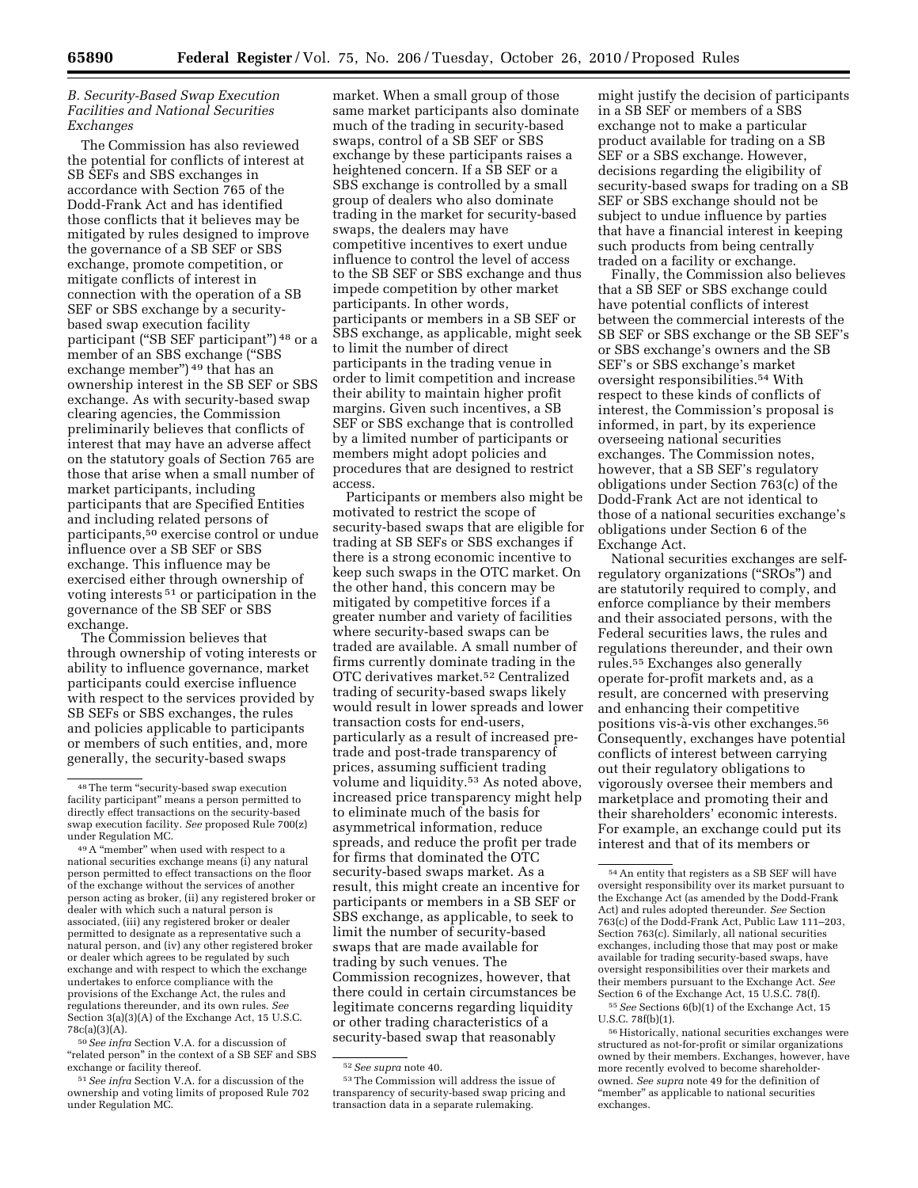### *B. Security-Based Swap Execution Facilities and National Securities Exchanges*

The Commission has also reviewed the potential for conflicts of interest at SB SEFs and SBS exchanges in accordance with Section 765 of the Dodd-Frank Act and has identified those conflicts that it believes may be mitigated by rules designed to improve the governance of a SB SEF or SBS exchange, promote competition, or mitigate conflicts of interest in connection with the operation of a SB SEF or SBS exchange by a security-based swap execution facility participant ("SB SEF participant") [48] or a member of an SBS exchange ("SBS exchange member") [49] that has an ownership interest in the SB SEF or SBS exchange. As with security-based swap clearing agencies, the Commission preliminarily believes that conflicts of interest that may have an adverse affect on the statutory goals of Section 765 are those that arise when a small number of market participants, including participants that are Specified Entities and including related persons of participants,[50] exercise control or undue influence over a SB SEF or SBS exchange. This influence may be exercised either through ownership of voting interests [51] or participation in the governance of the SB SEF or SBS exchange.

The Commission believes that through ownership of voting interests or ability to influence governance, market participants could exercise influence with respect to the services provided by SB SEFs or SBS exchanges, the rules and policies applicable to participants or members of such entities, and, more generally, the security-based swaps market. When a small group of those same market participants also dominate much of the trading in security-based swaps, control of a SB SEF or SBS exchange by these participants raises a heightened concern. If a SB SEF or a SBS exchange is controlled by a small group of dealers who also dominate trading in the market for security-based swaps, the dealers may have competitive incentives to exert undue influence to control the level of access to the SB SEF or SBS exchange and thus impede competition by other market participants. In other words, participants or members in a SB SEF or SBS exchange, as applicable, might seek to limit the number of direct participants in the trading venue in order to limit competition and increase their ability to maintain higher profit margins. Given such incentives, a SB SEF or SBS exchange that is controlled by a limited number of participants or members might adopt policies and procedures that are designed to restrict access.

Participants or members also might be motivated to restrict the scope of security-based swaps that are eligible for trading at SB SEFs or SBS exchanges if there is a strong economic incentive to keep such swaps in the OTC market. On the other hand, this concern may be mitigated by competitive forces if a greater number and variety of facilities where security-based swaps can be traded are available. A small number of firms currently dominate trading in the OTC derivatives market.[52] Centralized trading of security-based swaps likely would result in lower spreads and lower transaction costs for end-users, particularly as a result of increased pre-trade and post-trade transparency of prices, assuming sufficient trading volume and liquidity.[53] As noted above, increased price transparency might help to eliminate much of the basis for asymmetrical information, reduce spreads, and reduce the profit per trade for firms that dominated the OTC security-based swaps market. As a result, this might create an incentive for participants or members in a SB SEF or SBS exchange, as applicable, to seek to limit the number of security-based swaps that are made available for trading by such venues. The Commission recognizes, however, that there could in certain circumstances be legitimate concerns regarding liquidity or other trading characteristics of a security-based swap that reasonably might justify the decision of participants in a SB SEF or members of a SBS exchange not to make a particular product available for trading on a SB SEF or a SBS exchange. However, decisions regarding the eligibility of security-based swaps for trading on a SB SEF or SBS exchange should not be subject to undue influence by parties that have a financial interest in keeping such products from being centrally traded on a facility or exchange.

Finally, the Commission also believes that a SB SEF or SBS exchange could have potential conflicts of interest between the commercial interests of the SB SEF or SBS exchange or the SB SEF's or SBS exchange's owners and the SB SEF's or SBS exchange's market oversight responsibilities.[54] With respect to these kinds of conflicts of interest, the Commission's proposal is informed, in part, by its experience overseeing national securities exchanges. The Commission notes, however, that a SB SEF's regulatory obligations under Section 763(c) of the Dodd-Frank Act are not identical to those of a national securities exchange's obligations under Section 6 of the Exchange Act.

National securities exchanges are self-regulatory organizations ("SROs") and are statutorily required to comply, and enforce compliance by their members and their associated persons, with the Federal securities laws, the rules and regulations thereunder, and their own rules.[55] Exchanges also generally operate for-profit markets and, as a result, are concerned with preserving and enhancing their competitive positions vis-à-vis other exchanges.[56] Consequently, exchanges have potential conflicts of interest between carrying out their regulatory obligations to vigorously oversee their members and marketplace and promoting their and their shareholders' economic interests. For example, an exchange could put its interest and that of its members or

---

[48] The term "security-based swap execution facility participant" means a person permitted to directly effect transactions on the security-based swap execution facility. *See* proposed Rule 700(z) under Regulation MC.

[49] A "member" when used with respect to a national securities exchange means (i) any natural person permitted to effect transactions on the floor of the exchange without the services of another person acting as broker, (ii) any registered broker or dealer with which such a natural person is associated, (iii) any registered broker or dealer permitted to designate as a representative such a natural person, and (iv) any other registered broker or dealer which agrees to be regulated by such exchange and with respect to which the exchange undertakes to enforce compliance with the provisions of the Exchange Act, the rules and regulations thereunder, and its own rules. *See* Section 3(a)(3)(A) of the Exchange Act, 15 U.S.C. 78c(a)(3)(A).

[50] *See infra* Section V.A. for a discussion of "related person" in the context of a SB SEF and SBS exchange or facility thereof.

[51] *See infra* Section V.A. for a discussion of the ownership and voting limits of proposed Rule 702 under Regulation MC.

[52] *See supra* note 40.

[53] The Commission will address the issue of transparency of security-based swap pricing and transaction data in a separate rulemaking.

[54] An entity that registers as a SB SEF will have oversight responsibility over its market pursuant to the Exchange Act (as amended by the Dodd-Frank Act) and rules adopted thereunder. *See* Section 763(c) of the Dodd-Frank Act, Public Law 111–203, Section 763(c). Similarly, all national securities exchanges, including those that may post or make available for trading security-based swaps, have oversight responsibilities over their markets and their members pursuant to the Exchange Act. *See* Section 6 of the Exchange Act, 15 U.S.C. 78(f).

[55] *See* Sections 6(b)(1) of the Exchange Act, 15 U.S.C. 78f(b)(1).

[56] Historically, national securities exchanges were structured as not-for-profit or similar organizations owned by their members. Exchanges, however, have more recently evolved to become shareholder-owned. *See supra* note 49 for the definition of "member" as applicable to national securities exchanges.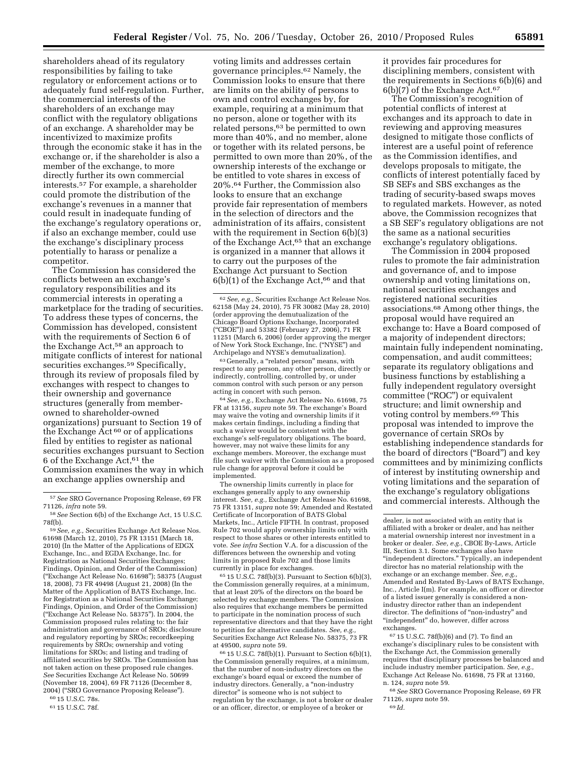shareholders ahead of its regulatory responsibilities by failing to take regulatory or enforcement actions or to adequately fund self-regulation. Further, the commercial interests of the shareholders of an exchange may conflict with the regulatory obligations of an exchange. A shareholder may be incentivized to maximize profits through the economic stake it has in the exchange or, if the shareholder is also a member of the exchange, to more directly further its own commercial interests.[57] For example, a shareholder could promote the distribution of the exchange's revenues in a manner that could result in inadequate funding of the exchange's regulatory operations or, if also an exchange member, could use the exchange's disciplinary process potentially to harass or penalize a competitor.

The Commission has considered the conflicts between an exchange's regulatory responsibilities and its commercial interests in operating a marketplace for the trading of securities. To address these types of concerns, the Commission has developed, consistent with the requirements of Section 6 of the Exchange Act,[58] an approach to mitigate conflicts of interest for national securities exchanges.[59] Specifically, through its review of proposals filed by exchanges with respect to changes to their ownership and governance structures (generally from member-owned to shareholder-owned organizations) pursuant to Section 19 of the Exchange Act[60] or of applications filed by entities to register as national securities exchanges pursuant to Section 6 of the Exchange Act,[61] the Commission examines the way in which an exchange applies ownership and voting limits and addresses certain governance principles.[62] Namely, the Commission looks to ensure that there are limits on the ability of persons to own and control exchanges by, for example, requiring at a minimum that no person, alone or together with its related persons,[63] be permitted to own more than 40%, and no member, alone or together with its related persons, be permitted to own more than 20%, of the ownership interests of the exchange or be entitled to vote shares in excess of 20%.[64] Further, the Commission also looks to ensure that an exchange provide fair representation of members in the selection of directors and the administration of its affairs, consistent with the requirement in Section 6(b)(3) of the Exchange Act,[65] that an exchange is organized in a manner that allows it to carry out the purposes of the Exchange Act pursuant to Section 6(b)(1) of the Exchange Act,[66] and that it provides fair procedures for disciplining members, consistent with the requirements in Sections 6(b)(6) and 6(b)(7) of the Exchange Act.[67]

The Commission's recognition of potential conflicts of interest at exchanges and its approach to date in reviewing and approving measures designed to mitigate those conflicts of interest are a useful point of reference as the Commission identifies, and develops proposals to mitigate, the conflicts of interest potentially faced by SB SEFs and SBS exchanges as the trading of security-based swaps moves to regulated markets. However, as noted above, the Commission recognizes that a SB SEF's regulatory obligations are not the same as a national securities exchange's regulatory obligations.

The Commission in 2004 proposed rules to promote the fair administration and governance of, and to impose ownership and voting limitations on, national securities exchanges and registered national securities associations.[68] Among other things, the proposal would have required an exchange to: Have a Board composed of a majority of independent directors; maintain fully independent nominating, compensation, and audit committees; separate its regulatory obligations and business functions by establishing a fully independent regulatory oversight committee ("ROC") or equivalent structure; and limit ownership and voting control by members.[69] This proposal was intended to improve the governance of certain SROs by establishing independence standards for the board of directors ("Board") and key committees and by minimizing conflicts of interest by instituting ownership and voting limitations and the separation of the exchange's regulatory obligations and commercial interests. Although the

---

[57] *See* SRO Governance Proposing Release, 69 FR 71126, *infra* note 59.

[58] *See* Section 6(b) of the Exchange Act, 15 U.S.C. 78f(b).

[59] *See, e.g.,* Securities Exchange Act Release Nos. 61698 (March 12, 2010), 75 FR 13151 (March 18, 2010) (In the Matter of the Applications of EDGX Exchange, Inc., and EGDA Exchange, Inc. for Registration as National Securities Exchanges; Findings, Opinion, and Order of the Commission) ("Exchange Act Release No. 61698"); 58375 (August 18, 2008), 73 FR 49498 (August 21, 2008) (In the Matter of the Application of BATS Exchange, Inc. for Registration as a National Securities Exchange; Findings, Opinion, and Order of the Commission) ("Exchange Act Release No. 58375"). In 2004, the Commission proposed rules relating to: the fair administration and governance of SROs; disclosure and regulatory reporting by SROs; recordkeeping requirements by SROs; ownership and voting limitations for SROs; and listing and trading of affiliated securities by SROs. The Commission has not taken action on these proposed rule changes. *See* Securities Exchange Act Release No. 50699 (November 18, 2004), 69 FR 71126 (December 8, 2004) ("SRO Governance Proposing Release").

[60] 15 U.S.C. 78s.

[61] 15 U.S.C. 78f.

[62] *See, e.g.,* Securities Exchange Act Release Nos. 62158 (May 24, 2010), 75 FR 30082 (May 28, 2010) (order approving the demutualization of the Chicago Board Options Exchange, Incorporated ("CBOE")) and 53382 (February 27, 2006), 71 FR 11251 (March 6, 2006) (order approving the merger of New York Stock Exchange, Inc. ("NYSE") and Archipelago and NYSE's demutualization).

[63] Generally, a "related person" means, with respect to any person, any other person, directly or indirectly, controlling, controlled by, or under common control with such person or any person acting in concert with such person.

[64] *See, e.g.,* Exchange Act Release No. 61698, 75 FR at 13156, *supra* note 59. The exchange's Board may waive the voting and ownership limits if it makes certain findings, including a finding that such a waiver would be consistent with the exchange's self-regulatory obligations. The board, however, may not waive these limits for any exchange members. Moreover, the exchange must file such waiver with the Commission as a proposed rule change for approval before it could be implemented.

The ownership limits currently in place for exchanges generally apply to any ownership interest. *See, e.g.,* Exchange Act Release No. 61698, 75 FR 13151, *supra* note 59; Amended and Restated Certificate of Incorporation of BATS Global Markets, Inc., Article FIFTH. In contrast, proposed Rule 702 would apply ownership limits only with respect to those shares or other interests entitled to vote. *See infra* Section V.A. for a discussion of the differences between the ownership and voting limits in proposed Rule 702 and those limits currently in place for exchanges.

[65] 15 U.S.C. 78f(b)(3). Pursuant to Section 6(b)(3), the Commission generally requires, at a minimum, that at least 20% of the directors on the board be selected by exchange members. The Commission also requires that exchange members be permitted to participate in the nomination process of such representative directors and that they have the right to petition for alternative candidates. *See, e.g.,* Securities Exchange Act Release No. 58375, 73 FR at 49500, *supra* note 59.

[66] 15 U.S.C. 78f(b)(1). Pursuant to Section 6(b)(1), the Commission generally requires, at a minimum, that the number of non-industry directors on the exchange's board equal or exceed the number of industry directors. Generally, a "non-industry director" is someone who is not subject to regulation by the exchange, is not a broker or dealer or an officer, director, or employee of a broker or dealer, is not associated with an entity that is affiliated with a broker or dealer, and has neither a material ownership interest nor investment in a broker or dealer. *See, e.g.,* CBOE By-Laws, Article III, Section 3.1. Some exchanges also have "independent directors." Typically, an independent director has no material relationship with the exchange or an exchange member. *See, e.g.,* Amended and Restated By-Laws of BATS Exchange, Inc., Article I(m). For example, an officer or director of a listed issuer generally is considered a non-industry director rather than an independent director. The definitions of "non-industry" and "independent" do, however, differ across exchanges.

[67] 15 U.S.C. 78f(b)(6) and (7). To find an exchange's disciplinary rules to be consistent with the Exchange Act, the Commission generally requires that disciplinary processes be balanced and include industry member participation. *See, e.g.,* Exchange Act Release No. 61698, 75 FR at 13160, n. 124, *supra* note 59.

[68] *See* SRO Governance Proposing Release, 69 FR 71126, *supra* note 59.

[69] *Id.*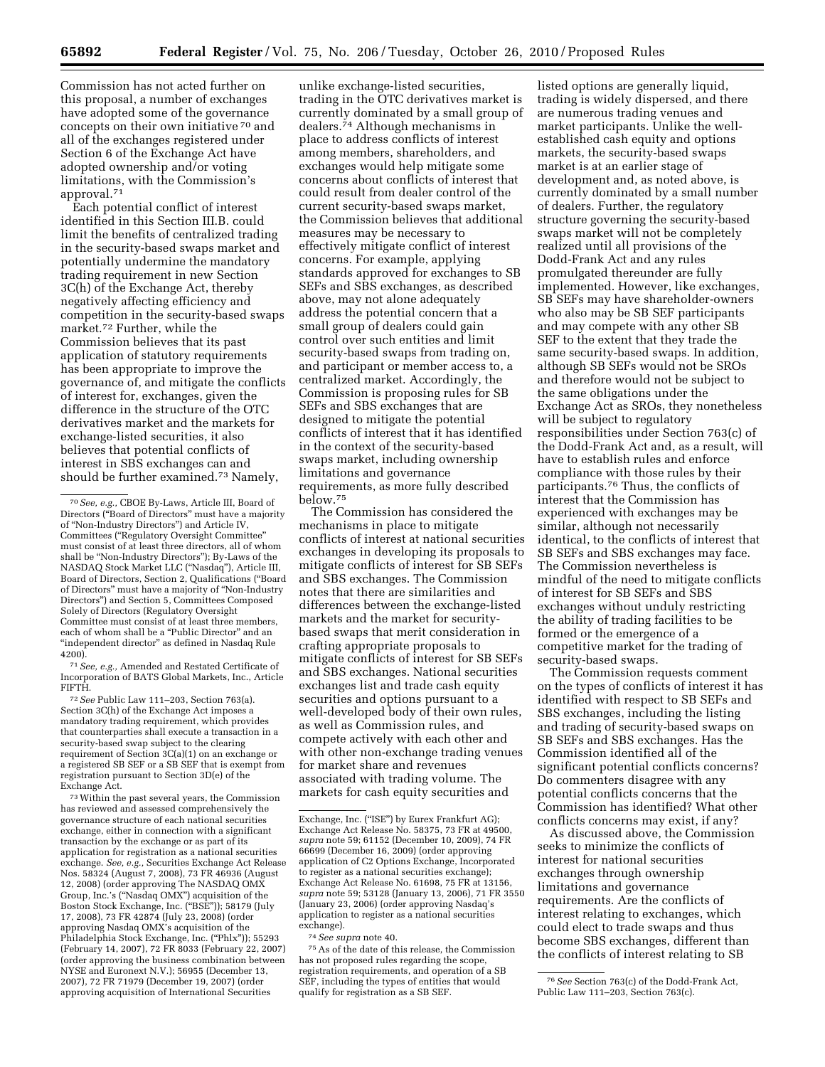Commission has not acted further on this proposal, a number of exchanges have adopted some of the governance concepts on their own initiative [70] and all of the exchanges registered under Section 6 of the Exchange Act have adopted ownership and/or voting limitations, with the Commission's approval.[71]

Each potential conflict of interest identified in this Section III.B. could limit the benefits of centralized trading in the security-based swaps market and potentially undermine the mandatory trading requirement in new Section 3C(h) of the Exchange Act, thereby negatively affecting efficiency and competition in the security-based swaps market.[72] Further, while the Commission believes that its past application of statutory requirements has been appropriate to improve the governance of, and mitigate the conflicts of interest for, exchanges, given the difference in the structure of the OTC derivatives market and the markets for exchange-listed securities, it also believes that potential conflicts of interest in SBS exchanges can and should be further examined.[73] Namely, unlike exchange-listed securities, trading in the OTC derivatives market is currently dominated by a small group of dealers.[74] Although mechanisms in place to address conflicts of interest among members, shareholders, and exchanges would help mitigate some concerns about conflicts of interest that could result from dealer control of the current security-based swaps market, the Commission believes that additional measures may be necessary to effectively mitigate conflict of interest concerns. For example, applying standards approved for exchanges to SB SEFs and SBS exchanges, as described above, may not alone adequately address the potential concern that a small group of dealers could gain control over such entities and limit security-based swaps from trading on, and participant or member access to, a centralized market. Accordingly, the Commission is proposing rules for SB SEFs and SBS exchanges that are designed to mitigate the potential conflicts of interest that it has identified in the context of the security-based swaps market, including ownership limitations and governance requirements, as more fully described below.[75]

The Commission has considered the mechanisms in place to mitigate conflicts of interest at national securities exchanges in developing its proposals to mitigate conflicts of interest for SB SEFs and SBS exchanges. The Commission notes that there are similarities and differences between the exchange-listed markets and the market for security-based swaps that merit consideration in crafting appropriate proposals to mitigate conflicts of interest for SB SEFs and SBS exchanges. National securities exchanges list and trade cash equity securities and options pursuant to a well-developed body of their own rules, as well as Commission rules, and compete actively with each other and with other non-exchange trading venues for market share and revenues associated with trading volume. The markets for cash equity securities and listed options are generally liquid, trading is widely dispersed, and there are numerous trading venues and market participants. Unlike the well-established cash equity and options markets, the security-based swaps market is at an earlier stage of development and, as noted above, is currently dominated by a small number of dealers. Further, the regulatory structure governing the security-based swaps market will not be completely realized until all provisions of the Dodd-Frank Act and any rules promulgated thereunder are fully implemented. However, like exchanges, SB SEFs may have shareholder-owners who also may be SB SEF participants and may compete with any other SB SEF to the extent that they trade the same security-based swaps. In addition, although SB SEFs would not be SROs and therefore would not be subject to the same obligations under the Exchange Act as SROs, they nonetheless will be subject to regulatory responsibilities under Section 763(c) of the Dodd-Frank Act and, as a result, will have to establish rules and enforce compliance with those rules by their participants.[76] Thus, the conflicts of interest that the Commission has experienced with exchanges may be similar, although not necessarily identical, to the conflicts of interest that SB SEFs and SBS exchanges may face. The Commission nevertheless is mindful of the need to mitigate conflicts of interest for SB SEFs and SBS exchanges without unduly restricting the ability of trading facilities to be formed or the emergence of a competitive market for the trading of security-based swaps.

The Commission requests comment on the types of conflicts of interest it has identified with respect to SB SEFs and SBS exchanges, including the listing and trading of security-based swaps on SB SEFs and SBS exchanges. Has the Commission identified all of the significant potential conflicts concerns? Do commenters disagree with any potential conflicts concerns that the Commission has identified? What other conflicts concerns may exist, if any?

As discussed above, the Commission seeks to minimize the conflicts of interest for national securities exchanges through ownership limitations and governance requirements. Are the conflicts of interest relating to exchanges, which could elect to trade swaps and thus become SBS exchanges, different than the conflicts of interest relating to SB

---

[70] *See, e.g.,* CBOE By-Laws, Article III, Board of Directors ("Board of Directors" must have a majority of "Non-Industry Directors") and Article IV, Committees ("Regulatory Oversight Committee" must consist of at least three directors, all of whom shall be "Non-Industry Directors"); By-Laws of the NASDAQ Stock Market LLC ("Nasdaq"), Article III, Board of Directors, Section 2, Qualifications ("Board of Directors" must have a majority of "Non-Industry Directors") and Section 5, Committees Composed Solely of Directors (Regulatory Oversight Committee must consist of at least three members, each of whom shall be a "Public Director" and an "independent director" as defined in Nasdaq Rule 4200).

[71] *See, e.g.,* Amended and Restated Certificate of Incorporation of BATS Global Markets, Inc., Article FIFTH.

[72] *See* Public Law 111–203, Section 763(a). Section 3C(h) of the Exchange Act imposes a mandatory trading requirement, which provides that counterparties shall execute a transaction in a security-based swap subject to the clearing requirement of Section 3C(a)(1) on an exchange or a registered SB SEF or a SB SEF that is exempt from registration pursuant to Section 3D(e) of the Exchange Act.

[73] Within the past several years, the Commission has reviewed and assessed comprehensively the governance structure of each national securities exchange, either in connection with a significant transaction by the exchange or as part of its application for registration as a national securities exchange. *See, e.g.,* Securities Exchange Act Release Nos. 58324 (August 7, 2008), 73 FR 46936 (August 12, 2008) (order approving The NASDAQ OMX Group, Inc.'s ("Nasdaq OMX") acquisition of the Boston Stock Exchange, Inc. ("BSE")); 58179 (July 17, 2008), 73 FR 42874 (July 23, 2008) (order approving Nasdaq OMX's acquisition of the Philadelphia Stock Exchange, Inc. ("Phlx")); 55293 (February 14, 2007), 72 FR 8033 (February 22, 2007) (order approving the business combination between NYSE and Euronext N.V.); 56955 (December 13, 2007), 72 FR 71979 (December 19, 2007) (order approving acquisition of International Securities Exchange, Inc. ("ISE") by Eurex Frankfurt AG); Exchange Act Release No. 58375, 73 FR at 49500, *supra* note 59; 61152 (December 10, 2009), 74 FR 66699 (December 16, 2009) (order approving application of C2 Options Exchange, Incorporated to register as a national securities exchange); Exchange Act Release No. 61698, 75 FR at 13156, *supra* note 59; 53128 (January 13, 2006), 71 FR 3550 (January 23, 2006) (order approving Nasdaq's application to register as a national securities exchange).

[74] *See supra* note 40.

[75] As of the date of this release, the Commission has not proposed rules regarding the scope, registration requirements, and operation of a SB SEF, including the types of entities that would qualify for registration as a SB SEF.

[76] *See* Section 763(c) of the Dodd-Frank Act, Public Law 111–203, Section 763(c).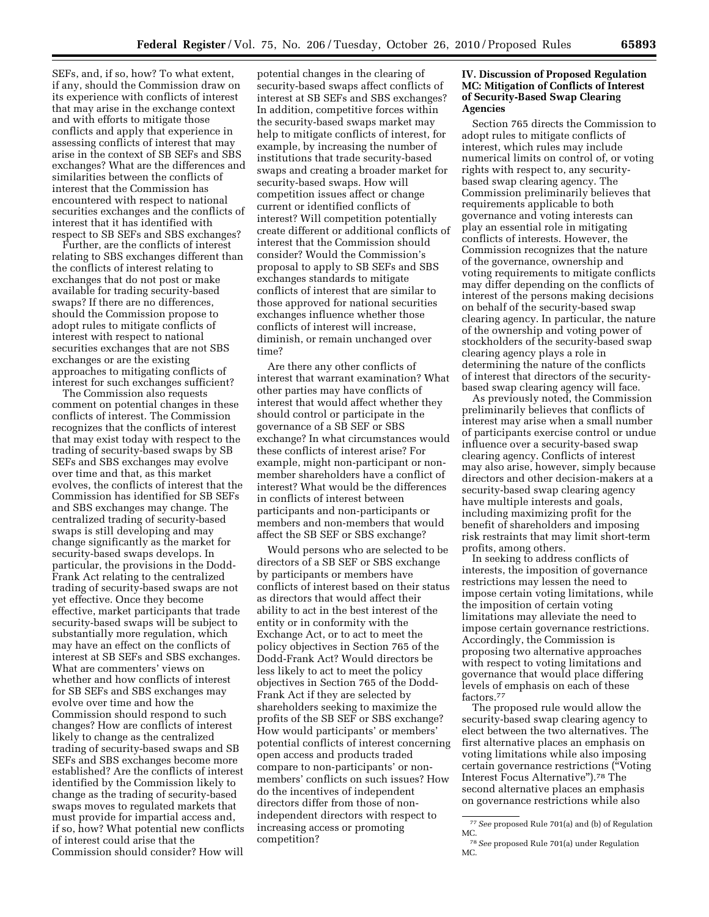SEFs, and, if so, how? To what extent, if any, should the Commission draw on its experience with conflicts of interest that may arise in the exchange context and with efforts to mitigate those conflicts and apply that experience in assessing conflicts of interest that may arise in the context of SB SEFs and SBS exchanges? What are the differences and similarities between the conflicts of interest that the Commission has encountered with respect to national securities exchanges and the conflicts of interest that it has identified with respect to SB SEFs and SBS exchanges?

Further, are the conflicts of interest relating to SBS exchanges different than the conflicts of interest relating to exchanges that do not post or make available for trading security-based swaps? If there are no differences, should the Commission propose to adopt rules to mitigate conflicts of interest with respect to national securities exchanges that are not SBS exchanges or are the existing approaches to mitigating conflicts of interest for such exchanges sufficient?

The Commission also requests comment on potential changes in these conflicts of interest. The Commission recognizes that the conflicts of interest that may exist today with respect to the trading of security-based swaps by SB SEFs and SBS exchanges may evolve over time and that, as this market evolves, the conflicts of interest that the Commission has identified for SB SEFs and SBS exchanges may change. The centralized trading of security-based swaps is still developing and may change significantly as the market for security-based swaps develops. In particular, the provisions in the Dodd-Frank Act relating to the centralized trading of security-based swaps are not yet effective. Once they become effective, market participants that trade security-based swaps will be subject to substantially more regulation, which may have an effect on the conflicts of interest at SB SEFs and SBS exchanges. What are commenters' views on whether and how conflicts of interest for SB SEFs and SBS exchanges may evolve over time and how the Commission should respond to such changes? How are conflicts of interest likely to change as the centralized trading of security-based swaps and SB SEFs and SBS exchanges become more established? Are the conflicts of interest identified by the Commission likely to change as the trading of security-based swaps moves to regulated markets that must provide for impartial access and, if so, how? What potential new conflicts of interest could arise that the Commission should consider? How will potential changes in the clearing of security-based swaps affect conflicts of interest at SB SEFs and SBS exchanges? In addition, competitive forces within the security-based swaps market may help to mitigate conflicts of interest, for example, by increasing the number of institutions that trade security-based swaps and creating a broader market for security-based swaps. How will competition issues affect or change current or identified conflicts of interest? Will competition potentially create different or additional conflicts of interest that the Commission should consider? Would the Commission's proposal to apply to SB SEFs and SBS exchanges standards to mitigate conflicts of interest that are similar to those approved for national securities exchanges influence whether those conflicts of interest will increase, diminish, or remain unchanged over time?

Are there any other conflicts of interest that warrant examination? What other parties may have conflicts of interest that would affect whether they should control or participate in the governance of a SB SEF or SBS exchange? In what circumstances would these conflicts of interest arise? For example, might non-participant or non-member shareholders have a conflict of interest? What would be the differences in conflicts of interest between participants and non-participants or members and non-members that would affect the SB SEF or SBS exchange?

Would persons who are selected to be directors of a SB SEF or SBS exchange by participants or members have conflicts of interest based on their status as directors that would affect their ability to act in the best interest of the entity or in conformity with the Exchange Act, or to act to meet the policy objectives in Section 765 of the Dodd-Frank Act? Would directors be less likely to act to meet the policy objectives in Section 765 of the Dodd-Frank Act if they are selected by shareholders seeking to maximize the profits of the SB SEF or SBS exchange? How would participants' or members' potential conflicts of interest concerning open access and products traded compare to non-participants' or non-members' conflicts on such issues? How do the incentives of independent directors differ from those of non-independent directors with respect to increasing access or promoting competition?

## IV. Discussion of Proposed Regulation MC: Mitigation of Conflicts of Interest of Security-Based Swap Clearing Agencies

Section 765 directs the Commission to adopt rules to mitigate conflicts of interest, which rules may include numerical limits on control of, or voting rights with respect to, any security-based swap clearing agency. The Commission preliminarily believes that requirements applicable to both governance and voting interests can play an essential role in mitigating conflicts of interests. However, the Commission recognizes that the nature of the governance, ownership and voting requirements to mitigate conflicts may differ depending on the conflicts of interest of the persons making decisions on behalf of the security-based swap clearing agency. In particular, the nature of the ownership and voting power of stockholders of the security-based swap clearing agency plays a role in determining the nature of the conflicts of interest that directors of the security-based swap clearing agency will face.

As previously noted, the Commission preliminarily believes that conflicts of interest may arise when a small number of participants exercise control or undue influence over a security-based swap clearing agency. Conflicts of interest may also arise, however, simply because directors and other decision-makers at a security-based swap clearing agency have multiple interests and goals, including maximizing profit for the benefit of shareholders and imposing risk restraints that may limit short-term profits, among others.

In seeking to address conflicts of interests, the imposition of governance restrictions may lessen the need to impose certain voting limitations, while the imposition of certain voting limitations may alleviate the need to impose certain governance restrictions. Accordingly, the Commission is proposing two alternative approaches with respect to voting limitations and governance that would place differing levels of emphasis on each of these factors.[77]

The proposed rule would allow the security-based swap clearing agency to elect between the two alternatives. The first alternative places an emphasis on voting limitations while also imposing certain governance restrictions ("Voting Interest Focus Alternative").[78] The second alternative places an emphasis on governance restrictions while also

---

[77] *See* proposed Rule 701(a) and (b) of Regulation MC.

[78] *See* proposed Rule 701(a) under Regulation MC.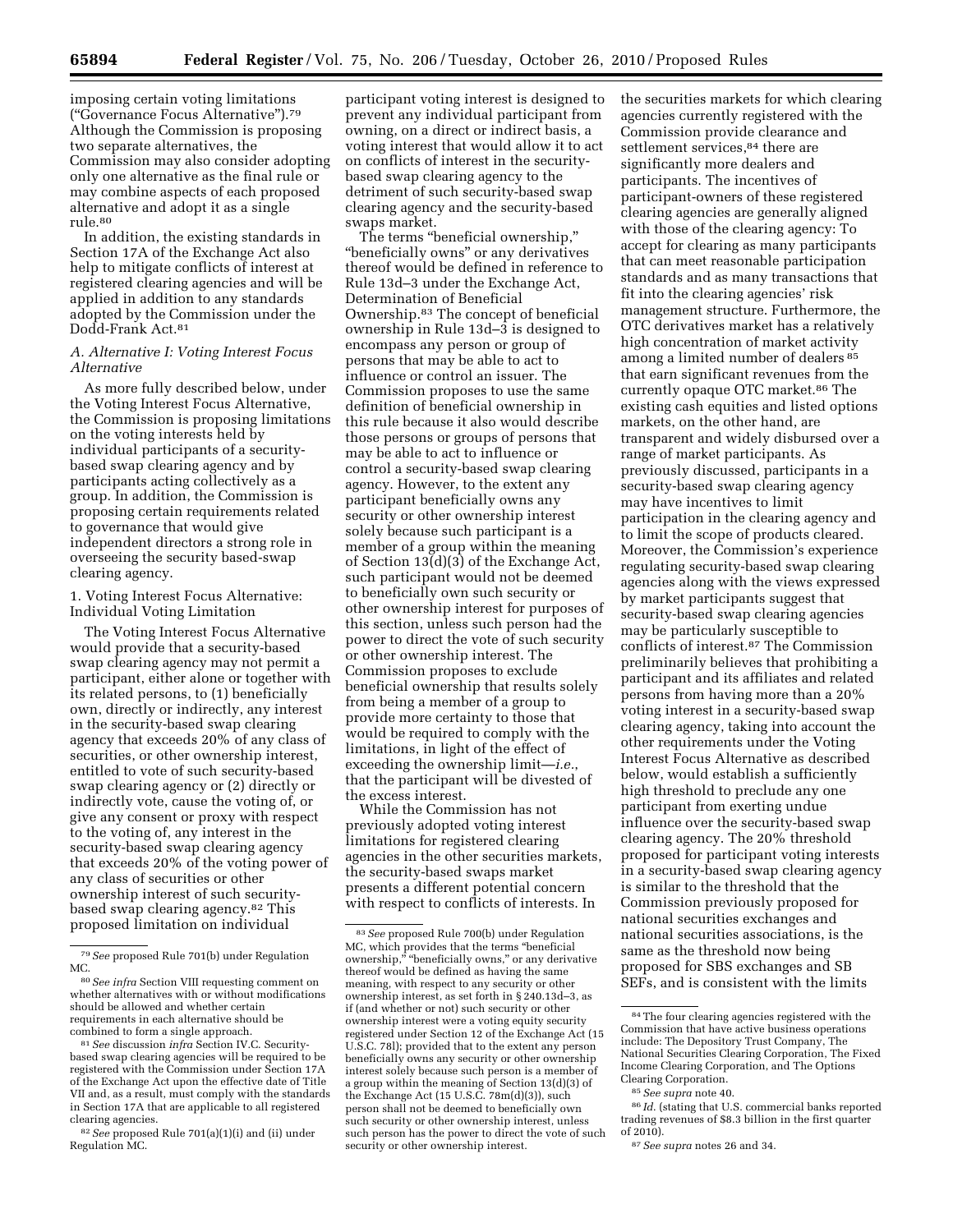imposing certain voting limitations ("Governance Focus Alternative").[79] Although the Commission is proposing two separate alternatives, the Commission may also consider adopting only one alternative as the final rule or may combine aspects of each proposed alternative and adopt it as a single rule.[80]

In addition, the existing standards in Section 17A of the Exchange Act also help to mitigate conflicts of interest at registered clearing agencies and will be applied in addition to any standards adopted by the Commission under the Dodd-Frank Act.[81]

### *A. Alternative I: Voting Interest Focus Alternative*

As more fully described below, under the Voting Interest Focus Alternative, the Commission is proposing limitations on the voting interests held by individual participants of a security-based swap clearing agency and by participants acting collectively as a group. In addition, the Commission is proposing certain requirements related to governance that would give independent directors a strong role in overseeing the security based-swap clearing agency.

#### 1. Voting Interest Focus Alternative: Individual Voting Limitation

The Voting Interest Focus Alternative would provide that a security-based swap clearing agency may not permit a participant, either alone or together with its related persons, to (1) beneficially own, directly or indirectly, any interest in the security-based swap clearing agency that exceeds 20% of any class of securities, or other ownership interest, entitled to vote of such security-based swap clearing agency or (2) directly or indirectly vote, cause the voting of, or give any consent or proxy with respect to the voting of, any interest in the security-based swap clearing agency that exceeds 20% of the voting power of any class of securities or other ownership interest of such security-based swap clearing agency.[82] This proposed limitation on individual participant voting interest is designed to prevent any individual participant from owning, on a direct or indirect basis, a voting interest that would allow it to act on conflicts of interest in the security-based swap clearing agency to the detriment of such security-based swap clearing agency and the security-based swaps market.

The terms "beneficial ownership," "beneficially owns" or any derivatives thereof would be defined in reference to Rule 13d–3 under the Exchange Act, Determination of Beneficial Ownership.[83] The concept of beneficial ownership in Rule 13d–3 is designed to encompass any person or group of persons that may be able to act to influence or control an issuer. The Commission proposes to use the same definition of beneficial ownership in this rule because it also would describe those persons or groups of persons that may be able to act to influence or control a security-based swap clearing agency. However, to the extent any participant beneficially owns any security or other ownership interest solely because such participant is a member of a group within the meaning of Section 13(d)(3) of the Exchange Act, such participant would not be deemed to beneficially own such security or other ownership interest for purposes of this section, unless such person had the power to direct the vote of such security or other ownership interest. The Commission proposes to exclude beneficial ownership that results solely from being a member of a group to provide more certainty to those that would be required to comply with the limitations, in light of the effect of exceeding the ownership limit—*i.e.*, that the participant will be divested of the excess interest.

While the Commission has not previously adopted voting interest limitations for registered clearing agencies in the other securities markets, the security-based swaps market presents a different potential concern with respect to conflicts of interests. In the securities markets for which clearing agencies currently registered with the Commission provide clearance and settlement services,[84] there are significantly more dealers and participants. The incentives of participant-owners of these registered clearing agencies are generally aligned with those of the clearing agency: To accept for clearing as many participants that can meet reasonable participation standards and as many transactions that fit into the clearing agencies' risk management structure. Furthermore, the OTC derivatives market has a relatively high concentration of market activity among a limited number of dealers [85] that earn significant revenues from the currently opaque OTC market.[86] The existing cash equities and listed options markets, on the other hand, are transparent and widely disbursed over a range of market participants. As previously discussed, participants in a security-based swap clearing agency may have incentives to limit participation in the clearing agency and to limit the scope of products cleared. Moreover, the Commission's experience regulating security-based swap clearing agencies along with the views expressed by market participants suggest that security-based swap clearing agencies may be particularly susceptible to conflicts of interest.[87] The Commission preliminarily believes that prohibiting a participant and its affiliates and related persons from having more than a 20% voting interest in a security-based swap clearing agency, taking into account the other requirements under the Voting Interest Focus Alternative as described below, would establish a sufficiently high threshold to preclude any one participant from exerting undue influence over the security-based swap clearing agency. The 20% threshold proposed for participant voting interests in a security-based swap clearing agency is similar to the threshold that the Commission previously proposed for national securities exchanges and national securities associations, is the same as the threshold now being proposed for SBS exchanges and SB SEFs, and is consistent with the limits

---

[79] *See* proposed Rule 701(b) under Regulation MC.

[80] *See infra* Section VIII requesting comment on whether alternatives with or without modifications should be allowed and whether certain requirements in each alternative should be combined to form a single approach.

[81] *See* discussion *infra* Section IV.C. Security-based swap clearing agencies will be required to be registered with the Commission under Section 17A of the Exchange Act upon the effective date of Title VII and, as a result, must comply with the standards in Section 17A that are applicable to all registered clearing agencies.

[82] *See* proposed Rule 701(a)(1)(i) and (ii) under Regulation MC.

[83] *See* proposed Rule 700(b) under Regulation MC, which provides that the terms "beneficial ownership," "beneficially owns," or any derivative thereof would be defined as having the same meaning, with respect to any security or other ownership interest, as set forth in § 240.13d–3, as if (and whether or not) such security or other ownership interest were a voting equity security registered under Section 12 of the Exchange Act (15 U.S.C. 78l); provided that to the extent any person beneficially owns any security or other ownership interest solely because such person is a member of a group within the meaning of Section 13(d)(3) of the Exchange Act (15 U.S.C. 78m(d)(3)), such person shall not be deemed to beneficially own such security or other ownership interest, unless such person has the power to direct the vote of such security or other ownership interest.

[84] The four clearing agencies registered with the Commission that have active business operations include: The Depository Trust Company, The National Securities Clearing Corporation, The Fixed Income Clearing Corporation, and The Options Clearing Corporation.

[85] *See supra* note 40.

[86] *Id.* (stating that U.S. commercial banks reported trading revenues of $8.3 billion in the first quarter of 2010).

[87] *See supra* notes 26 and 34.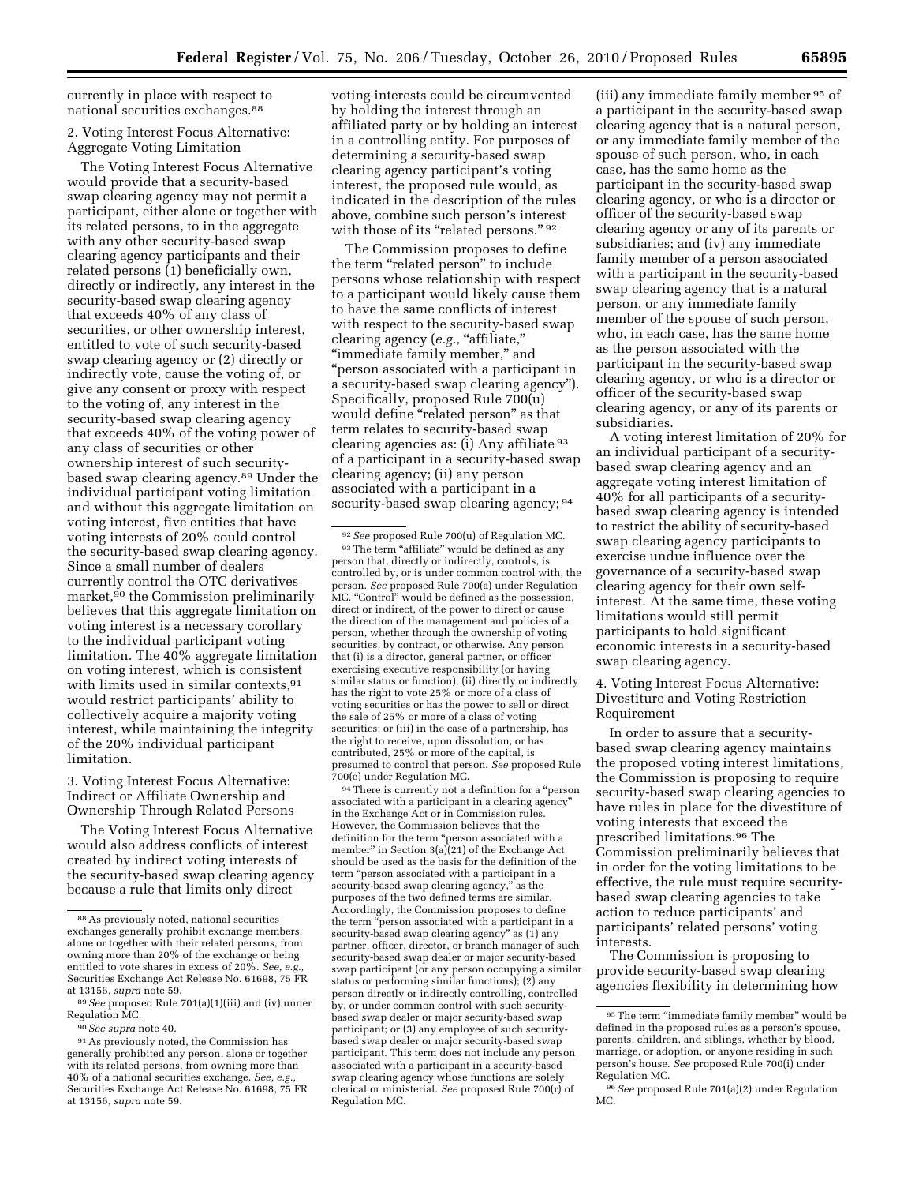currently in place with respect to national securities exchanges.[88]

2. Voting Interest Focus Alternative: Aggregate Voting Limitation

The Voting Interest Focus Alternative would provide that a security-based swap clearing agency may not permit a participant, either alone or together with its related persons, to in the aggregate with any other security-based swap clearing agency participants and their related persons (1) beneficially own, directly or indirectly, any interest in the security-based swap clearing agency that exceeds 40% of any class of securities, or other ownership interest, entitled to vote of such security-based swap clearing agency or (2) directly or indirectly vote, cause the voting of, or give any consent or proxy with respect to the voting of, any interest in the security-based swap clearing agency that exceeds 40% of the voting power of any class of securities or other ownership interest of such security-based swap clearing agency.[89] Under the individual participant voting limitation and without this aggregate limitation on voting interest, five entities that have voting interests of 20% could control the security-based swap clearing agency. Since a small number of dealers currently control the OTC derivatives market,[90] the Commission preliminarily believes that this aggregate limitation on voting interest is a necessary corollary to the individual participant voting limitation. The 40% aggregate limitation on voting interest, which is consistent with limits used in similar contexts,[91] would restrict participants' ability to collectively acquire a majority voting interest, while maintaining the integrity of the 20% individual participant limitation.

3. Voting Interest Focus Alternative: Indirect or Affiliate Ownership and Ownership Through Related Persons

The Voting Interest Focus Alternative would also address conflicts of interest created by indirect voting interests of the security-based swap clearing agency because a rule that limits only direct voting interests could be circumvented by holding the interest through an affiliated party or by holding an interest in a controlling entity. For purposes of determining a security-based swap clearing agency participant's voting interest, the proposed rule would, as indicated in the description of the rules above, combine such person's interest with those of its "related persons." [92]

The Commission proposes to define the term "related person" to include persons whose relationship with respect to a participant would likely cause them to have the same conflicts of interest with respect to the security-based swap clearing agency (*e.g.,* "affiliate," "immediate family member," and "person associated with a participant in a security-based swap clearing agency"). Specifically, proposed Rule 700(u) would define "related person" as that term relates to security-based swap clearing agencies as: (i) Any affiliate [93] of a participant in a security-based swap clearing agency; (ii) any person associated with a participant in a security-based swap clearing agency; [94] (iii) any immediate family member [95] of a participant in the security-based swap clearing agency that is a natural person, or any immediate family member of the spouse of such person, who, in each case, has the same home as the participant in the security-based swap clearing agency, or who is a director or officer of the security-based swap clearing agency or any of its parents or subsidiaries; and (iv) any immediate family member of a person associated with a participant in the security-based swap clearing agency that is a natural person, or any immediate family member of the spouse of such person, who, in each case, has the same home as the person associated with the participant in the security-based swap clearing agency, or who is a director or officer of the security-based swap clearing agency, or any of its parents or subsidiaries.

A voting interest limitation of 20% for an individual participant of a security-based swap clearing agency and an aggregate voting interest limitation of 40% for all participants of a security-based swap clearing agency is intended to restrict the ability of security-based swap clearing agency participants to exercise undue influence over the governance of a security-based swap clearing agency for their own self-interest. At the same time, these voting limitations would still permit participants to hold significant economic interests in a security-based swap clearing agency.

4. Voting Interest Focus Alternative: Divestiture and Voting Restriction Requirement

In order to assure that a security-based swap clearing agency maintains the proposed voting interest limitations, the Commission is proposing to require security-based swap clearing agencies to have rules in place for the divestiture of voting interests that exceed the prescribed limitations.[96] The Commission preliminarily believes that in order for the voting limitations to be effective, the rule must require security-based swap clearing agencies to take action to reduce participants' and participants' related persons' voting interests.

The Commission is proposing to provide security-based swap clearing agencies flexibility in determining how

---

[88] As previously noted, national securities exchanges generally prohibit exchange members, alone or together with their related persons, from owning more than 20% of the exchange or being entitled to vote shares in excess of 20%. *See, e.g.,* Securities Exchange Act Release No. 61698, 75 FR at 13156, *supra* note 59.

[89] *See* proposed Rule 701(a)(1)(iii) and (iv) under Regulation MC.

[90] *See supra* note 40.

[91] As previously noted, the Commission has generally prohibited any person, alone or together with its related persons, from owning more than 40% of a national securities exchange. *See, e.g.,* Securities Exchange Act Release No. 61698, 75 FR at 13156, *supra* note 59.

[92] *See* proposed Rule 700(u) of Regulation MC.

[93] The term "affiliate" would be defined as any person that, directly or indirectly, controls, is controlled by, or is under common control with, the person. *See* proposed Rule 700(a) under Regulation MC. "Control" would be defined as the possession, direct or indirect, of the power to direct or cause the direction of the management and policies of a person, whether through the ownership of voting securities, by contract, or otherwise. Any person that (i) is a director, general partner, or officer exercising executive responsibility (or having similar status or function); (ii) directly or indirectly has the right to vote 25% or more of a class of voting securities or has the power to sell or direct the sale of 25% or more of a class of voting securities; or (iii) in the case of a partnership, has the right to receive, upon dissolution, or has contributed, 25% or more of the capital, is presumed to control that person. *See* proposed Rule 700(e) under Regulation MC.

[94] There is currently not a definition for a "person associated with a participant in a clearing agency" in the Exchange Act or in Commission rules. However, the Commission believes that the definition for the term "person associated with a member" in Section 3(a)(21) of the Exchange Act should be used as the basis for the definition of the term "person associated with a participant in a security-based swap clearing agency," as the purposes of the two defined terms are similar. Accordingly, the Commission proposes to define the term "person associated with a participant in a security-based swap clearing agency" as (1) any partner, officer, director, or branch manager of such security-based swap dealer or major security-based swap participant (or any person occupying a similar status or performing similar functions); (2) any person directly or indirectly controlling, controlled by, or under common control with such security-based swap dealer or major security-based swap participant; or (3) any employee of such security-based swap dealer or major security-based swap participant. This term does not include any person associated with a participant in a security-based swap clearing agency whose functions are solely clerical or ministerial. *See* proposed Rule 700(r) of Regulation MC.

[95] The term "immediate family member" would be defined in the proposed rules as a person's spouse, parents, children, and siblings, whether by blood, marriage, or adoption, or anyone residing in such person's house. *See* proposed Rule 700(i) under Regulation MC.

[96] *See* proposed Rule 701(a)(2) under Regulation MC.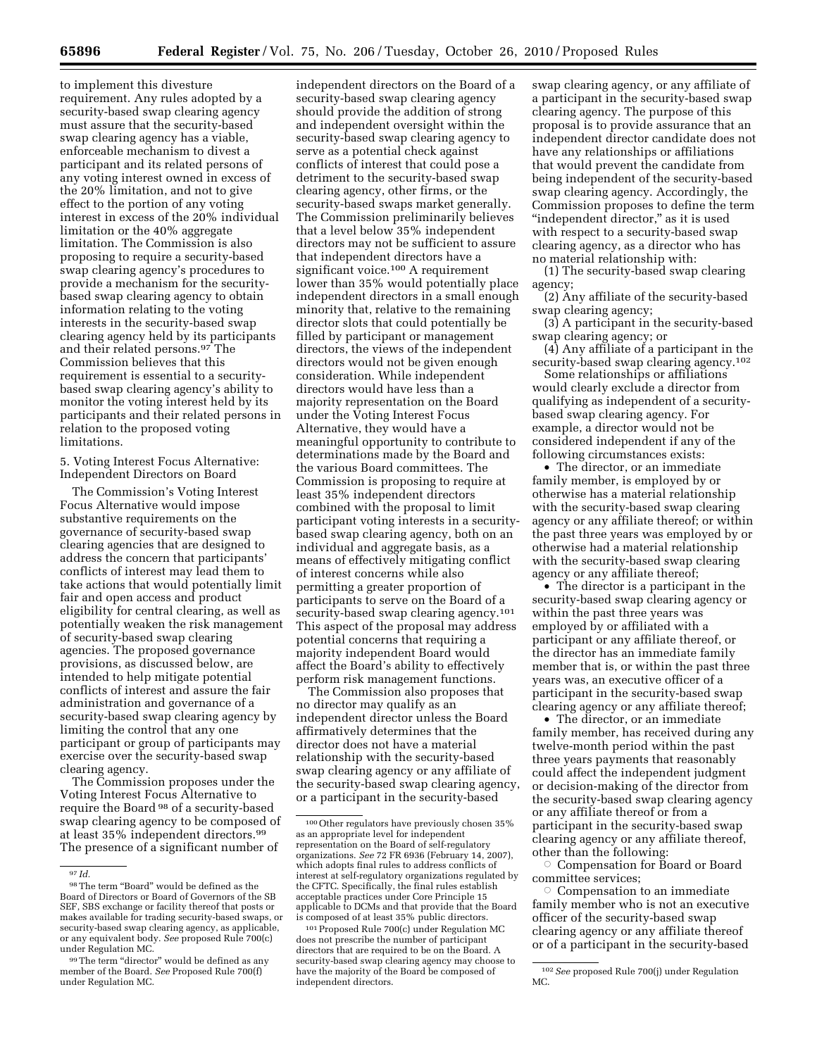to implement this divesture requirement. Any rules adopted by a security-based swap clearing agency must assure that the security-based swap clearing agency has a viable, enforceable mechanism to divest a participant and its related persons of any voting interest owned in excess of the 20% limitation, and not to give effect to the portion of any voting interest in excess of the 20% individual limitation or the 40% aggregate limitation. The Commission is also proposing to require a security-based swap clearing agency's procedures to provide a mechanism for the security-based swap clearing agency to obtain information relating to the voting interests in the security-based swap clearing agency held by its participants and their related persons.[97] The Commission believes that this requirement is essential to a security-based swap clearing agency's ability to monitor the voting interest held by its participants and their related persons in relation to the proposed voting limitations.

5. Voting Interest Focus Alternative: Independent Directors on Board

The Commission's Voting Interest Focus Alternative would impose substantive requirements on the governance of security-based swap clearing agencies that are designed to address the concern that participants' conflicts of interest may lead them to take actions that would potentially limit fair and open access and product eligibility for central clearing, as well as potentially weaken the risk management of security-based swap clearing agencies. The proposed governance provisions, as discussed below, are intended to help mitigate potential conflicts of interest and assure the fair administration and governance of a security-based swap clearing agency by limiting the control that any one participant or group of participants may exercise over the security-based swap clearing agency.

The Commission proposes under the Voting Interest Focus Alternative to require the Board [98] of a security-based swap clearing agency to be composed of at least 35% independent directors.[99] The presence of a significant number of independent directors on the Board of a security-based swap clearing agency should provide the addition of strong and independent oversight within the security-based swap clearing agency to serve as a potential check against conflicts of interest that could pose a detriment to the security-based swap clearing agency, other firms, or the security-based swaps market generally. The Commission preliminarily believes that a level below 35% independent directors may not be sufficient to assure that independent directors have a significant voice.[100] A requirement lower than 35% would potentially place independent directors in a small enough minority that, relative to the remaining director slots that could potentially be filled by participant or management directors, the views of the independent directors would not be given enough consideration. While independent directors would have less than a majority representation on the Board under the Voting Interest Focus Alternative, they would have a meaningful opportunity to contribute to determinations made by the Board and the various Board committees. The Commission is proposing to require at least 35% independent directors combined with the proposal to limit participant voting interests in a security-based swap clearing agency, both on an individual and aggregate basis, as a means of effectively mitigating conflict of interest concerns while also permitting a greater proportion of participants to serve on the Board of a security-based swap clearing agency.[101] This aspect of the proposal may address potential concerns that requiring a majority independent Board would affect the Board's ability to effectively perform risk management functions.

The Commission also proposes that no director may qualify as an independent director unless the Board affirmatively determines that the director does not have a material relationship with the security-based swap clearing agency or any affiliate of the security-based swap clearing agency, or a participant in the security-based swap clearing agency, or any affiliate of a participant in the security-based swap clearing agency. The purpose of this proposal is to provide assurance that an independent director candidate does not have any relationships or affiliations that would prevent the candidate from being independent of the security-based swap clearing agency. Accordingly, the Commission proposes to define the term "independent director," as it is used with respect to a security-based swap clearing agency, as a director who has no material relationship with:

(1) The security-based swap clearing agency;

(2) Any affiliate of the security-based swap clearing agency;

(3) A participant in the security-based swap clearing agency; or

(4) Any affiliate of a participant in the security-based swap clearing agency.[102]

Some relationships or affiliations would clearly exclude a director from qualifying as independent of a security-based swap clearing agency. For example, a director would not be considered independent if any of the following circumstances exists:

- The director, or an immediate family member, is employed by or otherwise has a material relationship with the security-based swap clearing agency or any affiliate thereof; or within the past three years was employed by or otherwise had a material relationship with the security-based swap clearing agency or any affiliate thereof;
- The director is a participant in the security-based swap clearing agency or within the past three years was employed by or affiliated with a participant or any affiliate thereof, or the director has an immediate family member that is, or within the past three years was, an executive officer of a participant in the security-based swap clearing agency or any affiliate thereof;
- The director, or an immediate family member, has received during any twelve-month period within the past three years payments that reasonably could affect the independent judgment or decision-making of the director from the security-based swap clearing agency or any affiliate thereof or from a participant in the security-based swap clearing agency or any affiliate thereof, other than the following:
  - Compensation for Board or Board committee services;
  - Compensation to an immediate family member who is not an executive officer of the security-based swap clearing agency or any affiliate thereof or of a participant in the security-based

---

[97] *Id.*

[98] The term "Board" would be defined as the Board of Directors or Board of Governors of the SB SEF, SBS exchange or facility thereof that posts or makes available for trading security-based swaps, or security-based swap clearing agency, as applicable, or any equivalent body. *See* proposed Rule 700(c) under Regulation MC.

[99] The term "director" would be defined as any member of the Board. *See* Proposed Rule 700(f) under Regulation MC.

[100] Other regulators have previously chosen 35% as an appropriate level for independent representation on the Board of self-regulatory organizations. *See* 72 FR 6936 (February 14, 2007), which adopts final rules to address conflicts of interest at self-regulatory organizations regulated by the CFTC. Specifically, the final rules establish acceptable practices under Core Principle 15 applicable to DCMs and that provide that the Board is composed of at least 35% public directors.

[101] Proposed Rule 700(c) under Regulation MC does not prescribe the number of participant directors that are required to be on the Board. A security-based swap clearing agency may choose to have the majority of the Board be composed of independent directors.

[102] *See* proposed Rule 700(j) under Regulation MC.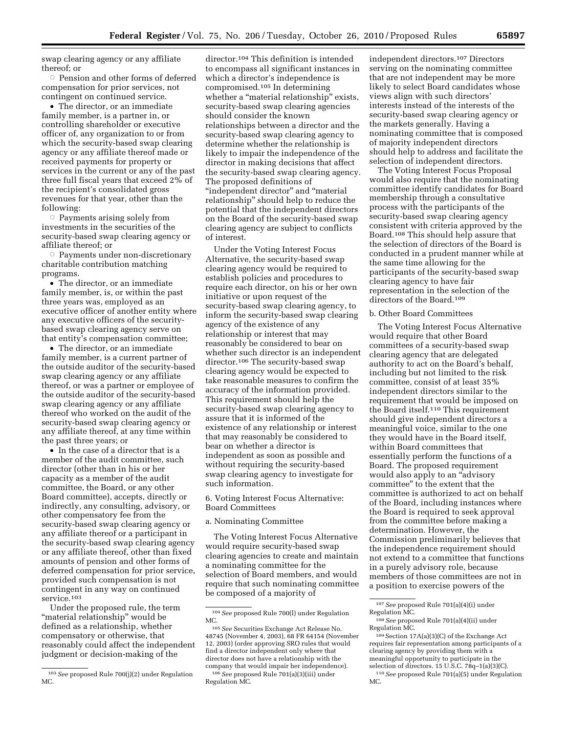swap clearing agency or any affiliate thereof; or

◦ Pension and other forms of deferred compensation for prior services, not contingent on continued service.

- The director, or an immediate family member, is a partner in, or controlling shareholder or executive officer of, any organization to or from which the security-based swap clearing agency or any affiliate thereof made or received payments for property or services in the current or any of the past three full fiscal years that exceed 2% of the recipient's consolidated gross revenues for that year, other than the following:

◦ Payments arising solely from investments in the securities of the security-based swap clearing agency or affiliate thereof; or

◦ Payments under non-discretionary charitable contribution matching programs.

- The director, or an immediate family member, is, or within the past three years was, employed as an executive officer of another entity where any executive officers of the security-based swap clearing agency serve on that entity's compensation committee;
- The director, or an immediate family member, is a current partner of the outside auditor of the security-based swap clearing agency or any affiliate thereof, or was a partner or employee of the outside auditor of the security-based swap clearing agency or any affiliate thereof who worked on the audit of the security-based swap clearing agency or any affiliate thereof, at any time within the past three years; or
- In the case of a director that is a member of the audit committee, such director (other than in his or her capacity as a member of the audit committee, the Board, or any other Board committee), accepts, directly or indirectly, any consulting, advisory, or other compensatory fee from the security-based swap clearing agency or any affiliate thereof or a participant in the security-based swap clearing agency or any affiliate thereof, other than fixed amounts of pension and other forms of deferred compensation for prior service, provided such compensation is not contingent in any way on continued service.[103]

Under the proposed rule, the term "material relationship" would be defined as a relationship, whether compensatory or otherwise, that reasonably could affect the independent judgment or decision-making of the director.[104] This definition is intended to encompass all significant instances in which a director's independence is compromised.[105] In determining whether a "material relationship" exists, security-based swap clearing agencies should consider the known relationships between a director and the security-based swap clearing agency to determine whether the relationship is likely to impair the independence of the director in making decisions that affect the security-based swap clearing agency. The proposed definitions of "independent director" and "material relationship" should help to reduce the potential that the independent directors on the Board of the security-based swap clearing agency are subject to conflicts of interest.

Under the Voting Interest Focus Alternative, the security-based swap clearing agency would be required to establish policies and procedures to require each director, on his or her own initiative or upon request of the security-based swap clearing agency, to inform the security-based swap clearing agency of the existence of any relationship or interest that may reasonably be considered to bear on whether such director is an independent director.[106] The security-based swap clearing agency would be expected to take reasonable measures to confirm the accuracy of the information provided. This requirement should help the security-based swap clearing agency to assure that it is informed of the existence of any relationship or interest that may reasonably be considered to bear on whether a director is independent as soon as possible and without requiring the security-based swap clearing agency to investigate for such information.

### 6. Voting Interest Focus Alternative: Board Committees

#### a. Nominating Committee

The Voting Interest Focus Alternative would require security-based swap clearing agencies to create and maintain a nominating committee for the selection of Board members, and would require that such nominating committee be composed of a majority of independent directors.[107] Directors serving on the nominating committee that are not independent may be more likely to select Board candidates whose views align with such directors' interests instead of the interests of the security-based swap clearing agency or the markets generally. Having a nominating committee that is composed of majority independent directors should help to address and facilitate the selection of independent directors.

The Voting Interest Focus Proposal would also require that the nominating committee identify candidates for Board membership through a consultative process with the participants of the security-based swap clearing agency consistent with criteria approved by the Board.[108] This should help assure that the selection of directors of the Board is conducted in a prudent manner while at the same time allowing for the participants of the security-based swap clearing agency to have fair representation in the selection of the directors of the Board.[109]

#### b. Other Board Committees

The Voting Interest Focus Alternative would require that other Board committees of a security-based swap clearing agency that are delegated authority to act on the Board's behalf, including but not limited to the risk committee, consist of at least 35% independent directors similar to the requirement that would be imposed on the Board itself.[110] This requirement should give independent directors a meaningful voice, similar to the one they would have in the Board itself, within Board committees that essentially perform the functions of a Board. The proposed requirement would also apply to an "advisory committee" to the extent that the committee is authorized to act on behalf of the Board, including instances where the Board is required to seek approval from the committee before making a determination. However, the Commission preliminarily believes that the independence requirement should not extend to a committee that functions in a purely advisory role, because members of those committees are not in a position to exercise powers of the

---

[103] *See* proposed Rule 700(j)(2) under Regulation MC.

[104] *See* proposed Rule 700(l) under Regulation MC.

[105] *See* Securities Exchange Act Release No. 48745 (November 4, 2003), 68 FR 64154 (November 12, 2003) (order approving SRO rules that would find a director independent only where that director does not have a relationship with the company that would impair her independence).

[106] *See* proposed Rule 701(a)(3)(iii) under Regulation MC.

[107] *See* proposed Rule 701(a)(4)(i) under Regulation MC.

[108] *See* proposed Rule 701(a)(4)(ii) under Regulation MC.

[109] Section 17A(a)(3)(C) of the Exchange Act requires fair representation among participants of a clearing agency by providing them with a meaningful opportunity to participate in the selection of directors. 15 U.S.C. 78q–1(a)(3)(C).

[110] *See* proposed Rule 701(a)(5) under Regulation MC.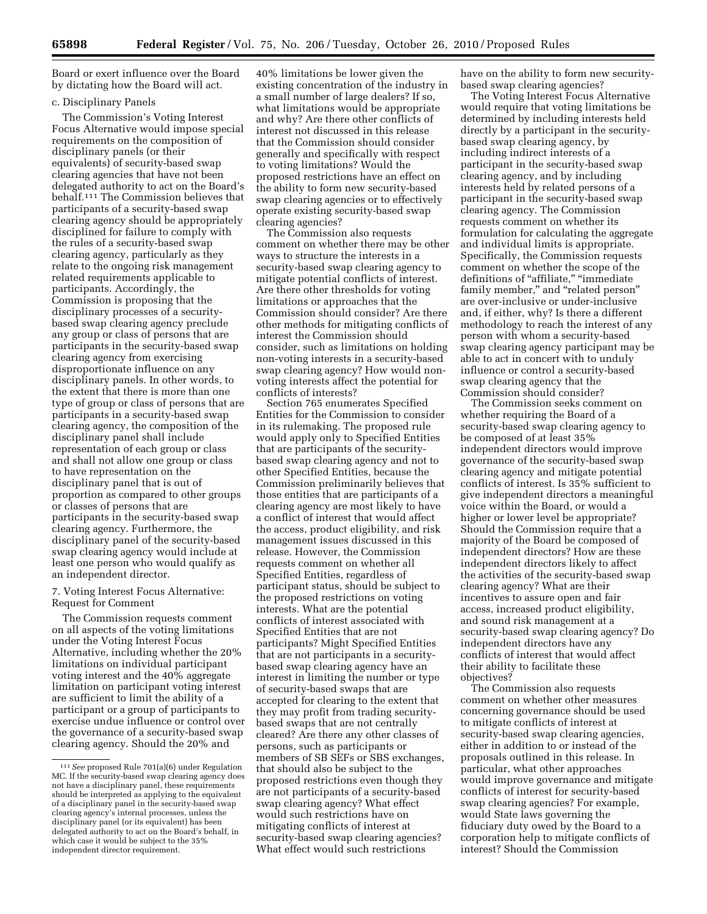Board or exert influence over the Board by dictating how the Board will act.

c. Disciplinary Panels

The Commission's Voting Interest Focus Alternative would impose special requirements on the composition of disciplinary panels (or their equivalents) of security-based swap clearing agencies that have not been delegated authority to act on the Board's behalf.[111] The Commission believes that participants of a security-based swap clearing agency should be appropriately disciplined for failure to comply with the rules of a security-based swap clearing agency, particularly as they relate to the ongoing risk management related requirements applicable to participants. Accordingly, the Commission is proposing that the disciplinary processes of a security-based swap clearing agency preclude any group or class of persons that are participants in the security-based swap clearing agency from exercising disproportionate influence on any disciplinary panels. In other words, to the extent that there is more than one type of group or class of persons that are participants in a security-based swap clearing agency, the composition of the disciplinary panel shall include representation of each group or class and shall not allow one group or class to have representation on the disciplinary panel that is out of proportion as compared to other groups or classes of persons that are participants in the security-based swap clearing agency. Furthermore, the disciplinary panel of the security-based swap clearing agency would include at least one person who would qualify as an independent director.

7. Voting Interest Focus Alternative: Request for Comment

The Commission requests comment on all aspects of the voting limitations under the Voting Interest Focus Alternative, including whether the 20% limitations on individual participant voting interest and the 40% aggregate limitation on participant voting interest are sufficient to limit the ability of a participant or a group of participants to exercise undue influence or control over the governance of a security-based swap clearing agency. Should the 20% and 40% limitations be lower given the existing concentration of the industry in a small number of large dealers? If so, what limitations would be appropriate and why? Are there other conflicts of interest not discussed in this release that the Commission should consider generally and specifically with respect to voting limitations? Would the proposed restrictions have an effect on the ability to form new security-based swap clearing agencies or to effectively operate existing security-based swap clearing agencies?

The Commission also requests comment on whether there may be other ways to structure the interests in a security-based swap clearing agency to mitigate potential conflicts of interest. Are there other thresholds for voting limitations or approaches that the Commission should consider? Are there other methods for mitigating conflicts of interest the Commission should consider, such as limitations on holding non-voting interests in a security-based swap clearing agency? How would non-voting interests affect the potential for conflicts of interests?

Section 765 enumerates Specified Entities for the Commission to consider in its rulemaking. The proposed rule would apply only to Specified Entities that are participants of the security-based swap clearing agency and not to other Specified Entities, because the Commission preliminarily believes that those entities that are participants of a clearing agency are most likely to have a conflict of interest that would affect the access, product eligibility, and risk management issues discussed in this release. However, the Commission requests comment on whether all Specified Entities, regardless of participant status, should be subject to the proposed restrictions on voting interests. What are the potential conflicts of interest associated with Specified Entities that are not participants? Might Specified Entities that are not participants in a security-based swap clearing agency have an interest in limiting the number or type of security-based swaps that are accepted for clearing to the extent that they may profit from trading security-based swaps that are not centrally cleared? Are there any other classes of persons, such as participants or members of SB SEFs or SBS exchanges, that should also be subject to the proposed restrictions even though they are not participants of a security-based swap clearing agency? What effect would such restrictions have on mitigating conflicts of interest at security-based swap clearing agencies? What effect would such restrictions have on the ability to form new security-based swap clearing agencies?

The Voting Interest Focus Alternative would require that voting limitations be determined by including interests held directly by a participant in the security-based swap clearing agency, by including indirect interests of a participant in the security-based swap clearing agency, and by including interests held by related persons of a participant in the security-based swap clearing agency. The Commission requests comment on whether its formulation for calculating the aggregate and individual limits is appropriate. Specifically, the Commission requests comment on whether the scope of the definitions of "affiliate," "immediate family member," and "related person" are over-inclusive or under-inclusive and, if either, why? Is there a different methodology to reach the interest of any person with whom a security-based swap clearing agency participant may be able to act in concert with to unduly influence or control a security-based swap clearing agency that the Commission should consider?

The Commission seeks comment on whether requiring the Board of a security-based swap clearing agency to be composed of at least 35% independent directors would improve governance of the security-based swap clearing agency and mitigate potential conflicts of interest. Is 35% sufficient to give independent directors a meaningful voice within the Board, or would a higher or lower level be appropriate? Should the Commission require that a majority of the Board be composed of independent directors? How are these independent directors likely to affect the activities of the security-based swap clearing agency? What are their incentives to assure open and fair access, increased product eligibility, and sound risk management at a security-based swap clearing agency? Do independent directors have any conflicts of interest that would affect their ability to facilitate these objectives?

The Commission also requests comment on whether other measures concerning governance should be used to mitigate conflicts of interest at security-based swap clearing agencies, either in addition to or instead of the proposals outlined in this release. In particular, what other approaches would improve governance and mitigate conflicts of interest for security-based swap clearing agencies? For example, would State laws governing the fiduciary duty owed by the Board to a corporation help to mitigate conflicts of interest? Should the Commission

[111] *See* proposed Rule 701(a)(6) under Regulation MC. If the security-based swap clearing agency does not have a disciplinary panel, these requirements should be interpreted as applying to the equivalent of a disciplinary panel in the security-based swap clearing agency's internal processes, unless the disciplinary panel (or its equivalent) has been delegated authority to act on the Board's behalf, in which case it would be subject to the 35% independent director requirement.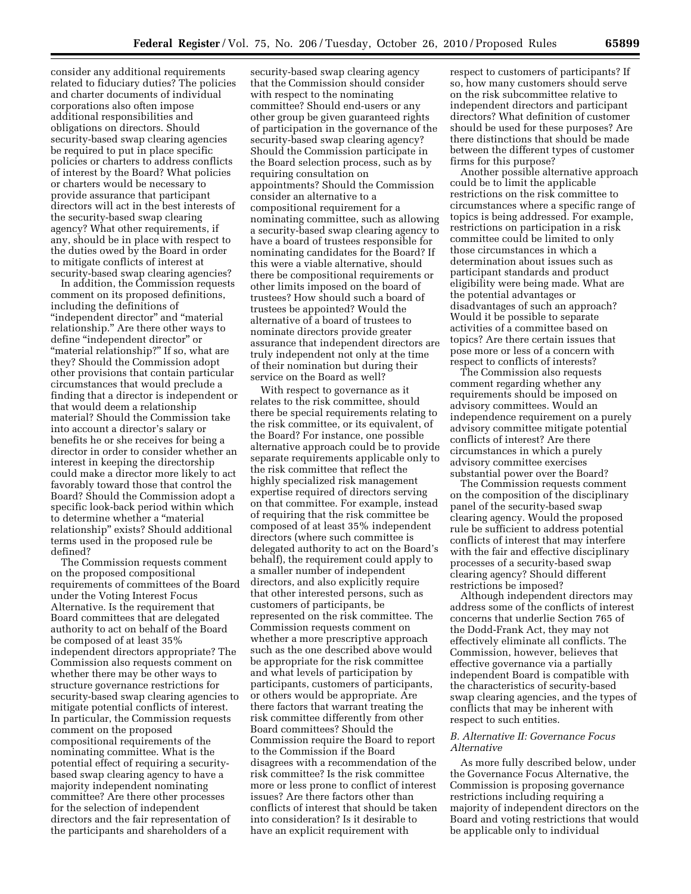consider any additional requirements related to fiduciary duties? The policies and charter documents of individual corporations also often impose additional responsibilities and obligations on directors. Should security-based swap clearing agencies be required to put in place specific policies or charters to address conflicts of interest by the Board? What policies or charters would be necessary to provide assurance that participant directors will act in the best interests of the security-based swap clearing agency? What other requirements, if any, should be in place with respect to the duties owed by the Board in order to mitigate conflicts of interest at security-based swap clearing agencies?

In addition, the Commission requests comment on its proposed definitions, including the definitions of "independent director" and "material relationship." Are there other ways to define "independent director" or "material relationship?" If so, what are they? Should the Commission adopt other provisions that contain particular circumstances that would preclude a finding that a director is independent or that would deem a relationship material? Should the Commission take into account a director's salary or benefits he or she receives for being a director in order to consider whether an interest in keeping the directorship could make a director more likely to act favorably toward those that control the Board? Should the Commission adopt a specific look-back period within which to determine whether a "material relationship" exists? Should additional terms used in the proposed rule be defined?

The Commission requests comment on the proposed compositional requirements of committees of the Board under the Voting Interest Focus Alternative. Is the requirement that Board committees that are delegated authority to act on behalf of the Board be composed of at least 35% independent directors appropriate? The Commission also requests comment on whether there may be other ways to structure governance restrictions for security-based swap clearing agencies to mitigate potential conflicts of interest. In particular, the Commission requests comment on the proposed compositional requirements of the nominating committee. What is the potential effect of requiring a security-based swap clearing agency to have a majority independent nominating committee? Are there other processes for the selection of independent directors and the fair representation of the participants and shareholders of a security-based swap clearing agency that the Commission should consider with respect to the nominating committee? Should end-users or any other group be given guaranteed rights of participation in the governance of the security-based swap clearing agency? Should the Commission participate in the Board selection process, such as by requiring consultation on appointments? Should the Commission consider an alternative to a compositional requirement for a nominating committee, such as allowing a security-based swap clearing agency to have a board of trustees responsible for nominating candidates for the Board? If this were a viable alternative, should there be compositional requirements or other limits imposed on the board of trustees? How should such a board of trustees be appointed? Would the alternative of a board of trustees to nominate directors provide greater assurance that independent directors are truly independent not only at the time of their nomination but during their service on the Board as well?

With respect to governance as it relates to the risk committee, should there be special requirements relating to the risk committee, or its equivalent, of the Board? For instance, one possible alternative approach could be to provide separate requirements applicable only to the risk committee that reflect the highly specialized risk management expertise required of directors serving on that committee. For example, instead of requiring that the risk committee be composed of at least 35% independent directors (where such committee is delegated authority to act on the Board's behalf), the requirement could apply to a smaller number of independent directors, and also explicitly require that other interested persons, such as customers of participants, be represented on the risk committee. The Commission requests comment on whether a more prescriptive approach such as the one described above would be appropriate for the risk committee and what levels of participation by participants, customers of participants, or others would be appropriate. Are there factors that warrant treating the risk committee differently from other Board committees? Should the Commission require the Board to report to the Commission if the Board disagrees with a recommendation of the risk committee? Is the risk committee more or less prone to conflict of interest issues? Are there factors other than conflicts of interest that should be taken into consideration? Is it desirable to have an explicit requirement with respect to customers of participants? If so, how many customers should serve on the risk subcommittee relative to independent directors and participant directors? What definition of customer should be used for these purposes? Are there distinctions that should be made between the different types of customer firms for this purpose?

Another possible alternative approach could be to limit the applicable restrictions on the risk committee to circumstances where a specific range of topics is being addressed. For example, restrictions on participation in a risk committee could be limited to only those circumstances in which a determination about issues such as participant standards and product eligibility were being made. What are the potential advantages or disadvantages of such an approach? Would it be possible to separate activities of a committee based on topics? Are there certain issues that pose more or less of a concern with respect to conflicts of interests?

The Commission also requests comment regarding whether any requirements should be imposed on advisory committees. Would an independence requirement on a purely advisory committee mitigate potential conflicts of interest? Are there circumstances in which a purely advisory committee exercises substantial power over the Board?

The Commission requests comment on the composition of the disciplinary panel of the security-based swap clearing agency. Would the proposed rule be sufficient to address potential conflicts of interest that may interfere with the fair and effective disciplinary processes of a security-based swap clearing agency? Should different restrictions be imposed?

Although independent directors may address some of the conflicts of interest concerns that underlie Section 765 of the Dodd-Frank Act, they may not effectively eliminate all conflicts. The Commission, however, believes that effective governance via a partially independent Board is compatible with the characteristics of security-based swap clearing agencies, and the types of conflicts that may be inherent with respect to such entities.

### *B. Alternative II: Governance Focus Alternative*

As more fully described below, under the Governance Focus Alternative, the Commission is proposing governance restrictions including requiring a majority of independent directors on the Board and voting restrictions that would be applicable only to individual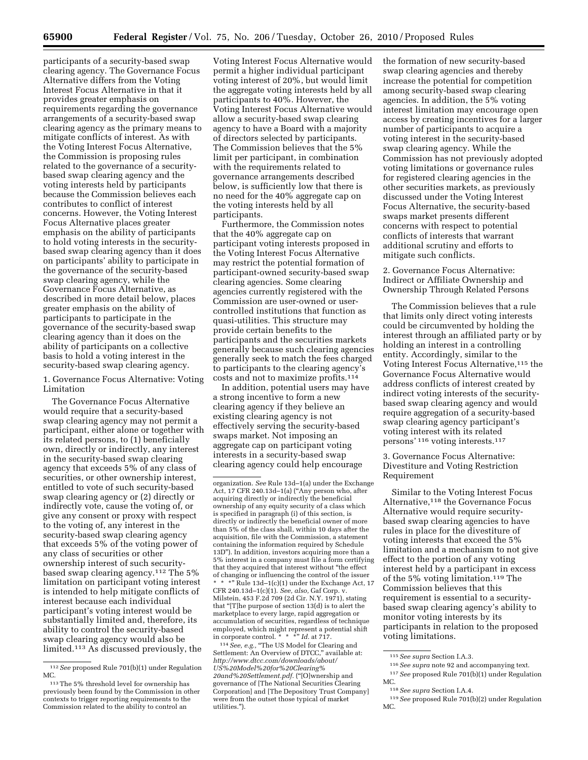participants of a security-based swap clearing agency. The Governance Focus Alternative differs from the Voting Interest Focus Alternative in that it provides greater emphasis on requirements regarding the governance arrangements of a security-based swap clearing agency as the primary means to mitigate conflicts of interest. As with the Voting Interest Focus Alternative, the Commission is proposing rules related to the governance of a security-based swap clearing agency and the voting interests held by participants because the Commission believes each contributes to conflict of interest concerns. However, the Voting Interest Focus Alternative places greater emphasis on the ability of participants to hold voting interests in the security-based swap clearing agency than it does on participants' ability to participate in the governance of the security-based swap clearing agency, while the Governance Focus Alternative, as described in more detail below, places greater emphasis on the ability of participants to participate in the governance of the security-based swap clearing agency than it does on the ability of participants on a collective basis to hold a voting interest in the security-based swap clearing agency.

1. Governance Focus Alternative: Voting Limitation

The Governance Focus Alternative would require that a security-based swap clearing agency may not permit a participant, either alone or together with its related persons, to (1) beneficially own, directly or indirectly, any interest in the security-based swap clearing agency that exceeds 5% of any class of securities, or other ownership interest, entitled to vote of such security-based swap clearing agency or (2) directly or indirectly vote, cause the voting of, or give any consent or proxy with respect to the voting of, any interest in the security-based swap clearing agency that exceeds 5% of the voting power of any class of securities or other ownership interest of such security-based swap clearing agency.[112] The 5% limitation on participant voting interest is intended to help mitigate conflicts of interest because each individual participant's voting interest would be substantially limited and, therefore, its ability to control the security-based swap clearing agency would also be limited.[113] As discussed previously, the Voting Interest Focus Alternative would permit a higher individual participant voting interest of 20%, but would limit the aggregate voting interests held by all participants to 40%. However, the Voting Interest Focus Alternative would allow a security-based swap clearing agency to have a Board with a majority of directors selected by participants. The Commission believes that the 5% limit per participant, in combination with the requirements related to governance arrangements described below, is sufficiently low that there is no need for the 40% aggregate cap on the voting interests held by all participants.

Furthermore, the Commission notes that the 40% aggregate cap on participant voting interests proposed in the Voting Interest Focus Alternative may restrict the potential formation of participant-owned security-based swap clearing agencies. Some clearing agencies currently registered with the Commission are user-owned or user-controlled institutions that function as quasi-utilities. This structure may provide certain benefits to the participants and the securities markets generally because such clearing agencies generally seek to match the fees charged to participants to the clearing agency's costs and not to maximize profits.[114]

In addition, potential users may have a strong incentive to form a new clearing agency if they believe an existing clearing agency is not effectively serving the security-based swaps market. Not imposing an aggregate cap on participant voting interests in a security-based swap clearing agency could help encourage the formation of new security-based swap clearing agencies and thereby increase the potential for competition among security-based swap clearing agencies. In addition, the 5% voting interest limitation may encourage open access by creating incentives for a larger number of participants to acquire a voting interest in the security-based swap clearing agency. While the Commission has not previously adopted voting limitations or governance rules for registered clearing agencies in the other securities markets, as previously discussed under the Voting Interest Focus Alternative, the security-based swaps market presents different concerns with respect to potential conflicts of interests that warrant additional scrutiny and efforts to mitigate such conflicts.

2. Governance Focus Alternative: Indirect or Affiliate Ownership and Ownership Through Related Persons

The Commission believes that a rule that limits only direct voting interests could be circumvented by holding the interest through an affiliated party or by holding an interest in a controlling entity. Accordingly, similar to the Voting Interest Focus Alternative,[115] the Governance Focus Alternative would address conflicts of interest created by indirect voting interests of the security-based swap clearing agency and would require aggregation of a security-based swap clearing agency participant's voting interest with its related persons'[116] voting interests.[117]

3. Governance Focus Alternative: Divestiture and Voting Restriction Requirement

Similar to the Voting Interest Focus Alternative,[118] the Governance Focus Alternative would require security-based swap clearing agencies to have rules in place for the divestiture of voting interests that exceed the 5% limitation and a mechanism to not give effect to the portion of any voting interest held by a participant in excess of the 5% voting limitation.[119] The Commission believes that this requirement is essential to a security-based swap clearing agency's ability to monitor voting interests by its participants in relation to the proposed voting limitations.

---

[112] *See* proposed Rule 701(b)(1) under Regulation MC.

[113] The 5% threshold level for ownership has previously been found by the Commission in other contexts to trigger reporting requirements to the Commission related to the ability to control an organization. *See* Rule 13d–1(a) under the Exchange Act, 17 CFR 240.13d–1(a) ("Any person who, after acquiring directly or indirectly the beneficial ownership of any equity security of a class which is specified in paragraph (i) of this section, is directly or indirectly the beneficial owner of more than 5% of the class shall, within 10 days after the acquisition, file with the Commission, a statement containing the information required by Schedule 13D"). In addition, investors acquiring more than a 5% interest in a company must file a form certifying that they acquired that interest without "the effect of changing or influencing the control of the issuer * * *" Rule 13d–1(c)(1) under the Exchange Act, 17 CFR 240.13d–1(c)(1). *See, also,* Gaf Corp. v. Milstein, 453 F.2d 709 (2d Cir. N.Y. 1971), stating that "[T]he purpose of section 13(d) is to alert the marketplace to every large, rapid aggregation or accumulation of securities, regardless of technique employed, which might represent a potential shift in corporate control. * * *" *Id.* at 717.

[114] *See, e.g.,* "The US Model for Clearing and Settlement: An Overview of DTCC," available at: *http://www.dtcc.com/downloads/about/US%20Model%20for%20Clearing%20and%20Settlement.pdf.* ("[O]wnership and governance of [The National Securities Clearing Corporation] and [The Depository Trust Company] were from the outset those typical of market utilities.").

[115] *See supra* Section I.A.3.

[116] *See supra* note 92 and accompanying text.

[117] *See* proposed Rule 701(b)(1) under Regulation MC.

[118] *See supra* Section I.A.4.

[119] *See* proposed Rule 701(b)(2) under Regulation MC.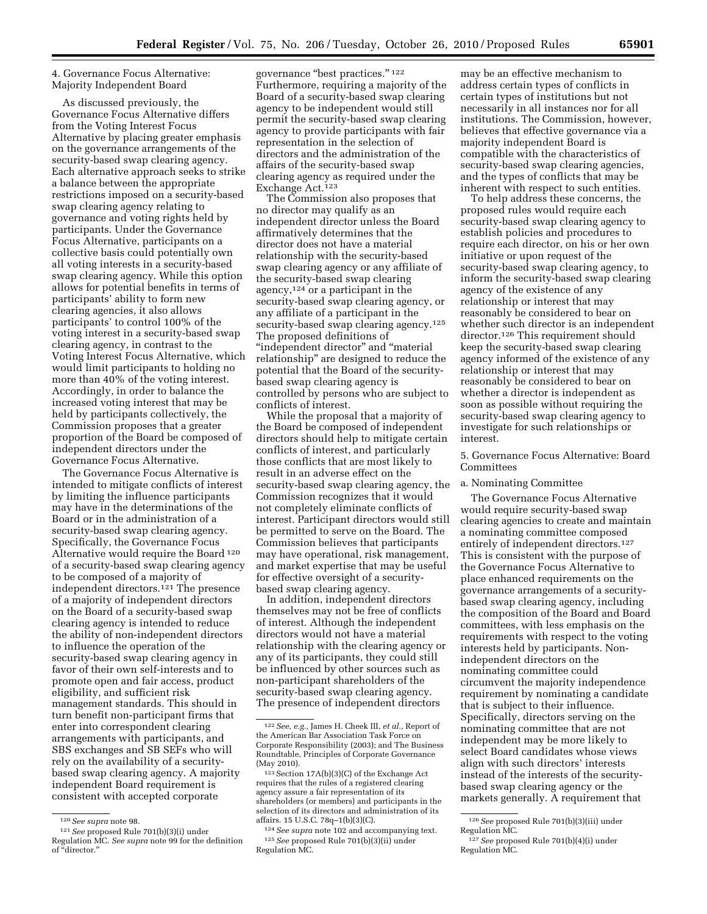### 4. Governance Focus Alternative: Majority Independent Board

As discussed previously, the Governance Focus Alternative differs from the Voting Interest Focus Alternative by placing greater emphasis on the governance arrangements of the security-based swap clearing agency. Each alternative approach seeks to strike a balance between the appropriate restrictions imposed on a security-based swap clearing agency relating to governance and voting rights held by participants. Under the Governance Focus Alternative, participants on a collective basis could potentially own all voting interests in a security-based swap clearing agency. While this option allows for potential benefits in terms of participants' ability to form new clearing agencies, it also allows participants' to control 100% of the voting interest in a security-based swap clearing agency, in contrast to the Voting Interest Focus Alternative, which would limit participants to holding no more than 40% of the voting interest. Accordingly, in order to balance the increased voting interest that may be held by participants collectively, the Commission proposes that a greater proportion of the Board be composed of independent directors under the Governance Focus Alternative.

The Governance Focus Alternative is intended to mitigate conflicts of interest by limiting the influence participants may have in the determinations of the Board or in the administration of a security-based swap clearing agency. Specifically, the Governance Focus Alternative would require the Board [120] of a security-based swap clearing agency to be composed of a majority of independent directors.[121] The presence of a majority of independent directors on the Board of a security-based swap clearing agency is intended to reduce the ability of non-independent directors to influence the operation of the security-based swap clearing agency in favor of their own self-interests and to promote open and fair access, product eligibility, and sufficient risk management standards. This should in turn benefit non-participant firms that enter into correspondent clearing arrangements with participants, and SBS exchanges and SB SEFs who will rely on the availability of a security-based swap clearing agency. A majority independent Board requirement is consistent with accepted corporate governance "best practices." [122] Furthermore, requiring a majority of the Board of a security-based swap clearing agency to be independent would still permit the security-based swap clearing agency to provide participants with fair representation in the selection of directors and the administration of the affairs of the security-based swap clearing agency as required under the Exchange Act.[123]

The Commission also proposes that no director may qualify as an independent director unless the Board affirmatively determines that the director does not have a material relationship with the security-based swap clearing agency or any affiliate of the security-based swap clearing agency,[124] or a participant in the security-based swap clearing agency, or any affiliate of a participant in the security-based swap clearing agency.[125] The proposed definitions of "independent director" and "material relationship" are designed to reduce the potential that the Board of the security-based swap clearing agency is controlled by persons who are subject to conflicts of interest.

While the proposal that a majority of the Board be composed of independent directors should help to mitigate certain conflicts of interest, and particularly those conflicts that are most likely to result in an adverse effect on the security-based swap clearing agency, the Commission recognizes that it would not completely eliminate conflicts of interest. Participant directors would still be permitted to serve on the Board. The Commission believes that participants may have operational, risk management, and market expertise that may be useful for effective oversight of a security-based swap clearing agency.

In addition, independent directors themselves may not be free of conflicts of interest. Although the independent directors would not have a material relationship with the clearing agency or any of its participants, they could still be influenced by other sources such as non-participant shareholders of the security-based swap clearing agency. The presence of independent directors may be an effective mechanism to address certain types of conflicts in certain types of institutions but not necessarily in all instances nor for all institutions. The Commission, however, believes that effective governance via a majority independent Board is compatible with the characteristics of security-based swap clearing agencies, and the types of conflicts that may be inherent with respect to such entities.

To help address these concerns, the proposed rules would require each security-based swap clearing agency to establish policies and procedures to require each director, on his or her own initiative or upon request of the security-based swap clearing agency, to inform the security-based swap clearing agency of the existence of any relationship or interest that may reasonably be considered to bear on whether such director is an independent director.[126] This requirement should keep the security-based swap clearing agency informed of the existence of any relationship or interest that may reasonably be considered to bear on whether a director is independent as soon as possible without requiring the security-based swap clearing agency to investigate for such relationships or interest.

### 5. Governance Focus Alternative: Board Committees

#### a. Nominating Committee

The Governance Focus Alternative would require security-based swap clearing agencies to create and maintain a nominating committee composed entirely of independent directors.[127] This is consistent with the purpose of the Governance Focus Alternative to place enhanced requirements on the governance arrangements of a security-based swap clearing agency, including the composition of the Board and Board committees, with less emphasis on the requirements with respect to the voting interests held by participants. Non-independent directors on the nominating committee could circumvent the majority independence requirement by nominating a candidate that is subject to their influence. Specifically, directors serving on the nominating committee that are not independent may be more likely to select Board candidates whose views align with such directors' interests instead of the interests of the security-based swap clearing agency or the markets generally. A requirement that

---

[120] *See supra* note 98.

[121] *See* proposed Rule 701(b)(3)(i) under Regulation MC. *See supra* note 99 for the definition of "director."

[122] *See, e.g.,* James H. Cheek III, *et al.,* Report of the American Bar Association Task Force on Corporate Responsibility (2003); and The Business Roundtable, Principles of Corporate Governance (May 2010).

[123] Section 17A(b)(3)(C) of the Exchange Act requires that the rules of a registered clearing agency assure a fair representation of its shareholders (or members) and participants in the selection of its directors and administration of its affairs. 15 U.S.C. 78q–1(b)(3)(C).

[124] *See supra* note 102 and accompanying text.

[125] *See* proposed Rule 701(b)(3)(ii) under Regulation MC.

[126] *See* proposed Rule 701(b)(3)(iii) under Regulation MC.

[127] *See* proposed Rule 701(b)(4)(i) under Regulation MC.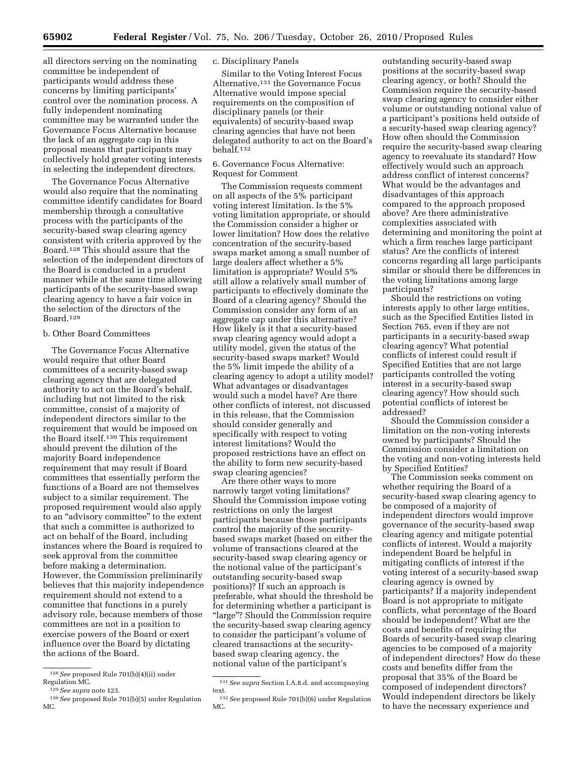all directors serving on the nominating committee be independent of participants would address these concerns by limiting participants' control over the nomination process. A fully independent nominating committee may be warranted under the Governance Focus Alternative because the lack of an aggregate cap in this proposal means that participants may collectively hold greater voting interests in selecting the independent directors.

The Governance Focus Alternative would also require that the nominating committee identify candidates for Board membership through a consultative process with the participants of the security-based swap clearing agency consistent with criteria approved by the Board.[128] This should assure that the selection of the independent directors of the Board is conducted in a prudent manner while at the same time allowing participants of the security-based swap clearing agency to have a fair voice in the selection of the directors of the Board.[129]

b. Other Board Committees

The Governance Focus Alternative would require that other Board committees of a security-based swap clearing agency that are delegated authority to act on the Board's behalf, including but not limited to the risk committee, consist of a majority of independent directors similar to the requirement that would be imposed on the Board itself.[130] This requirement should prevent the dilution of the majority Board independence requirement that may result if Board committees that essentially perform the functions of a Board are not themselves subject to a similar requirement. The proposed requirement would also apply to an "advisory committee" to the extent that such a committee is authorized to act on behalf of the Board, including instances where the Board is required to seek approval from the committee before making a determination. However, the Commission preliminarily believes that this majority independence requirement should not extend to a committee that functions in a purely advisory role, because members of those committees are not in a position to exercise powers of the Board or exert influence over the Board by dictating the actions of the Board.

c. Disciplinary Panels

Similar to the Voting Interest Focus Alternative,[131] the Governance Focus Alternative would impose special requirements on the composition of disciplinary panels (or their equivalents) of security-based swap clearing agencies that have not been delegated authority to act on the Board's behalf.[132]

6. Governance Focus Alternative: Request for Comment

The Commission requests comment on all aspects of the 5% participant voting interest limitation. Is the 5% voting limitation appropriate, or should the Commission consider a higher or lower limitation? How does the relative concentration of the security-based swaps market among a small number of large dealers affect whether a 5% limitation is appropriate? Would 5% still allow a relatively small number of participants to effectively dominate the Board of a clearing agency? Should the Commission consider any form of an aggregate cap under this alternative? How likely is it that a security-based swap clearing agency would adopt a utility model, given the status of the security-based swaps market? Would the 5% limit impede the ability of a clearing agency to adopt a utility model? What advantages or disadvantages would such a model have? Are there other conflicts of interest, not discussed in this release, that the Commission should consider generally and specifically with respect to voting interest limitations? Would the proposed restrictions have an effect on the ability to form new security-based swap clearing agencies?

Are there other ways to more narrowly target voting limitations? Should the Commission impose voting restrictions on only the largest participants because those participants control the majority of the security-based swaps market (based on either the volume of transactions cleared at the security-based swap clearing agency or the notional value of the participant's outstanding security-based swap positions)? If such an approach is preferable, what should the threshold be for determining whether a participant is "large"? Should the Commission require the security-based swap clearing agency to consider the participant's volume of cleared transactions at the security-based swap clearing agency, the notional value of the participant's outstanding security-based swap positions at the security-based swap clearing agency, or both? Should the Commission require the security-based swap clearing agency to consider either volume or outstanding notional value of a participant's positions held outside of a security-based swap clearing agency? How often should the Commission require the security-based swap clearing agency to reevaluate its standard? How effectively would such an approach address conflict of interest concerns? What would be the advantages and disadvantages of this approach compared to the approach proposed above? Are there administrative complexities associated with determining and monitoring the point at which a firm reaches large participant status? Are the conflicts of interest concerns regarding all large participants similar or should there be differences in the voting limitations among large participants?

Should the restrictions on voting interests apply to other large entities, such as the Specified Entities listed in Section 765, even if they are not participants in a security-based swap clearing agency? What potential conflicts of interest could result if Specified Entities that are not large participants controlled the voting interest in a security-based swap clearing agency? How should such potential conflicts of interest be addressed?

Should the Commission consider a limitation on the non-voting interests owned by participants? Should the Commission consider a limitation on the voting and non-voting interests held by Specified Entities?

The Commission seeks comment on whether requiring the Board of a security-based swap clearing agency to be composed of a majority of independent directors would improve governance of the security-based swap clearing agency and mitigate potential conflicts of interest. Would a majority independent Board be helpful in mitigating conflicts of interest if the voting interest of a security-based swap clearing agency is owned by participants? If a majority independent Board is not appropriate to mitigate conflicts, what percentage of the Board should be independent? What are the costs and benefits of requiring the Boards of security-based swap clearing agencies to be composed of a majority of independent directors? How do these costs and benefits differ from the proposal that 35% of the Board be composed of independent directors? Would independent directors be likely to have the necessary experience and

---

[128] *See* proposed Rule 701(b)(4)(ii) under Regulation MC.

[129] *See supra* note 123.

[130] *See* proposed Rule 701(b)(5) under Regulation MC.

[131] *See supra* Section I.A.8.d. and accompanying text.

[132] *See* proposed Rule 701(b)(6) under Regulation MC.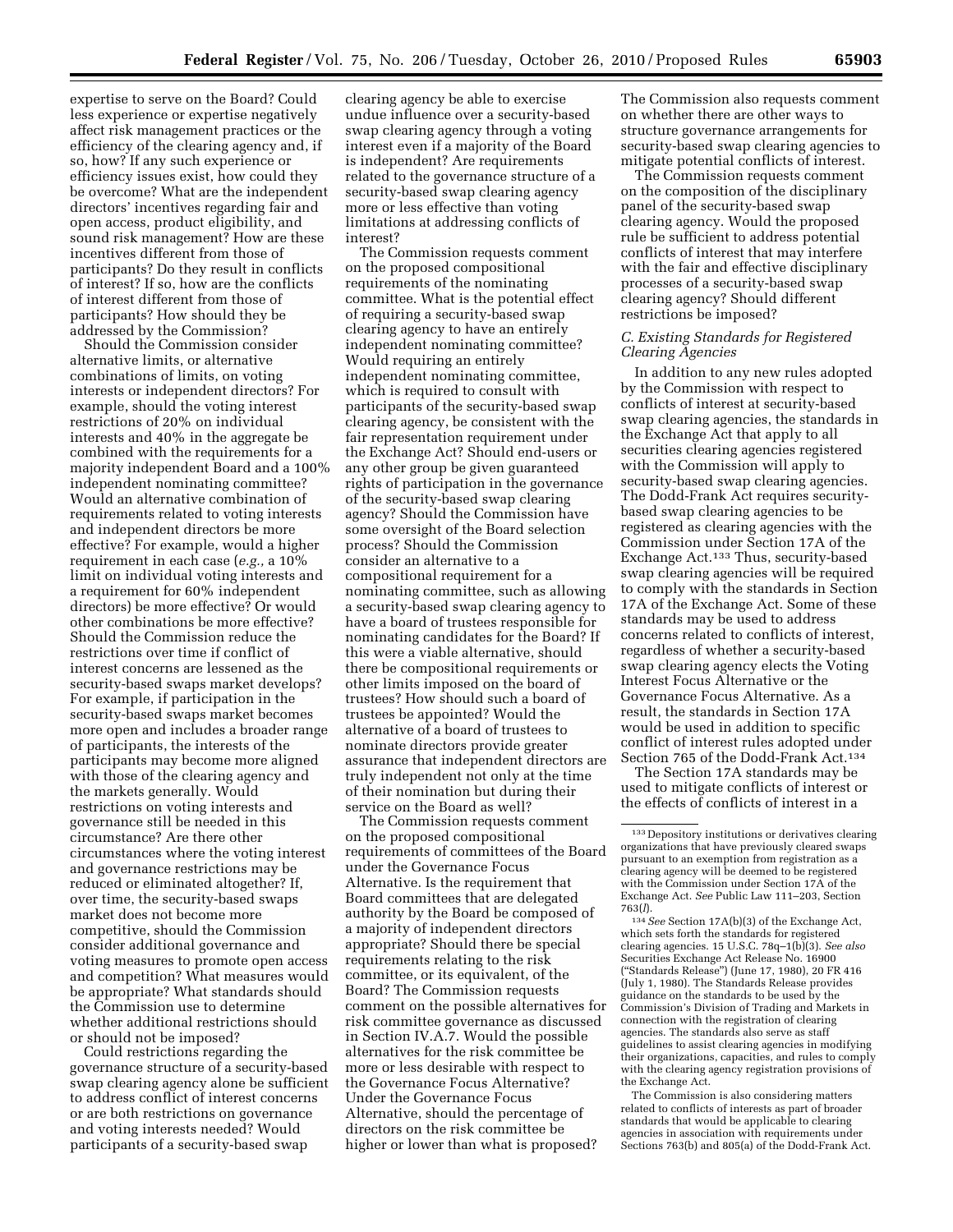expertise to serve on the Board? Could less experience or expertise negatively affect risk management practices or the efficiency of the clearing agency and, if so, how? If any such experience or efficiency issues exist, how could they be overcome? What are the independent directors' incentives regarding fair and open access, product eligibility, and sound risk management? How are these incentives different from those of participants? Do they result in conflicts of interest? If so, how are the conflicts of interest different from those of participants? How should they be addressed by the Commission?

Should the Commission consider alternative limits, or alternative combinations of limits, on voting interests or independent directors? For example, should the voting interest restrictions of 20% on individual interests and 40% in the aggregate be combined with the requirements for a majority independent Board and a 100% independent nominating committee? Would an alternative combination of requirements related to voting interests and independent directors be more effective? For example, would a higher requirement in each case (*e.g.,* a 10% limit on individual voting interests and a requirement for 60% independent directors) be more effective? Or would other combinations be more effective? Should the Commission reduce the restrictions over time if conflict of interest concerns are lessened as the security-based swaps market develops? For example, if participation in the security-based swaps market becomes more open and includes a broader range of participants, the interests of the participants may become more aligned with those of the clearing agency and the markets generally. Would restrictions on voting interests and governance still be needed in this circumstance? Are there other circumstances where the voting interest and governance restrictions may be reduced or eliminated altogether? If, over time, the security-based swaps market does not become more competitive, should the Commission consider additional governance and voting measures to promote open access and competition? What measures would be appropriate? What standards should the Commission use to determine whether additional restrictions should or should not be imposed?

Could restrictions regarding the governance structure of a security-based swap clearing agency alone be sufficient to address conflict of interest concerns or are both restrictions on governance and voting interests needed? Would participants of a security-based swap clearing agency be able to exercise undue influence over a security-based swap clearing agency through a voting interest even if a majority of the Board is independent? Are requirements related to the governance structure of a security-based swap clearing agency more or less effective than voting limitations at addressing conflicts of interest?

The Commission requests comment on the proposed compositional requirements of the nominating committee. What is the potential effect of requiring a security-based swap clearing agency to have an entirely independent nominating committee? Would requiring an entirely independent nominating committee, which is required to consult with participants of the security-based swap clearing agency, be consistent with the fair representation requirement under the Exchange Act? Should end-users or any other group be given guaranteed rights of participation in the governance of the security-based swap clearing agency? Should the Commission have some oversight of the Board selection process? Should the Commission consider an alternative to a compositional requirement for a nominating committee, such as allowing a security-based swap clearing agency to have a board of trustees responsible for nominating candidates for the Board? If this were a viable alternative, should there be compositional requirements or other limits imposed on the board of trustees? How should such a board of trustees be appointed? Would the alternative of a board of trustees to nominate directors provide greater assurance that independent directors are truly independent not only at the time of their nomination but during their service on the Board as well?

The Commission requests comment on the proposed compositional requirements of committees of the Board under the Governance Focus Alternative. Is the requirement that Board committees that are delegated authority by the Board be composed of a majority of independent directors appropriate? Should there be special requirements relating to the risk committee, or its equivalent, of the Board? The Commission requests comment on the possible alternatives for risk committee governance as discussed in Section IV.A.7. Would the possible alternatives for the risk committee be more or less desirable with respect to the Governance Focus Alternative? Under the Governance Focus Alternative, should the percentage of directors on the risk committee be higher or lower than what is proposed? The Commission also requests comment on whether there are other ways to structure governance arrangements for security-based swap clearing agencies to mitigate potential conflicts of interest.

The Commission requests comment on the composition of the disciplinary panel of the security-based swap clearing agency. Would the proposed rule be sufficient to address potential conflicts of interest that may interfere with the fair and effective disciplinary processes of a security-based swap clearing agency? Should different restrictions be imposed?

### *C. Existing Standards for Registered Clearing Agencies*

In addition to any new rules adopted by the Commission with respect to conflicts of interest at security-based swap clearing agencies, the standards in the Exchange Act that apply to all securities clearing agencies registered with the Commission will apply to security-based swap clearing agencies. The Dodd-Frank Act requires security-based swap clearing agencies to be registered as clearing agencies with the Commission under Section 17A of the Exchange Act.[133] Thus, security-based swap clearing agencies will be required to comply with the standards in Section 17A of the Exchange Act. Some of these standards may be used to address concerns related to conflicts of interest, regardless of whether a security-based swap clearing agency elects the Voting Interest Focus Alternative or the Governance Focus Alternative. As a result, the standards in Section 17A would be used in addition to specific conflict of interest rules adopted under Section 765 of the Dodd-Frank Act.[134]

The Section 17A standards may be used to mitigate conflicts of interest or the effects of conflicts of interest in a

---

[133] Depository institutions or derivatives clearing organizations that have previously cleared swaps pursuant to an exemption from registration as a clearing agency will be deemed to be registered with the Commission under Section 17A of the Exchange Act. *See* Public Law 111–203, Section 763(*l*).

[134] *See* Section 17A(b)(3) of the Exchange Act, which sets forth the standards for registered clearing agencies. 15 U.S.C. 78q–1(b)(3). *See also* Securities Exchange Act Release No. 16900 ("Standards Release") (June 17, 1980), 20 FR 416 (July 1, 1980). The Standards Release provides guidance on the standards to be used by the Commission's Division of Trading and Markets in connection with the registration of clearing agencies. The standards also serve as staff guidelines to assist clearing agencies in modifying their organizations, capacities, and rules to comply with the clearing agency registration provisions of the Exchange Act.

The Commission is also considering matters related to conflicts of interests as part of broader standards that would be applicable to clearing agencies in association with requirements under Sections 763(b) and 805(a) of the Dodd-Frank Act.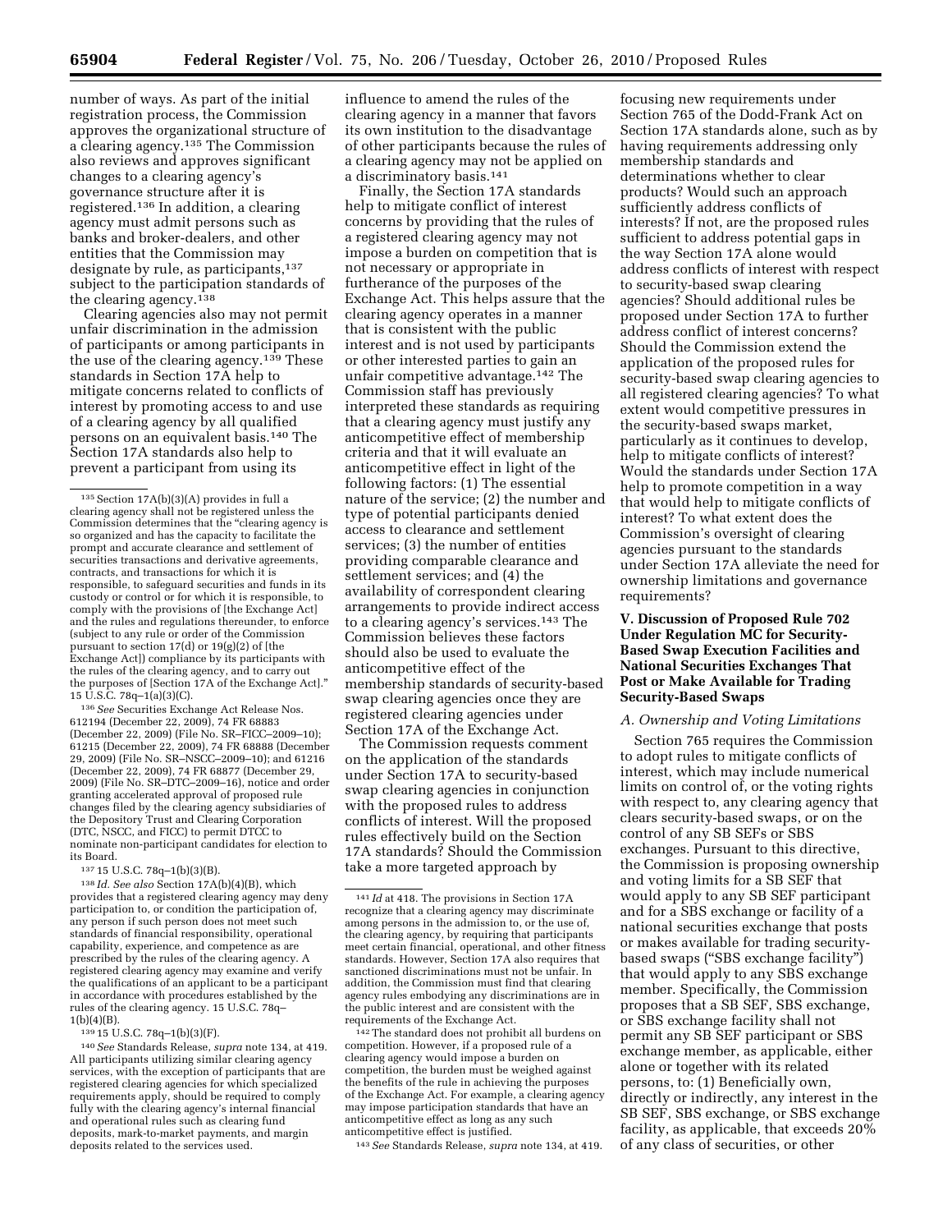number of ways. As part of the initial registration process, the Commission approves the organizational structure of a clearing agency.[135] The Commission also reviews and approves significant changes to a clearing agency's governance structure after it is registered.[136] In addition, a clearing agency must admit persons such as banks and broker-dealers, and other entities that the Commission may designate by rule, as participants,[137] subject to the participation standards of the clearing agency.[138]

Clearing agencies also may not permit unfair discrimination in the admission of participants or among participants in the use of the clearing agency.[139] These standards in Section 17A help to mitigate concerns related to conflicts of interest by promoting access to and use of a clearing agency by all qualified persons on an equivalent basis.[140] The Section 17A standards also help to prevent a participant from using its influence to amend the rules of the clearing agency in a manner that favors its own institution to the disadvantage of other participants because the rules of a clearing agency may not be applied on a discriminatory basis.[141]

Finally, the Section 17A standards help to mitigate conflict of interest concerns by providing that the rules of a registered clearing agency may not impose a burden on competition that is not necessary or appropriate in furtherance of the purposes of the Exchange Act. This helps assure that the clearing agency operates in a manner that is consistent with the public interest and is not used by participants or other interested parties to gain an unfair competitive advantage.[142] The Commission staff has previously interpreted these standards as requiring that a clearing agency must justify any anticompetitive effect of membership criteria and that it will evaluate an anticompetitive effect in light of the following factors: (1) The essential nature of the service; (2) the number and type of potential participants denied access to clearance and settlement services; (3) the number of entities providing comparable clearance and settlement services; and (4) the availability of correspondent clearing arrangements to provide indirect access to a clearing agency's services.[143] The Commission believes these factors should also be used to evaluate the anticompetitive effect of the membership standards of security-based swap clearing agencies once they are registered clearing agencies under Section 17A of the Exchange Act.

The Commission requests comment on the application of the standards under Section 17A to security-based swap clearing agencies in conjunction with the proposed rules to address conflicts of interest. Will the proposed rules effectively build on the Section 17A standards? Should the Commission take a more targeted approach by focusing new requirements under Section 765 of the Dodd-Frank Act on Section 17A standards alone, such as by having requirements addressing only membership standards and determinations whether to clear products? Would such an approach sufficiently address conflicts of interests? If not, are the proposed rules sufficient to address potential gaps in the way Section 17A alone would address conflicts of interest with respect to security-based swap clearing agencies? Should additional rules be proposed under Section 17A to further address conflict of interest concerns? Should the Commission extend the application of the proposed rules for security-based swap clearing agencies to all registered clearing agencies? To what extent would competitive pressures in the security-based swaps market, particularly as it continues to develop, help to mitigate conflicts of interest? Would the standards under Section 17A help to promote competition in a way that would help to mitigate conflicts of interest? To what extent does the Commission's oversight of clearing agencies pursuant to the standards under Section 17A alleviate the need for ownership limitations and governance requirements?

## V. Discussion of Proposed Rule 702 Under Regulation MC for Security-Based Swap Execution Facilities and National Securities Exchanges That Post or Make Available for Trading Security-Based Swaps

### A. Ownership and Voting Limitations

Section 765 requires the Commission to adopt rules to mitigate conflicts of interest, which may include numerical limits on control of, or the voting rights with respect to, any clearing agency that clears security-based swaps, or on the control of any SB SEFs or SBS exchanges. Pursuant to this directive, the Commission is proposing ownership and voting limits for a SB SEF that would apply to any SB SEF participant and for a SBS exchange or facility of a national securities exchange that posts or makes available for trading security-based swaps ("SBS exchange facility") that would apply to any SBS exchange member. Specifically, the Commission proposes that a SB SEF, SBS exchange, or SBS exchange facility shall not permit any SB SEF participant or SBS exchange member, as applicable, either alone or together with its related persons, to: (1) Beneficially own, directly or indirectly, any interest in the SB SEF, SBS exchange, or SBS exchange facility, as applicable, that exceeds 20% of any class of securities, or other

---

[135] Section 17A(b)(3)(A) provides in full a clearing agency shall not be registered unless the Commission determines that the "clearing agency is so organized and has the capacity to facilitate the prompt and accurate clearance and settlement of securities transactions and derivative agreements, contracts, and transactions for which it is responsible, to safeguard securities and funds in its custody or control or for which it is responsible, to comply with the provisions of [the Exchange Act] and the rules and regulations thereunder, to enforce (subject to any rule or order of the Commission pursuant to section 17(d) or 19(g)(2) of [the Exchange Act]) compliance by its participants with the rules of the clearing agency, and to carry out the purposes of [Section 17A of the Exchange Act]." 15 U.S.C. 78q–1(a)(3)(C).

[136] *See* Securities Exchange Act Release Nos. 612194 (December 22, 2009), 74 FR 68883 (December 22, 2009) (File No. SR–FICC–2009–10); 61215 (December 22, 2009), 74 FR 68888 (December 29, 2009) (File No. SR–NSCC–2009–10); and 61216 (December 22, 2009), 74 FR 68877 (December 29, 2009) (File No. SR–DTC–2009–16), notice and order granting accelerated approval of proposed rule changes filed by the clearing agency subsidiaries of the Depository Trust and Clearing Corporation (DTC, NSCC, and FICC) to permit DTCC to nominate non-participant candidates for election to its Board.

[137] 15 U.S.C. 78q–1(b)(3)(B).

[138] *Id. See also* Section 17A(b)(4)(B), which provides that a registered clearing agency may deny participation to, or condition the participation of, any person if such person does not meet such standards of financial responsibility, operational capability, experience, and competence as are prescribed by the rules of the clearing agency. A registered clearing agency may examine and verify the qualifications of an applicant to be a participant in accordance with procedures established by the rules of the clearing agency. 15 U.S.C. 78q–1(b)(4)(B).

[139] 15 U.S.C. 78q–1(b)(3)(F).

[140] *See* Standards Release, *supra* note 134, at 419. All participants utilizing similar clearing agency services, with the exception of participants that are registered clearing agencies for which specialized requirements apply, should be required to comply fully with the clearing agency's internal financial and operational rules such as clearing fund deposits, mark-to-market payments, and margin deposits related to the services used.

[141] *Id* at 418. The provisions in Section 17A recognize that a clearing agency may discriminate among persons in the admission to, or the use of, the clearing agency, by requiring that participants meet certain financial, operational, and other fitness standards. However, Section 17A also requires that sanctioned discriminations must not be unfair. In addition, the Commission must find that clearing agency rules embodying any discriminations are in the public interest and are consistent with the requirements of the Exchange Act.

[142] The standard does not prohibit all burdens on competition. However, if a proposed rule of a clearing agency would impose a burden on competition, the burden must be weighed against the benefits of the rule in achieving the purposes of the Exchange Act. For example, a clearing agency may impose participation standards that have an anticompetitive effect as long as any such anticompetitive effect is justified.

[143] *See* Standards Release, *supra* note 134, at 419.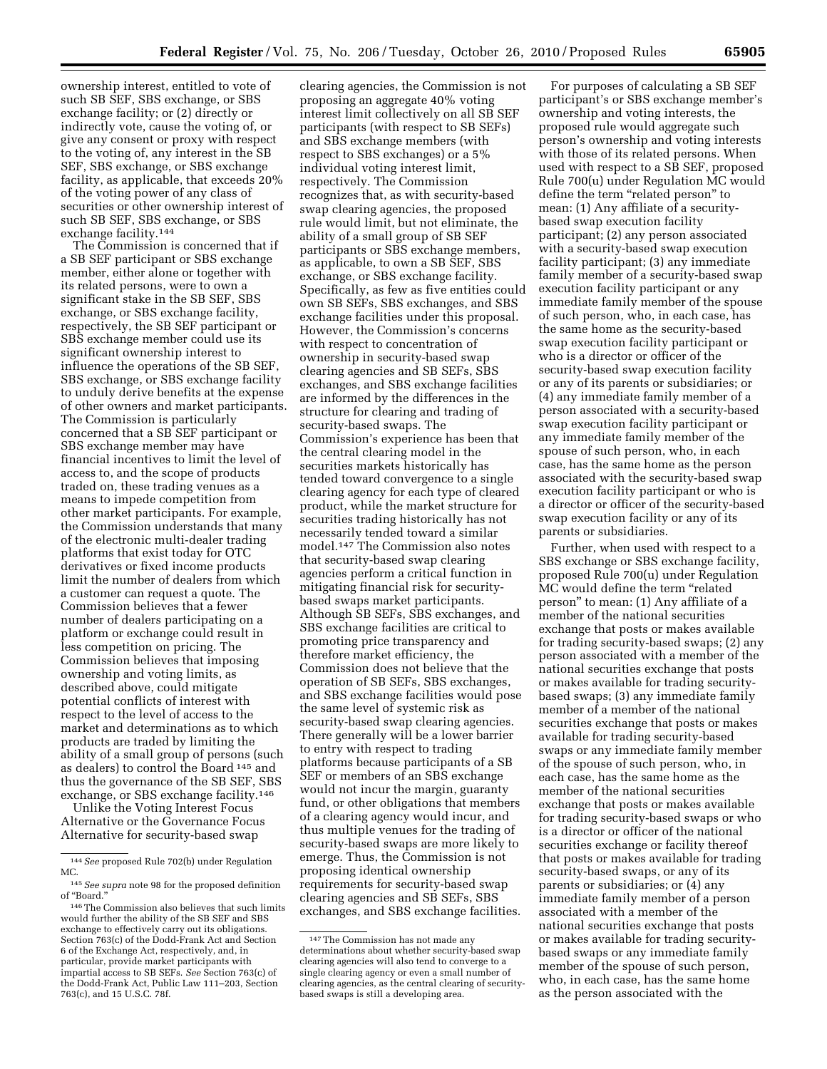ownership interest, entitled to vote of such SB SEF, SBS exchange, or SBS exchange facility; or (2) directly or indirectly vote, cause the voting of, or give any consent or proxy with respect to the voting of, any interest in the SB SEF, SBS exchange, or SBS exchange facility, as applicable, that exceeds 20% of the voting power of any class of securities or other ownership interest of such SB SEF, SBS exchange, or SBS exchange facility.[144]

The Commission is concerned that if a SB SEF participant or SBS exchange member, either alone or together with its related persons, were to own a significant stake in the SB SEF, SBS exchange, or SBS exchange facility, respectively, the SB SEF participant or SBS exchange member could use its significant ownership interest to influence the operations of the SB SEF, SBS exchange, or SBS exchange facility to unduly derive benefits at the expense of other owners and market participants. The Commission is particularly concerned that a SB SEF participant or SBS exchange member may have financial incentives to limit the level of access to, and the scope of products traded on, these trading venues as a means to impede competition from other market participants. For example, the Commission understands that many of the electronic multi-dealer trading platforms that exist today for OTC derivatives or fixed income products limit the number of dealers from which a customer can request a quote. The Commission believes that a fewer number of dealers participating on a platform or exchange could result in less competition on pricing. The Commission believes that imposing ownership and voting limits, as described above, could mitigate potential conflicts of interest with respect to the level of access to the market and determinations as to which products are traded by limiting the ability of a small group of persons (such as dealers) to control the Board[145] and thus the governance of the SB SEF, SBS exchange, or SBS exchange facility.[146]

Unlike the Voting Interest Focus Alternative or the Governance Focus Alternative for security-based swap clearing agencies, the Commission is not proposing an aggregate 40% voting interest limit collectively on all SB SEF participants (with respect to SB SEFs) and SBS exchange members (with respect to SBS exchanges) or a 5% individual voting interest limit, respectively. The Commission recognizes that, as with security-based swap clearing agencies, the proposed rule would limit, but not eliminate, the ability of a small group of SB SEF participants or SBS exchange members, as applicable, to own a SB SEF, SBS exchange, or SBS exchange facility. Specifically, as few as five entities could own SB SEFs, SBS exchanges, and SBS exchange facilities under this proposal. However, the Commission's concerns with respect to concentration of ownership in security-based swap clearing agencies and SB SEFs, SBS exchanges, and SBS exchange facilities are informed by the differences in the structure for clearing and trading of security-based swaps. The Commission's experience has been that the central clearing model in the securities markets historically has tended toward convergence to a single clearing agency for each type of cleared product, while the market structure for securities trading historically has not necessarily tended toward a similar model.[147] The Commission also notes that security-based swap clearing agencies perform a critical function in mitigating financial risk for security-based swaps market participants. Although SB SEFs, SBS exchanges, and SBS exchange facilities are critical to promoting price transparency and therefore market efficiency, the Commission does not believe that the operation of SB SEFs, SBS exchanges, and SBS exchange facilities would pose the same level of systemic risk as security-based swap clearing agencies. There generally will be a lower barrier to entry with respect to trading platforms because participants of a SB SEF or members of an SBS exchange would not incur the margin, guaranty fund, or other obligations that members of a clearing agency would incur, and thus multiple venues for the trading of security-based swaps are more likely to emerge. Thus, the Commission is not proposing identical ownership requirements for security-based swap clearing agencies and SB SEFs, SBS exchanges, and SBS exchange facilities.

For purposes of calculating a SB SEF participant's or SBS exchange member's ownership and voting interests, the proposed rule would aggregate such person's ownership and voting interests with those of its related persons. When used with respect to a SB SEF, proposed Rule 700(u) under Regulation MC would define the term "related person" to mean: (1) Any affiliate of a security-based swap execution facility participant; (2) any person associated with a security-based swap execution facility participant; (3) any immediate family member of a security-based swap execution facility participant or any immediate family member of the spouse of such person, who, in each case, has the same home as the security-based swap execution facility participant or who is a director or officer of the security-based swap execution facility or any of its parents or subsidiaries; or (4) any immediate family member of a person associated with a security-based swap execution facility participant or any immediate family member of the spouse of such person, who, in each case, has the same home as the person associated with the security-based swap execution facility participant or who is a director or officer of the security-based swap execution facility or any of its parents or subsidiaries.

Further, when used with respect to a SBS exchange or SBS exchange facility, proposed Rule 700(u) under Regulation MC would define the term "related person" to mean: (1) Any affiliate of a member of the national securities exchange that posts or makes available for trading security-based swaps; (2) any person associated with a member of the national securities exchange that posts or makes available for trading security-based swaps; (3) any immediate family member of a member of the national securities exchange that posts or makes available for trading security-based swaps or any immediate family member of the spouse of such person, who, in each case, has the same home as the member of the national securities exchange that posts or makes available for trading security-based swaps or who is a director or officer of the national securities exchange or facility thereof that posts or makes available for trading security-based swaps, or any of its parents or subsidiaries; or (4) any immediate family member of a person associated with a member of the national securities exchange that posts or makes available for trading security-based swaps or any immediate family member of the spouse of such person, who, in each case, has the same home as the person associated with the

---

[144] *See* proposed Rule 702(b) under Regulation MC.

[145] *See supra* note 98 for the proposed definition of "Board."

[146] The Commission also believes that such limits would further the ability of the SB SEF and SBS exchange to effectively carry out its obligations. Section 763(c) of the Dodd-Frank Act and Section 6 of the Exchange Act, respectively, and, in particular, provide market participants with impartial access to SB SEFs. *See* Section 763(c) of the Dodd-Frank Act, Public Law 111–203, Section 763(c), and 15 U.S.C. 78f.

[147] The Commission has not made any determinations about whether security-based swap clearing agencies will also tend to converge to a single clearing agency or even a small number of clearing agencies, as the central clearing of security-based swaps is still a developing area.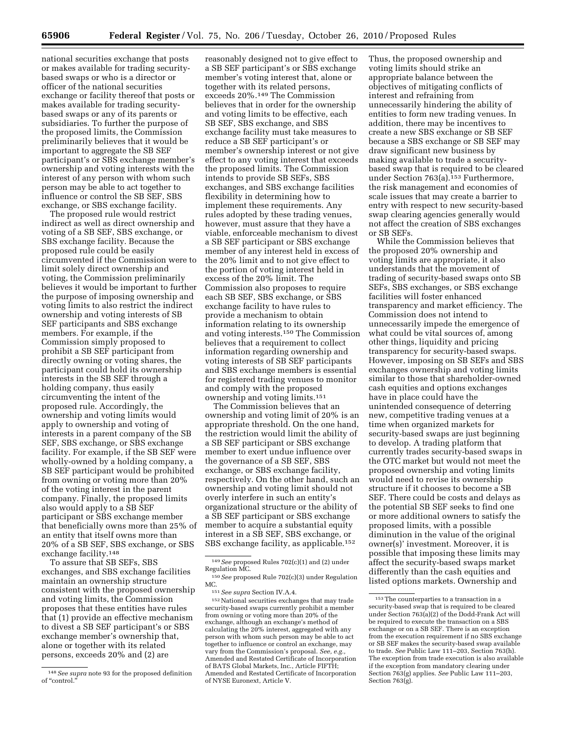national securities exchange that posts or makes available for trading security-based swaps or who is a director or officer of the national securities exchange or facility thereof that posts or makes available for trading security-based swaps or any of its parents or subsidiaries. To further the purpose of the proposed limits, the Commission preliminarily believes that it would be important to aggregate the SB SEF participant's or SBS exchange member's ownership and voting interests with the interest of any person with whom such person may be able to act together to influence or control the SB SEF, SBS exchange, or SBS exchange facility.

The proposed rule would restrict indirect as well as direct ownership and voting of a SB SEF, SBS exchange, or SBS exchange facility. Because the proposed rule could be easily circumvented if the Commission were to limit solely direct ownership and voting, the Commission preliminarily believes it would be important to further the purpose of imposing ownership and voting limits to also restrict the indirect ownership and voting interests of SB SEF participants and SBS exchange members. For example, if the Commission simply proposed to prohibit a SB SEF participant from directly owning or voting shares, the participant could hold its ownership interests in the SB SEF through a holding company, thus easily circumventing the intent of the proposed rule. Accordingly, the ownership and voting limits would apply to ownership and voting of interests in a parent company of the SB SEF, SBS exchange, or SBS exchange facility. For example, if the SB SEF were wholly-owned by a holding company, a SB SEF participant would be prohibited from owning or voting more than 20% of the voting interest in the parent company. Finally, the proposed limits also would apply to a SB SEF participant or SBS exchange member that beneficially owns more than 25% of an entity that itself owns more than 20% of a SB SEF, SBS exchange, or SBS exchange facility.[148]

To assure that SB SEFs, SBS exchanges, and SBS exchange facilities maintain an ownership structure consistent with the proposed ownership and voting limits, the Commission proposes that these entities have rules that (1) provide an effective mechanism to divest a SB SEF participant's or SBS exchange member's ownership that, alone or together with its related persons, exceeds 20% and (2) are reasonably designed not to give effect to a SB SEF participant's or SBS exchange member's voting interest that, alone or together with its related persons, exceeds 20%.[149] The Commission believes that in order for the ownership and voting limits to be effective, each SB SEF, SBS exchange, and SBS exchange facility must take measures to reduce a SB SEF participant's or member's ownership interest or not give effect to any voting interest that exceeds the proposed limits. The Commission intends to provide SB SEFs, SBS exchanges, and SBS exchange facilities flexibility in determining how to implement these requirements. Any rules adopted by these trading venues, however, must assure that they have a viable, enforceable mechanism to divest a SB SEF participant or SBS exchange member of any interest held in excess of the 20% limit and to not give effect to the portion of voting interest held in excess of the 20% limit. The Commission also proposes to require each SB SEF, SBS exchange, or SBS exchange facility to have rules to provide a mechanism to obtain information relating to its ownership and voting interests.[150] The Commission believes that a requirement to collect information regarding ownership and voting interests of SB SEF participants and SBS exchange members is essential for registered trading venues to monitor and comply with the proposed ownership and voting limits.[151]

The Commission believes that an ownership and voting limit of 20% is an appropriate threshold. On the one hand, the restriction would limit the ability of a SB SEF participant or SBS exchange member to exert undue influence over the governance of a SB SEF, SBS exchange, or SBS exchange facility, respectively. On the other hand, such an ownership and voting limit should not overly interfere in such an entity's organizational structure or the ability of a SB SEF participant or SBS exchange member to acquire a substantial equity interest in a SB SEF, SBS exchange, or SBS exchange facility, as applicable.[152]

Thus, the proposed ownership and voting limits should strike an appropriate balance between the objectives of mitigating conflicts of interest and refraining from unnecessarily hindering the ability of entities to form new trading venues. In addition, there may be incentives to create a new SBS exchange or SB SEF because a SBS exchange or SB SEF may draw significant new business by making available to trade a security-based swap that is required to be cleared under Section 763(a).[153] Furthermore, the risk management and economies of scale issues that may create a barrier to entry with respect to new security-based swap clearing agencies generally would not affect the creation of SBS exchanges or SB SEFs.

While the Commission believes that the proposed 20% ownership and voting limits are appropriate, it also understands that the movement of trading of security-based swaps onto SB SEFs, SBS exchanges, or SBS exchange facilities will foster enhanced transparency and market efficiency. The Commission does not intend to unnecessarily impede the emergence of what could be vital sources of, among other things, liquidity and pricing transparency for security-based swaps. However, imposing on SB SEFs and SBS exchanges ownership and voting limits similar to those that shareholder-owned cash equities and options exchanges have in place could have the unintended consequence of deterring new, competitive trading venues at a time when organized markets for security-based swaps are just beginning to develop. A trading platform that currently trades security-based swaps in the OTC market but would not meet the proposed ownership and voting limits would need to revise its ownership structure if it chooses to become a SB SEF. There could be costs and delays as the potential SB SEF seeks to find one or more additional owners to satisfy the proposed limits, with a possible diminution in the value of the original owner(s)' investment. Moreover, it is possible that imposing these limits may affect the security-based swaps market differently than the cash equities and listed options markets. Ownership and

---

[148] *See supra* note 93 for the proposed definition of "control."

[149] *See* proposed Rules 702(c)(1) and (2) under Regulation MC.

[150] *See* proposed Rule 702(c)(3) under Regulation MC.

[151] *See supra* Section IV.A.4.

[152] National securities exchanges that may trade security-based swaps currently prohibit a member from owning or voting more than 20% of the exchange, although an exchange's method of calculating the 20% interest, aggregated with any person with whom such person may be able to act together to influence or control an exchange, may vary from the Commission's proposal. *See, e.g.,* Amended and Restated Certificate of Incorporation of BATS Global Markets, Inc., Article FIFTH; Amended and Restated Certificate of Incorporation of NYSE Euronext, Article V.

[153] The counterparties to a transaction in a security-based swap that is required to be cleared under Section 763(a)(2) of the Dodd-Frank Act will be required to execute the transaction on a SBS exchange or on a SB SEF. There is an exception from the execution requirement if no SBS exchange or SB SEF makes the security-based swap available to trade. *See* Public Law 111–203, Section 763(h). The exception from trade execution is also available if the exception from mandatory clearing under Section 763(g) applies. *See* Public Law 111–203, Section 763(g).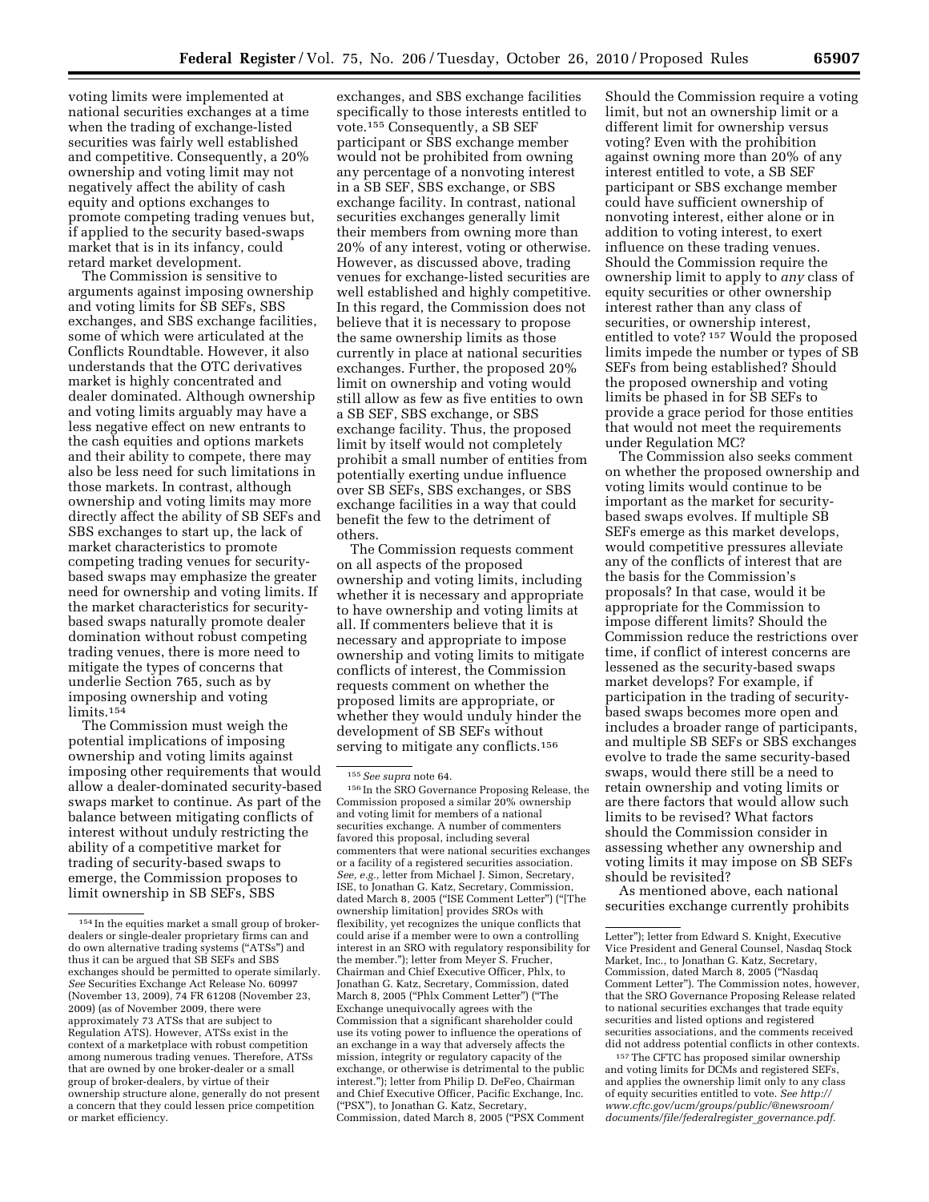voting limits were implemented at national securities exchanges at a time when the trading of exchange-listed securities was fairly well established and competitive. Consequently, a 20% ownership and voting limit may not negatively affect the ability of cash equity and options exchanges to promote competing trading venues but, if applied to the security based-swaps market that is in its infancy, could retard market development.

The Commission is sensitive to arguments against imposing ownership and voting limits for SB SEFs, SBS exchanges, and SBS exchange facilities, some of which were articulated at the Conflicts Roundtable. However, it also understands that the OTC derivatives market is highly concentrated and dealer dominated. Although ownership and voting limits arguably may have a less negative effect on new entrants to the cash equities and options markets and their ability to compete, there may also be less need for such limitations in those markets. In contrast, although ownership and voting limits may more directly affect the ability of SB SEFs and SBS exchanges to start up, the lack of market characteristics to promote competing trading venues for security-based swaps may emphasize the greater need for ownership and voting limits. If the market characteristics for security-based swaps naturally promote dealer domination without robust competing trading venues, there is more need to mitigate the types of concerns that underlie Section 765, such as by imposing ownership and voting limits.[154]

The Commission must weigh the potential implications of imposing ownership and voting limits against imposing other requirements that would allow a dealer-dominated security-based swaps market to continue. As part of the balance between mitigating conflicts of interest without unduly restricting the ability of a competitive market for trading of security-based swaps to emerge, the Commission proposes to limit ownership in SB SEFs, SBS exchanges, and SBS exchange facilities specifically to those interests entitled to vote.[155] Consequently, a SB SEF participant or SBS exchange member would not be prohibited from owning any percentage of a nonvoting interest in a SB SEF, SBS exchange, or SBS exchange facility. In contrast, national securities exchanges generally limit their members from owning more than 20% of any interest, voting or otherwise. However, as discussed above, trading venues for exchange-listed securities are well established and highly competitive. In this regard, the Commission does not believe that it is necessary to propose the same ownership limits as those currently in place at national securities exchanges. Further, the proposed 20% limit on ownership and voting would still allow as few as five entities to own a SB SEF, SBS exchange, or SBS exchange facility. Thus, the proposed limit by itself would not completely prohibit a small number of entities from potentially exerting undue influence over SB SEFs, SBS exchanges, or SBS exchange facilities in a way that could benefit the few to the detriment of others.

The Commission requests comment on all aspects of the proposed ownership and voting limits, including whether it is necessary and appropriate to have ownership and voting limits at all. If commenters believe that it is necessary and appropriate to impose ownership and voting limits to mitigate conflicts of interest, the Commission requests comment on whether the proposed limits are appropriate, or whether they would unduly hinder the development of SB SEFs without serving to mitigate any conflicts.[156] Should the Commission require a voting limit, but not an ownership limit or a different limit for ownership versus voting? Even with the prohibition against owning more than 20% of any interest entitled to vote, a SB SEF participant or SBS exchange member could have sufficient ownership of nonvoting interest, either alone or in addition to voting interest, to exert influence on these trading venues. Should the Commission require the ownership limit to apply to *any* class of equity securities or other ownership interest rather than any class of securities, or ownership interest, entitled to vote?[157] Would the proposed limits impede the number or types of SB SEFs from being established? Should the proposed ownership and voting limits be phased in for SB SEFs to provide a grace period for those entities that would not meet the requirements under Regulation MC?

The Commission also seeks comment on whether the proposed ownership and voting limits would continue to be important as the market for security-based swaps evolves. If multiple SB SEFs emerge as this market develops, would competitive pressures alleviate any of the conflicts of interest that are the basis for the Commission's proposals? In that case, would it be appropriate for the Commission to impose different limits? Should the Commission reduce the restrictions over time, if conflict of interest concerns are lessened as the security-based swaps market develops? For example, if participation in the trading of security-based swaps becomes more open and includes a broader range of participants, and multiple SB SEFs or SBS exchanges evolve to trade the same security-based swaps, would there still be a need to retain ownership and voting limits or are there factors that would allow such limits to be revised? What factors should the Commission consider in assessing whether any ownership and voting limits it may impose on SB SEFs should be revisited?

As mentioned above, each national securities exchange currently prohibits

---

[154] In the equities market a small group of broker-dealers or single-dealer proprietary firms can and do own alternative trading systems ("ATSs") and thus it can be argued that SB SEFs and SBS exchanges should be permitted to operate similarly. *See* Securities Exchange Act Release No. 60997 (November 13, 2009), 74 FR 61208 (November 23, 2009) (as of November 2009, there were approximately 73 ATSs that are subject to Regulation ATS). However, ATSs exist in the context of a marketplace with robust competition among numerous trading venues. Therefore, ATSs that are owned by one broker-dealer or a small group of broker-dealers, by virtue of their ownership structure alone, generally do not present a concern that they could lessen price competition or market efficiency.

[155] *See supra* note 64.

[156] In the SRO Governance Proposing Release, the Commission proposed a similar 20% ownership and voting limit for members of a national securities exchange. A number of commenters favored this proposal, including several commenters that were national securities exchanges or a facility of a registered securities association. *See, e.g.,* letter from Michael J. Simon, Secretary, ISE, to Jonathan G. Katz, Secretary, Commission, dated March 8, 2005 ("ISE Comment Letter") ("[The ownership limitation] provides SROs with flexibility, yet recognizes the unique conflicts that could arise if a member were to own a controlling interest in an SRO with regulatory responsibility for the member."); letter from Meyer S. Frucher, Chairman and Chief Executive Officer, Phlx, to Jonathan G. Katz, Secretary, Commission, dated March 8, 2005 ("Phlx Comment Letter") ("The Exchange unequivocally agrees with the Commission that a significant shareholder could use its voting power to influence the operations of an exchange in a way that adversely affects the mission, integrity or regulatory capacity of the exchange, or otherwise is detrimental to the public interest."); letter from Philip D. DeFeo, Chairman and Chief Executive Officer, Pacific Exchange, Inc. ("PSX"), to Jonathan G. Katz, Secretary, Commission, dated March 8, 2005 ("PSX Comment Letter"); letter from Edward S. Knight, Executive Vice President and General Counsel, Nasdaq Stock Market, Inc., to Jonathan G. Katz, Secretary, Commission, dated March 8, 2005 ("Nasdaq Comment Letter"). The Commission notes, however, that the SRO Governance Proposing Release related to national securities exchanges that trade equity securities and listed options and registered securities associations, and the comments received did not address potential conflicts in other contexts.

[157] The CFTC has proposed similar ownership and voting limits for DCMs and registered SEFs, and applies the ownership limit only to any class of equity securities entitled to vote. *See http://www.cftc.gov/ucm/groups/public/@newsroom/documents/file/federalregister_governance.pdf.*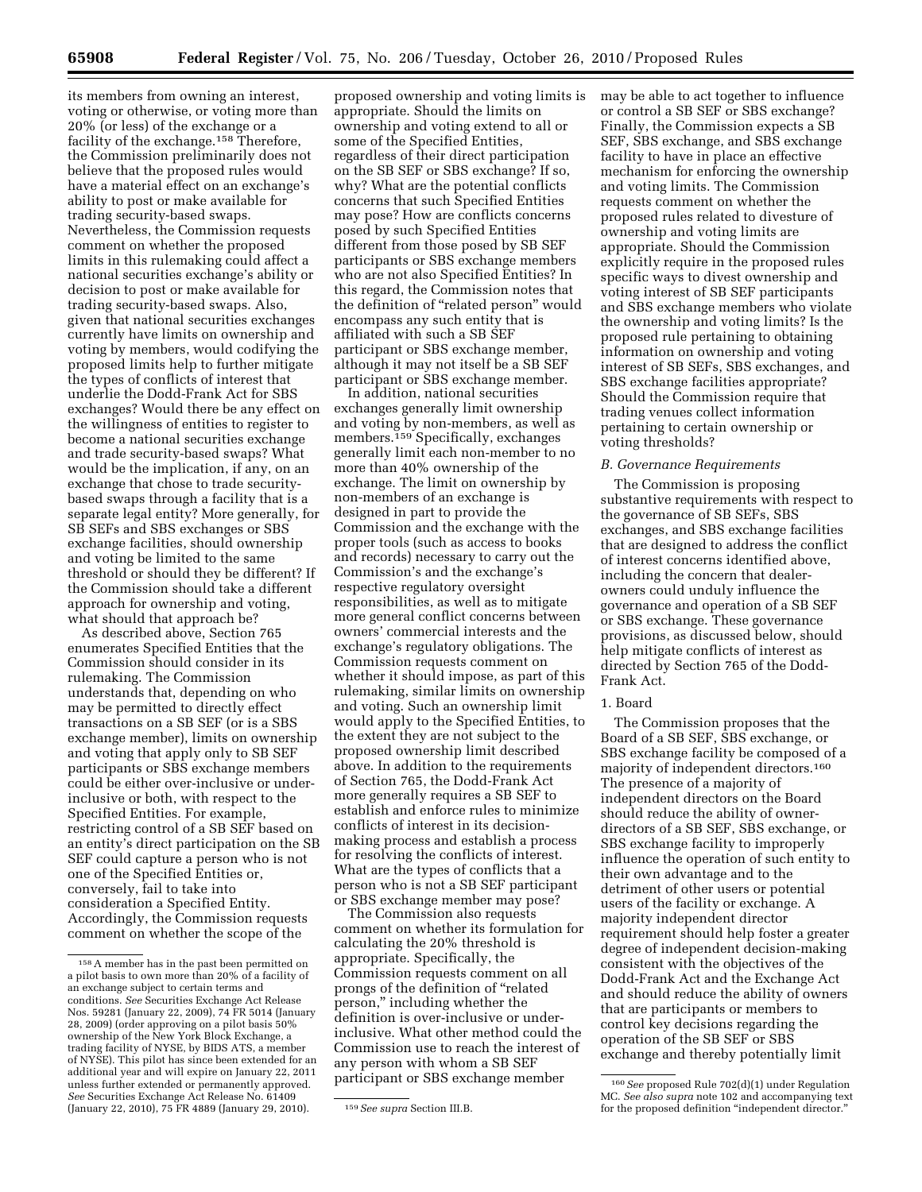its members from owning an interest, voting or otherwise, or voting more than 20% (or less) of the exchange or a facility of the exchange.[158] Therefore, the Commission preliminarily does not believe that the proposed rules would have a material effect on an exchange's ability to post or make available for trading security-based swaps. Nevertheless, the Commission requests comment on whether the proposed limits in this rulemaking could affect a national securities exchange's ability or decision to post or make available for trading security-based swaps. Also, given that national securities exchanges currently have limits on ownership and voting by members, would codifying the proposed limits help to further mitigate the types of conflicts of interest that underlie the Dodd-Frank Act for SBS exchanges? Would there be any effect on the willingness of entities to register to become a national securities exchange and trade security-based swaps? What would be the implication, if any, on an exchange that chose to trade security-based swaps through a facility that is a separate legal entity? More generally, for SB SEFs and SBS exchanges or SBS exchange facilities, should ownership and voting be limited to the same threshold or should they be different? If the Commission should take a different approach for ownership and voting, what should that approach be?

As described above, Section 765 enumerates Specified Entities that the Commission should consider in its rulemaking. The Commission understands that, depending on who may be permitted to directly effect transactions on a SB SEF (or is a SBS exchange member), limits on ownership and voting that apply only to SB SEF participants or SBS exchange members could be either over-inclusive or under-inclusive or both, with respect to the Specified Entities. For example, restricting control of a SB SEF based on an entity's direct participation on the SB SEF could capture a person who is not one of the Specified Entities or, conversely, fail to take into consideration a Specified Entity. Accordingly, the Commission requests comment on whether the scope of the proposed ownership and voting limits is appropriate. Should the limits on ownership and voting extend to all or some of the Specified Entities, regardless of their direct participation on the SB SEF or SBS exchange? If so, why? What are the potential conflicts concerns that such Specified Entities may pose? How are conflicts concerns posed by such Specified Entities different from those posed by SB SEF participants or SBS exchange members who are not also Specified Entities? In this regard, the Commission notes that the definition of "related person" would encompass any such entity that is affiliated with such a SB SEF participant or SBS exchange member, although it may not itself be a SB SEF participant or SBS exchange member.

In addition, national securities exchanges generally limit ownership and voting by non-members, as well as members.[159] Specifically, exchanges generally limit each non-member to no more than 40% ownership of the exchange. The limit on ownership by non-members of an exchange is designed in part to provide the Commission and the exchange with the proper tools (such as access to books and records) necessary to carry out the Commission's and the exchange's respective regulatory oversight responsibilities, as well as to mitigate more general conflict concerns between owners' commercial interests and the exchange's regulatory obligations. The Commission requests comment on whether it should impose, as part of this rulemaking, similar limits on ownership and voting. Such an ownership limit would apply to the Specified Entities, to the extent they are not subject to the proposed ownership limit described above. In addition to the requirements of Section 765, the Dodd-Frank Act more generally requires a SB SEF to establish and enforce rules to minimize conflicts of interest in its decision-making process and establish a process for resolving the conflicts of interest. What are the types of conflicts that a person who is not a SB SEF participant or SBS exchange member may pose?

The Commission also requests comment on whether its formulation for calculating the 20% threshold is appropriate. Specifically, the Commission requests comment on all prongs of the definition of "related person," including whether the definition is over-inclusive or under-inclusive. What other method could the Commission use to reach the interest of any person with whom a SB SEF participant or SBS exchange member may be able to act together to influence or control a SB SEF or SBS exchange? Finally, the Commission expects a SB SEF, SBS exchange, and SBS exchange facility to have in place an effective mechanism for enforcing the ownership and voting limits. The Commission requests comment on whether the proposed rules related to divesture of ownership and voting limits are appropriate. Should the Commission explicitly require in the proposed rules specific ways to divest ownership and voting interest of SB SEF participants and SBS exchange members who violate the ownership and voting limits? Is the proposed rule pertaining to obtaining information on ownership and voting interest of SB SEFs, SBS exchanges, and SBS exchange facilities appropriate? Should the Commission require that trading venues collect information pertaining to certain ownership or voting thresholds?

### *B. Governance Requirements*

The Commission is proposing substantive requirements with respect to the governance of SB SEFs, SBS exchanges, and SBS exchange facilities that are designed to address the conflict of interest concerns identified above, including the concern that dealer-owners could unduly influence the governance and operation of a SB SEF or SBS exchange. These governance provisions, as discussed below, should help mitigate conflicts of interest as directed by Section 765 of the Dodd-Frank Act.

#### 1. Board

The Commission proposes that the Board of a SB SEF, SBS exchange, or SBS exchange facility be composed of a majority of independent directors.[160] The presence of a majority of independent directors on the Board should reduce the ability of owner-directors of a SB SEF, SBS exchange, or SBS exchange facility to improperly influence the operation of such entity to their own advantage and to the detriment of other users or potential users of the facility or exchange. A majority independent director requirement should help foster a greater degree of independent decision-making consistent with the objectives of the Dodd-Frank Act and the Exchange Act and should reduce the ability of owners that are participants or members to control key decisions regarding the operation of the SB SEF or SBS exchange and thereby potentially limit

---

[158] A member has in the past been permitted on a pilot basis to own more than 20% of a facility of an exchange subject to certain terms and conditions. *See* Securities Exchange Act Release Nos. 59281 (January 22, 2009), 74 FR 5014 (January 28, 2009) (order approving on a pilot basis 50% ownership of the New York Block Exchange, a trading facility of NYSE, by BIDS ATS, a member of NYSE). This pilot has since been extended for an additional year and will expire on January 22, 2011 unless further extended or permanently approved. *See* Securities Exchange Act Release No. 61409 (January 22, 2010), 75 FR 4889 (January 29, 2010).

[159] *See supra* Section III.B.

[160] *See* proposed Rule 702(d)(1) under Regulation MC. *See also supra* note 102 and accompanying text for the proposed definition "independent director."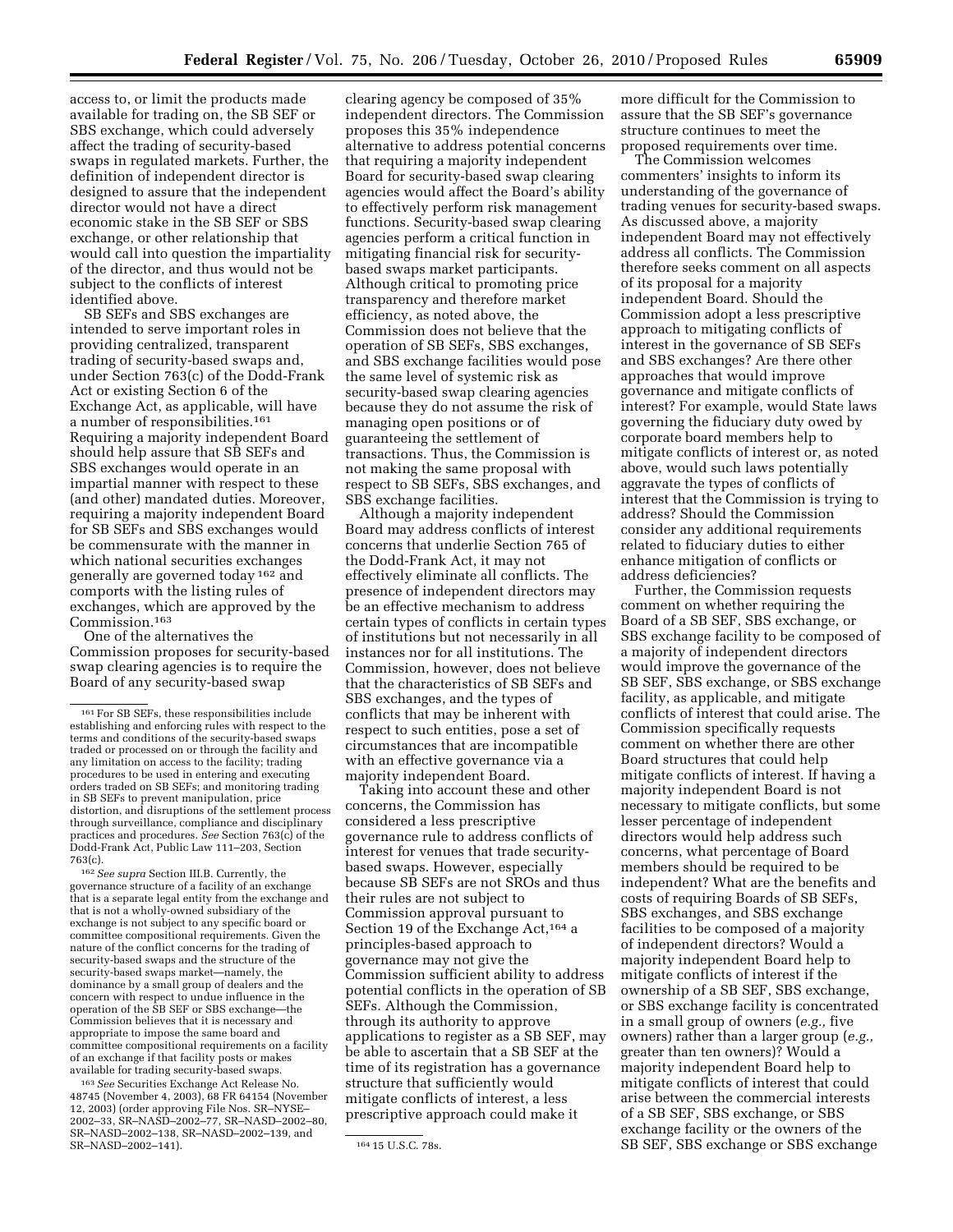access to, or limit the products made available for trading on, the SB SEF or SBS exchange, which could adversely affect the trading of security-based swaps in regulated markets. Further, the definition of independent director is designed to assure that the independent director would not have a direct economic stake in the SB SEF or SBS exchange, or other relationship that would call into question the impartiality of the director, and thus would not be subject to the conflicts of interest identified above.

SB SEFs and SBS exchanges are intended to serve important roles in providing centralized, transparent trading of security-based swaps and, under Section 763(c) of the Dodd-Frank Act or existing Section 6 of the Exchange Act, as applicable, will have a number of responsibilities.[161] Requiring a majority independent Board should help assure that SB SEFs and SBS exchanges would operate in an impartial manner with respect to these (and other) mandated duties. Moreover, requiring a majority independent Board for SB SEFs and SBS exchanges would be commensurate with the manner in which national securities exchanges generally are governed today [162] and comports with the listing rules of exchanges, which are approved by the Commission.[163]

One of the alternatives the Commission proposes for security-based swap clearing agencies is to require the Board of any security-based swap clearing agency be composed of 35% independent directors. The Commission proposes this 35% independence alternative to address potential concerns that requiring a majority independent Board for security-based swap clearing agencies would affect the Board's ability to effectively perform risk management functions. Security-based swap clearing agencies perform a critical function in mitigating financial risk for security-based swaps market participants. Although critical to promoting price transparency and therefore market efficiency, as noted above, the Commission does not believe that the operation of SB SEFs, SBS exchanges, and SBS exchange facilities would pose the same level of systemic risk as security-based swap clearing agencies because they do not assume the risk of managing open positions or of guaranteeing the settlement of transactions. Thus, the Commission is not making the same proposal with respect to SB SEFs, SBS exchanges, and SBS exchange facilities.

Although a majority independent Board may address conflicts of interest concerns that underlie Section 765 of the Dodd-Frank Act, it may not effectively eliminate all conflicts. The presence of independent directors may be an effective mechanism to address certain types of conflicts in certain types of institutions but not necessarily in all instances nor for all institutions. The Commission, however, does not believe that the characteristics of SB SEFs and SBS exchanges, and the types of conflicts that may be inherent with respect to such entities, pose a set of circumstances that are incompatible with an effective governance via a majority independent Board.

Taking into account these and other concerns, the Commission has considered a less prescriptive governance rule to address conflicts of interest for venues that trade security-based swaps. However, especially because SB SEFs are not SROs and thus their rules are not subject to Commission approval pursuant to Section 19 of the Exchange Act,[164] a principles-based approach to governance may not give the Commission sufficient ability to address potential conflicts in the operation of SB SEFs. Although the Commission, through its authority to approve applications to register as a SB SEF, may be able to ascertain that a SB SEF at the time of its registration has a governance structure that sufficiently would mitigate conflicts of interest, a less prescriptive approach could make it more difficult for the Commission to assure that the SB SEF's governance structure continues to meet the proposed requirements over time.

The Commission welcomes commenters' insights to inform its understanding of the governance of trading venues for security-based swaps. As discussed above, a majority independent Board may not effectively address all conflicts. The Commission therefore seeks comment on all aspects of its proposal for a majority independent Board. Should the Commission adopt a less prescriptive approach to mitigating conflicts of interest in the governance of SB SEFs and SBS exchanges? Are there other approaches that would improve governance and mitigate conflicts of interest? For example, would State laws governing the fiduciary duty owed by corporate board members help to mitigate conflicts of interest or, as noted above, would such laws potentially aggravate the types of conflicts of interest that the Commission is trying to address? Should the Commission consider any additional requirements related to fiduciary duties to either enhance mitigation of conflicts or address deficiencies?

Further, the Commission requests comment on whether requiring the Board of a SB SEF, SBS exchange, or SBS exchange facility to be composed of a majority of independent directors would improve the governance of the SB SEF, SBS exchange, or SBS exchange facility, as applicable, and mitigate conflicts of interest that could arise. The Commission specifically requests comment on whether there are other Board structures that could help mitigate conflicts of interest. If having a majority independent Board is not necessary to mitigate conflicts, but some lesser percentage of independent directors would help address such concerns, what percentage of Board members should be required to be independent? What are the benefits and costs of requiring Boards of SB SEFs, SBS exchanges, and SBS exchange facilities to be composed of a majority of independent directors? Would a majority independent Board help to mitigate conflicts of interest if the ownership of a SB SEF, SBS exchange, or SBS exchange facility is concentrated in a small group of owners (*e.g.,* five owners) rather than a larger group (*e.g.,* greater than ten owners)? Would a majority independent Board help to mitigate conflicts of interest that could arise between the commercial interests of a SB SEF, SBS exchange, or SBS exchange facility or the owners of the SB SEF, SBS exchange or SBS exchange

---

[161] For SB SEFs, these responsibilities include establishing and enforcing rules with respect to the terms and conditions of the security-based swaps traded or processed on or through the facility and any limitation on access to the facility; trading procedures to be used in entering and executing orders traded on SB SEFs; and monitoring trading in SB SEFs to prevent manipulation, price distortion, and disruptions of the settlement process through surveillance, compliance and disciplinary practices and procedures. *See* Section 763(c) of the Dodd-Frank Act, Public Law 111–203, Section 763(c).

[162] *See supra* Section III.B. Currently, the governance structure of a facility of an exchange that is a separate legal entity from the exchange and that is not a wholly-owned subsidiary of the exchange is not subject to any specific board or committee compositional requirements. Given the nature of the conflict concerns for the trading of security-based swaps and the structure of the security-based swaps market—namely, the dominance by a small group of dealers and the concern with respect to undue influence in the operation of the SB SEF or SBS exchange—the Commission believes that it is necessary and appropriate to impose the same board and committee compositional requirements on a facility of an exchange if that facility posts or makes available for trading security-based swaps.

[163] *See* Securities Exchange Act Release No. 48745 (November 4, 2003), 68 FR 64154 (November 12, 2003) (order approving File Nos. SR–NYSE–2002–33, SR–NASD–2002–77, SR–NASD–2002–80, SR–NASD–2002–138, SR–NASD–2002–139, and SR–NASD–2002–141).

[164] 15 U.S.C. 78s.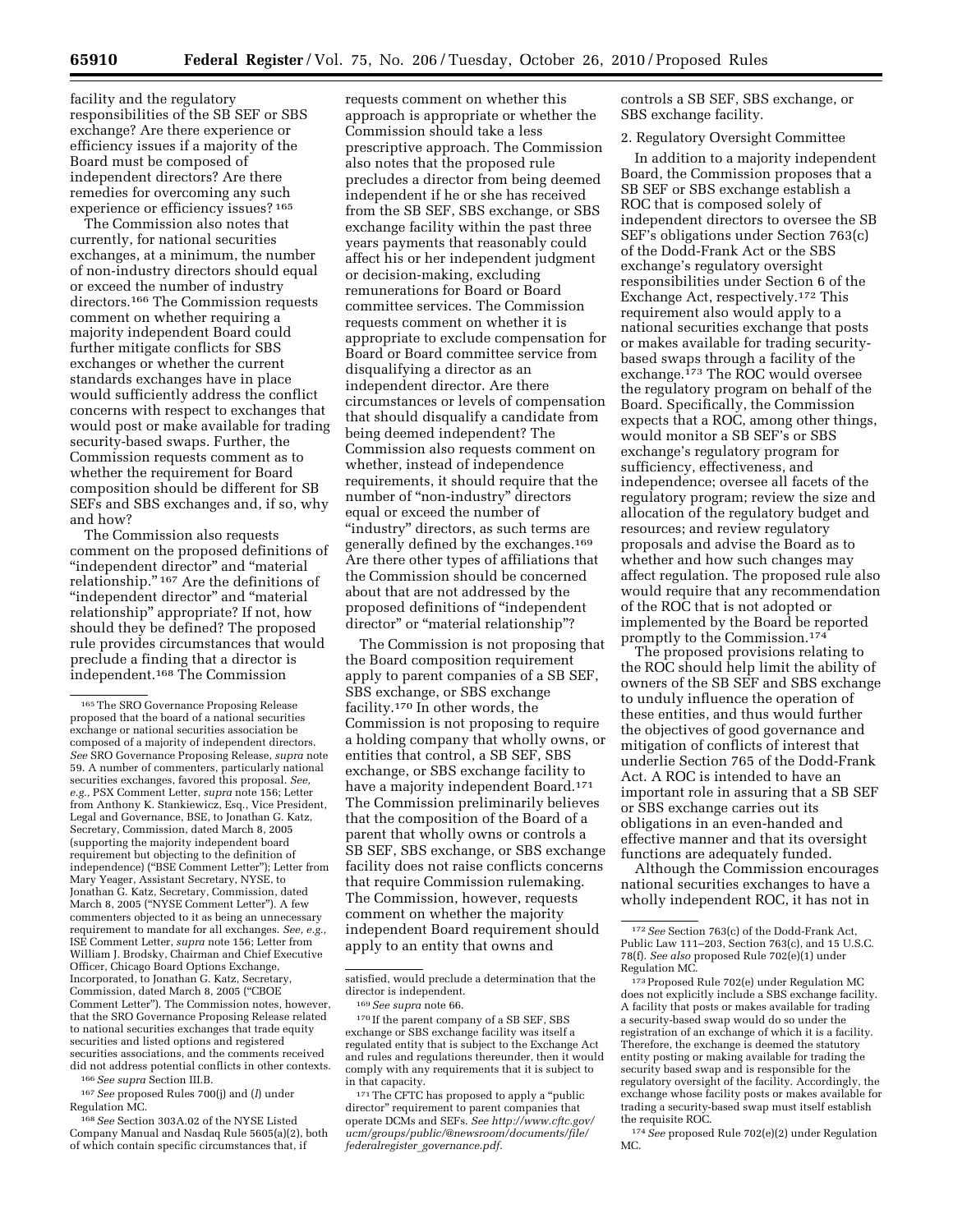facility and the regulatory responsibilities of the SB SEF or SBS exchange? Are there experience or efficiency issues if a majority of the Board must be composed of independent directors? Are there remedies for overcoming any such experience or efficiency issues? [165]

The Commission also notes that currently, for national securities exchanges, at a minimum, the number of non-industry directors should equal or exceed the number of industry directors.[166] The Commission requests comment on whether requiring a majority independent Board could further mitigate conflicts for SBS exchanges or whether the current standards exchanges have in place would sufficiently address the conflict concerns with respect to exchanges that would post or make available for trading security-based swaps. Further, the Commission requests comment as to whether the requirement for Board composition should be different for SB SEFs and SBS exchanges and, if so, why and how?

The Commission also requests comment on the proposed definitions of "independent director" and "material relationship." [167] Are the definitions of "independent director" and "material relationship" appropriate? If not, how should they be defined? The proposed rule provides circumstances that would preclude a finding that a director is independent.[168] The Commission requests comment on whether this approach is appropriate or whether the Commission should take a less prescriptive approach. The Commission also notes that the proposed rule precludes a director from being deemed independent if he or she has received from the SB SEF, SBS exchange, or SBS exchange facility within the past three years payments that reasonably could affect his or her independent judgment or decision-making, excluding remunerations for Board or Board committee services. The Commission requests comment on whether it is appropriate to exclude compensation for Board or Board committee service from disqualifying a director as an independent director. Are there circumstances or levels of compensation that should disqualify a candidate from being deemed independent? The Commission also requests comment on whether, instead of independence requirements, it should require that the number of "non-industry" directors equal or exceed the number of "industry" directors, as such terms are generally defined by the exchanges.[169] Are there other types of affiliations that the Commission should be concerned about that are not addressed by the proposed definitions of "independent director" or "material relationship"?

The Commission is not proposing that the Board composition requirement apply to parent companies of a SB SEF, SBS exchange, or SBS exchange facility.[170] In other words, the Commission is not proposing to require a holding company that wholly owns, or entities that control, a SB SEF, SBS exchange, or SBS exchange facility to have a majority independent Board.[171] The Commission preliminarily believes that the composition of the Board of a parent that wholly owns or controls a SB SEF, SBS exchange, or SBS exchange facility does not raise conflicts concerns that require Commission rulemaking. The Commission, however, requests comment on whether the majority independent Board requirement should apply to an entity that owns and controls a SB SEF, SBS exchange, or SBS exchange facility.

2. Regulatory Oversight Committee

In addition to a majority independent Board, the Commission proposes that a SB SEF or SBS exchange establish a ROC that is composed solely of independent directors to oversee the SB SEF's obligations under Section 763(c) of the Dodd-Frank Act or the SBS exchange's regulatory oversight responsibilities under Section 6 of the Exchange Act, respectively.[172] This requirement also would apply to a national securities exchange that posts or makes available for trading security-based swaps through a facility of the exchange.[173] The ROC would oversee the regulatory program on behalf of the Board. Specifically, the Commission expects that a ROC, among other things, would monitor a SB SEF's or SBS exchange's regulatory program for sufficiency, effectiveness, and independence; oversee all facets of the regulatory program; review the size and allocation of the regulatory budget and resources; and review regulatory proposals and advise the Board as to whether and how such changes may affect regulation. The proposed rule also would require that any recommendation of the ROC that is not adopted or implemented by the Board be reported promptly to the Commission.[174]

The proposed provisions relating to the ROC should help limit the ability of owners of the SB SEF and SBS exchange to unduly influence the operation of these entities, and thus would further the objectives of good governance and mitigation of conflicts of interest that underlie Section 765 of the Dodd-Frank Act. A ROC is intended to have an important role in assuring that a SB SEF or SBS exchange carries out its obligations in an even-handed and effective manner and that its oversight functions are adequately funded.

Although the Commission encourages national securities exchanges to have a wholly independent ROC, it has not in

---

[165] The SRO Governance Proposing Release proposed that the board of a national securities exchange or national securities association be composed of a majority of independent directors. *See* SRO Governance Proposing Release, *supra* note 59. A number of commenters, particularly national securities exchanges, favored this proposal. *See, e.g.,* PSX Comment Letter, *supra* note 156; Letter from Anthony K. Stankiewicz, Esq., Vice President, Legal and Governance, BSE, to Jonathan G. Katz, Secretary, Commission, dated March 8, 2005 (supporting the majority independent board requirement but objecting to the definition of independence) ("BSE Comment Letter"); Letter from Mary Yeager, Assistant Secretary, NYSE, to Jonathan G. Katz, Secretary, Commission, dated March 8, 2005 ("NYSE Comment Letter"). A few commenters objected to it as being an unnecessary requirement to mandate for all exchanges. *See, e.g.,* ISE Comment Letter, *supra* note 156; Letter from William J. Brodsky, Chairman and Chief Executive Officer, Chicago Board Options Exchange, Incorporated, to Jonathan G. Katz, Secretary, Commission, dated March 8, 2005 ("CBOE Comment Letter"). The Commission notes, however, that the SRO Governance Proposing Release related to national securities exchanges that trade equity securities and listed options and registered securities associations, and the comments received did not address potential conflicts in other contexts.

[166] *See supra* Section III.B.

[167] *See* proposed Rules 700(j) and (*l*) under Regulation MC.

[168] *See* Section 303A.02 of the NYSE Listed Company Manual and Nasdaq Rule 5605(a)(2), both of which contain specific circumstances that, if satisfied, would preclude a determination that the director is independent.

[169] *See supra* note 66.

[170] If the parent company of a SB SEF, SBS exchange or SBS exchange facility was itself a regulated entity that is subject to the Exchange Act and rules and regulations thereunder, then it would comply with any requirements that it is subject to in that capacity.

[171] The CFTC has proposed to apply a "public director" requirement to parent companies that operate DCMs and SEFs. *See http://www.cftc.gov/ucm/groups/public/@newsroom/documents/file/federalregister_governance.pdf.*

[172] *See* Section 763(c) of the Dodd-Frank Act, Public Law 111–203, Section 763(c), and 15 U.S.C. 78(f). *See also* proposed Rule 702(e)(1) under Regulation MC.

[173] Proposed Rule 702(e) under Regulation MC does not explicitly include a SBS exchange facility. A facility that posts or makes available for trading a security-based swap would do so under the registration of an exchange of which it is a facility. Therefore, the exchange is deemed the statutory entity posting or making available for trading the security based swap and is responsible for the regulatory oversight of the facility. Accordingly, the exchange whose facility posts or makes available for trading a security-based swap must itself establish the requisite ROC.

[174] *See* proposed Rule 702(e)(2) under Regulation MC.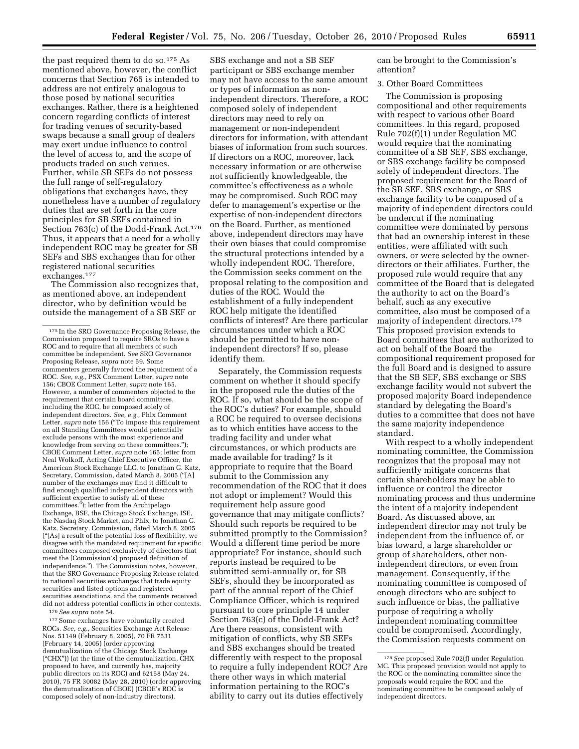the past required them to do so.[175] As mentioned above, however, the conflict concerns that Section 765 is intended to address are not entirely analogous to those posed by national securities exchanges. Rather, there is a heightened concern regarding conflicts of interest for trading venues of security-based swaps because a small group of dealers may exert undue influence to control the level of access to, and the scope of products traded on such venues. Further, while SB SEFs do not possess the full range of self-regulatory obligations that exchanges have, they nonetheless have a number of regulatory duties that are set forth in the core principles for SB SEFs contained in Section 763(c) of the Dodd-Frank Act.[176] Thus, it appears that a need for a wholly independent ROC may be greater for SB SEFs and SBS exchanges than for other registered national securities exchanges.[177]

The Commission also recognizes that, as mentioned above, an independent director, who by definition would be outside the management of a SB SEF or SBS exchange and not a SB SEF participant or SBS exchange member may not have access to the same amount or types of information as non-independent directors. Therefore, a ROC composed solely of independent directors may need to rely on management or non-independent directors for information, with attendant biases of information from such sources. If directors on a ROC, moreover, lack necessary information or are otherwise not sufficiently knowledgeable, the committee's effectiveness as a whole may be compromised. Such ROC may defer to management's expertise or the expertise of non-independent directors on the Board. Further, as mentioned above, independent directors may have their own biases that could compromise the structural protections intended by a wholly independent ROC. Therefore, the Commission seeks comment on the proposal relating to the composition and duties of the ROC. Would the establishment of a fully independent ROC help mitigate the identified conflicts of interest? Are there particular circumstances under which a ROC should be permitted to have non-independent directors? If so, please identify them.

Separately, the Commission requests comment on whether it should specify in the proposed rule the duties of the ROC. If so, what should be the scope of the ROC's duties? For example, should a ROC be required to oversee decisions as to which entities have access to the trading facility and under what circumstances, or which products are made available for trading? Is it appropriate to require that the Board submit to the Commission any recommendation of the ROC that it does not adopt or implement? Would this requirement help assure good governance that may mitigate conflicts? Should such reports be required to be submitted promptly to the Commission? Would a different time period be more appropriate? For instance, should such reports instead be required to be submitted semi-annually or, for SB SEFs, should they be incorporated as part of the annual report of the Chief Compliance Officer, which is required pursuant to core principle 14 under Section 763(c) of the Dodd-Frank Act? Are there reasons, consistent with mitigation of conflicts, why SB SEFs and SBS exchanges should be treated differently with respect to the proposal to require a fully independent ROC? Are there other ways in which material information pertaining to the ROC's ability to carry out its duties effectively can be brought to the Commission's attention?

### 3. Other Board Committees

The Commission is proposing compositional and other requirements with respect to various other Board committees. In this regard, proposed Rule 702(f)(1) under Regulation MC would require that the nominating committee of a SB SEF, SBS exchange, or SBS exchange facility be composed solely of independent directors. The proposed requirement for the Board of the SB SEF, SBS exchange, or SBS exchange facility to be composed of a majority of independent directors could be undercut if the nominating committee were dominated by persons that had an ownership interest in these entities, were affiliated with such owners, or were selected by the owner-directors or their affiliates. Further, the proposed rule would require that any committee of the Board that is delegated the authority to act on the Board's behalf, such as any executive committee, also must be composed of a majority of independent directors.[178] This proposed provision extends to Board committees that are authorized to act on behalf of the Board the compositional requirement proposed for the full Board and is designed to assure that the SB SEF, SBS exchange or SBS exchange facility would not subvert the proposed majority Board independence standard by delegating the Board's duties to a committee that does not have the same majority independence standard.

With respect to a wholly independent nominating committee, the Commission recognizes that the proposal may not sufficiently mitigate concerns that certain shareholders may be able to influence or control the director nominating process and thus undermine the intent of a majority independent Board. As discussed above, an independent director may not truly be independent from the influence of, or bias toward, a large shareholder or group of shareholders, other non-independent directors, or even from management. Consequently, if the nominating committee is composed of enough directors who are subject to such influence or bias, the palliative purpose of requiring a wholly independent nominating committee could be compromised. Accordingly, the Commission requests comment on

---

[175] In the SRO Governance Proposing Release, the Commission proposed to require SROs to have a ROC and to require that all members of such committee be independent. *See* SRO Governance Proposing Release, *supra* note 59. Some commenters generally favored the requirement of a ROC. *See, e.g.,* PSX Comment Letter, *supra* note 156; CBOE Comment Letter, *supra* note 165. However, a number of commenters objected to the requirement that certain board committees, including the ROC, be composed solely of independent directors. *See, e.g.,* Phlx Comment Letter, *supra* note 156 ("To impose this requirement on all Standing Committees would potentially exclude persons with the most experience and knowledge from serving on these committees."); CBOE Comment Letter, *supra* note 165; letter from Neal Wolkoff, Acting Chief Executive Officer, the American Stock Exchange LLC, to Jonathan G. Katz, Secretary, Commission, dated March 8, 2005 ("[A] number of the exchanges may find it difficult to find enough qualified independent directors with sufficient expertise to satisfy all of these committees."); letter from the Archipelago Exchange, BSE, the Chicago Stock Exchange, ISE, the Nasdaq Stock Market, and Phlx, to Jonathan G. Katz, Secretary, Commission, dated March 8, 2005 ("[As] a result of the potential loss of flexibility, we disagree with the mandated requirement for specific committees composed exclusively of directors that meet the [Commission's] proposed definition of independence."). The Commission notes, however, that the SRO Governance Proposing Release related to national securities exchanges that trade equity securities and listed options and registered securities associations, and the comments received did not address potential conflicts in other contexts.

[176] *See supra* note 54.

[177] Some exchanges have voluntarily created ROCs. *See, e.g.,* Securities Exchange Act Release Nos. 51149 (February 8, 2005), 70 FR 7531 (February 14, 2005) (order approving demutualization of the Chicago Stock Exchange ("CHX")) (at the time of the demutualization, CHX proposed to have, and currently has, majority public directors on its ROC) and 62158 (May 24, 2010), 75 FR 30082 (May 28, 2010) (order approving the demutualization of CBOE) (CBOE's ROC is composed solely of non-industry directors).

[178] *See* proposed Rule 702(f) under Regulation MC. This proposed provision would not apply to the ROC or the nominating committee since the proposals would require the ROC and the nominating committee to be composed solely of independent directors.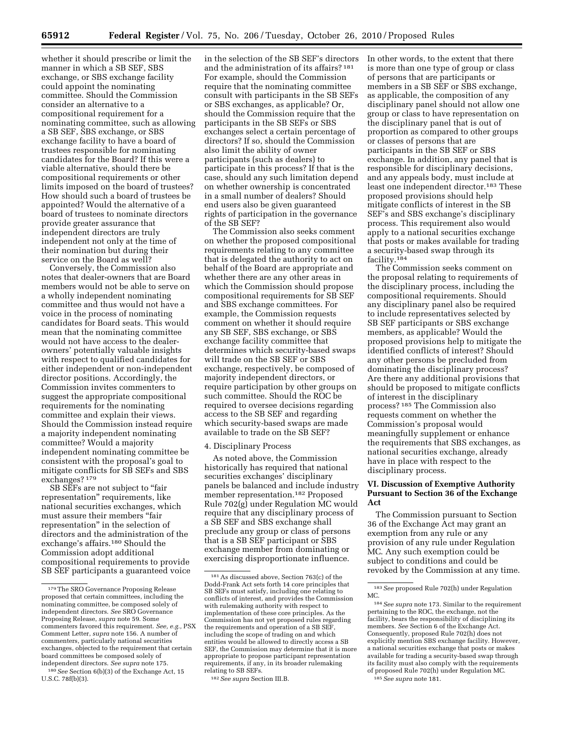whether it should prescribe or limit the manner in which a SB SEF, SBS exchange, or SBS exchange facility could appoint the nominating committee. Should the Commission consider an alternative to a compositional requirement for a nominating committee, such as allowing a SB SEF, SBS exchange, or SBS exchange facility to have a board of trustees responsible for nominating candidates for the Board? If this were a viable alternative, should there be compositional requirements or other limits imposed on the board of trustees? How should such a board of trustees be appointed? Would the alternative of a board of trustees to nominate directors provide greater assurance that independent directors are truly independent not only at the time of their nomination but during their service on the Board as well?

Conversely, the Commission also notes that dealer-owners that are Board members would not be able to serve on a wholly independent nominating committee and thus would not have a voice in the process of nominating candidates for Board seats. This would mean that the nominating committee would not have access to the dealer-owners' potentially valuable insights with respect to qualified candidates for either independent or non-independent director positions. Accordingly, the Commission invites commenters to suggest the appropriate compositional requirements for the nominating committee and explain their views. Should the Commission instead require a majority independent nominating committee? Would a majority independent nominating committee be consistent with the proposal's goal to mitigate conflicts for SB SEFs and SBS exchanges? [179]

SB SEFs are not subject to "fair representation" requirements, like national securities exchanges, which must assure their members "fair representation" in the selection of directors and the administration of the exchange's affairs.[180] Should the Commission adopt additional compositional requirements to provide SB SEF participants a guaranteed voice in the selection of the SB SEF's directors and the administration of its affairs? [181] For example, should the Commission require that the nominating committee consult with participants in the SB SEFs or SBS exchanges, as applicable? Or, should the Commission require that the participants in the SB SEFs or SBS exchanges select a certain percentage of directors? If so, should the Commission also limit the ability of owner participants (such as dealers) to participate in this process? If that is the case, should any such limitation depend on whether ownership is concentrated in a small number of dealers? Should end users also be given guaranteed rights of participation in the governance of the SB SEF?

The Commission also seeks comment on whether the proposed compositional requirements relating to any committee that is delegated the authority to act on behalf of the Board are appropriate and whether there are any other areas in which the Commission should propose compositional requirements for SB SEF and SBS exchange committees. For example, the Commission requests comment on whether it should require any SB SEF, SBS exchange, or SBS exchange facility committee that determines which security-based swaps will trade on the SB SEF or SBS exchange, respectively, be composed of majority independent directors, or require participation by other groups on such committee. Should the ROC be required to oversee decisions regarding access to the SB SEF and regarding which security-based swaps are made available to trade on the SB SEF?

4. Disciplinary Process

As noted above, the Commission historically has required that national securities exchanges' disciplinary panels be balanced and include industry member representation.[182] Proposed Rule 702(g) under Regulation MC would require that any disciplinary process of a SB SEF and SBS exchange shall preclude any group or class of persons that is a SB SEF participant or SBS exchange member from dominating or exercising disproportionate influence. In other words, to the extent that there is more than one type of group or class of persons that are participants or members in a SB SEF or SBS exchange, as applicable, the composition of any disciplinary panel should not allow one group or class to have representation on the disciplinary panel that is out of proportion as compared to other groups or classes of persons that are participants in the SB SEF or SBS exchange. In addition, any panel that is responsible for disciplinary decisions, and any appeals body, must include at least one independent director.[183] These proposed provisions should help mitigate conflicts of interest in the SB SEF's and SBS exchange's disciplinary process. This requirement also would apply to a national securities exchange that posts or makes available for trading a security-based swap through its facility.[184]

The Commission seeks comment on the proposal relating to requirements of the disciplinary process, including the compositional requirements. Should any disciplinary panel also be required to include representatives selected by SB SEF participants or SBS exchange members, as applicable? Would the proposed provisions help to mitigate the identified conflicts of interest? Should any other persons be precluded from dominating the disciplinary process? Are there any additional provisions that should be proposed to mitigate conflicts of interest in the disciplinary process? [185] The Commission also requests comment on whether the Commission's proposal would meaningfully supplement or enhance the requirements that SBS exchanges, as national securities exchange, already have in place with respect to the disciplinary process.

## VI. Discussion of Exemptive Authority Pursuant to Section 36 of the Exchange Act

The Commission pursuant to Section 36 of the Exchange Act may grant an exemption from any rule or any provision of any rule under Regulation MC. Any such exemption could be subject to conditions and could be revoked by the Commission at any time.

---

[179] The SRO Governance Proposing Release proposed that certain committees, including the nominating committee, be composed solely of independent directors. *See* SRO Governance Proposing Release, *supra* note 59. Some commenters favored this requirement. *See, e.g.,* PSX Comment Letter, *supra* note 156. A number of commenters, particularly national securities exchanges, objected to the requirement that certain board committees be composed solely of independent directors. *See supra* note 175.

[180] *See* Section 6(b)(3) of the Exchange Act, 15 U.S.C. 78f(b)(3).

[181] As discussed above, Section 763(c) of the Dodd-Frank Act sets forth 14 core principles that SB SEFs must satisfy, including one relating to conflicts of interest, and provides the Commission with rulemaking authority with respect to implementation of these core principles. As the Commission has not yet proposed rules regarding the requirements and operation of a SB SEF, including the scope of trading on and which entities would be allowed to directly access a SB SEF, the Commission may determine that it is more appropriate to propose participant representation requirements, if any, in its broader rulemaking relating to SB SEFs.

[182] *See supra* Section III.B.

[183] *See* proposed Rule 702(h) under Regulation MC.

[184] *See supra* note 173. Similar to the requirement pertaining to the ROC, the exchange, not the facility, bears the responsibility of disciplining its members. *See* Section 6 of the Exchange Act. Consequently, proposed Rule 702(h) does not explicitly mention SBS exchange facility. However, a national securities exchange that posts or makes available for trading a security-based swap through its facility must also comply with the requirements of proposed Rule 702(h) under Regulation MC.

[185] *See supra* note 181.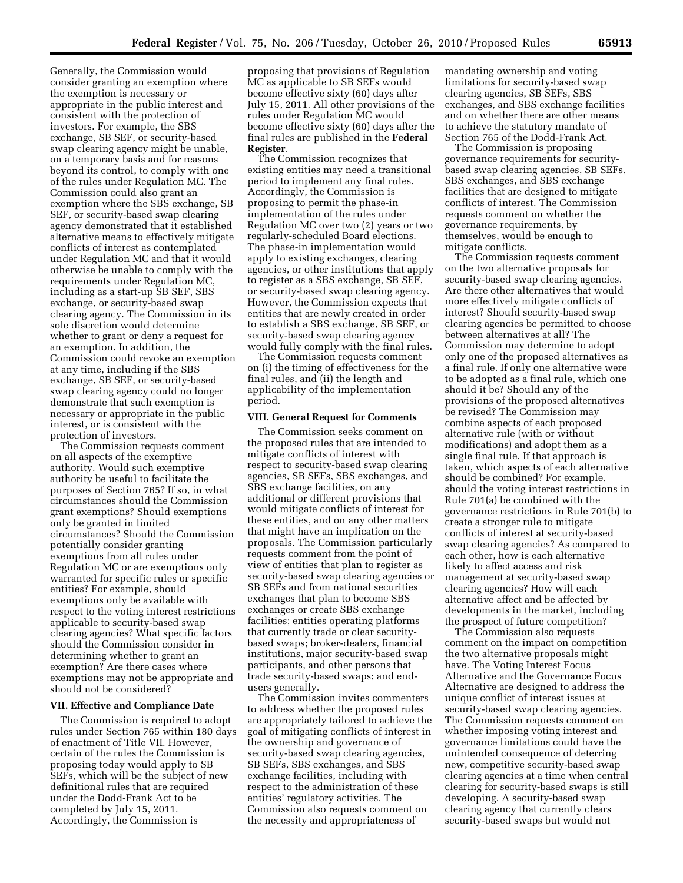Generally, the Commission would consider granting an exemption where the exemption is necessary or appropriate in the public interest and consistent with the protection of investors. For example, the SBS exchange, SB SEF, or security-based swap clearing agency might be unable, on a temporary basis and for reasons beyond its control, to comply with one of the rules under Regulation MC. The Commission could also grant an exemption where the SBS exchange, SB SEF, or security-based swap clearing agency demonstrated that it established alternative means to effectively mitigate conflicts of interest as contemplated under Regulation MC and that it would otherwise be unable to comply with the requirements under Regulation MC, including as a start-up SB SEF, SBS exchange, or security-based swap clearing agency. The Commission in its sole discretion would determine whether to grant or deny a request for an exemption. In addition, the Commission could revoke an exemption at any time, including if the SBS exchange, SB SEF, or security-based swap clearing agency could no longer demonstrate that such exemption is necessary or appropriate in the public interest, or is consistent with the protection of investors.

The Commission requests comment on all aspects of the exemptive authority. Would such exemptive authority be useful to facilitate the purposes of Section 765? If so, in what circumstances should the Commission grant exemptions? Should exemptions only be granted in limited circumstances? Should the Commission potentially consider granting exemptions from all rules under Regulation MC or are exemptions only warranted for specific rules or specific entities? For example, should exemptions only be available with respect to the voting interest restrictions applicable to security-based swap clearing agencies? What specific factors should the Commission consider in determining whether to grant an exemption? Are there cases where exemptions may not be appropriate and should not be considered?

### VII. Effective and Compliance Date

The Commission is required to adopt rules under Section 765 within 180 days of enactment of Title VII. However, certain of the rules the Commission is proposing today would apply to SB SEFs, which will be the subject of new definitional rules that are required under the Dodd-Frank Act to be completed by July 15, 2011. Accordingly, the Commission is proposing that provisions of Regulation MC as applicable to SB SEFs would become effective sixty (60) days after July 15, 2011. All other provisions of the rules under Regulation MC would become effective sixty (60) days after the final rules are published in the **Federal Register**.

The Commission recognizes that existing entities may need a transitional period to implement any final rules. Accordingly, the Commission is proposing to permit the phase-in implementation of the rules under Regulation MC over two (2) years or two regularly-scheduled Board elections. The phase-in implementation would apply to existing exchanges, clearing agencies, or other institutions that apply to register as a SBS exchange, SB SEF, or security-based swap clearing agency. However, the Commission expects that entities that are newly created in order to establish a SBS exchange, SB SEF, or security-based swap clearing agency would fully comply with the final rules.

The Commission requests comment on (i) the timing of effectiveness for the final rules, and (ii) the length and applicability of the implementation period.

### VIII. General Request for Comments

The Commission seeks comment on the proposed rules that are intended to mitigate conflicts of interest with respect to security-based swap clearing agencies, SB SEFs, SBS exchanges, and SBS exchange facilities, on any additional or different provisions that would mitigate conflicts of interest for these entities, and on any other matters that might have an implication on the proposals. The Commission particularly requests comment from the point of view of entities that plan to register as security-based swap clearing agencies or SB SEFs and from national securities exchanges that plan to become SBS exchanges or create SBS exchange facilities; entities operating platforms that currently trade or clear security-based swaps; broker-dealers, financial institutions, major security-based swap participants, and other persons that trade security-based swaps; and end-users generally.

The Commission invites commenters to address whether the proposed rules are appropriately tailored to achieve the goal of mitigating conflicts of interest in the ownership and governance of security-based swap clearing agencies, SB SEFs, SBS exchanges, and SBS exchange facilities, including with respect to the administration of these entities' regulatory activities. The Commission also requests comment on the necessity and appropriateness of mandating ownership and voting limitations for security-based swap clearing agencies, SB SEFs, SBS exchanges, and SBS exchange facilities and on whether there are other means to achieve the statutory mandate of Section 765 of the Dodd-Frank Act.

The Commission is proposing governance requirements for security-based swap clearing agencies, SB SEFs, SBS exchanges, and SBS exchange facilities that are designed to mitigate conflicts of interest. The Commission requests comment on whether the governance requirements, by themselves, would be enough to mitigate conflicts.

The Commission requests comment on the two alternative proposals for security-based swap clearing agencies. Are there other alternatives that would more effectively mitigate conflicts of interest? Should security-based swap clearing agencies be permitted to choose between alternatives at all? The Commission may determine to adopt only one of the proposed alternatives as a final rule. If only one alternative were to be adopted as a final rule, which one should it be? Should any of the provisions of the proposed alternatives be revised? The Commission may combine aspects of each proposed alternative rule (with or without modifications) and adopt them as a single final rule. If that approach is taken, which aspects of each alternative should be combined? For example, should the voting interest restrictions in Rule 701(a) be combined with the governance restrictions in Rule 701(b) to create a stronger rule to mitigate conflicts of interest at security-based swap clearing agencies? As compared to each other, how is each alternative likely to affect access and risk management at security-based swap clearing agencies? How will each alternative affect and be affected by developments in the market, including the prospect of future competition?

The Commission also requests comment on the impact on competition the two alternative proposals might have. The Voting Interest Focus Alternative and the Governance Focus Alternative are designed to address the unique conflict of interest issues at security-based swap clearing agencies. The Commission requests comment on whether imposing voting interest and governance limitations could have the unintended consequence of deterring new, competitive security-based swap clearing agencies at a time when central clearing for security-based swaps is still developing. A security-based swap clearing agency that currently clears security-based swaps but would not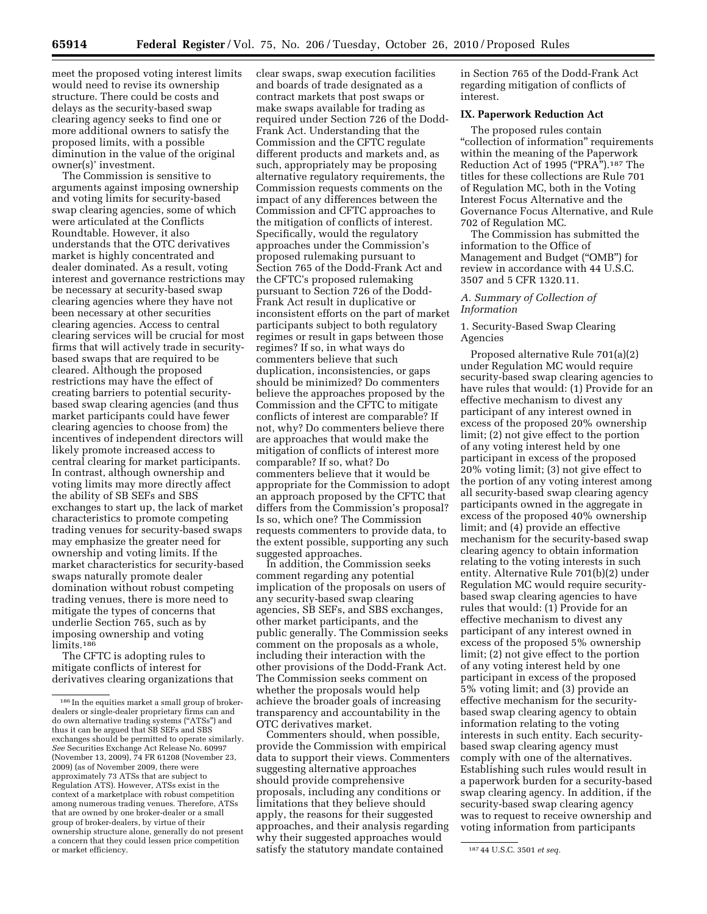meet the proposed voting interest limits would need to revise its ownership structure. There could be costs and delays as the security-based swap clearing agency seeks to find one or more additional owners to satisfy the proposed limits, with a possible diminution in the value of the original owner(s)' investment.

The Commission is sensitive to arguments against imposing ownership and voting limits for security-based swap clearing agencies, some of which were articulated at the Conflicts Roundtable. However, it also understands that the OTC derivatives market is highly concentrated and dealer dominated. As a result, voting interest and governance restrictions may be necessary at security-based swap clearing agencies where they have not been necessary at other securities clearing agencies. Access to central clearing services will be crucial for most firms that will actively trade in security-based swaps that are required to be cleared. Although the proposed restrictions may have the effect of creating barriers to potential security-based swap clearing agencies (and thus market participants could have fewer clearing agencies to choose from) the incentives of independent directors will likely promote increased access to central clearing for market participants. In contrast, although ownership and voting limits may more directly affect the ability of SB SEFs and SBS exchanges to start up, the lack of market characteristics to promote competing trading venues for security-based swaps may emphasize the greater need for ownership and voting limits. If the market characteristics for security-based swaps naturally promote dealer domination without robust competing trading venues, there is more need to mitigate the types of concerns that underlie Section 765, such as by imposing ownership and voting limits.[186]

The CFTC is adopting rules to mitigate conflicts of interest for derivatives clearing organizations that clear swaps, swap execution facilities and boards of trade designated as a contract markets that post swaps or make swaps available for trading as required under Section 726 of the Dodd-Frank Act. Understanding that the Commission and the CFTC regulate different products and markets and, as such, appropriately may be proposing alternative regulatory requirements, the Commission requests comments on the impact of any differences between the Commission and CFTC approaches to the mitigation of conflicts of interest. Specifically, would the regulatory approaches under the Commission's proposed rulemaking pursuant to Section 765 of the Dodd-Frank Act and the CFTC's proposed rulemaking pursuant to Section 726 of the Dodd-Frank Act result in duplicative or inconsistent efforts on the part of market participants subject to both regulatory regimes or result in gaps between those regimes? If so, in what ways do commenters believe that such duplication, inconsistencies, or gaps should be minimized? Do commenters believe the approaches proposed by the Commission and the CFTC to mitigate conflicts of interest are comparable? If not, why? Do commenters believe there are approaches that would make the mitigation of conflicts of interest more comparable? If so, what? Do commenters believe that it would be appropriate for the Commission to adopt an approach proposed by the CFTC that differs from the Commission's proposal? Is so, which one? The Commission requests commenters to provide data, to the extent possible, supporting any such suggested approaches.

In addition, the Commission seeks comment regarding any potential implication of the proposals on users of any security-based swap clearing agencies, SB SEFs, and SBS exchanges, other market participants, and the public generally. The Commission seeks comment on the proposals as a whole, including their interaction with the other provisions of the Dodd-Frank Act. The Commission seeks comment on whether the proposals would help achieve the broader goals of increasing transparency and accountability in the OTC derivatives market.

Commenters should, when possible, provide the Commission with empirical data to support their views. Commenters suggesting alternative approaches should provide comprehensive proposals, including any conditions or limitations that they believe should apply, the reasons for their suggested approaches, and their analysis regarding why their suggested approaches would satisfy the statutory mandate contained in Section 765 of the Dodd-Frank Act regarding mitigation of conflicts of interest.

## IX. Paperwork Reduction Act

The proposed rules contain "collection of information" requirements within the meaning of the Paperwork Reduction Act of 1995 ("PRA").[187] The titles for these collections are Rule 701 of Regulation MC, both in the Voting Interest Focus Alternative and the Governance Focus Alternative, and Rule 702 of Regulation MC.

The Commission has submitted the information to the Office of Management and Budget ("OMB") for review in accordance with 44 U.S.C. 3507 and 5 CFR 1320.11.

### *A. Summary of Collection of Information*

#### 1. Security-Based Swap Clearing Agencies

Proposed alternative Rule 701(a)(2) under Regulation MC would require security-based swap clearing agencies to have rules that would: (1) Provide for an effective mechanism to divest any participant of any interest owned in excess of the proposed 20% ownership limit; (2) not give effect to the portion of any voting interest held by one participant in excess of the proposed 20% voting limit; (3) not give effect to the portion of any voting interest among all security-based swap clearing agency participants owned in the aggregate in excess of the proposed 40% ownership limit; and (4) provide an effective mechanism for the security-based swap clearing agency to obtain information relating to the voting interests in such entity. Alternative Rule 701(b)(2) under Regulation MC would require security-based swap clearing agencies to have rules that would: (1) Provide for an effective mechanism to divest any participant of any interest owned in excess of the proposed 5% ownership limit; (2) not give effect to the portion of any voting interest held by one participant in excess of the proposed 5% voting limit; and (3) provide an effective mechanism for the security-based swap clearing agency to obtain information relating to the voting interests in such entity. Each security-based swap clearing agency must comply with one of the alternatives. Establishing such rules would result in a paperwork burden for a security-based swap clearing agency. In addition, if the security-based swap clearing agency was to request to receive ownership and voting information from participants

---

[186] In the equities market a small group of broker-dealers or single-dealer proprietary firms can and do own alternative trading systems ("ATSs") and thus it can be argued that SB SEFs and SBS exchanges should be permitted to operate similarly. *See* Securities Exchange Act Release No. 60997 (November 13, 2009), 74 FR 61208 (November 23, 2009) (as of November 2009, there were approximately 73 ATSs that are subject to Regulation ATS). However, ATSs exist in the context of a marketplace with robust competition among numerous trading venues. Therefore, ATSs that are owned by one broker-dealer or a small group of broker-dealers, by virtue of their ownership structure alone, generally do not present a concern that they could lessen price competition or market efficiency.

[187] 44 U.S.C. 3501 *et seq.*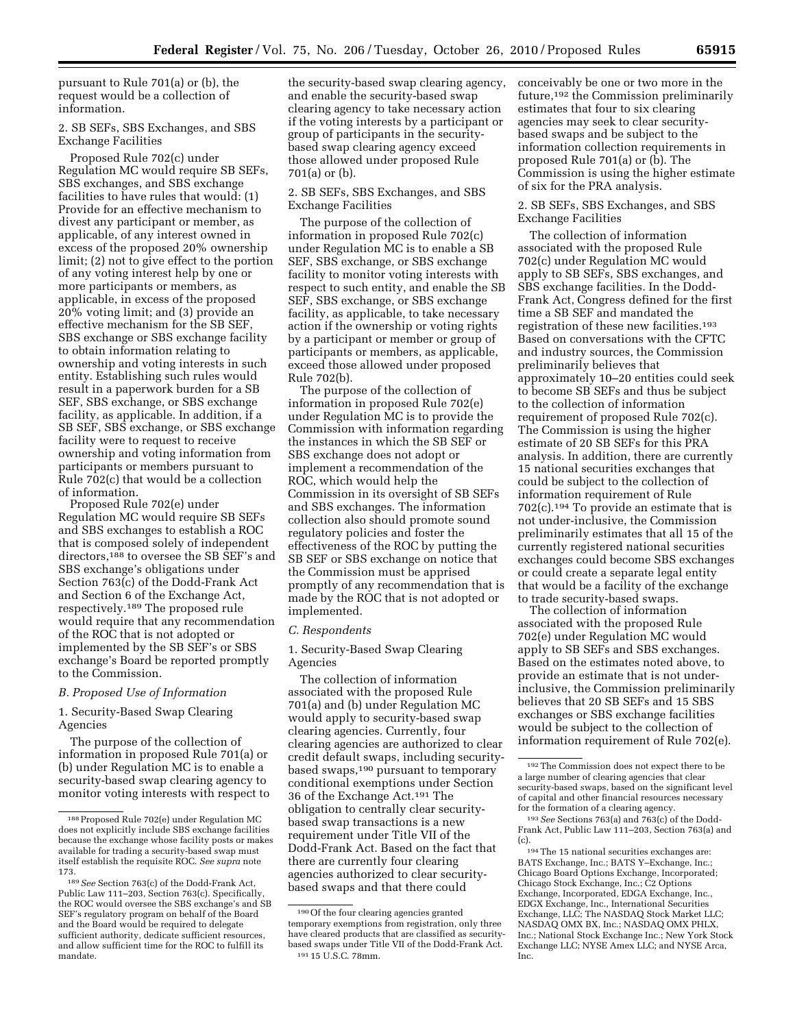pursuant to Rule 701(a) or (b), the request would be a collection of information.

2. SB SEFs, SBS Exchanges, and SBS Exchange Facilities

Proposed Rule 702(c) under Regulation MC would require SB SEFs, SBS exchanges, and SBS exchange facilities to have rules that would: (1) Provide for an effective mechanism to divest any participant or member, as applicable, of any interest owned in excess of the proposed 20% ownership limit; (2) not to give effect to the portion of any voting interest help by one or more participants or members, as applicable, in excess of the proposed 20% voting limit; and (3) provide an effective mechanism for the SB SEF, SBS exchange or SBS exchange facility to obtain information relating to ownership and voting interests in such entity. Establishing such rules would result in a paperwork burden for a SB SEF, SBS exchange, or SBS exchange facility, as applicable. In addition, if a SB SEF, SBS exchange, or SBS exchange facility were to request to receive ownership and voting information from participants or members pursuant to Rule 702(c) that would be a collection of information.

Proposed Rule 702(e) under Regulation MC would require SB SEFs and SBS exchanges to establish a ROC that is composed solely of independent directors,[188] to oversee the SB SEF's and SBS exchange's obligations under Section 763(c) of the Dodd-Frank Act and Section 6 of the Exchange Act, respectively.[189] The proposed rule would require that any recommendation of the ROC that is not adopted or implemented by the SB SEF's or SBS exchange's Board be reported promptly to the Commission.

### *B. Proposed Use of Information*

1. Security-Based Swap Clearing Agencies

The purpose of the collection of information in proposed Rule 701(a) or (b) under Regulation MC is to enable a security-based swap clearing agency to monitor voting interests with respect to the security-based swap clearing agency, and enable the security-based swap clearing agency to take necessary action if the voting interests by a participant or group of participants in the security-based swap clearing agency exceed those allowed under proposed Rule 701(a) or (b).

2. SB SEFs, SBS Exchanges, and SBS Exchange Facilities

The purpose of the collection of information in proposed Rule 702(c) under Regulation MC is to enable a SB SEF, SBS exchange, or SBS exchange facility to monitor voting interests with respect to such entity, and enable the SB SEF, SBS exchange, or SBS exchange facility, as applicable, to take necessary action if the ownership or voting rights by a participant or member or group of participants or members, as applicable, exceed those allowed under proposed Rule 702(b).

The purpose of the collection of information in proposed Rule 702(e) under Regulation MC is to provide the Commission with information regarding the instances in which the SB SEF or SBS exchange does not adopt or implement a recommendation of the ROC, which would help the Commission in its oversight of SB SEFs and SBS exchanges. The information collection also should promote sound regulatory policies and foster the effectiveness of the ROC by putting the SB SEF or SBS exchange on notice that the Commission must be apprised promptly of any recommendation that is made by the ROC that is not adopted or implemented.

### *C. Respondents*

1. Security-Based Swap Clearing Agencies

The collection of information associated with the proposed Rule 701(a) and (b) under Regulation MC would apply to security-based swap clearing agencies. Currently, four clearing agencies are authorized to clear credit default swaps, including security-based swaps,[190] pursuant to temporary conditional exemptions under Section 36 of the Exchange Act.[191] The obligation to centrally clear security-based swap transactions is a new requirement under Title VII of the Dodd-Frank Act. Based on the fact that there are currently four clearing agencies authorized to clear security-based swaps and that there could conceivably be one or two more in the future,[192] the Commission preliminarily estimates that four to six clearing agencies may seek to clear security-based swaps and be subject to the information collection requirements in proposed Rule 701(a) or (b). The Commission is using the higher estimate of six for the PRA analysis.

2. SB SEFs, SBS Exchanges, and SBS Exchange Facilities

The collection of information associated with the proposed Rule 702(c) under Regulation MC would apply to SB SEFs, SBS exchanges, and SBS exchange facilities. In the Dodd-Frank Act, Congress defined for the first time a SB SEF and mandated the registration of these new facilities.[193] Based on conversations with the CFTC and industry sources, the Commission preliminarily believes that approximately 10–20 entities could seek to become SB SEFs and thus be subject to the collection of information requirement of proposed Rule 702(c). The Commission is using the higher estimate of 20 SB SEFs for this PRA analysis. In addition, there are currently 15 national securities exchanges that could be subject to the collection of information requirement of Rule 702(c).[194] To provide an estimate that is not under-inclusive, the Commission preliminarily estimates that all 15 of the currently registered national securities exchanges could become SBS exchanges or could create a separate legal entity that would be a facility of the exchange to trade security-based swaps.

The collection of information associated with the proposed Rule 702(e) under Regulation MC would apply to SB SEFs and SBS exchanges. Based on the estimates noted above, to provide an estimate that is not under-inclusive, the Commission preliminarily believes that 20 SB SEFs and 15 SBS exchanges or SBS exchange facilities would be subject to the collection of information requirement of Rule 702(e).

---

[188] Proposed Rule 702(e) under Regulation MC does not explicitly include SBS exchange facilities because the exchange whose facility posts or makes available for trading a security-based swap must itself establish the requisite ROC. *See supra* note 173.

[189] *See* Section 763(c) of the Dodd-Frank Act, Public Law 111–203, Section 763(c). Specifically, the ROC would oversee the SBS exchange's and SB SEF's regulatory program on behalf of the Board and the Board would be required to delegate sufficient authority, dedicate sufficient resources, and allow sufficient time for the ROC to fulfill its mandate.

[190] Of the four clearing agencies granted temporary exemptions from registration, only three have cleared products that are classified as security-based swaps under Title VII of the Dodd-Frank Act.

[191] 15 U.S.C. 78mm.

[192] The Commission does not expect there to be a large number of clearing agencies that clear security-based swaps, based on the significant level of capital and other financial resources necessary for the formation of a clearing agency.

[193] *See* Sections 763(a) and 763(c) of the Dodd-Frank Act, Public Law 111–203, Section 763(a) and (c).

[194] The 15 national securities exchanges are: BATS Exchange, Inc.; BATS Y–Exchange, Inc.; Chicago Board Options Exchange, Incorporated; Chicago Stock Exchange, Inc.; C2 Options Exchange, Incorporated, EDGA Exchange, Inc., EDGX Exchange, Inc., International Securities Exchange, LLC; The NASDAQ Stock Market LLC; NASDAQ OMX BX, Inc.; NASDAQ OMX PHLX, Inc.; National Stock Exchange Inc.; New York Stock Exchange LLC; NYSE Amex LLC; and NYSE Arca, Inc.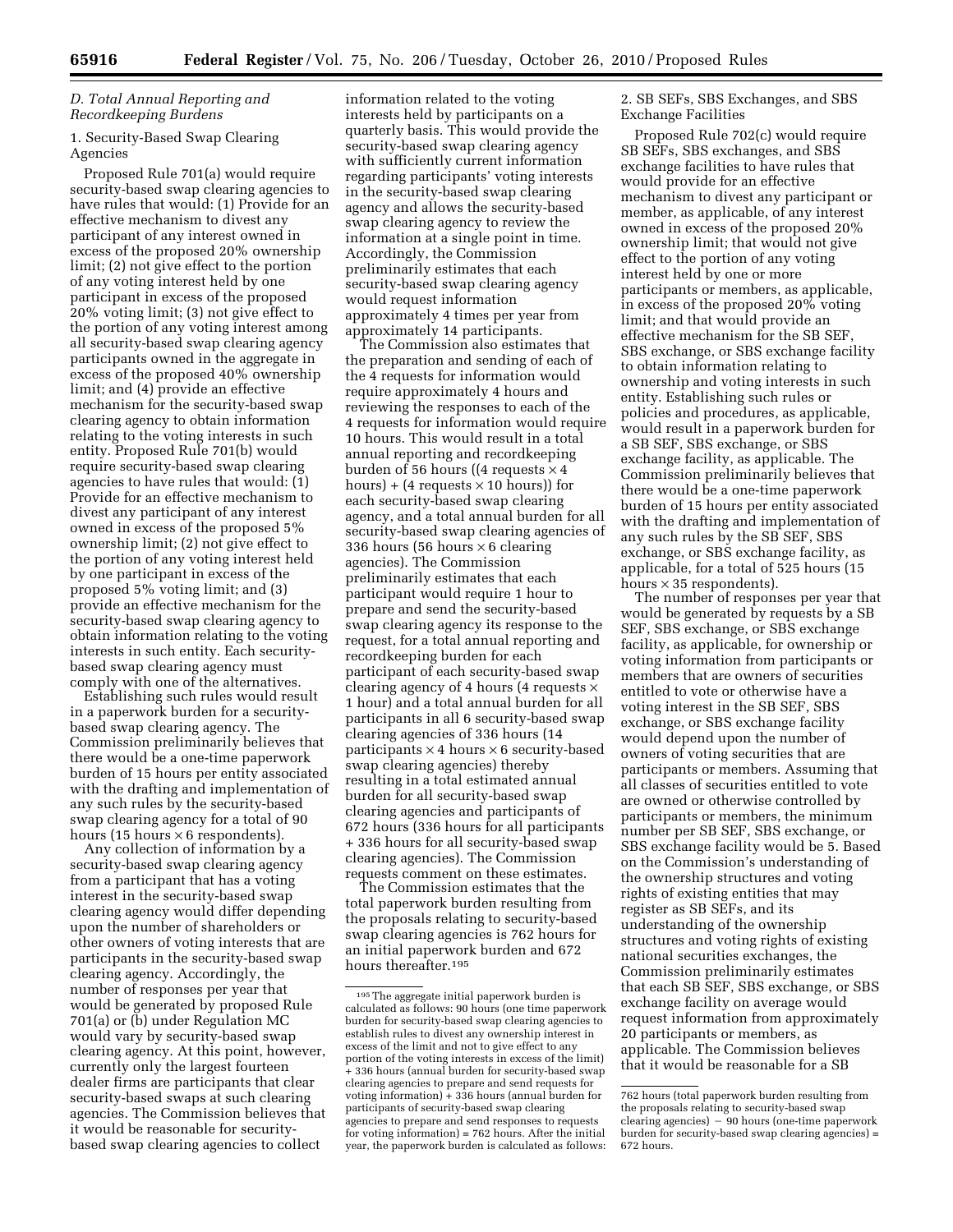### *D. Total Annual Reporting and Recordkeeping Burdens*

1. Security-Based Swap Clearing Agencies

Proposed Rule 701(a) would require security-based swap clearing agencies to have rules that would: (1) Provide for an effective mechanism to divest any participant of any interest owned in excess of the proposed 20% ownership limit; (2) not give effect to the portion of any voting interest held by one participant in excess of the proposed 20% voting limit; (3) not give effect to the portion of any voting interest among all security-based swap clearing agency participants owned in the aggregate in excess of the proposed 40% ownership limit; and (4) provide an effective mechanism for the security-based swap clearing agency to obtain information relating to the voting interests in such entity. Proposed Rule 701(b) would require security-based swap clearing agencies to have rules that would: (1) Provide for an effective mechanism to divest any participant of any interest owned in excess of the proposed 5% ownership limit; (2) not give effect to the portion of any voting interest held by one participant in excess of the proposed 5% voting limit; and (3) provide an effective mechanism for the security-based swap clearing agency to obtain information relating to the voting interests in such entity. Each security-based swap clearing agency must comply with one of the alternatives.

Establishing such rules would result in a paperwork burden for a security-based swap clearing agency. The Commission preliminarily believes that there would be a one-time paperwork burden of 15 hours per entity associated with the drafting and implementation of any such rules by the security-based swap clearing agency for a total of 90 hours (15 hours × 6 respondents).

Any collection of information by a security-based swap clearing agency from a participant that has a voting interest in the security-based swap clearing agency would differ depending upon the number of shareholders or other owners of voting interests that are participants in the security-based swap clearing agency. Accordingly, the number of responses per year that would be generated by proposed Rule 701(a) or (b) under Regulation MC would vary by security-based swap clearing agency. At this point, however, currently only the largest fourteen dealer firms are participants that clear security-based swaps at such clearing agencies. The Commission believes that it would be reasonable for security-based swap clearing agencies to collect information related to the voting interests held by participants on a quarterly basis. This would provide the security-based swap clearing agency with sufficiently current information regarding participants' voting interests in the security-based swap clearing agency and allows the security-based swap clearing agency to review the information at a single point in time. Accordingly, the Commission preliminarily estimates that each security-based swap clearing agency would request information approximately 4 times per year from approximately 14 participants.

The Commission also estimates that the preparation and sending of each of the 4 requests for information would require approximately 4 hours and reviewing the responses to each of the 4 requests for information would require 10 hours. This would result in a total annual reporting and recordkeeping burden of 56 hours ((4 requests × 4 hours) + (4 requests × 10 hours)) for each security-based swap clearing agency, and a total annual burden for all security-based swap clearing agencies of 336 hours (56 hours × 6 clearing agencies). The Commission preliminarily estimates that each participant would require 1 hour to prepare and send the security-based swap clearing agency its response to the request, for a total annual reporting and recordkeeping burden for each participant of each security-based swap clearing agency of 4 hours (4 requests × 1 hour) and a total annual burden for all participants in all 6 security-based swap clearing agencies of 336 hours (14 participants × 4 hours × 6 security-based swap clearing agencies) thereby resulting in a total estimated annual burden for all security-based swap clearing agencies and participants of 672 hours (336 hours for all participants + 336 hours for all security-based swap clearing agencies). The Commission requests comment on these estimates.

The Commission estimates that the total paperwork burden resulting from the proposals relating to security-based swap clearing agencies is 762 hours for an initial paperwork burden and 672 hours thereafter.[195]

2. SB SEFs, SBS Exchanges, and SBS Exchange Facilities

Proposed Rule 702(c) would require SB SEFs, SBS exchanges, and SBS exchange facilities to have rules that would provide for an effective mechanism to divest any participant or member, as applicable, of any interest owned in excess of the proposed 20% ownership limit; that would not give effect to the portion of any voting interest held by one or more participants or members, as applicable, in excess of the proposed 20% voting limit; and that would provide an effective mechanism for the SB SEF, SBS exchange, or SBS exchange facility to obtain information relating to ownership and voting interests in such entity. Establishing such rules or policies and procedures, as applicable, would result in a paperwork burden for a SB SEF, SBS exchange, or SBS exchange facility, as applicable. The Commission preliminarily believes that there would be a one-time paperwork burden of 15 hours per entity associated with the drafting and implementation of any such rules by the SB SEF, SBS exchange, or SBS exchange facility, as applicable, for a total of 525 hours (15 hours × 35 respondents).

The number of responses per year that would be generated by requests by a SB SEF, SBS exchange, or SBS exchange facility, as applicable, for ownership or voting information from participants or members that are owners of securities entitled to vote or otherwise have a voting interest in the SB SEF, SBS exchange, or SBS exchange facility would depend upon the number of owners of voting securities that are participants or members. Assuming that all classes of securities entitled to vote are owned or otherwise controlled by participants or members, the minimum number per SB SEF, SBS exchange, or SBS exchange facility would be 5. Based on the Commission's understanding of the ownership structures and voting rights of existing entities that may register as SB SEFs, and its understanding of the ownership structures and voting rights of existing national securities exchanges, the Commission preliminarily estimates that each SB SEF, SBS exchange, or SBS exchange facility on average would request information from approximately 20 participants or members, as applicable. The Commission believes that it would be reasonable for a SB

---

[195] The aggregate initial paperwork burden is calculated as follows: 90 hours (one time paperwork burden for security-based swap clearing agencies to establish rules to divest any ownership interest in excess of the limit and not to give effect to any portion of the voting interests in excess of the limit) + 336 hours (annual burden for security-based swap clearing agencies to prepare and send requests for voting information) + 336 hours (annual burden for participants of security-based swap clearing agencies to prepare and send responses to requests for voting information) = 762 hours. After the initial year, the paperwork burden is calculated as follows: 762 hours (total paperwork burden resulting from the proposals relating to security-based swap clearing agencies) − 90 hours (one-time paperwork burden for security-based swap clearing agencies) = 672 hours.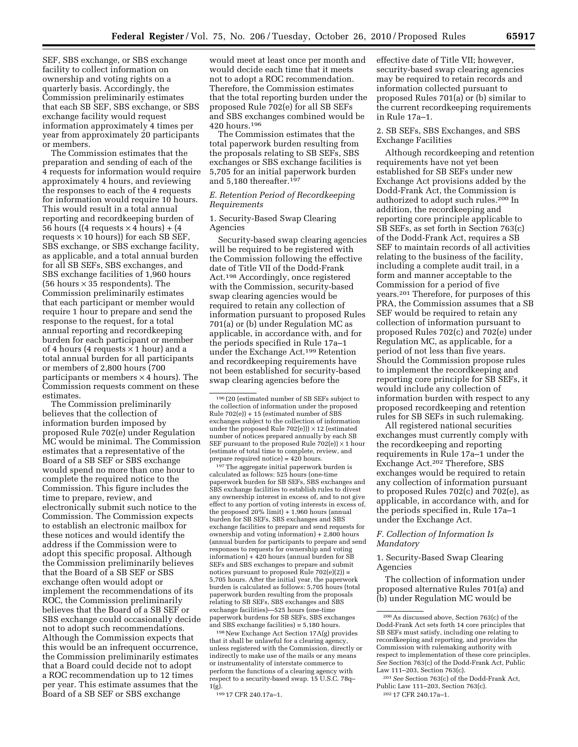SEF, SBS exchange, or SBS exchange facility to collect information on ownership and voting rights on a quarterly basis. Accordingly, the Commission preliminarily estimates that each SB SEF, SBS exchange, or SBS exchange facility would request information approximately 4 times per year from approximately 20 participants or members.

The Commission estimates that the preparation and sending of each of the 4 requests for information would require approximately 4 hours, and reviewing the responses to each of the 4 requests for information would require 10 hours. This would result in a total annual reporting and recordkeeping burden of 56 hours ((4 requests × 4 hours) + (4 requests × 10 hours)) for each SB SEF, SBS exchange, or SBS exchange facility, as applicable, and a total annual burden for all SB SEFs, SBS exchanges, and SBS exchange facilities of 1,960 hours (56 hours × 35 respondents). The Commission preliminarily estimates that each participant or member would require 1 hour to prepare and send the response to the request, for a total annual reporting and recordkeeping burden for each participant or member of 4 hours (4 requests × 1 hour) and a total annual burden for all participants or members of 2,800 hours (700 participants or members × 4 hours). The Commission requests comment on these estimates.

The Commission preliminarily believes that the collection of information burden imposed by proposed Rule 702(e) under Regulation MC would be minimal. The Commission estimates that a representative of the Board of a SB SEF or SBS exchange would spend no more than one hour to complete the required notice to the Commission. This figure includes the time to prepare, review, and electronically submit such notice to the Commission. The Commission expects to establish an electronic mailbox for these notices and would identify the address if the Commission were to adopt this specific proposal. Although the Commission preliminarily believes that the Board of a SB SEF or SBS exchange often would adopt or implement the recommendations of its ROC, the Commission preliminarily believes that the Board of a SB SEF or SBS exchange could occasionally decide not to adopt such recommendations. Although the Commission expects that this would be an infrequent occurrence, the Commission preliminarily estimates that a Board could decide not to adopt a ROC recommendation up to 12 times per year. This estimate assumes that the Board of a SB SEF or SBS exchange would meet at least once per month and would decide each time that it meets not to adopt a ROC recommendation. Therefore, the Commission estimates that the total reporting burden under the proposed Rule 702(e) for all SB SEFs and SBS exchanges combined would be 420 hours.[196]

The Commission estimates that the total paperwork burden resulting from the proposals relating to SB SEFs, SBS exchanges or SBS exchange facilities is 5,705 for an initial paperwork burden and 5,180 thereafter.[197]

### *E. Retention Period of Recordkeeping Requirements*

#### 1. Security-Based Swap Clearing Agencies

Security-based swap clearing agencies will be required to be registered with the Commission following the effective date of Title VII of the Dodd-Frank Act.[198] Accordingly, once registered with the Commission, security-based swap clearing agencies would be required to retain any collection of information pursuant to proposed Rules 701(a) or (b) under Regulation MC as applicable, in accordance with, and for the periods specified in Rule 17a–1 under the Exchange Act.[199] Retention and recordkeeping requirements have not been established for security-based swap clearing agencies before the effective date of Title VII; however, security-based swap clearing agencies may be required to retain records and information collected pursuant to proposed Rules 701(a) or (b) similar to the current recordkeeping requirements in Rule 17a–1.

#### 2. SB SEFs, SBS Exchanges, and SBS Exchange Facilities

Although recordkeeping and retention requirements have not yet been established for SB SEFs under new Exchange Act provisions added by the Dodd-Frank Act, the Commission is authorized to adopt such rules.[200] In addition, the recordkeeping and reporting core principle applicable to SB SEFs, as set forth in Section 763(c) of the Dodd-Frank Act, requires a SB SEF to maintain records of all activities relating to the business of the facility, including a complete audit trail, in a form and manner acceptable to the Commission for a period of five years.[201] Therefore, for purposes of this PRA, the Commission assumes that a SB SEF would be required to retain any collection of information pursuant to proposed Rules 702(c) and 702(e) under Regulation MC, as applicable, for a period of not less than five years. Should the Commission propose rules to implement the recordkeeping and reporting core principle for SB SEFs, it would include any collection of information burden with respect to any proposed recordkeeping and retention rules for SB SEFs in such rulemaking.

All registered national securities exchanges must currently comply with the recordkeeping and reporting requirements in Rule 17a–1 under the Exchange Act.[202] Therefore, SBS exchanges would be required to retain any collection of information pursuant to proposed Rules 702(c) and 702(e), as applicable, in accordance with, and for the periods specified in, Rule 17a–1 under the Exchange Act.

### *F. Collection of Information Is Mandatory*

#### 1. Security-Based Swap Clearing Agencies

The collection of information under proposed alternative Rules 701(a) and (b) under Regulation MC would be

---

[196] (20 (estimated number of SB SEFs subject to the collection of information under the proposed Rule 702(e)) + 15 (estimated number of SBS exchanges subject to the collection of information under the proposed Rule 702(e))) × 12 (estimated number of notices prepared annually by each SB SEF pursuant to the proposed Rule 702(e)) × 1 hour (estimate of total time to complete, review, and prepare required notice) = 420 hours.

[197] The aggregate initial paperwork burden is calculated as follows: 525 hours (one-time paperwork burden for SB SEFs, SBS exchanges and SBS exchange facilities to establish rules to divest any ownership interest in excess of, and to not give effect to any portion of voting interests in excess of, the proposed 20% limit) + 1,960 hours (annual burden for SB SEFs, SBS exchanges and SBS exchange facilities to prepare and send requests for ownership and voting information) + 2,800 hours (annual burden for participants to prepare and send responses to requests for ownership and voting information) + 420 hours (annual burden for SB SEFs and SBS exchanges to prepare and submit notices pursuant to proposed Rule 702(e)(2)) = 5,705 hours. After the initial year, the paperwork burden is calculated as follows: 5,705 hours (total paperwork burden resulting from the proposals relating to SB SEFs, SBS exchanges and SBS exchange facilities)—525 hours (one-time paperwork burdens for SB SEFs, SBS exchanges and SBS exchange facilities) = 5,180 hours.

[198] New Exchange Act Section 17A(g) provides that it shall be unlawful for a clearing agency, unless registered with the Commission, directly or indirectly to make use of the mails or any means or instrumentality of interstate commerce to perform the functions of a clearing agency with respect to a security-based swap. 15 U.S.C. 78q–1(g).

[199] 17 CFR 240.17a–1.

[200] As discussed above, Section 763(c) of the Dodd-Frank Act sets forth 14 core principles that SB SEFs must satisfy, including one relating to recordkeeping and reporting, and provides the Commission with rulemaking authority with respect to implementation of these core principles. *See* Section 763(c) of the Dodd-Frank Act, Public Law 111–203, Section 763(c).

[201] *See* Section 763(c) of the Dodd-Frank Act, Public Law 111–203, Section 763(c).

[202] 17 CFR 240.17a–1.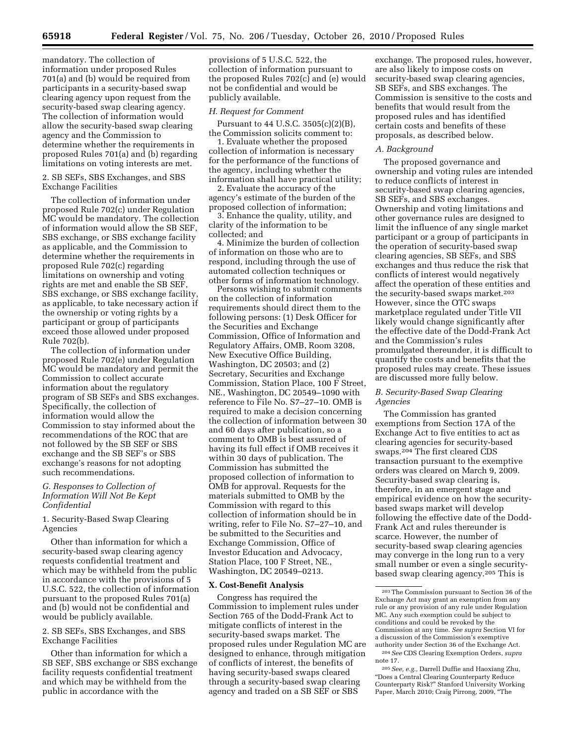mandatory. The collection of information under proposed Rules 701(a) and (b) would be required from participants in a security-based swap clearing agency upon request from the security-based swap clearing agency. The collection of information would allow the security-based swap clearing agency and the Commission to determine whether the requirements in proposed Rules 701(a) and (b) regarding limitations on voting interests are met.

2. SB SEFs, SBS Exchanges, and SBS Exchange Facilities

The collection of information under proposed Rule 702(c) under Regulation MC would be mandatory. The collection of information would allow the SB SEF, SBS exchange, or SBS exchange facility as applicable, and the Commission to determine whether the requirements in proposed Rule 702(c) regarding limitations on ownership and voting rights are met and enable the SB SEF, SBS exchange, or SBS exchange facility, as applicable, to take necessary action if the ownership or voting rights by a participant or group of participants exceed those allowed under proposed Rule 702(b).

The collection of information under proposed Rule 702(e) under Regulation MC would be mandatory and permit the Commission to collect accurate information about the regulatory program of SB SEFs and SBS exchanges. Specifically, the collection of information would allow the Commission to stay informed about the recommendations of the ROC that are not followed by the SB SEF or SBS exchange and the SB SEF's or SBS exchange's reasons for not adopting such recommendations.

### *G. Responses to Collection of Information Will Not Be Kept Confidential*

1. Security-Based Swap Clearing Agencies

Other than information for which a security-based swap clearing agency requests confidential treatment and which may be withheld from the public in accordance with the provisions of 5 U.S.C. 522, the collection of information pursuant to the proposed Rules 701(a) and (b) would not be confidential and would be publicly available.

2. SB SEFs, SBS Exchanges, and SBS Exchange Facilities

Other than information for which a SB SEF, SBS exchange or SBS exchange facility requests confidential treatment and which may be withheld from the public in accordance with the provisions of 5 U.S.C. 522, the collection of information pursuant to the proposed Rules 702(c) and (e) would not be confidential and would be publicly available.

### *H. Request for Comment*

Pursuant to 44 U.S.C. 3505(c)(2)(B), the Commission solicits comment to:

1. Evaluate whether the proposed collection of information is necessary for the performance of the functions of the agency, including whether the information shall have practical utility;

2. Evaluate the accuracy of the agency's estimate of the burden of the proposed collection of information;

3. Enhance the quality, utility, and clarity of the information to be collected; and

4. Minimize the burden of collection of information on those who are to respond, including through the use of automated collection techniques or other forms of information technology.

Persons wishing to submit comments on the collection of information requirements should direct them to the following persons: (1) Desk Officer for the Securities and Exchange Commission, Office of Information and Regulatory Affairs, OMB, Room 3208, New Executive Office Building, Washington, DC 20503; and (2) Secretary, Securities and Exchange Commission, Station Place, 100 F Street, NE., Washington, DC 20549–1090 with reference to File No. S7–27–10. OMB is required to make a decision concerning the collection of information between 30 and 60 days after publication, so a comment to OMB is best assured of having its full effect if OMB receives it within 30 days of publication. The Commission has submitted the proposed collection of information to OMB for approval. Requests for the materials submitted to OMB by the Commission with regard to this collection of information should be in writing, refer to File No. S7–27–10, and be submitted to the Securities and Exchange Commission, Office of Investor Education and Advocacy, Station Place, 100 F Street, NE., Washington, DC 20549–0213.

## X. Cost-Benefit Analysis

Congress has required the Commission to implement rules under Section 765 of the Dodd-Frank Act to mitigate conflicts of interest in the security-based swaps market. The proposed rules under Regulation MC are designed to enhance, through mitigation of conflicts of interest, the benefits of having security-based swaps cleared through a security-based swap clearing agency and traded on a SB SEF or SBS exchange. The proposed rules, however, are also likely to impose costs on security-based swap clearing agencies, SB SEFs, and SBS exchanges. The Commission is sensitive to the costs and benefits that would result from the proposed rules and has identified certain costs and benefits of these proposals, as described below.

### *A. Background*

The proposed governance and ownership and voting rules are intended to reduce conflicts of interest in security-based swap clearing agencies, SB SEFs, and SBS exchanges. Ownership and voting limitations and other governance rules are designed to limit the influence of any single market participant or a group of participants in the operation of security-based swap clearing agencies, SB SEFs, and SBS exchanges and thus reduce the risk that conflicts of interest would negatively affect the operation of these entities and the security-based swaps market.[203] However, since the OTC swaps marketplace regulated under Title VII likely would change significantly after the effective date of the Dodd-Frank Act and the Commission's rules promulgated thereunder, it is difficult to quantify the costs and benefits that the proposed rules may create. These issues are discussed more fully below.

### *B. Security-Based Swap Clearing Agencies*

The Commission has granted exemptions from Section 17A of the Exchange Act to five entities to act as clearing agencies for security-based swaps.[204] The first cleared CDS transaction pursuant to the exemptive orders was cleared on March 9, 2009. Security-based swap clearing is, therefore, in an emergent stage and empirical evidence on how the security-based swaps market will develop following the effective date of the Dodd-Frank Act and rules thereunder is scarce. However, the number of security-based swap clearing agencies may converge in the long run to a very small number or even a single security-based swap clearing agency.[205] This is

[203] The Commission pursuant to Section 36 of the Exchange Act may grant an exemption from any rule or any provision of any rule under Regulation MC. Any such exemption could be subject to conditions and could be revoked by the Commission at any time. *See supra* Section VI for a discussion of the Commission's exemptive authority under Section 36 of the Exchange Act.

[204] *See* CDS Clearing Exemption Orders, *supra* note 17.

[205] *See, e.g.,* Darrell Duffie and Haoxiang Zhu, "Does a Central Clearing Counterparty Reduce Counterparty Risk?" Stanford University Working Paper, March 2010; Craig Pirrong, 2009, "The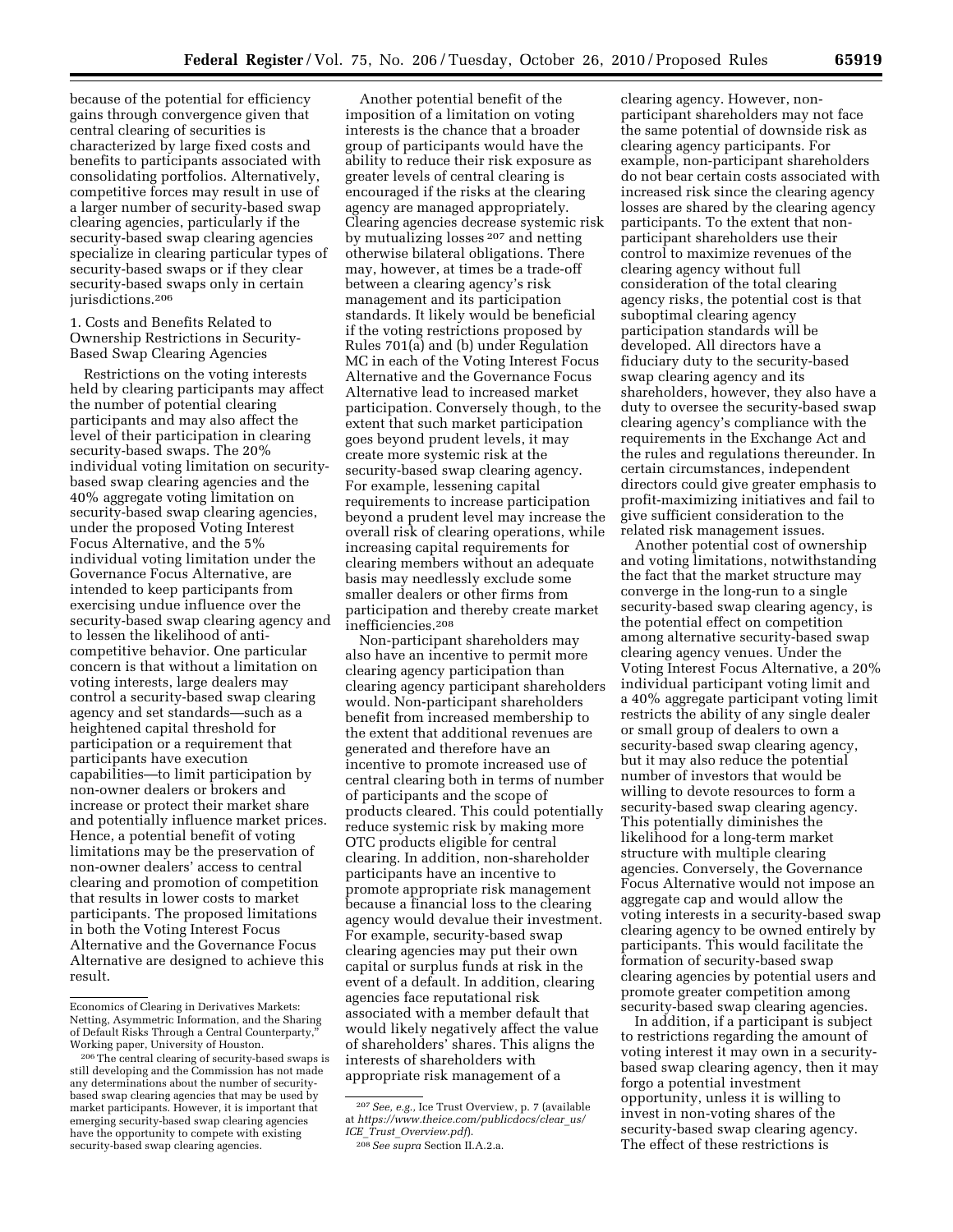because of the potential for efficiency gains through convergence given that central clearing of securities is characterized by large fixed costs and benefits to participants associated with consolidating portfolios. Alternatively, competitive forces may result in use of a larger number of security-based swap clearing agencies, particularly if the security-based swap clearing agencies specialize in clearing particular types of security-based swaps or if they clear security-based swaps only in certain jurisdictions.[206]

1. Costs and Benefits Related to Ownership Restrictions in Security-Based Swap Clearing Agencies

Restrictions on the voting interests held by clearing participants may affect the number of potential clearing participants and may also affect the level of their participation in clearing security-based swaps. The 20% individual voting limitation on security-based swap clearing agencies and the 40% aggregate voting limitation on security-based swap clearing agencies, under the proposed Voting Interest Focus Alternative, and the 5% individual voting limitation under the Governance Focus Alternative, are intended to keep participants from exercising undue influence over the security-based swap clearing agency and to lessen the likelihood of anti-competitive behavior. One particular concern is that without a limitation on voting interests, large dealers may control a security-based swap clearing agency and set standards—such as a heightened capital threshold for participation or a requirement that participants have execution capabilities—to limit participation by non-owner dealers or brokers and increase or protect their market share and potentially influence market prices. Hence, a potential benefit of voting limitations may be the preservation of non-owner dealers' access to central clearing and promotion of competition that results in lower costs to market participants. The proposed limitations in both the Voting Interest Focus Alternative and the Governance Focus Alternative are designed to achieve this result.

Another potential benefit of the imposition of a limitation on voting interests is the chance that a broader group of participants would have the ability to reduce their risk exposure as greater levels of central clearing is encouraged if the risks at the clearing agency are managed appropriately. Clearing agencies decrease systemic risk by mutualizing losses[207] and netting otherwise bilateral obligations. There may, however, at times be a trade-off between a clearing agency's risk management and its participation standards. It likely would be beneficial if the voting restrictions proposed by Rules 701(a) and (b) under Regulation MC in each of the Voting Interest Focus Alternative and the Governance Focus Alternative lead to increased market participation. Conversely though, to the extent that such market participation goes beyond prudent levels, it may create more systemic risk at the security-based swap clearing agency. For example, lessening capital requirements to increase participation beyond a prudent level may increase the overall risk of clearing operations, while increasing capital requirements for clearing members without an adequate basis may needlessly exclude some smaller dealers or other firms from participation and thereby create market inefficiencies.[208]

Non-participant shareholders may also have an incentive to permit more clearing agency participation than clearing agency participant shareholders would. Non-participant shareholders benefit from increased membership to the extent that additional revenues are generated and therefore have an incentive to promote increased use of central clearing both in terms of number of participants and the scope of products cleared. This could potentially reduce systemic risk by making more OTC products eligible for central clearing. In addition, non-shareholder participants have an incentive to promote appropriate risk management because a financial loss to the clearing agency would devalue their investment. For example, security-based swap clearing agencies may put their own capital or surplus funds at risk in the event of a default. In addition, clearing agencies face reputational risk associated with a member default that would likely negatively affect the value of shareholders' shares. This aligns the interests of shareholders with appropriate risk management of a clearing agency. However, non-participant shareholders may not face the same potential of downside risk as clearing agency participants. For example, non-participant shareholders do not bear certain costs associated with increased risk since the clearing agency losses are shared by the clearing agency participants. To the extent that non-participant shareholders use their control to maximize revenues of the clearing agency without full consideration of the total clearing agency risks, the potential cost is that suboptimal clearing agency participation standards will be developed. All directors have a fiduciary duty to the security-based swap clearing agency and its shareholders, however, they also have a duty to oversee the security-based swap clearing agency's compliance with the requirements in the Exchange Act and the rules and regulations thereunder. In certain circumstances, independent directors could give greater emphasis to profit-maximizing initiatives and fail to give sufficient consideration to the related risk management issues.

Another potential cost of ownership and voting limitations, notwithstanding the fact that the market structure may converge in the long-run to a single security-based swap clearing agency, is the potential effect on competition among alternative security-based swap clearing agency venues. Under the Voting Interest Focus Alternative, a 20% individual participant voting limit and a 40% aggregate participant voting limit restricts the ability of any single dealer or small group of dealers to own a security-based swap clearing agency, but it may also reduce the potential number of investors that would be willing to devote resources to form a security-based swap clearing agency. This potentially diminishes the likelihood for a long-term market structure with multiple clearing agencies. Conversely, the Governance Focus Alternative would not impose an aggregate cap and would allow the voting interests in a security-based swap clearing agency to be owned entirely by participants. This would facilitate the formation of security-based swap clearing agencies by potential users and promote greater competition among security-based swap clearing agencies.

In addition, if a participant is subject to restrictions regarding the amount of voting interest it may own in a security-based swap clearing agency, then it may forgo a potential investment opportunity, unless it is willing to invest in non-voting shares of the security-based swap clearing agency. The effect of these restrictions is

---

Economics of Clearing in Derivatives Markets: Netting, Asymmetric Information, and the Sharing of Default Risks Through a Central Counterparty," Working paper, University of Houston.

[206] The central clearing of security-based swaps is still developing and the Commission has not made any determinations about the number of security-based swap clearing agencies that may be used by market participants. However, it is important that emerging security-based swap clearing agencies have the opportunity to compete with existing security-based swap clearing agencies.

[207] *See, e.g.,* Ice Trust Overview, p. 7 (available at *https://www.theice.com/publicdocs/clear_us/ICE_Trust_Overview.pdf*).

[208] *See supra* Section II.A.2.a.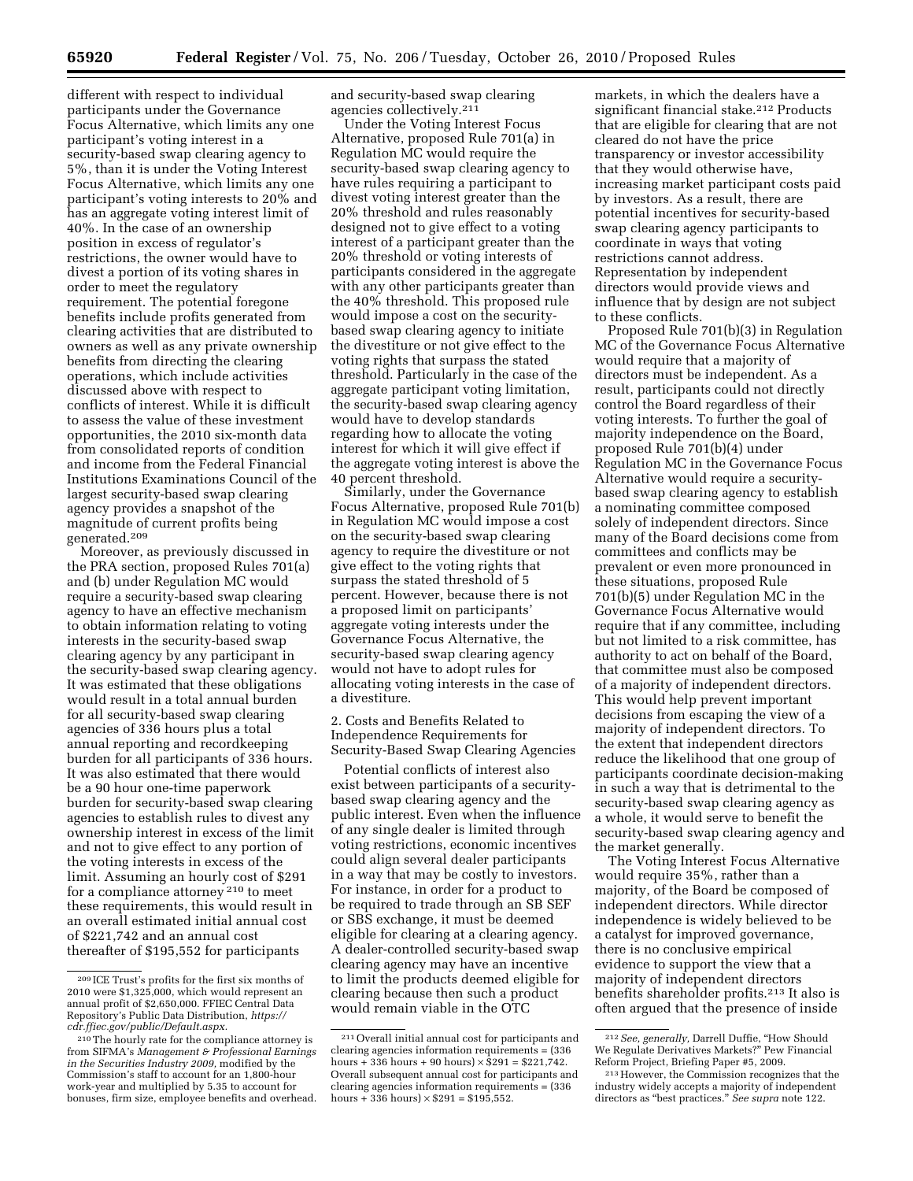different with respect to individual participants under the Governance Focus Alternative, which limits any one participant's voting interest in a security-based swap clearing agency to 5%, than it is under the Voting Interest Focus Alternative, which limits any one participant's voting interests to 20% and has an aggregate voting interest limit of 40%. In the case of an ownership position in excess of regulator's restrictions, the owner would have to divest a portion of its voting shares in order to meet the regulatory requirement. The potential foregone benefits include profits generated from clearing activities that are distributed to owners as well as any private ownership benefits from directing the clearing operations, which include activities discussed above with respect to conflicts of interest. While it is difficult to assess the value of these investment opportunities, the 2010 six-month data from consolidated reports of condition and income from the Federal Financial Institutions Examinations Council of the largest security-based swap clearing agency provides a snapshot of the magnitude of current profits being generated.[209]

Moreover, as previously discussed in the PRA section, proposed Rules 701(a) and (b) under Regulation MC would require a security-based swap clearing agency to have an effective mechanism to obtain information relating to voting interests in the security-based swap clearing agency by any participant in the security-based swap clearing agency. It was estimated that these obligations would result in a total annual burden for all security-based swap clearing agencies of 336 hours plus a total annual reporting and recordkeeping burden for all participants of 336 hours. It was also estimated that there would be a 90 hour one-time paperwork burden for security-based swap clearing agencies to establish rules to divest any ownership interest in excess of the limit and not to give effect to any portion of the voting interests in excess of the limit. Assuming an hourly cost of $291 for a compliance attorney[210] to meet these requirements, this would result in an overall estimated initial annual cost of $221,742 and an annual cost thereafter of $195,552 for participants and security-based swap clearing agencies collectively.[211]

Under the Voting Interest Focus Alternative, proposed Rule 701(a) in Regulation MC would require the security-based swap clearing agency to have rules requiring a participant to divest voting interest greater than the 20% threshold and rules reasonably designed not to give effect to a voting interest of a participant greater than the 20% threshold or voting interests of participants considered in the aggregate with any other participants greater than the 40% threshold. This proposed rule would impose a cost on the security-based swap clearing agency to initiate the divestiture or not give effect to the voting rights that surpass the stated threshold. Particularly in the case of the aggregate participant voting limitation, the security-based swap clearing agency would have to develop standards regarding how to allocate the voting interest for which it will give effect if the aggregate voting interest is above the 40 percent threshold.

Similarly, under the Governance Focus Alternative, proposed Rule 701(b) in Regulation MC would impose a cost on the security-based swap clearing agency to require the divestiture or not give effect to the voting rights that surpass the stated threshold of 5 percent. However, because there is not a proposed limit on participants' aggregate voting interests under the Governance Focus Alternative, the security-based swap clearing agency would not have to adopt rules for allocating voting interests in the case of a divestiture.

2. Costs and Benefits Related to Independence Requirements for Security-Based Swap Clearing Agencies

Potential conflicts of interest also exist between participants of a security-based swap clearing agency and the public interest. Even when the influence of any single dealer is limited through voting restrictions, economic incentives could align several dealer participants in a way that may be costly to investors. For instance, in order for a product to be required to trade through an SB SEF or SBS exchange, it must be deemed eligible for clearing at a clearing agency. A dealer-controlled security-based swap clearing agency may have an incentive to limit the products deemed eligible for clearing because then such a product would remain viable in the OTC markets, in which the dealers have a significant financial stake.[212] Products that are eligible for clearing that are not cleared do not have the price transparency or investor accessibility that they would otherwise have, increasing market participant costs paid by investors. As a result, there are potential incentives for security-based swap clearing agency participants to coordinate in ways that voting restrictions cannot address. Representation by independent directors would provide views and influence that by design are not subject to these conflicts.

Proposed Rule 701(b)(3) in Regulation MC of the Governance Focus Alternative would require that a majority of directors must be independent. As a result, participants could not directly control the Board regardless of their voting interests. To further the goal of majority independence on the Board, proposed Rule 701(b)(4) under Regulation MC in the Governance Focus Alternative would require a security-based swap clearing agency to establish a nominating committee composed solely of independent directors. Since many of the Board decisions come from committees and conflicts may be prevalent or even more pronounced in these situations, proposed Rule 701(b)(5) under Regulation MC in the Governance Focus Alternative would require that if any committee, including but not limited to a risk committee, has authority to act on behalf of the Board, that committee must also be composed of a majority of independent directors. This would help prevent important decisions from escaping the view of a majority of independent directors. To the extent that independent directors reduce the likelihood that one group of participants coordinate decision-making in such a way that is detrimental to the security-based swap clearing agency as a whole, it would serve to benefit the security-based swap clearing agency and the market generally.

The Voting Interest Focus Alternative would require 35%, rather than a majority, of the Board be composed of independent directors. While director independence is widely believed to be a catalyst for improved governance, there is no conclusive empirical evidence to support the view that a majority of independent directors benefits shareholder profits.[213] It also is often argued that the presence of inside

---

[209] ICE Trust's profits for the first six months of 2010 were $1,325,000, which would represent an annual profit of $2,650,000. FFIEC Central Data Repository's Public Data Distribution, *https://cdr.ffiec.gov/public/Default.aspx.*

[210] The hourly rate for the compliance attorney is from SIFMA's *Management & Professional Earnings in the Securities Industry 2009,* modified by the Commission's staff to account for an 1,800-hour work-year and multiplied by 5.35 to account for bonuses, firm size, employee benefits and overhead.

[211] Overall initial annual cost for participants and clearing agencies information requirements = (336 hours + 336 hours + 90 hours) × $291 = $221,742. Overall subsequent annual cost for participants and clearing agencies information requirements = (336 hours + 336 hours) × $291 = $195,552.

[212] *See, generally,* Darrell Duffie, "How Should We Regulate Derivatives Markets?" Pew Financial Reform Project, Briefing Paper #5, 2009.

[213] However, the Commission recognizes that the industry widely accepts a majority of independent directors as "best practices." *See supra* note 122.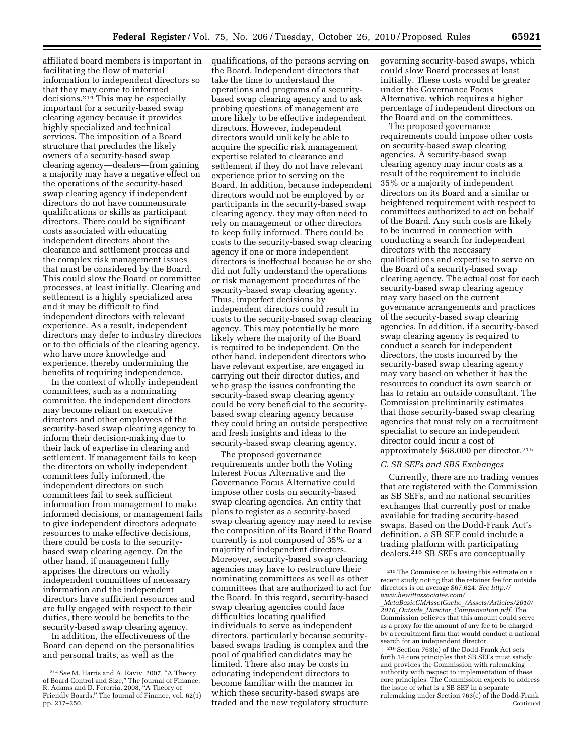affiliated board members is important in facilitating the flow of material information to independent directors so that they may come to informed decisions.[214] This may be especially important for a security-based swap clearing agency because it provides highly specialized and technical services. The imposition of a Board structure that precludes the likely owners of a security-based swap clearing agency—dealers—from gaining a majority may have a negative effect on the operations of the security-based swap clearing agency if independent directors do not have commensurate qualifications or skills as participant directors. There could be significant costs associated with educating independent directors about the clearance and settlement process and the complex risk management issues that must be considered by the Board. This could slow the Board or committee processes, at least initially. Clearing and settlement is a highly specialized area and it may be difficult to find independent directors with relevant experience. As a result, independent directors may defer to industry directors or to the officials of the clearing agency, who have more knowledge and experience, thereby undermining the benefits of requiring independence.

In the context of wholly independent committees, such as a nominating committee, the independent directors may become reliant on executive directors and other employees of the security-based swap clearing agency to inform their decision-making due to their lack of expertise in clearing and settlement. If management fails to keep the directors on wholly independent committees fully informed, the independent directors on such committees fail to seek sufficient information from management to make informed decisions, or management fails to give independent directors adequate resources to make effective decisions, there could be costs to the security-based swap clearing agency. On the other hand, if management fully apprises the directors on wholly independent committees of necessary information and the independent directors have sufficient resources and are fully engaged with respect to their duties, there would be benefits to the security-based swap clearing agency.

In addition, the effectiveness of the Board can depend on the personalities and personal traits, as well as the qualifications, of the persons serving on the Board. Independent directors that take the time to understand the operations and programs of a security-based swap clearing agency and to ask probing questions of management are more likely to be effective independent directors. However, independent directors would unlikely be able to acquire the specific risk management expertise related to clearance and settlement if they do not have relevant experience prior to serving on the Board. In addition, because independent directors would not be employed by or participants in the security-based swap clearing agency, they may often need to rely on management or other directors to keep fully informed. There could be costs to the security-based swap clearing agency if one or more independent directors is ineffectual because he or she did not fully understand the operations or risk management procedures of the security-based swap clearing agency. Thus, imperfect decisions by independent directors could result in costs to the security-based swap clearing agency. This may potentially be more likely where the majority of the Board is required to be independent. On the other hand, independent directors who have relevant expertise, are engaged in carrying out their director duties, and who grasp the issues confronting the security-based swap clearing agency could be very beneficial to the security-based swap clearing agency because they could bring an outside perspective and fresh insights and ideas to the security-based swap clearing agency.

The proposed governance requirements under both the Voting Interest Focus Alternative and the Governance Focus Alternative could impose other costs on security-based swap clearing agencies. An entity that plans to register as a security-based swap clearing agency may need to revise the composition of its Board if the Board currently is not composed of 35% or a majority of independent directors. Moreover, security-based swap clearing agencies may have to restructure their nominating committees as well as other committees that are authorized to act for the Board. In this regard, security-based swap clearing agencies could face difficulties locating qualified individuals to serve as independent directors, particularly because security-based swaps trading is complex and the pool of qualified candidates may be limited. There also may be costs in educating independent directors to become familiar with the manner in which these security-based swaps are traded and the new regulatory structure governing security-based swaps, which could slow Board processes at least initially. These costs would be greater under the Governance Focus Alternative, which requires a higher percentage of independent directors on the Board and on the committees.

The proposed governance requirements could impose other costs on security-based swap clearing agencies. A security-based swap clearing agency may incur costs as a result of the requirement to include 35% or a majority of independent directors on its Board and a similar or heightened requirement with respect to committees authorized to act on behalf of the Board. Any such costs are likely to be incurred in connection with conducting a search for independent directors with the necessary qualifications and expertise to serve on the Board of a security-based swap clearing agency. The actual cost for each security-based swap clearing agency may vary based on the current governance arrangements and practices of the security-based swap clearing agencies. In addition, if a security-based swap clearing agency is required to conduct a search for independent directors, the costs incurred by the security-based swap clearing agency may vary based on whether it has the resources to conduct its own search or has to retain an outside consultant. The Commission preliminarily estimates that those security-based swap clearing agencies that must rely on a recruitment specialist to secure an independent director could incur a cost of approximately $68,000 per director.[215]

### C. SB SEFs and SBS Exchanges

Currently, there are no trading venues that are registered with the Commission as SB SEFs, and no national securities exchanges that currently post or make available for trading security-based swaps. Based on the Dodd-Frank Act's definition, a SB SEF could include a trading platform with participating dealers.[216] SB SEFs are conceptually

---

[214] *See* M. Harris and A. Raviv, 2007, "A Theory of Board Control and Size," The Journal of Finance; R. Adams and D. Fererria, 2008, "A Theory of Friendly Boards," The Journal of Finance, vol. 62(1) pp. 217–250.

[215] The Commission is basing this estimate on a recent study noting that the retainer fee for outside directors is on average $67,624. *See http://www.hewittassociates.com/_MetaBasicCMAssetCache_/Assets/Articles/2010/2010_Outside_Director_Compensation.pdf*. The Commission believes that this amount could serve as a proxy for the amount of any fee to be charged by a recruitment firm that would conduct a national search for an independent director.

[216] Section 763(c) of the Dodd-Frank Act sets forth 14 core principles that SB SEFs must satisfy and provides the Commission with rulemaking authority with respect to implementation of these core principles. The Commission expects to address the issue of what is a SB SEF in a separate rulemaking under Section 763(c) of the Dodd-Frank Continued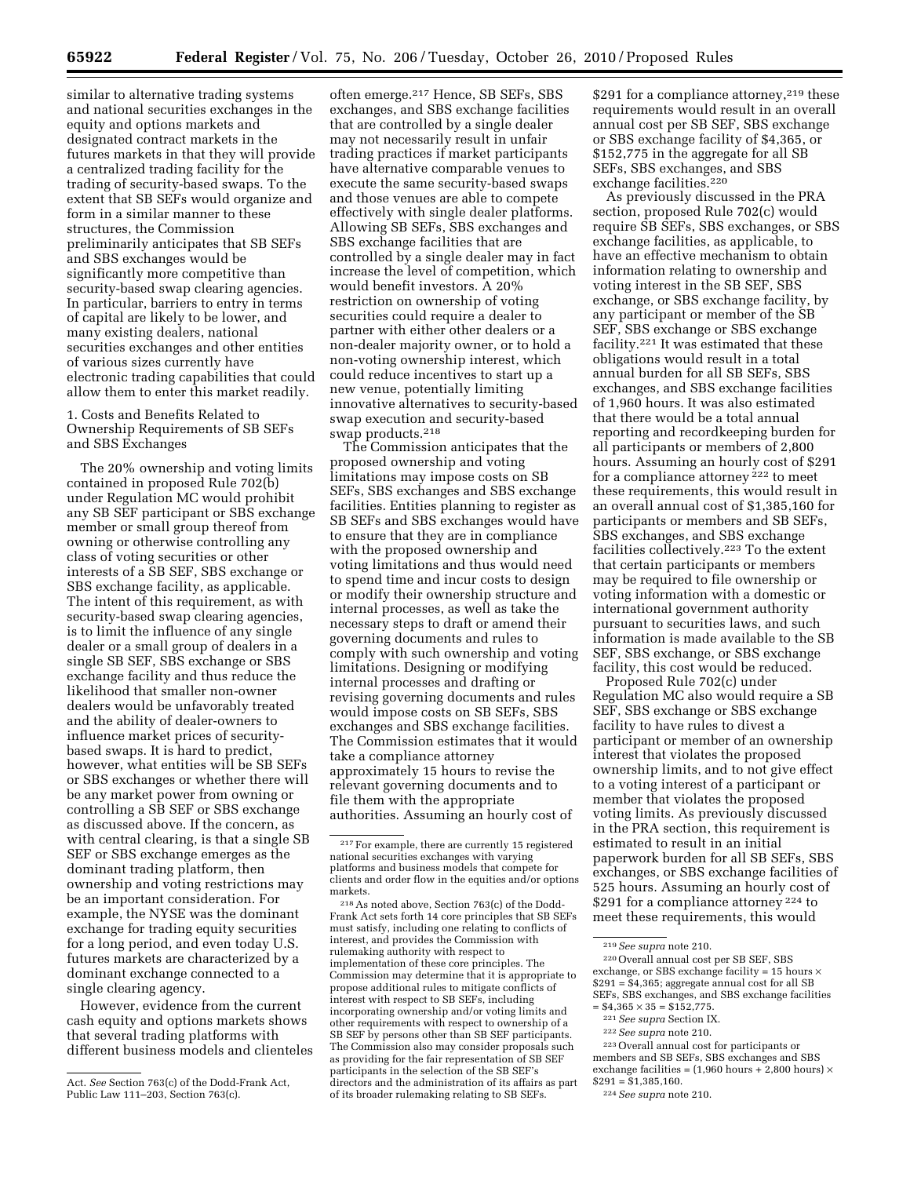similar to alternative trading systems and national securities exchanges in the equity and options markets and designated contract markets in the futures markets in that they will provide a centralized trading facility for the trading of security-based swaps. To the extent that SB SEFs would organize and form in a similar manner to these structures, the Commission preliminarily anticipates that SB SEFs and SBS exchanges would be significantly more competitive than security-based swap clearing agencies. In particular, barriers to entry in terms of capital are likely to be lower, and many existing dealers, national securities exchanges and other entities of various sizes currently have electronic trading capabilities that could allow them to enter this market readily.

1. Costs and Benefits Related to Ownership Requirements of SB SEFs and SBS Exchanges

The 20% ownership and voting limits contained in proposed Rule 702(b) under Regulation MC would prohibit any SB SEF participant or SBS exchange member or small group thereof from owning or otherwise controlling any class of voting securities or other interests of a SB SEF, SBS exchange or SBS exchange facility, as applicable. The intent of this requirement, as with security-based swap clearing agencies, is to limit the influence of any single dealer or a small group of dealers in a single SB SEF, SBS exchange or SBS exchange facility and thus reduce the likelihood that smaller non-owner dealers would be unfavorably treated and the ability of dealer-owners to influence market prices of security-based swaps. It is hard to predict, however, what entities will be SB SEFs or SBS exchanges or whether there will be any market power from owning or controlling a SB SEF or SBS exchange as discussed above. If the concern, as with central clearing, is that a single SB SEF or SBS exchange emerges as the dominant trading platform, then ownership and voting restrictions may be an important consideration. For example, the NYSE was the dominant exchange for trading equity securities for a long period, and even today U.S. futures markets are characterized by a dominant exchange connected to a single clearing agency.

However, evidence from the current cash equity and options markets shows that several trading platforms with different business models and clienteles often emerge.[217] Hence, SB SEFs, SBS exchanges, and SBS exchange facilities that are controlled by a single dealer may not necessarily result in unfair trading practices if market participants have alternative comparable venues to execute the same security-based swaps and those venues are able to compete effectively with single dealer platforms. Allowing SB SEFs, SBS exchanges and SBS exchange facilities that are controlled by a single dealer may in fact increase the level of competition, which would benefit investors. A 20% restriction on ownership of voting securities could require a dealer to partner with either other dealers or a non-dealer majority owner, or to hold a non-voting ownership interest, which could reduce incentives to start up a new venue, potentially limiting innovative alternatives to security-based swap execution and security-based swap products.[218]

The Commission anticipates that the proposed ownership and voting limitations may impose costs on SB SEFs, SBS exchanges and SBS exchange facilities. Entities planning to register as SB SEFs and SBS exchanges would have to ensure that they are in compliance with the proposed ownership and voting limitations and thus would need to spend time and incur costs to design or modify their ownership structure and internal processes, as well as take the necessary steps to draft or amend their governing documents and rules to comply with such ownership and voting limitations. Designing or modifying internal processes and drafting or revising governing documents and rules would impose costs on SB SEFs, SBS exchanges and SBS exchange facilities. The Commission estimates that it would take a compliance attorney approximately 15 hours to revise the relevant governing documents and to file them with the appropriate authorities. Assuming an hourly cost of $291 for a compliance attorney,[219] these requirements would result in an overall annual cost per SB SEF, SBS exchange or SBS exchange facility of $4,365, or $152,775 in the aggregate for all SB SEFs, SBS exchanges, and SBS exchange facilities.[220]

As previously discussed in the PRA section, proposed Rule 702(c) would require SB SEFs, SBS exchanges, or SBS exchange facilities, as applicable, to have an effective mechanism to obtain information relating to ownership and voting interest in the SB SEF, SBS exchange, or SBS exchange facility, by any participant or member of the SB SEF, SBS exchange or SBS exchange facility.[221] It was estimated that these obligations would result in a total annual burden for all SB SEFs, SBS exchanges, and SBS exchange facilities of 1,960 hours. It was also estimated that there would be a total annual reporting and recordkeeping burden for all participants or members of 2,800 hours. Assuming an hourly cost of $291 for a compliance attorney[222] to meet these requirements, this would result in an overall annual cost of $1,385,160 for participants or members and SB SEFs, SBS exchanges, and SBS exchange facilities collectively.[223] To the extent that certain participants or members may be required to file ownership or voting information with a domestic or international government authority pursuant to securities laws, and such information is made available to the SB SEF, SBS exchange, or SBS exchange facility, this cost would be reduced.

Proposed Rule 702(c) under Regulation MC also would require a SB SEF, SBS exchange or SBS exchange facility to have rules to divest a participant or member of an ownership interest that violates the proposed ownership limits, and to not give effect to a voting interest of a participant or member that violates the proposed voting limits. As previously discussed in the PRA section, this requirement is estimated to result in an initial paperwork burden for all SB SEFs, SBS exchanges, or SBS exchange facilities of 525 hours. Assuming an hourly cost of $291 for a compliance attorney[224] to meet these requirements, this would

---

Act. *See* Section 763(c) of the Dodd-Frank Act, Public Law 111–203, Section 763(c).

[217] For example, there are currently 15 registered national securities exchanges with varying platforms and business models that compete for clients and order flow in the equities and/or options markets.

[218] As noted above, Section 763(c) of the Dodd-Frank Act sets forth 14 core principles that SB SEFs must satisfy, including one relating to conflicts of interest, and provides the Commission with rulemaking authority with respect to implementation of these core principles. The Commission may determine that it is appropriate to propose additional rules to mitigate conflicts of interest with respect to SB SEFs, including incorporating ownership and/or voting limits and other requirements with respect to ownership of a SB SEF by persons other than SB SEF participants. The Commission also may consider proposals such as providing for the fair representation of SB SEF participants in the selection of the SB SEF's directors and the administration of its affairs as part of its broader rulemaking relating to SB SEFs.

[219] *See supra* note 210.

[220] Overall annual cost per SB SEF, SBS exchange, or SBS exchange facility = 15 hours × $291 = $4,365; aggregate annual cost for all SB SEFs, SBS exchanges, and SBS exchange facilities = $4,365 × 35 = $152,775.

[221] *See supra* Section IX.

[222] *See supra* note 210.

[223] Overall annual cost for participants or members and SB SEFs, SBS exchanges and SBS exchange facilities = (1,960 hours + 2,800 hours) × $291 = $1,385,160.

[224] *See supra* note 210.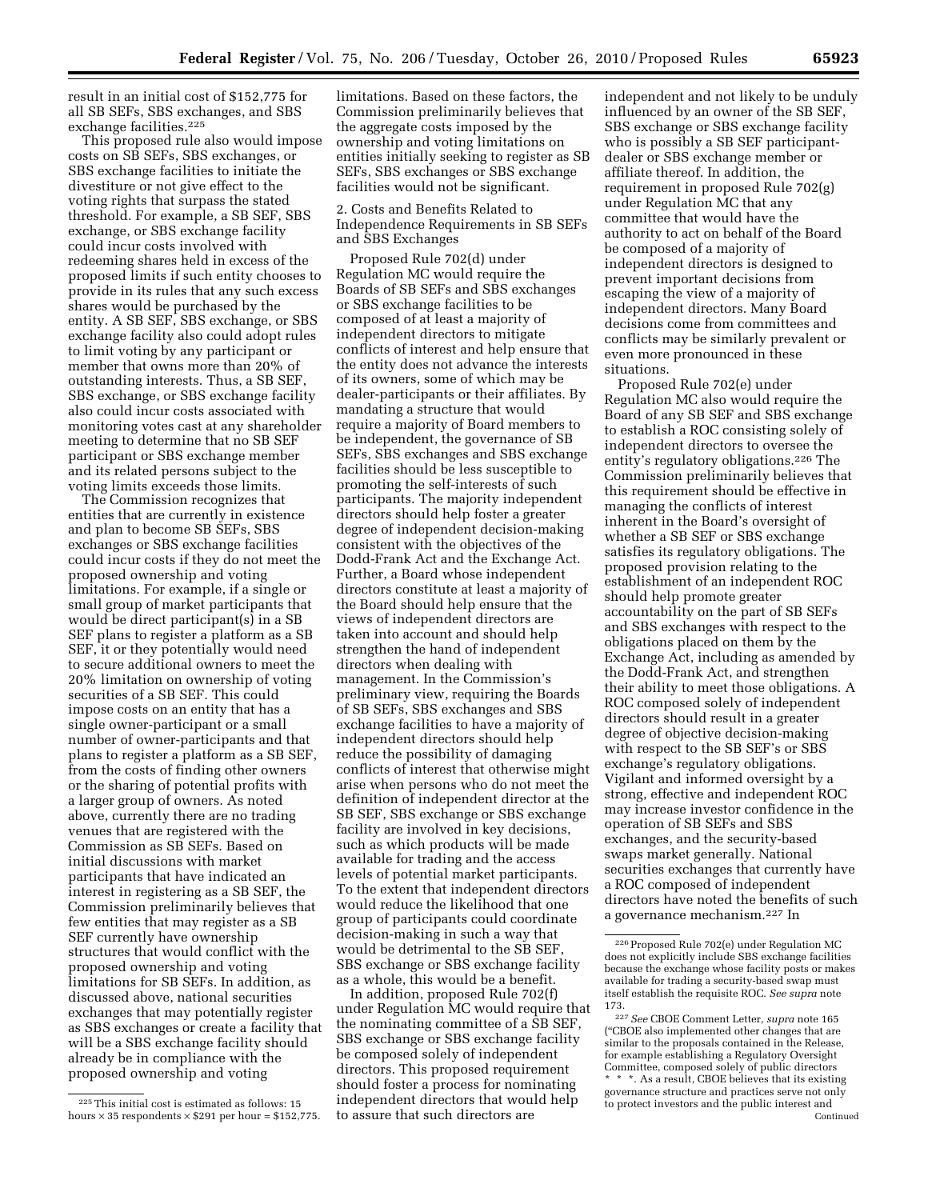result in an initial cost of $152,775 for all SB SEFs, SBS exchanges, and SBS exchange facilities.[225]

This proposed rule also would impose costs on SB SEFs, SBS exchanges, or SBS exchange facilities to initiate the divestiture or not give effect to the voting rights that surpass the stated threshold. For example, a SB SEF, SBS exchange, or SBS exchange facility could incur costs involved with redeeming shares held in excess of the proposed limits if such entity chooses to provide in its rules that any such excess shares would be purchased by the entity. A SB SEF, SBS exchange, or SBS exchange facility also could adopt rules to limit voting by any participant or member that owns more than 20% of outstanding interests. Thus, a SB SEF, SBS exchange, or SBS exchange facility also could incur costs associated with monitoring votes cast at any shareholder meeting to determine that no SB SEF participant or SBS exchange member and its related persons subject to the voting limits exceeds those limits.

The Commission recognizes that entities that are currently in existence and plan to become SB SEFs, SBS exchanges or SBS exchange facilities could incur costs if they do not meet the proposed ownership and voting limitations. For example, if a single or small group of market participants that would be direct participant(s) in a SB SEF plans to register a platform as a SB SEF, it or they potentially would need to secure additional owners to meet the 20% limitation on ownership of voting securities of a SB SEF. This could impose costs on an entity that has a single owner-participant or a small number of owner-participants and that plans to register a platform as a SB SEF, from the costs of finding other owners or the sharing of potential profits with a larger group of owners. As noted above, currently there are no trading venues that are registered with the Commission as SB SEFs. Based on initial discussions with market participants that have indicated an interest in registering as a SB SEF, the Commission preliminarily believes that few entities that may register as a SB SEF currently have ownership structures that would conflict with the proposed ownership and voting limitations for SB SEFs. In addition, as discussed above, national securities exchanges that may potentially register as SBS exchanges or create a facility that will be a SBS exchange facility should already be in compliance with the proposed ownership and voting limitations. Based on these factors, the Commission preliminarily believes that the aggregate costs imposed by the ownership and voting limitations on entities initially seeking to register as SB SEFs, SBS exchanges or SBS exchange facilities would not be significant.

2. Costs and Benefits Related to Independence Requirements in SB SEFs and SBS Exchanges

Proposed Rule 702(d) under Regulation MC would require the Boards of SB SEFs and SBS exchanges or SBS exchange facilities to be composed of at least a majority of independent directors to mitigate conflicts of interest and help ensure that the entity does not advance the interests of its owners, some of which may be dealer-participants or their affiliates. By mandating a structure that would require a majority of Board members to be independent, the governance of SB SEFs, SBS exchanges and SBS exchange facilities should be less susceptible to promoting the self-interests of such participants. The majority independent directors should help foster a greater degree of independent decision-making consistent with the objectives of the Dodd-Frank Act and the Exchange Act. Further, a Board whose independent directors constitute at least a majority of the Board should help ensure that the views of independent directors are taken into account and should help strengthen the hand of independent directors when dealing with management. In the Commission's preliminary view, requiring the Boards of SB SEFs, SBS exchanges and SBS exchange facilities to have a majority of independent directors should help reduce the possibility of damaging conflicts of interest that otherwise might arise when persons who do not meet the definition of independent director at the SB SEF, SBS exchange or SBS exchange facility are involved in key decisions, such as which products will be made available for trading and the access levels of potential market participants. To the extent that independent directors would reduce the likelihood that one group of participants could coordinate decision-making in such a way that would be detrimental to the SB SEF, SBS exchange or SBS exchange facility as a whole, this would be a benefit.

In addition, proposed Rule 702(f) under Regulation MC would require that the nominating committee of a SB SEF, SBS exchange or SBS exchange facility be composed solely of independent directors. This proposed requirement should foster a process for nominating independent directors that would help to assure that such directors are independent and not likely to be unduly influenced by an owner of the SB SEF, SBS exchange or SBS exchange facility who is possibly a SB SEF participant-dealer or SBS exchange member or affiliate thereof. In addition, the requirement in proposed Rule 702(g) under Regulation MC that any committee that would have the authority to act on behalf of the Board be composed of a majority of independent directors is designed to prevent important decisions from escaping the view of a majority of independent directors. Many Board decisions come from committees and conflicts may be similarly prevalent or even more pronounced in these situations.

Proposed Rule 702(e) under Regulation MC also would require the Board of any SB SEF and SBS exchange to establish a ROC consisting solely of independent directors to oversee the entity's regulatory obligations.[226] The Commission preliminarily believes that this requirement should be effective in managing the conflicts of interest inherent in the Board's oversight of whether a SB SEF or SBS exchange satisfies its regulatory obligations. The proposed provision relating to the establishment of an independent ROC should help promote greater accountability on the part of SB SEFs and SBS exchanges with respect to the obligations placed on them by the Exchange Act, including as amended by the Dodd-Frank Act, and strengthen their ability to meet those obligations. A ROC composed solely of independent directors should result in a greater degree of objective decision-making with respect to the SB SEF's or SBS exchange's regulatory obligations. Vigilant and informed oversight by a strong, effective and independent ROC may increase investor confidence in the operation of SB SEFs and SBS exchanges, and the security-based swaps market generally. National securities exchanges that currently have a ROC composed of independent directors have noted the benefits of such a governance mechanism.[227] In

---

[225] This initial cost is estimated as follows: 15 hours × 35 respondents × $291 per hour = $152,775.

[226] Proposed Rule 702(e) under Regulation MC does not explicitly include SBS exchange facilities because the exchange whose facility posts or makes available for trading a security-based swap must itself establish the requisite ROC. *See supra* note 173.

[227] *See* CBOE Comment Letter, *supra* note 165 ("CBOE also implemented other changes that are similar to the proposals contained in the Release, for example establishing a Regulatory Oversight Committee, composed solely of public directors * * *. As a result, CBOE believes that its existing governance structure and practices serve not only to protect investors and the public interest and

Continued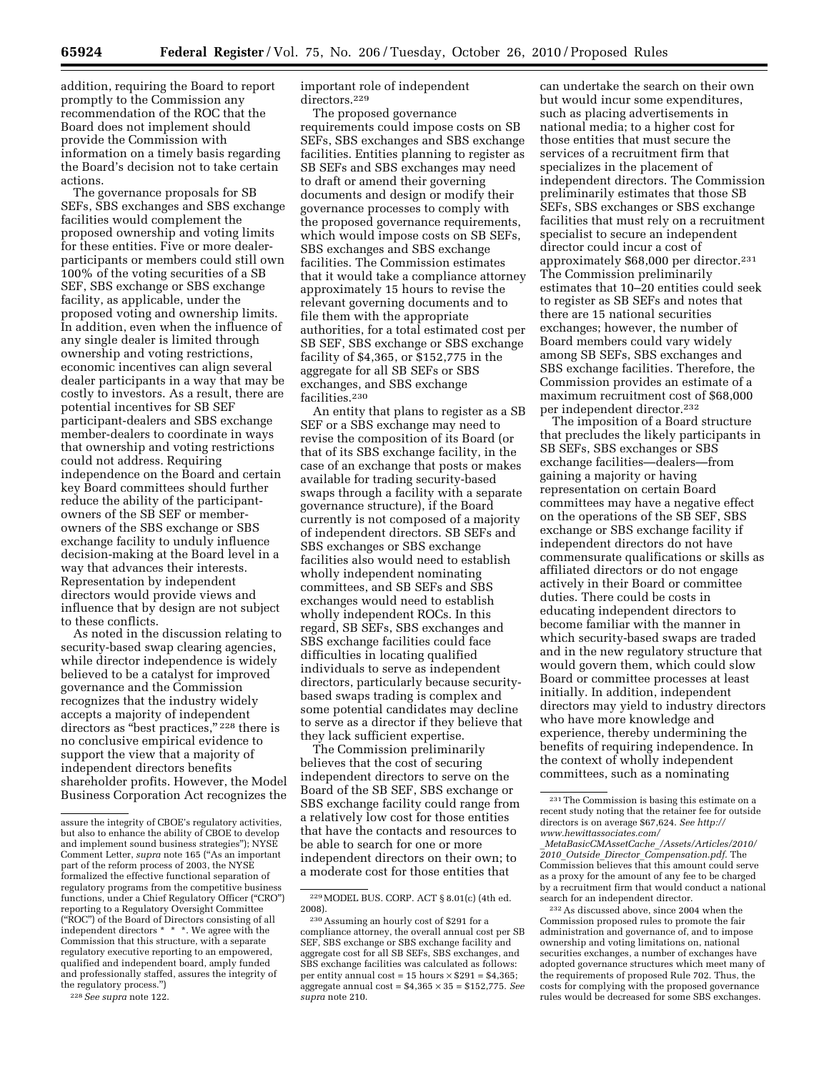addition, requiring the Board to report promptly to the Commission any recommendation of the ROC that the Board does not implement should provide the Commission with information on a timely basis regarding the Board's decision not to take certain actions.

The governance proposals for SB SEFs, SBS exchanges and SBS exchange facilities would complement the proposed ownership and voting limits for these entities. Five or more dealer-participants or members could still own 100% of the voting securities of a SB SEF, SBS exchange or SBS exchange facility, as applicable, under the proposed voting and ownership limits. In addition, even when the influence of any single dealer is limited through ownership and voting restrictions, economic incentives can align several dealer participants in a way that may be costly to investors. As a result, there are potential incentives for SB SEF participant-dealers and SBS exchange member-dealers to coordinate in ways that ownership and voting restrictions could not address. Requiring independence on the Board and certain key Board committees should further reduce the ability of the participant-owners of the SB SEF or member-owners of the SBS exchange or SBS exchange facility to unduly influence decision-making at the Board level in a way that advances their interests. Representation by independent directors would provide views and influence that by design are not subject to these conflicts.

As noted in the discussion relating to security-based swap clearing agencies, while director independence is widely believed to be a catalyst for improved governance and the Commission recognizes that the industry widely accepts a majority of independent directors as "best practices,"[228] there is no conclusive empirical evidence to support the view that a majority of independent directors benefits shareholder profits. However, the Model Business Corporation Act recognizes the important role of independent directors.[229]

The proposed governance requirements could impose costs on SB SEFs, SBS exchanges and SBS exchange facilities. Entities planning to register as SB SEFs and SBS exchanges may need to draft or amend their governing documents and design or modify their governance processes to comply with the proposed governance requirements, which would impose costs on SB SEFs, SBS exchanges and SBS exchange facilities. The Commission estimates that it would take a compliance attorney approximately 15 hours to revise the relevant governing documents and to file them with the appropriate authorities, for a total estimated cost per SB SEF, SBS exchange or SBS exchange facility of $4,365, or $152,775 in the aggregate for all SB SEFs or SBS exchanges, and SBS exchange facilities.[230]

An entity that plans to register as a SB SEF or a SBS exchange may need to revise the composition of its Board (or that of its SBS exchange facility, in the case of an exchange that posts or makes available for trading security-based swaps through a facility with a separate governance structure), if the Board currently is not composed of a majority of independent directors. SB SEFs and SBS exchanges or SBS exchange facilities also would need to establish wholly independent nominating committees, and SB SEFs and SBS exchanges would need to establish wholly independent ROCs. In this regard, SB SEFs, SBS exchanges and SBS exchange facilities could face difficulties in locating qualified individuals to serve as independent directors, particularly because security-based swaps trading is complex and some potential candidates may decline to serve as a director if they believe that they lack sufficient expertise.

The Commission preliminarily believes that the cost of securing independent directors to serve on the Board of the SB SEF, SBS exchange or SBS exchange facility could range from a relatively low cost for those entities that have the contacts and resources to be able to search for one or more independent directors on their own; to a moderate cost for those entities that can undertake the search on their own but would incur some expenditures, such as placing advertisements in national media; to a higher cost for those entities that must secure the services of a recruitment firm that specializes in the placement of independent directors. The Commission preliminarily estimates that those SB SEFs, SBS exchanges or SBS exchange facilities that must rely on a recruitment specialist to secure an independent director could incur a cost of approximately $68,000 per director.[231] The Commission preliminarily estimates that 10–20 entities could seek to register as SB SEFs and notes that there are 15 national securities exchanges; however, the number of Board members could vary widely among SB SEFs, SBS exchanges and SBS exchange facilities. Therefore, the Commission provides an estimate of a maximum recruitment cost of $68,000 per independent director.[232]

The imposition of a Board structure that precludes the likely participants in SB SEFs, SBS exchanges or SBS exchange facilities—dealers—from gaining a majority or having representation on certain Board committees may have a negative effect on the operations of the SB SEF, SBS exchange or SBS exchange facility if independent directors do not have commensurate qualifications or skills as affiliated directors or do not engage actively in their Board or committee duties. There could be costs in educating independent directors to become familiar with the manner in which security-based swaps are traded and in the new regulatory structure that would govern them, which could slow Board or committee processes at least initially. In addition, independent directors may yield to industry directors who have more knowledge and experience, thereby undermining the benefits of requiring independence. In the context of wholly independent committees, such as a nominating

---

assure the integrity of CBOE's regulatory activities, but also to enhance the ability of CBOE to develop and implement sound business strategies"); NYSE Comment Letter, *supra* note 165 ("As an important part of the reform process of 2003, the NYSE formalized the effective functional separation of regulatory programs from the competitive business functions, under a Chief Regulatory Officer ("CRO") reporting to a Regulatory Oversight Committee ("ROC") of the Board of Directors consisting of all independent directors * * *. We agree with the Commission that this structure, with a separate regulatory executive reporting to an empowered, qualified and independent board, amply funded and professionally staffed, assures the integrity of the regulatory process.")

[228] *See supra* note 122.

[229] MODEL BUS. CORP. ACT § 8.01(c) (4th ed. 2008).

[230] Assuming an hourly cost of $291 for a compliance attorney, the overall annual cost per SB SEF, SBS exchange or SBS exchange facility and aggregate cost for all SB SEFs, SBS exchanges, and SBS exchange facilities was calculated as follows: per entity annual cost = 15 hours × $291 = $4,365; aggregate annual cost = $4,365 × 35 = $152,775. *See supra* note 210.

[231] The Commission is basing this estimate on a recent study noting that the retainer fee for outside directors is on average $67,624. *See http://www.hewittassociates.com/_MetaBasicCMAssetCache_/Assets/Articles/2010/2010_Outside_Director_Compensation.pdf.* The Commission believes that this amount could serve as a proxy for the amount of any fee to be charged by a recruitment firm that would conduct a national search for an independent director.

[232] As discussed above, since 2004 when the Commission proposed rules to promote the fair administration and governance of, and to impose ownership and voting limitations on, national securities exchanges, a number of exchanges have adopted governance structures which meet many of the requirements of proposed Rule 702. Thus, the costs for complying with the proposed governance rules would be decreased for some SBS exchanges.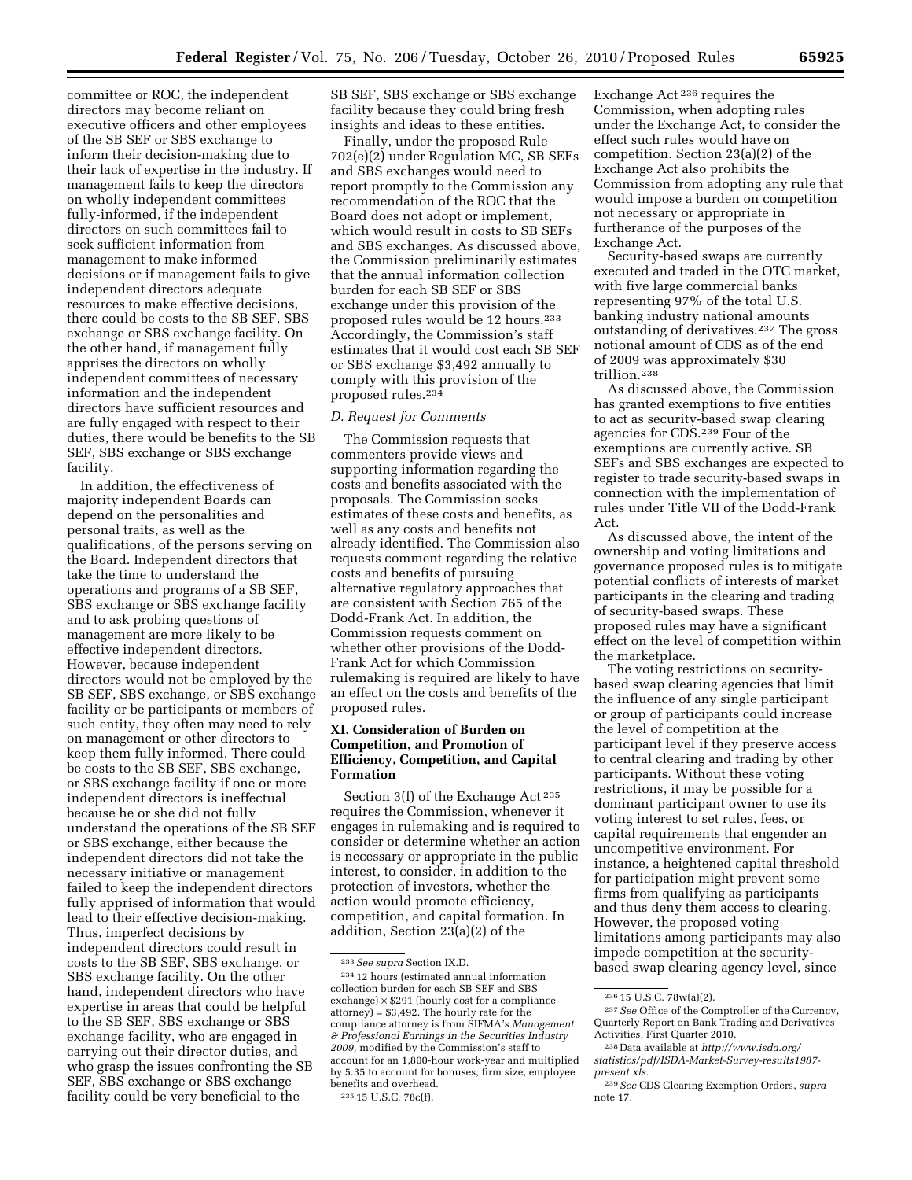committee or ROC, the independent directors may become reliant on executive officers and other employees of the SB SEF or SBS exchange to inform their decision-making due to their lack of expertise in the industry. If management fails to keep the directors on wholly independent committees fully-informed, if the independent directors on such committees fail to seek sufficient information from management to make informed decisions or if management fails to give independent directors adequate resources to make effective decisions, there could be costs to the SB SEF, SBS exchange or SBS exchange facility. On the other hand, if management fully apprises the directors on wholly independent committees of necessary information and the independent directors have sufficient resources and are fully engaged with respect to their duties, there would be benefits to the SB SEF, SBS exchange or SBS exchange facility.

In addition, the effectiveness of majority independent Boards can depend on the personalities and personal traits, as well as the qualifications, of the persons serving on the Board. Independent directors that take the time to understand the operations and programs of a SB SEF, SBS exchange or SBS exchange facility and to ask probing questions of management are more likely to be effective independent directors. However, because independent directors would not be employed by the SB SEF, SBS exchange, or SBS exchange facility or be participants or members of such entity, they often may need to rely on management or other directors to keep them fully informed. There could be costs to the SB SEF, SBS exchange, or SBS exchange facility if one or more independent directors is ineffectual because he or she did not fully understand the operations of the SB SEF or SBS exchange, either because the independent directors did not take the necessary initiative or management failed to keep the independent directors fully apprised of information that would lead to their effective decision-making. Thus, imperfect decisions by independent directors could result in costs to the SB SEF, SBS exchange, or SBS exchange facility. On the other hand, independent directors who have expertise in areas that could be helpful to the SB SEF, SBS exchange or SBS exchange facility, who are engaged in carrying out their director duties, and who grasp the issues confronting the SB SEF, SBS exchange or SBS exchange facility could be very beneficial to the SB SEF, SBS exchange or SBS exchange facility because they could bring fresh insights and ideas to these entities.

Finally, under the proposed Rule 702(e)(2) under Regulation MC, SB SEFs and SBS exchanges would need to report promptly to the Commission any recommendation of the ROC that the Board does not adopt or implement, which would result in costs to SB SEFs and SBS exchanges. As discussed above, the Commission preliminarily estimates that the annual information collection burden for each SB SEF or SBS exchange under this provision of the proposed rules would be 12 hours.[233] Accordingly, the Commission's staff estimates that it would cost each SB SEF or SBS exchange $3,492 annually to comply with this provision of the proposed rules.[234]

### D. Request for Comments

The Commission requests that commenters provide views and supporting information regarding the costs and benefits associated with the proposals. The Commission seeks estimates of these costs and benefits, as well as any costs and benefits not already identified. The Commission also requests comment regarding the relative costs and benefits of pursuing alternative regulatory approaches that are consistent with Section 765 of the Dodd-Frank Act. In addition, the Commission requests comment on whether other provisions of the Dodd-Frank Act for which Commission rulemaking is required are likely to have an effect on the costs and benefits of the proposed rules.

## XI. Consideration of Burden on Competition, and Promotion of Efficiency, Competition, and Capital Formation

Section 3(f) of the Exchange Act[235] requires the Commission, whenever it engages in rulemaking and is required to consider or determine whether an action is necessary or appropriate in the public interest, to consider, in addition to the protection of investors, whether the action would promote efficiency, competition, and capital formation. In addition, Section 23(a)(2) of the Exchange Act[236] requires the Commission, when adopting rules under the Exchange Act, to consider the effect such rules would have on competition. Section 23(a)(2) of the Exchange Act also prohibits the Commission from adopting any rule that would impose a burden on competition not necessary or appropriate in furtherance of the purposes of the Exchange Act.

Security-based swaps are currently executed and traded in the OTC market, with five large commercial banks representing 97% of the total U.S. banking industry national amounts outstanding of derivatives.[237] The gross notional amount of CDS as of the end of 2009 was approximately $30 trillion.[238]

As discussed above, the Commission has granted exemptions to five entities to act as security-based swap clearing agencies for CDS.[239] Four of the exemptions are currently active. SB SEFs and SBS exchanges are expected to register to trade security-based swaps in connection with the implementation of rules under Title VII of the Dodd-Frank Act.

As discussed above, the intent of the ownership and voting limitations and governance proposed rules is to mitigate potential conflicts of interests of market participants in the clearing and trading of security-based swaps. These proposed rules may have a significant effect on the level of competition within the marketplace.

The voting restrictions on security-based swap clearing agencies that limit the influence of any single participant or group of participants could increase the level of competition at the participant level if they preserve access to central clearing and trading by other participants. Without these voting restrictions, it may be possible for a dominant participant owner to use its voting interest to set rules, fees, or capital requirements that engender an uncompetitive environment. For instance, a heightened capital threshold for participation might prevent some firms from qualifying as participants and thus deny them access to clearing. However, the proposed voting limitations among participants may also impede competition at the security-based swap clearing agency level, since

---

[233] *See supra* Section IX.D.

[234] 12 hours (estimated annual information collection burden for each SB SEF and SBS exchange) × $291 (hourly cost for a compliance attorney) = $3,492. The hourly rate for the compliance attorney is from SIFMA's *Management & Professional Earnings in the Securities Industry 2009*, modified by the Commission's staff to account for an 1,800-hour work-year and multiplied by 5.35 to account for bonuses, firm size, employee benefits and overhead.

[235] 15 U.S.C. 78c(f).

[236] 15 U.S.C. 78w(a)(2).

[237] *See* Office of the Comptroller of the Currency, Quarterly Report on Bank Trading and Derivatives Activities, First Quarter 2010.

[238] Data available at *http://www.isda.org/statistics/pdf/ISDA-Market-Survey-results1987-present.xls*.

[239] *See* CDS Clearing Exemption Orders, *supra* note 17.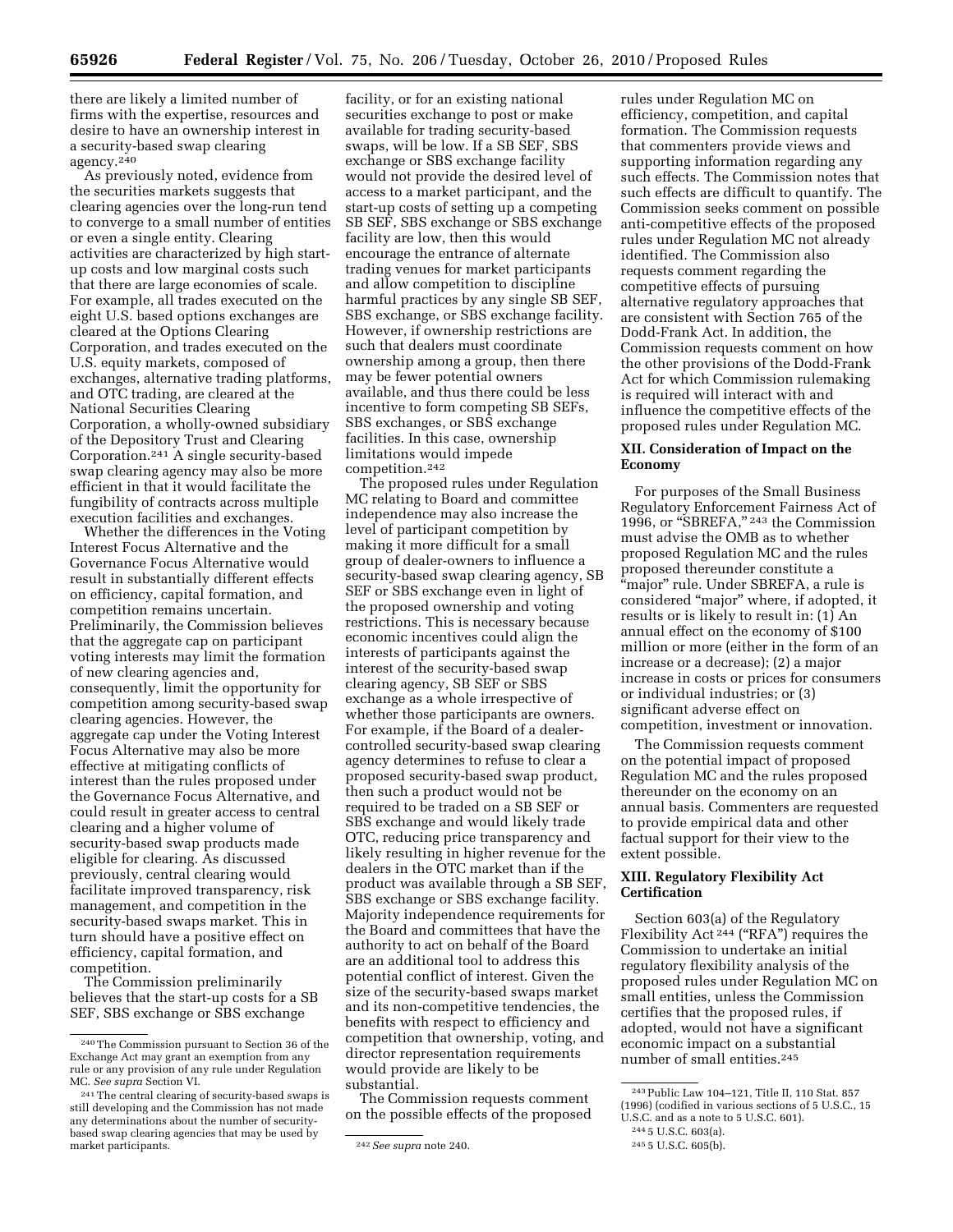there are likely a limited number of firms with the expertise, resources and desire to have an ownership interest in a security-based swap clearing agency.[240]

As previously noted, evidence from the securities markets suggests that clearing agencies over the long-run tend to converge to a small number of entities or even a single entity. Clearing activities are characterized by high start-up costs and low marginal costs such that there are large economies of scale. For example, all trades executed on the eight U.S. based options exchanges are cleared at the Options Clearing Corporation, and trades executed on the U.S. equity markets, composed of exchanges, alternative trading platforms, and OTC trading, are cleared at the National Securities Clearing Corporation, a wholly-owned subsidiary of the Depository Trust and Clearing Corporation.[241] A single security-based swap clearing agency may also be more efficient in that it would facilitate the fungibility of contracts across multiple execution facilities and exchanges.

Whether the differences in the Voting Interest Focus Alternative and the Governance Focus Alternative would result in substantially different effects on efficiency, capital formation, and competition remains uncertain. Preliminarily, the Commission believes that the aggregate cap on participant voting interests may limit the formation of new clearing agencies and, consequently, limit the opportunity for competition among security-based swap clearing agencies. However, the aggregate cap under the Voting Interest Focus Alternative may also be more effective at mitigating conflicts of interest than the rules proposed under the Governance Focus Alternative, and could result in greater access to central clearing and a higher volume of security-based swap products made eligible for clearing. As discussed previously, central clearing would facilitate improved transparency, risk management, and competition in the security-based swaps market. This in turn should have a positive effect on efficiency, capital formation, and competition.

The Commission preliminarily believes that the start-up costs for a SB SEF, SBS exchange or SBS exchange facility, or for an existing national securities exchange to post or make available for trading security-based swaps, will be low. If a SB SEF, SBS exchange or SBS exchange facility would not provide the desired level of access to a market participant, and the start-up costs of setting up a competing SB SEF, SBS exchange or SBS exchange facility are low, then this would encourage the entrance of alternate trading venues for market participants and allow competition to discipline harmful practices by any single SB SEF, SBS exchange, or SBS exchange facility. However, if ownership restrictions are such that dealers must coordinate ownership among a group, then there may be fewer potential owners available, and thus there could be less incentive to form competing SB SEFs, SBS exchanges, or SBS exchange facilities. In this case, ownership limitations would impede competition.[242]

The proposed rules under Regulation MC relating to Board and committee independence may also increase the level of participant competition by making it more difficult for a small group of dealer-owners to influence a security-based swap clearing agency, SB SEF or SBS exchange even in light of the proposed ownership and voting restrictions. This is necessary because economic incentives could align the interests of participants against the interest of the security-based swap clearing agency, SB SEF or SBS exchange as a whole irrespective of whether those participants are owners. For example, if the Board of a dealer-controlled security-based swap clearing agency determines to refuse to clear a proposed security-based swap product, then such a product would not be required to be traded on a SB SEF or SBS exchange and would likely trade OTC, reducing price transparency and likely resulting in higher revenue for the dealers in the OTC market than if the product was available through a SB SEF, SBS exchange or SBS exchange facility. Majority independence requirements for the Board and committees that have the authority to act on behalf of the Board are an additional tool to address this potential conflict of interest. Given the size of the security-based swaps market and its non-competitive tendencies, the benefits with respect to efficiency and competition that ownership, voting, and director representation requirements would provide are likely to be substantial.

The Commission requests comment on the possible effects of the proposed rules under Regulation MC on efficiency, competition, and capital formation. The Commission requests that commenters provide views and supporting information regarding any such effects. The Commission notes that such effects are difficult to quantify. The Commission seeks comment on possible anti-competitive effects of the proposed rules under Regulation MC not already identified. The Commission also requests comment regarding the competitive effects of pursuing alternative regulatory approaches that are consistent with Section 765 of the Dodd-Frank Act. In addition, the Commission requests comment on how the other provisions of the Dodd-Frank Act for which Commission rulemaking is required will interact with and influence the competitive effects of the proposed rules under Regulation MC.

### XII. Consideration of Impact on the Economy

For purposes of the Small Business Regulatory Enforcement Fairness Act of 1996, or "SBREFA,"[243] the Commission must advise the OMB as to whether proposed Regulation MC and the rules proposed thereunder constitute a "major" rule. Under SBREFA, a rule is considered "major" where, if adopted, it results or is likely to result in: (1) An annual effect on the economy of $100 million or more (either in the form of an increase or a decrease); (2) a major increase in costs or prices for consumers or individual industries; or (3) significant adverse effect on competition, investment or innovation.

The Commission requests comment on the potential impact of proposed Regulation MC and the rules proposed thereunder on the economy on an annual basis. Commenters are requested to provide empirical data and other factual support for their view to the extent possible.

### XIII. Regulatory Flexibility Act Certification

Section 603(a) of the Regulatory Flexibility Act[244] ("RFA") requires the Commission to undertake an initial regulatory flexibility analysis of the proposed rules under Regulation MC on small entities, unless the Commission certifies that the proposed rules, if adopted, would not have a significant economic impact on a substantial number of small entities.[245]

---

[240] The Commission pursuant to Section 36 of the Exchange Act may grant an exemption from any rule or any provision of any rule under Regulation MC. *See supra* Section VI.

[241] The central clearing of security-based swaps is still developing and the Commission has not made any determinations about the number of security-based swap clearing agencies that may be used by market participants.

[242] *See supra* note 240.

[243] Public Law 104–121, Title II, 110 Stat. 857 (1996) (codified in various sections of 5 U.S.C., 15 U.S.C. and as a note to 5 U.S.C. 601).

[244] 5 U.S.C. 603(a).

[245] 5 U.S.C. 605(b).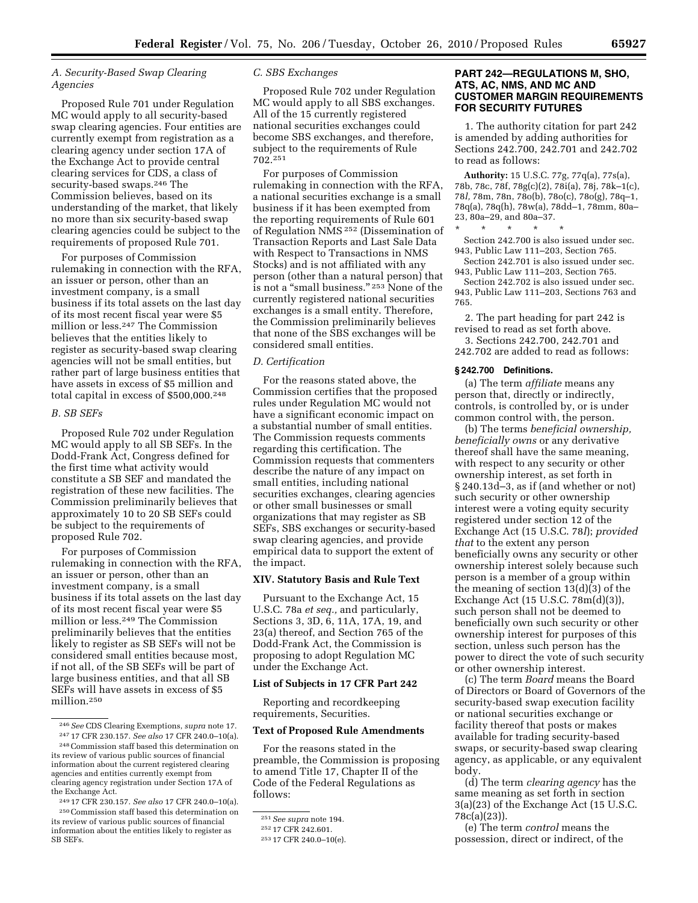### A. Security-Based Swap Clearing Agencies

Proposed Rule 701 under Regulation MC would apply to all security-based swap clearing agencies. Four entities are currently exempt from registration as a clearing agency under section 17A of the Exchange Act to provide central clearing services for CDS, a class of security-based swaps.[246] The Commission believes, based on its understanding of the market, that likely no more than six security-based swap clearing agencies could be subject to the requirements of proposed Rule 701.

For purposes of Commission rulemaking in connection with the RFA, an issuer or person, other than an investment company, is a small business if its total assets on the last day of its most recent fiscal year were $5 million or less.[247] The Commission believes that the entities likely to register as security-based swap clearing agencies will not be small entities, but rather part of large business entities that have assets in excess of $5 million and total capital in excess of $500,000.[248]

### B. SB SEFs

Proposed Rule 702 under Regulation MC would apply to all SB SEFs. In the Dodd-Frank Act, Congress defined for the first time what activity would constitute a SB SEF and mandated the registration of these new facilities. The Commission preliminarily believes that approximately 10 to 20 SB SEFs could be subject to the requirements of proposed Rule 702.

For purposes of Commission rulemaking in connection with the RFA, an issuer or person, other than an investment company, is a small business if its total assets on the last day of its most recent fiscal year were $5 million or less.[249] The Commission preliminarily believes that the entities likely to register as SB SEFs will not be considered small entities because most, if not all, of the SB SEFs will be part of large business entities, and that all SB SEFs will have assets in excess of $5 million.[250]

### C. SBS Exchanges

Proposed Rule 702 under Regulation MC would apply to all SBS exchanges. All of the 15 currently registered national securities exchanges could become SBS exchanges, and therefore, subject to the requirements of Rule 702.[251]

For purposes of Commission rulemaking in connection with the RFA, a national securities exchange is a small business if it has been exempted from the reporting requirements of Rule 601 of Regulation NMS[252] (Dissemination of Transaction Reports and Last Sale Data with Respect to Transactions in NMS Stocks) and is not affiliated with any person (other than a natural person) that is not a "small business."[253] None of the currently registered national securities exchanges is a small entity. Therefore, the Commission preliminarily believes that none of the SBS exchanges will be considered small entities.

### D. Certification

For the reasons stated above, the Commission certifies that the proposed rules under Regulation MC would not have a significant economic impact on a substantial number of small entities. The Commission requests comments regarding this certification. The Commission requests that commenters describe the nature of any impact on small entities, including national securities exchanges, clearing agencies or other small businesses or small organizations that may register as SB SEFs, SBS exchanges or security-based swap clearing agencies, and provide empirical data to support the extent of the impact.

## XIV. Statutory Basis and Rule Text

Pursuant to the Exchange Act, 15 U.S.C. 78a *et seq.*, and particularly, Sections 3, 3D, 6, 11A, 17A, 19, and 23(a) thereof, and Section 765 of the Dodd-Frank Act, the Commission is proposing to adopt Regulation MC under the Exchange Act.

### List of Subjects in 17 CFR Part 242

Reporting and recordkeeping requirements, Securities.

### Text of Proposed Rule Amendments

For the reasons stated in the preamble, the Commission is proposing to amend Title 17, Chapter II of the Code of the Federal Regulations as follows:

## PART 242—REGULATIONS M, SHO, ATS, AC, NMS, AND MC AND CUSTOMER MARGIN REQUIREMENTS FOR SECURITY FUTURES

1. The authority citation for part 242 is amended by adding authorities for Sections 242.700, 242.701 and 242.702 to read as follows:

**Authority:** 15 U.S.C. 77g, 77q(a), 77s(a), 78b, 78c, 78f, 78g(c)(2), 78i(a), 78j, 78k–1(c), 78*l*, 78m, 78n, 78o(b), 78o(c), 78o(g), 78q–1, 78q(a), 78q(h), 78w(a), 78dd–1, 78mm, 80a–23, 80a–29, and 80a–37.

\* \* \* \* \*

Section 242.700 is also issued under sec. 943, Public Law 111–203, Section 765.

Section 242.701 is also issued under sec. 943, Public Law 111–203, Section 765.

Section 242.702 is also issued under sec. 943, Public Law 111–203, Sections 763 and 765.

2. The part heading for part 242 is revised to read as set forth above.

3. Sections 242.700, 242.701 and 242.702 are added to read as follows:

**§ 242.700 Definitions.**

(a) The term *affiliate* means any person that, directly or indirectly, controls, is controlled by, or is under common control with, the person.

(b) The terms *beneficial ownership, beneficially owns* or any derivative thereof shall have the same meaning, with respect to any security or other ownership interest, as set forth in § 240.13d–3, as if (and whether or not) such security or other ownership interest were a voting equity security registered under section 12 of the Exchange Act (15 U.S.C. 78*l*); *provided that* to the extent any person beneficially owns any security or other ownership interest solely because such person is a member of a group within the meaning of section 13(d)(3) of the Exchange Act (15 U.S.C. 78m(d)(3)), such person shall not be deemed to beneficially own such security or other ownership interest for purposes of this section, unless such person has the power to direct the vote of such security or other ownership interest.

(c) The term *Board* means the Board of Directors or Board of Governors of the security-based swap execution facility or national securities exchange or facility thereof that posts or makes available for trading security-based swaps, or security-based swap clearing agency, as applicable, or any equivalent body.

(d) The term *clearing agency* has the same meaning as set forth in section 3(a)(23) of the Exchange Act (15 U.S.C. 78c(a)(23)).

(e) The term *control* means the possession, direct or indirect, of the

---

[246] *See* CDS Clearing Exemptions, *supra* note 17.

[247] 17 CFR 230.157. *See also* 17 CFR 240.0–10(a).

[248] Commission staff based this determination on its review of various public sources of financial information about the current registered clearing agencies and entities currently exempt from clearing agency registration under Section 17A of the Exchange Act.

[249] 17 CFR 230.157. *See also* 17 CFR 240.0–10(a).

[250] Commission staff based this determination on its review of various public sources of financial information about the entities likely to register as SB SEFs.

[251] *See supra* note 194.

[252] 17 CFR 242.601.

[253] 17 CFR 240.0–10(e).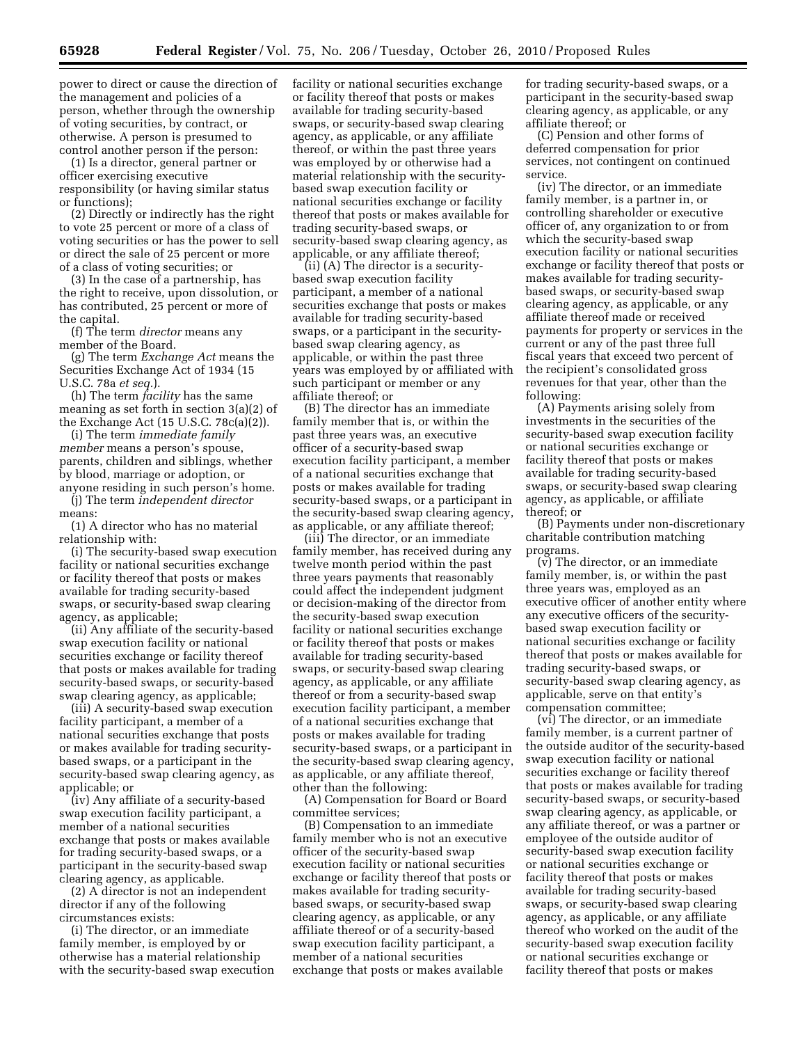power to direct or cause the direction of the management and policies of a person, whether through the ownership of voting securities, by contract, or otherwise. A person is presumed to control another person if the person:

(1) Is a director, general partner or officer exercising executive responsibility (or having similar status or functions);

(2) Directly or indirectly has the right to vote 25 percent or more of a class of voting securities or has the power to sell or direct the sale of 25 percent or more of a class of voting securities; or

(3) In the case of a partnership, has the right to receive, upon dissolution, or has contributed, 25 percent or more of the capital.

(f) The term *director* means any member of the Board.

(g) The term *Exchange Act* means the Securities Exchange Act of 1934 (15 U.S.C. 78a *et seq.*).

(h) The term *facility* has the same meaning as set forth in section 3(a)(2) of the Exchange Act (15 U.S.C. 78c(a)(2)).

(i) The term *immediate family member* means a person's spouse, parents, children and siblings, whether by blood, marriage or adoption, or anyone residing in such person's home.

(j) The term *independent director* means:

(1) A director who has no material relationship with:

(i) The security-based swap execution facility or national securities exchange or facility thereof that posts or makes available for trading security-based swaps, or security-based swap clearing agency, as applicable;

(ii) Any affiliate of the security-based swap execution facility or national securities exchange or facility thereof that posts or makes available for trading security-based swaps, or security-based swap clearing agency, as applicable;

(iii) A security-based swap execution facility participant, a member of a national securities exchange that posts or makes available for trading security-based swaps, or a participant in the security-based swap clearing agency, as applicable; or

(iv) Any affiliate of a security-based swap execution facility participant, a member of a national securities exchange that posts or makes available for trading security-based swaps, or a participant in the security-based swap clearing agency, as applicable.

(2) A director is not an independent director if any of the following circumstances exists:

(i) The director, or an immediate family member, is employed by or otherwise has a material relationship with the security-based swap execution facility or national securities exchange or facility thereof that posts or makes available for trading security-based swaps, or security-based swap clearing agency, as applicable, or any affiliate thereof, or within the past three years was employed by or otherwise had a material relationship with the security-based swap execution facility or national securities exchange or facility thereof that posts or makes available for trading security-based swaps, or security-based swap clearing agency, as applicable, or any affiliate thereof;

(ii) (A) The director is a security-based swap execution facility participant, a member of a national securities exchange that posts or makes available for trading security-based swaps, or a participant in the security-based swap clearing agency, as applicable, or within the past three years was employed by or affiliated with such participant or member or any affiliate thereof; or

(B) The director has an immediate family member that is, or within the past three years was, an executive officer of a security-based swap execution facility participant, a member of a national securities exchange that posts or makes available for trading security-based swaps, or a participant in the security-based swap clearing agency, as applicable, or any affiliate thereof;

(iii) The director, or an immediate family member, has received during any twelve month period within the past three years payments that reasonably could affect the independent judgment or decision-making of the director from the security-based swap execution facility or national securities exchange or facility thereof that posts or makes available for trading security-based swaps, or security-based swap clearing agency, as applicable, or any affiliate thereof or from a security-based swap execution facility participant, a member of a national securities exchange that posts or makes available for trading security-based swaps, or a participant in the security-based swap clearing agency, as applicable, or any affiliate thereof, other than the following:

(A) Compensation for Board or Board committee services;

(B) Compensation to an immediate family member who is not an executive officer of the security-based swap execution facility or national securities exchange or facility thereof that posts or makes available for trading security-based swaps, or security-based swap clearing agency, as applicable, or any affiliate thereof or of a security-based swap execution facility participant, a member of a national securities exchange that posts or makes available for trading security-based swaps, or a participant in the security-based swap clearing agency, as applicable, or any affiliate thereof; or

(C) Pension and other forms of deferred compensation for prior services, not contingent on continued service.

(iv) The director, or an immediate family member, is a partner in, or controlling shareholder or executive officer of, any organization to or from which the security-based swap execution facility or national securities exchange or facility thereof that posts or makes available for trading security-based swaps, or security-based swap clearing agency, as applicable, or any affiliate thereof made or received payments for property or services in the current or any of the past three full fiscal years that exceed two percent of the recipient's consolidated gross revenues for that year, other than the following:

(A) Payments arising solely from investments in the securities of the security-based swap execution facility or national securities exchange or facility thereof that posts or makes available for trading security-based swaps, or security-based swap clearing agency, as applicable, or affiliate thereof; or

(B) Payments under non-discretionary charitable contribution matching programs.

(v) The director, or an immediate family member, is, or within the past three years was, employed as an executive officer of another entity where any executive officers of the security-based swap execution facility or national securities exchange or facility thereof that posts or makes available for trading security-based swaps, or security-based swap clearing agency, as applicable, serve on that entity's compensation committee;

(vi) The director, or an immediate family member, is a current partner of the outside auditor of the security-based swap execution facility or national securities exchange or facility thereof that posts or makes available for trading security-based swaps, or security-based swap clearing agency, as applicable, or any affiliate thereof, or was a partner or employee of the outside auditor of security-based swap execution facility or national securities exchange or facility thereof that posts or makes available for trading security-based swaps, or security-based swap clearing agency, as applicable, or any affiliate thereof who worked on the audit of the security-based swap execution facility or national securities exchange or facility thereof that posts or makes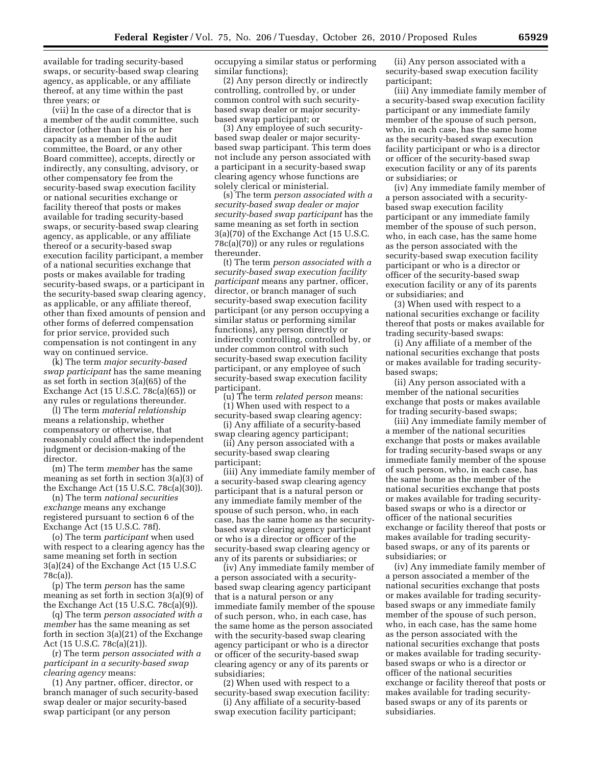available for trading security-based swaps, or security-based swap clearing agency, as applicable, or any affiliate thereof, at any time within the past three years; or

(vii) In the case of a director that is a member of the audit committee, such director (other than in his or her capacity as a member of the audit committee, the Board, or any other Board committee), accepts, directly or indirectly, any consulting, advisory, or other compensatory fee from the security-based swap execution facility or national securities exchange or facility thereof that posts or makes available for trading security-based swaps, or security-based swap clearing agency, as applicable, or any affiliate thereof or a security-based swap execution facility participant, a member of a national securities exchange that posts or makes available for trading security-based swaps, or a participant in the security-based swap clearing agency, as applicable, or any affiliate thereof, other than fixed amounts of pension and other forms of deferred compensation for prior service, provided such compensation is not contingent in any way on continued service.

(k) The term *major security-based swap participant* has the same meaning as set forth in section 3(a)(65) of the Exchange Act (15 U.S.C. 78c(a)(65)) or any rules or regulations thereunder.

(l) The term *material relationship* means a relationship, whether compensatory or otherwise, that reasonably could affect the independent judgment or decision-making of the director.

(m) The term *member* has the same meaning as set forth in section 3(a)(3) of the Exchange Act (15 U.S.C. 78c(a)(30)).

(n) The term *national securities exchange* means any exchange registered pursuant to section 6 of the Exchange Act (15 U.S.C. 78f).

(o) The term *participant* when used with respect to a clearing agency has the same meaning set forth in section 3(a)(24) of the Exchange Act (15 U.S.C 78c(a)).

(p) The term *person* has the same meaning as set forth in section 3(a)(9) of the Exchange Act (15 U.S.C. 78c(a)(9)).

(q) The term *person associated with a member* has the same meaning as set forth in section 3(a)(21) of the Exchange Act (15 U.S.C. 78c(a)(21)).

(r) The term *person associated with a participant in a security-based swap clearing agency* means:

(1) Any partner, officer, director, or branch manager of such security-based swap dealer or major security-based swap participant (or any person occupying a similar status or performing similar functions);

(2) Any person directly or indirectly controlling, controlled by, or under common control with such security-based swap dealer or major security-based swap participant; or

(3) Any employee of such security-based swap dealer or major security-based swap participant. This term does not include any person associated with a participant in a security-based swap clearing agency whose functions are solely clerical or ministerial.

(s) The term *person associated with a security-based swap dealer or major security-based swap participant* has the same meaning as set forth in section 3(a)(70) of the Exchange Act (15 U.S.C. 78c(a)(70)) or any rules or regulations thereunder.

(t) The term *person associated with a security-based swap execution facility participant* means any partner, officer, director, or branch manager of such security-based swap execution facility participant (or any person occupying a similar status or performing similar functions), any person directly or indirectly controlling, controlled by, or under common control with such security-based swap execution facility participant, or any employee of such security-based swap execution facility participant.

(u) The term *related person* means:

(1) When used with respect to a security-based swap clearing agency:

(i) Any affiliate of a security-based swap clearing agency participant;

(ii) Any person associated with a security-based swap clearing participant;

(iii) Any immediate family member of a security-based swap clearing agency participant that is a natural person or any immediate family member of the spouse of such person, who, in each case, has the same home as the security-based swap clearing agency participant or who is a director or officer of the security-based swap clearing agency or any of its parents or subsidiaries; or

(iv) Any immediate family member of a person associated with a security-based swap clearing agency participant that is a natural person or any immediate family member of the spouse of such person, who, in each case, has the same home as the person associated with the security-based swap clearing agency participant or who is a director or officer of the security-based swap clearing agency or any of its parents or subsidiaries;

(2) When used with respect to a security-based swap execution facility:

(i) Any affiliate of a security-based swap execution facility participant;

(ii) Any person associated with a security-based swap execution facility participant;

(iii) Any immediate family member of a security-based swap execution facility participant or any immediate family member of the spouse of such person, who, in each case, has the same home as the security-based swap execution facility participant or who is a director or officer of the security-based swap execution facility or any of its parents or subsidiaries; or

(iv) Any immediate family member of a person associated with a security-based swap execution facility participant or any immediate family member of the spouse of such person, who, in each case, has the same home as the person associated with the security-based swap execution facility participant or who is a director or officer of the security-based swap execution facility or any of its parents or subsidiaries; and

(3) When used with respect to a national securities exchange or facility thereof that posts or makes available for trading security-based swaps:

(i) Any affiliate of a member of the national securities exchange that posts or makes available for trading security-based swaps;

(ii) Any person associated with a member of the national securities exchange that posts or makes available for trading security-based swaps;

(iii) Any immediate family member of a member of the national securities exchange that posts or makes available for trading security-based swaps or any immediate family member of the spouse of such person, who, in each case, has the same home as the member of the national securities exchange that posts or makes available for trading security-based swaps or who is a director or officer of the national securities exchange or facility thereof that posts or makes available for trading security-based swaps, or any of its parents or subsidiaries; or

(iv) Any immediate family member of a person associated a member of the national securities exchange that posts or makes available for trading security-based swaps or any immediate family member of the spouse of such person, who, in each case, has the same home as the person associated with the national securities exchange that posts or makes available for trading security-based swaps or who is a director or officer of the national securities exchange or facility thereof that posts or makes available for trading security-based swaps or any of its parents or subsidiaries.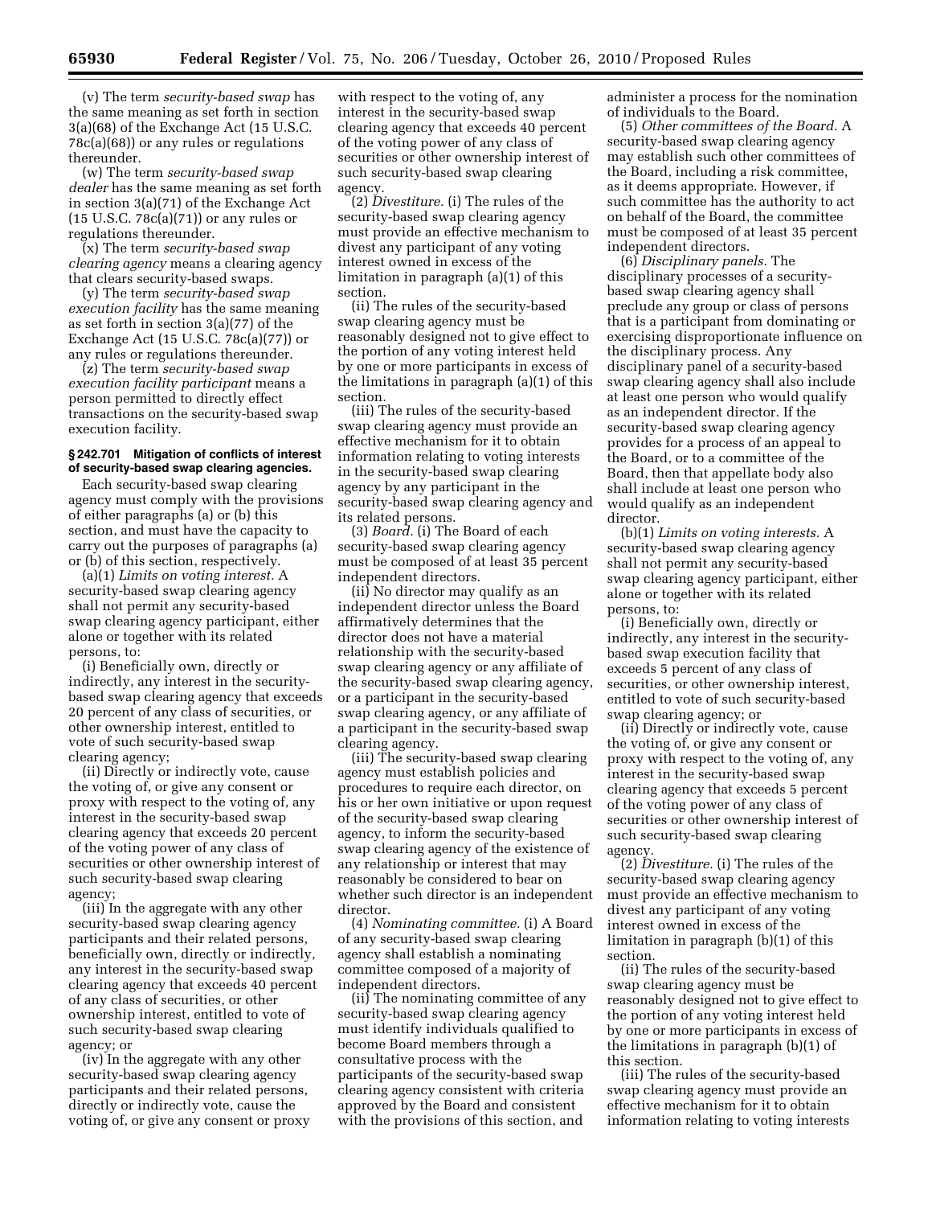(v) The term *security-based swap* has the same meaning as set forth in section 3(a)(68) of the Exchange Act (15 U.S.C. 78c(a)(68)) or any rules or regulations thereunder.

(w) The term *security-based swap dealer* has the same meaning as set forth in section 3(a)(71) of the Exchange Act (15 U.S.C. 78c(a)(71)) or any rules or regulations thereunder.

(x) The term *security-based swap clearing agency* means a clearing agency that clears security-based swaps.

(y) The term *security-based swap execution facility* has the same meaning as set forth in section 3(a)(77) of the Exchange Act (15 U.S.C. 78c(a)(77)) or any rules or regulations thereunder.

(z) The term *security-based swap execution facility participant* means a person permitted to directly effect transactions on the security-based swap execution facility.

**§ 242.701 Mitigation of conflicts of interest of security-based swap clearing agencies.**

Each security-based swap clearing agency must comply with the provisions of either paragraphs (a) or (b) this section, and must have the capacity to carry out the purposes of paragraphs (a) or (b) of this section, respectively.

(a)(1) *Limits on voting interest.* A security-based swap clearing agency shall not permit any security-based swap clearing agency participant, either alone or together with its related persons, to:

(i) Beneficially own, directly or indirectly, any interest in the security-based swap clearing agency that exceeds 20 percent of any class of securities, or other ownership interest, entitled to vote of such security-based swap clearing agency;

(ii) Directly or indirectly vote, cause the voting of, or give any consent or proxy with respect to the voting of, any interest in the security-based swap clearing agency that exceeds 20 percent of the voting power of any class of securities or other ownership interest of such security-based swap clearing agency;

(iii) In the aggregate with any other security-based swap clearing agency participants and their related persons, beneficially own, directly or indirectly, any interest in the security-based swap clearing agency that exceeds 40 percent of any class of securities, or other ownership interest, entitled to vote of such security-based swap clearing agency; or

(iv) In the aggregate with any other security-based swap clearing agency participants and their related persons, directly or indirectly vote, cause the voting of, or give any consent or proxy with respect to the voting of, any interest in the security-based swap clearing agency that exceeds 40 percent of the voting power of any class of securities or other ownership interest of such security-based swap clearing agency.

(2) *Divestiture.* (i) The rules of the security-based swap clearing agency must provide an effective mechanism to divest any participant of any voting interest owned in excess of the limitation in paragraph (a)(1) of this section.

(ii) The rules of the security-based swap clearing agency must be reasonably designed not to give effect to the portion of any voting interest held by one or more participants in excess of the limitations in paragraph (a)(1) of this section.

(iii) The rules of the security-based swap clearing agency must provide an effective mechanism for it to obtain information relating to voting interests in the security-based swap clearing agency by any participant in the security-based swap clearing agency and its related persons.

(3) *Board.* (i) The Board of each security-based swap clearing agency must be composed of at least 35 percent independent directors.

(ii) No director may qualify as an independent director unless the Board affirmatively determines that the director does not have a material relationship with the security-based swap clearing agency or any affiliate of the security-based swap clearing agency, or a participant in the security-based swap clearing agency, or any affiliate of a participant in the security-based swap clearing agency.

(iii) The security-based swap clearing agency must establish policies and procedures to require each director, on his or her own initiative or upon request of the security-based swap clearing agency, to inform the security-based swap clearing agency of the existence of any relationship or interest that may reasonably be considered to bear on whether such director is an independent director.

(4) *Nominating committee.* (i) A Board of any security-based swap clearing agency shall establish a nominating committee composed of a majority of independent directors.

(ii) The nominating committee of any security-based swap clearing agency must identify individuals qualified to become Board members through a consultative process with the participants of the security-based swap clearing agency consistent with criteria approved by the Board and consistent with the provisions of this section, and administer a process for the nomination of individuals to the Board.

(5) *Other committees of the Board.* A security-based swap clearing agency may establish such other committees of the Board, including a risk committee, as it deems appropriate. However, if such committee has the authority to act on behalf of the Board, the committee must be composed of at least 35 percent independent directors.

(6) *Disciplinary panels.* The disciplinary processes of a security-based swap clearing agency shall preclude any group or class of persons that is a participant from dominating or exercising disproportionate influence on the disciplinary process. Any disciplinary panel of a security-based swap clearing agency shall also include at least one person who would qualify as an independent director. If the security-based swap clearing agency provides for a process of an appeal to the Board, or to a committee of the Board, then that appellate body also shall include at least one person who would qualify as an independent director.

(b)(1) *Limits on voting interests.* A security-based swap clearing agency shall not permit any security-based swap clearing agency participant, either alone or together with its related persons, to:

(i) Beneficially own, directly or indirectly, any interest in the security-based swap execution facility that exceeds 5 percent of any class of securities, or other ownership interest, entitled to vote of such security-based swap clearing agency; or

(ii) Directly or indirectly vote, cause the voting of, or give any consent or proxy with respect to the voting of, any interest in the security-based swap clearing agency that exceeds 5 percent of the voting power of any class of securities or other ownership interest of such security-based swap clearing agency.

(2) *Divestiture.* (i) The rules of the security-based swap clearing agency must provide an effective mechanism to divest any participant of any voting interest owned in excess of the limitation in paragraph (b)(1) of this section.

(ii) The rules of the security-based swap clearing agency must be reasonably designed not to give effect to the portion of any voting interest held by one or more participants in excess of the limitations in paragraph (b)(1) of this section.

(iii) The rules of the security-based swap clearing agency must provide an effective mechanism for it to obtain information relating to voting interests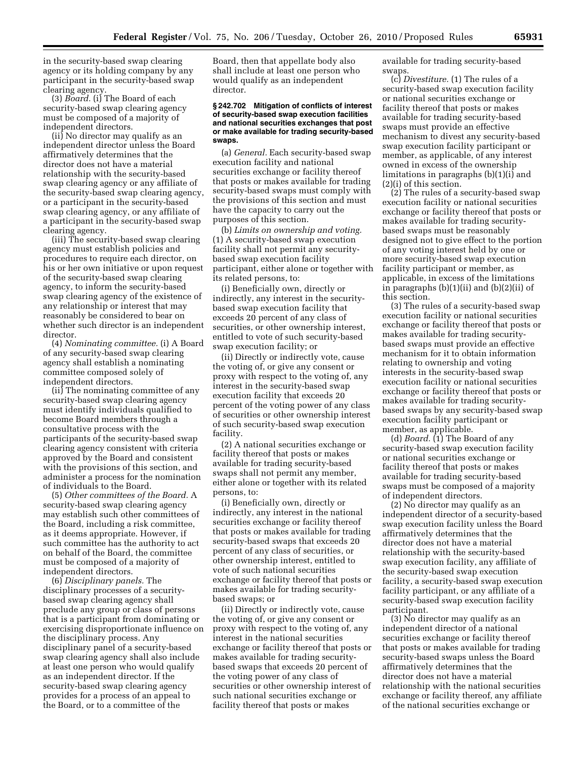in the security-based swap clearing agency or its holding company by any participant in the security-based swap clearing agency.

(3) *Board.* (i) The Board of each security-based swap clearing agency must be composed of a majority of independent directors.

(ii) No director may qualify as an independent director unless the Board affirmatively determines that the director does not have a material relationship with the security-based swap clearing agency or any affiliate of the security-based swap clearing agency, or a participant in the security-based swap clearing agency, or any affiliate of a participant in the security-based swap clearing agency.

(iii) The security-based swap clearing agency must establish policies and procedures to require each director, on his or her own initiative or upon request of the security-based swap clearing agency, to inform the security-based swap clearing agency of the existence of any relationship or interest that may reasonably be considered to bear on whether such director is an independent director.

(4) *Nominating committee.* (i) A Board of any security-based swap clearing agency shall establish a nominating committee composed solely of independent directors.

(ii) The nominating committee of any security-based swap clearing agency must identify individuals qualified to become Board members through a consultative process with the participants of the security-based swap clearing agency consistent with criteria approved by the Board and consistent with the provisions of this section, and administer a process for the nomination of individuals to the Board.

(5) *Other committees of the Board.* A security-based swap clearing agency may establish such other committees of the Board, including a risk committee, as it deems appropriate. However, if such committee has the authority to act on behalf of the Board, the committee must be composed of a majority of independent directors.

(6) *Disciplinary panels.* The disciplinary processes of a security-based swap clearing agency shall preclude any group or class of persons that is a participant from dominating or exercising disproportionate influence on the disciplinary process. Any disciplinary panel of a security-based swap clearing agency shall also include at least one person who would qualify as an independent director. If the security-based swap clearing agency provides for a process of an appeal to the Board, or to a committee of the Board, then that appellate body also shall include at least one person who would qualify as an independent director.

**§ 242.702 Mitigation of conflicts of interest of security-based swap execution facilities and national securities exchanges that post or make available for trading security-based swaps.**

(a) *General.* Each security-based swap execution facility and national securities exchange or facility thereof that posts or makes available for trading security-based swaps must comply with the provisions of this section and must have the capacity to carry out the purposes of this section.

(b) *Limits on ownership and voting.* (1) A security-based swap execution facility shall not permit any security-based swap execution facility participant, either alone or together with its related persons, to:

(i) Beneficially own, directly or indirectly, any interest in the security-based swap execution facility that exceeds 20 percent of any class of securities, or other ownership interest, entitled to vote of such security-based swap execution facility; or

(ii) Directly or indirectly vote, cause the voting of, or give any consent or proxy with respect to the voting of, any interest in the security-based swap execution facility that exceeds 20 percent of the voting power of any class of securities or other ownership interest of such security-based swap execution facility.

(2) A national securities exchange or facility thereof that posts or makes available for trading security-based swaps shall not permit any member, either alone or together with its related persons, to:

(i) Beneficially own, directly or indirectly, any interest in the national securities exchange or facility thereof that posts or makes available for trading security-based swaps that exceeds 20 percent of any class of securities, or other ownership interest, entitled to vote of such national securities exchange or facility thereof that posts or makes available for trading security-based swaps; or

(ii) Directly or indirectly vote, cause the voting of, or give any consent or proxy with respect to the voting of, any interest in the national securities exchange or facility thereof that posts or makes available for trading security-based swaps that exceeds 20 percent of the voting power of any class of securities or other ownership interest of such national securities exchange or facility thereof that posts or makes available for trading security-based swaps.

(c) *Divestiture.* (1) The rules of a security-based swap execution facility or national securities exchange or facility thereof that posts or makes available for trading security-based swaps must provide an effective mechanism to divest any security-based swap execution facility participant or member, as applicable, of any interest owned in excess of the ownership limitations in paragraphs (b)(1)(i) and (2)(i) of this section.

(2) The rules of a security-based swap execution facility or national securities exchange or facility thereof that posts or makes available for trading security-based swaps must be reasonably designed not to give effect to the portion of any voting interest held by one or more security-based swap execution facility participant or member, as applicable, in excess of the limitations in paragraphs (b)(1)(ii) and (b)(2)(ii) of this section.

(3) The rules of a security-based swap execution facility or national securities exchange or facility thereof that posts or makes available for trading security-based swaps must provide an effective mechanism for it to obtain information relating to ownership and voting interests in the security-based swap execution facility or national securities exchange or facility thereof that posts or makes available for trading security-based swaps by any security-based swap execution facility participant or member, as applicable.

(d) *Board.* (1) The Board of any security-based swap execution facility or national securities exchange or facility thereof that posts or makes available for trading security-based swaps must be composed of a majority of independent directors.

(2) No director may qualify as an independent director of a security-based swap execution facility unless the Board affirmatively determines that the director does not have a material relationship with the security-based swap execution facility, any affiliate of the security-based swap execution facility, a security-based swap execution facility participant, or any affiliate of a security-based swap execution facility participant.

(3) No director may qualify as an independent director of a national securities exchange or facility thereof that posts or makes available for trading security-based swaps unless the Board affirmatively determines that the director does not have a material relationship with the national securities exchange or facility thereof, any affiliate of the national securities exchange or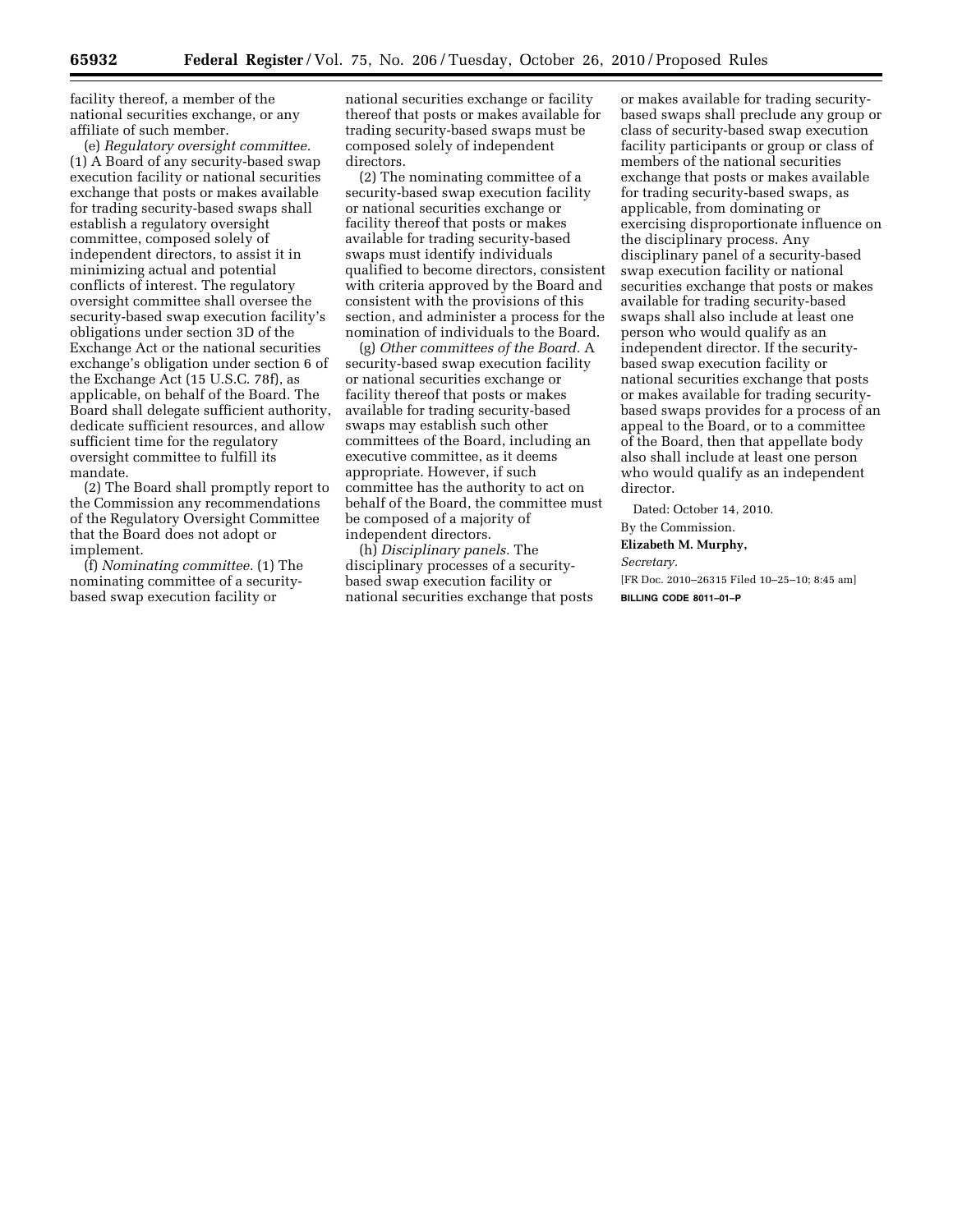facility thereof, a member of the national securities exchange, or any affiliate of such member.

(e) *Regulatory oversight committee.* (1) A Board of any security-based swap execution facility or national securities exchange that posts or makes available for trading security-based swaps shall establish a regulatory oversight committee, composed solely of independent directors, to assist it in minimizing actual and potential conflicts of interest. The regulatory oversight committee shall oversee the security-based swap execution facility's obligations under section 3D of the Exchange Act or the national securities exchange's obligation under section 6 of the Exchange Act (15 U.S.C. 78f), as applicable, on behalf of the Board. The Board shall delegate sufficient authority, dedicate sufficient resources, and allow sufficient time for the regulatory oversight committee to fulfill its mandate.

(2) The Board shall promptly report to the Commission any recommendations of the Regulatory Oversight Committee that the Board does not adopt or implement.

(f) *Nominating committee.* (1) The nominating committee of a security-based swap execution facility or national securities exchange or facility thereof that posts or makes available for trading security-based swaps must be composed solely of independent directors.

(2) The nominating committee of a security-based swap execution facility or national securities exchange or facility thereof that posts or makes available for trading security-based swaps must identify individuals qualified to become directors, consistent with criteria approved by the Board and consistent with the provisions of this section, and administer a process for the nomination of individuals to the Board.

(g) *Other committees of the Board.* A security-based swap execution facility or national securities exchange or facility thereof that posts or makes available for trading security-based swaps may establish such other committees of the Board, including an executive committee, as it deems appropriate. However, if such committee has the authority to act on behalf of the Board, the committee must be composed of a majority of independent directors.

(h) *Disciplinary panels.* The disciplinary processes of a security-based swap execution facility or national securities exchange that posts or makes available for trading security-based swaps shall preclude any group or class of security-based swap execution facility participants or group or class of members of the national securities exchange that posts or makes available for trading security-based swaps, as applicable, from dominating or exercising disproportionate influence on the disciplinary process. Any disciplinary panel of a security-based swap execution facility or national securities exchange that posts or makes available for trading security-based swaps shall also include at least one person who would qualify as an independent director. If the security-based swap execution facility or national securities exchange that posts or makes available for trading security-based swaps provides for a process of an appeal to the Board, or to a committee of the Board, then that appellate body also shall include at least one person who would qualify as an independent director.

Dated: October 14, 2010.

By the Commission.

**Elizabeth M. Murphy,**

*Secretary.*

[FR Doc. 2010–26315 Filed 10–25–10; 8:45 am]

**BILLING CODE 8011–01–P**